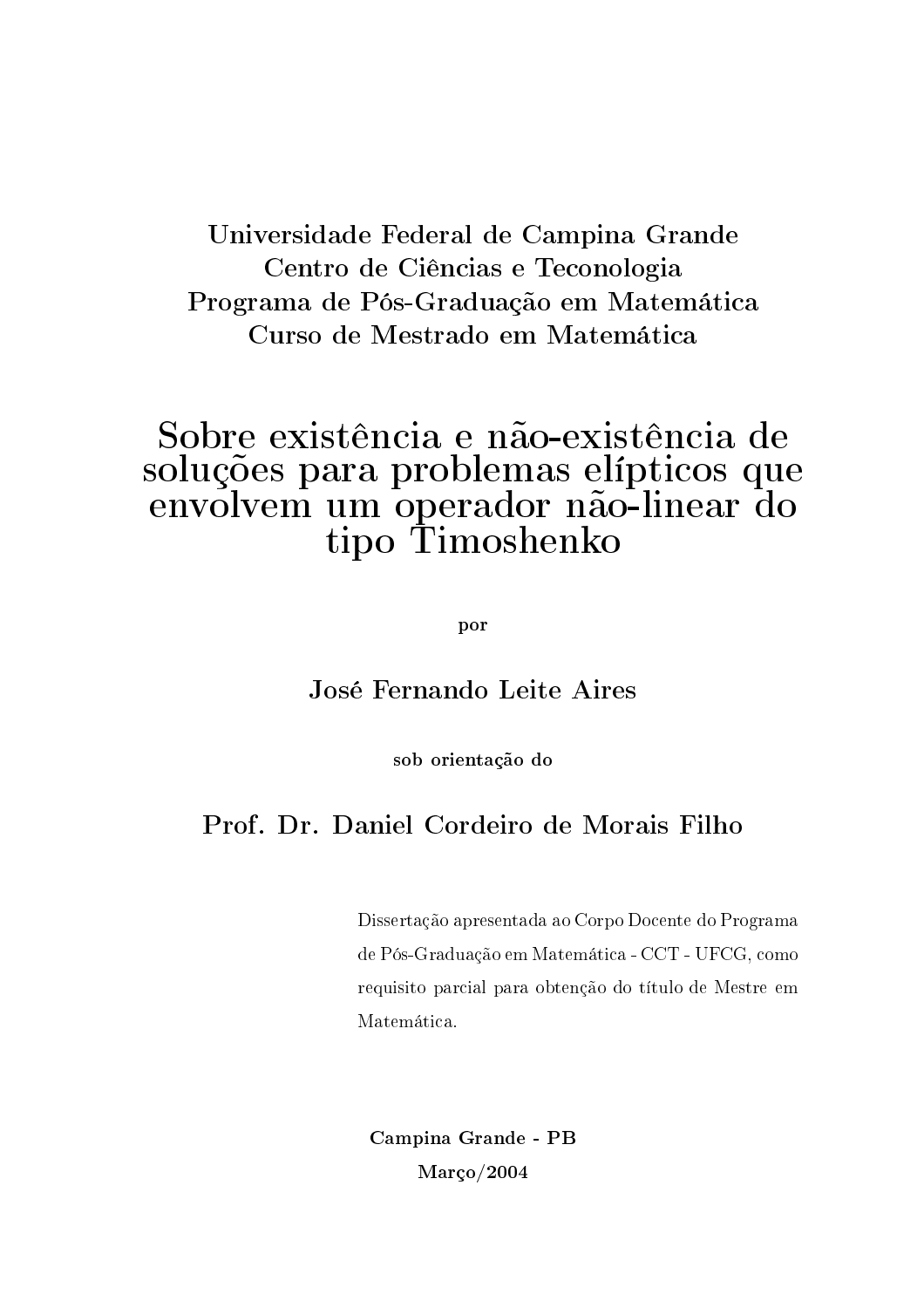Universidade Federal de Campina Grande
Centro de Ciências e Teconologia
Programa de Pós-Graduação em Matemática
Curso de Mestrado em Matemática

# Sobre existência e não-existência de soluções para problemas elípticos que envolvem um operador não-linear do tipo Timoshenko

**por**

**José Fernando Leite Aires**

**sob orientação do**

**Prof. Dr. Daniel Cordeiro de Morais Filho**

Dissertação apresentada ao Corpo Docente do Programa de Pós-Graduação em Matemática - CCT - UFCG, como requisito parcial para obtenção do título de Mestre em Matemática.

**Campina Grande - PB**
**Março/2004**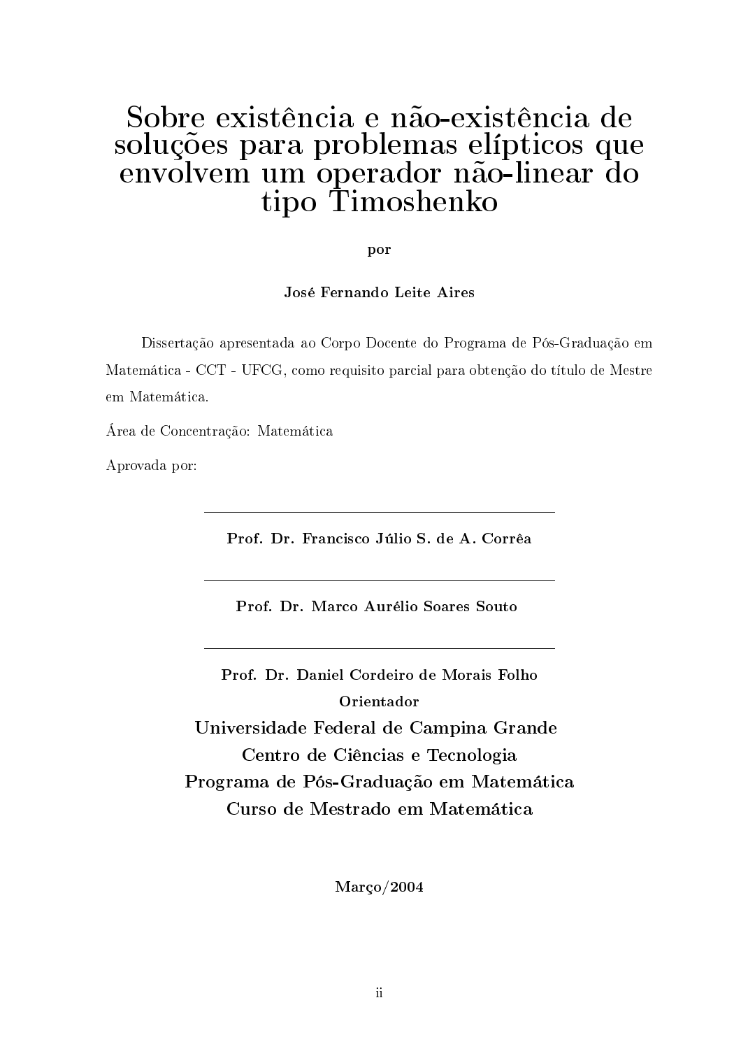# Sobre existência e não-existência de soluções para problemas elípticos que envolvem um operador não-linear do tipo Timoshenko

**por**

**José Fernando Leite Aires**

Dissertação apresentada ao Corpo Docente do Programa de Pós-Graduação em Matemática - CCT - UFCG, como requisito parcial para obtenção do título de Mestre em Matemática.

Área de Concentração: Matemática

Aprovada por:

---

**Prof. Dr. Francisco Júlio S. de A. Corrêa**

---

**Prof. Dr. Marco Aurélio Soares Souto**

---

**Prof. Dr. Daniel Cordeiro de Morais Folho**

**Orientador**

**Universidade Federal de Campina Grande**

**Centro de Ciências e Tecnologia**

**Programa de Pós-Graduação em Matemática**

**Curso de Mestrado em Matemática**

**Março/2004**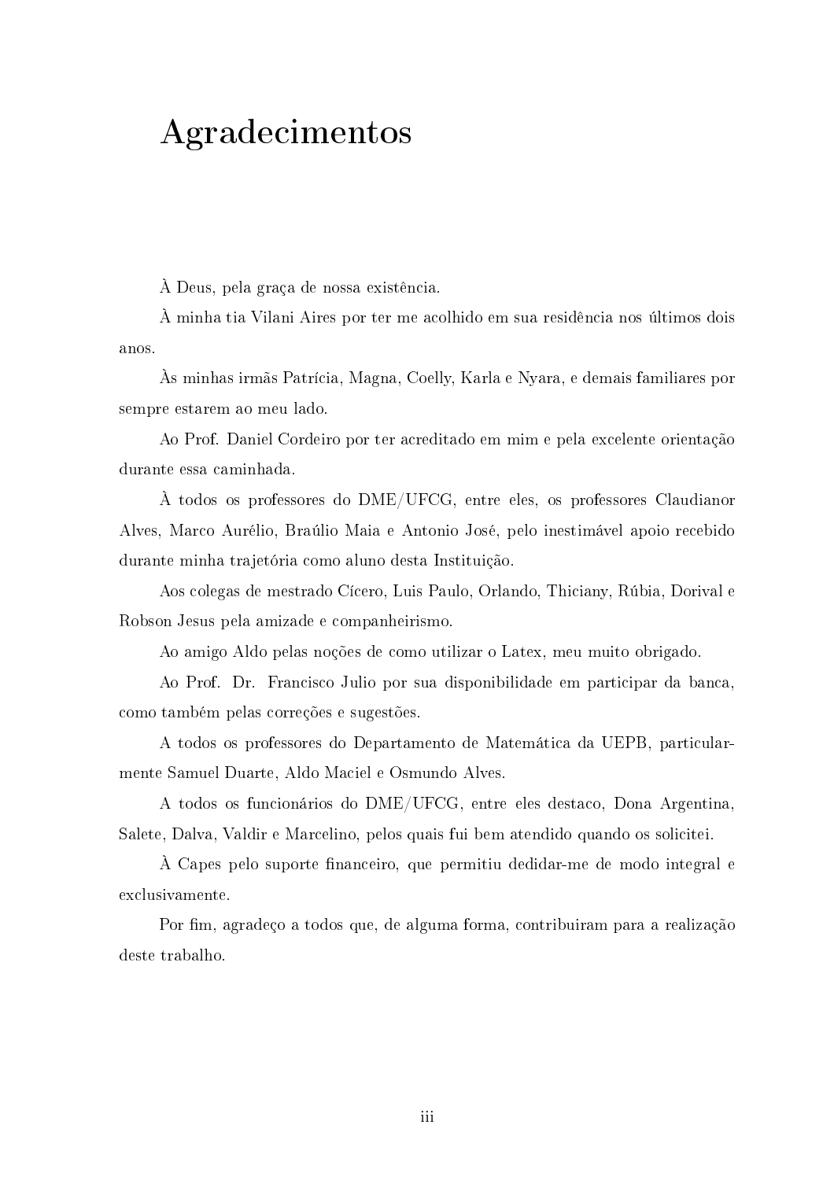# Agradecimentos

À Deus, pela graça de nossa existência.

À minha tia Vilani Aires por ter me acolhido em sua residência nos últimos dois anos.

Às minhas irmãs Patrícia, Magna, Coelly, Karla e Nyara, e demais familiares por sempre estarem ao meu lado.

Ao Prof. Daniel Cordeiro por ter acreditado em mim e pela excelente orientação durante essa caminhada.

À todos os professores do DME/UFCG, entre eles, os professores Claudianor Alves, Marco Aurélio, Braúlio Maia e Antonio José, pelo inestimável apoio recebido durante minha trajetória como aluno desta Instituição.

Aos colegas de mestrado Cícero, Luis Paulo, Orlando, Thiciany, Rúbia, Dorival e Robson Jesus pela amizade e companheirismo.

Ao amigo Aldo pelas noções de como utilizar o Latex, meu muito obrigado.

Ao Prof. Dr. Francisco Julio por sua disponibilidade em participar da banca, como também pelas correções e sugestões.

A todos os professores do Departamento de Matemática da UEPB, particularmente Samuel Duarte, Aldo Maciel e Osmundo Alves.

A todos os funcionários do DME/UFCG, entre eles destaco, Dona Argentina, Salete, Dalva, Valdir e Marcelino, pelos quais fui bem atendido quando os solicitei.

À Capes pelo suporte financeiro, que permitiu dedidar-me de modo integral e exclusivamente.

Por fim, agradeço a todos que, de alguma forma, contribuiram para a realização deste trabalho.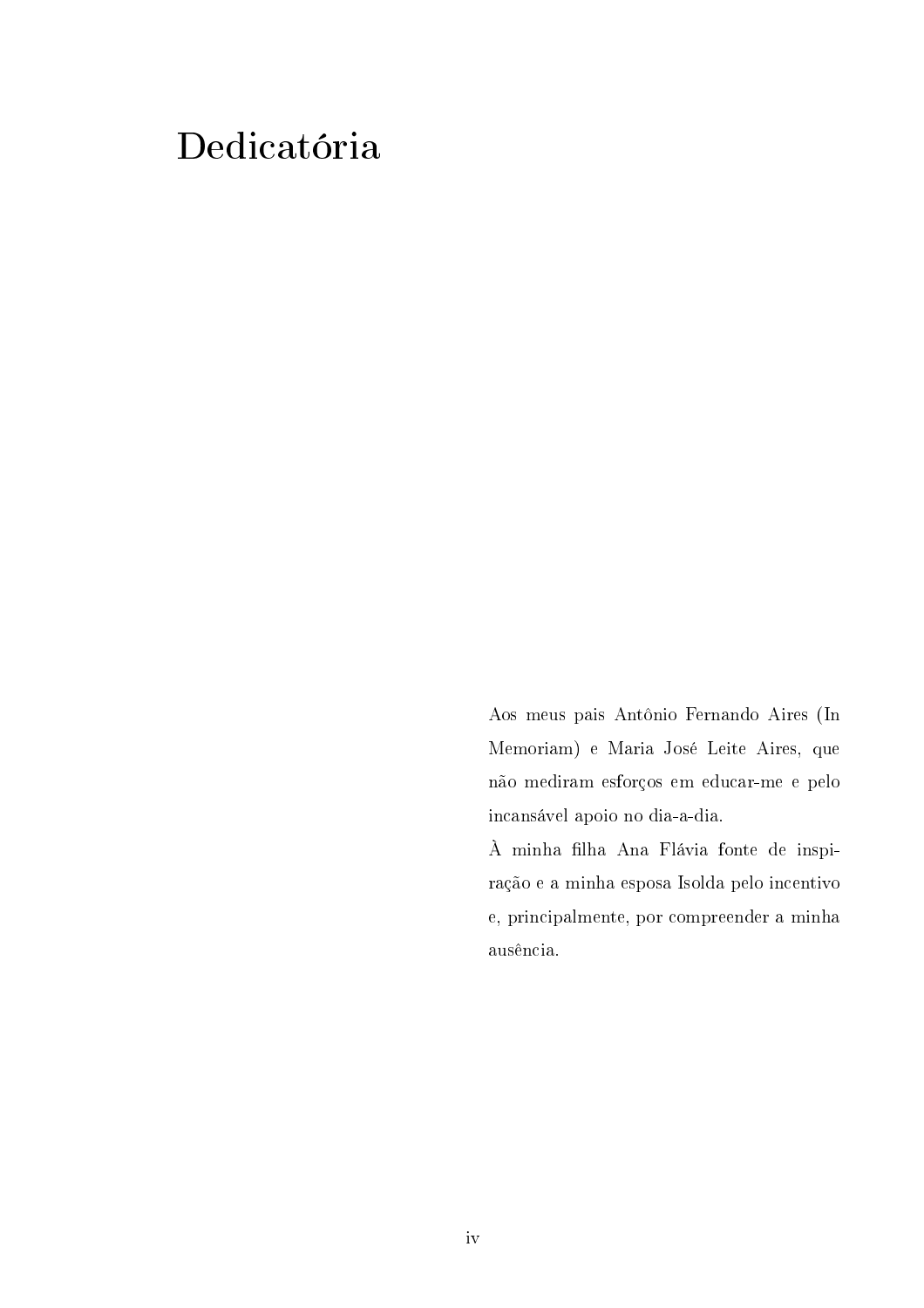# Dedicatória

Aos meus pais Antônio Fernando Aires (In Memoriam) e Maria José Leite Aires, que não mediram esforços em educar-me e pelo incansável apoio no dia-a-dia.

À minha filha Ana Flávia fonte de inspiração e a minha esposa Isolda pelo incentivo e, principalmente, por compreender a minha ausência.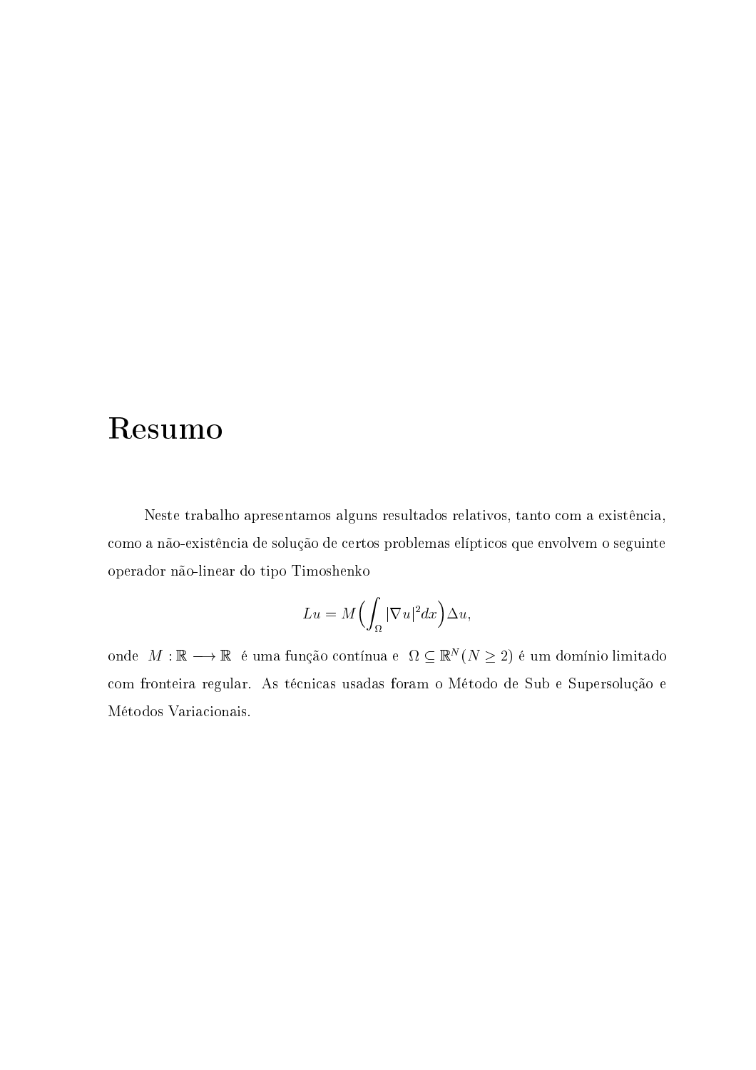# Resumo

Neste trabalho apresentamos alguns resultados relativos, tanto com a existência, como a não-existência de solução de certos problemas elípticos que envolvem o seguinte operador não-linear do tipo Timoshenko

$$Lu = M\Big(\int_{\Omega} |\nabla u|^2 dx\Big)\Delta u,$$

onde $M : \mathbb{R} \longrightarrow \mathbb{R}$ é uma função contínua e $\Omega \subseteq \mathbb{R}^N (N \geq 2)$ é um domínio limitado com fronteira regular. As técnicas usadas foram o Método de Sub e Supersolução e Métodos Variacionais.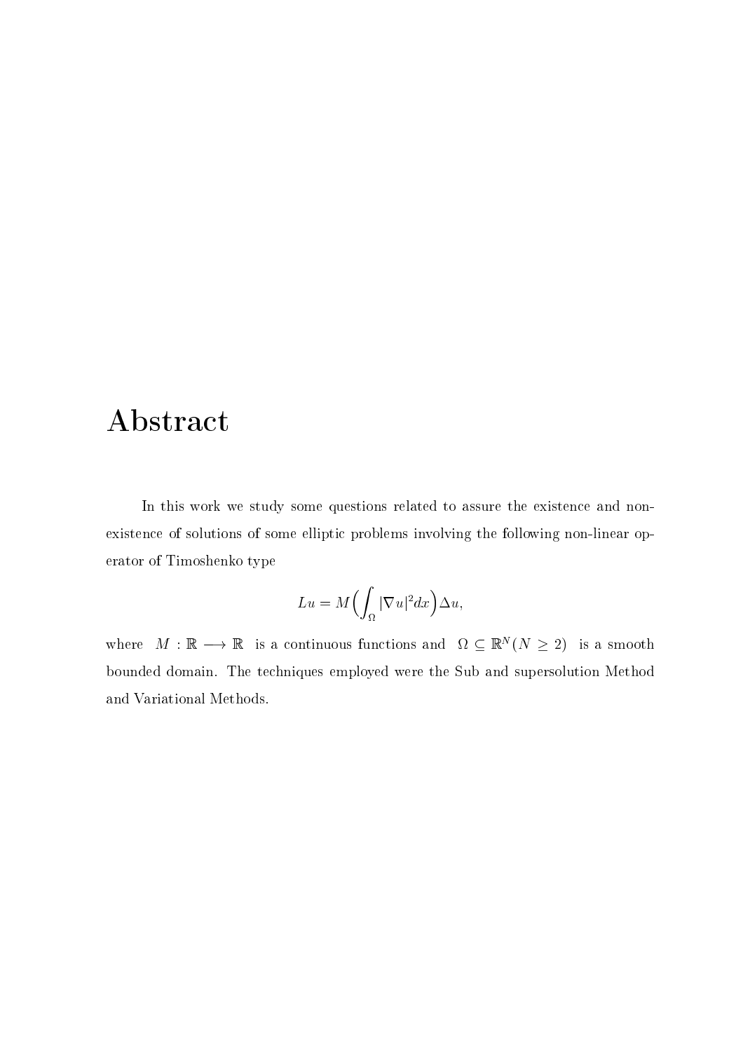# Abstract

In this work we study some questions related to assure the existence and non-existence of solutions of some elliptic problems involving the following non-linear operator of Timoshenko type

$$Lu = M\Big(\int_{\Omega} |\nabla u|^2 dx\Big)\Delta u,$$

where $M : \mathbb{R} \longrightarrow \mathbb{R}$ is a continuous functions and $\Omega \subseteq \mathbb{R}^N (N \geq 2)$ is a smooth bounded domain. The techniques employed were the Sub and supersolution Method and Variational Methods.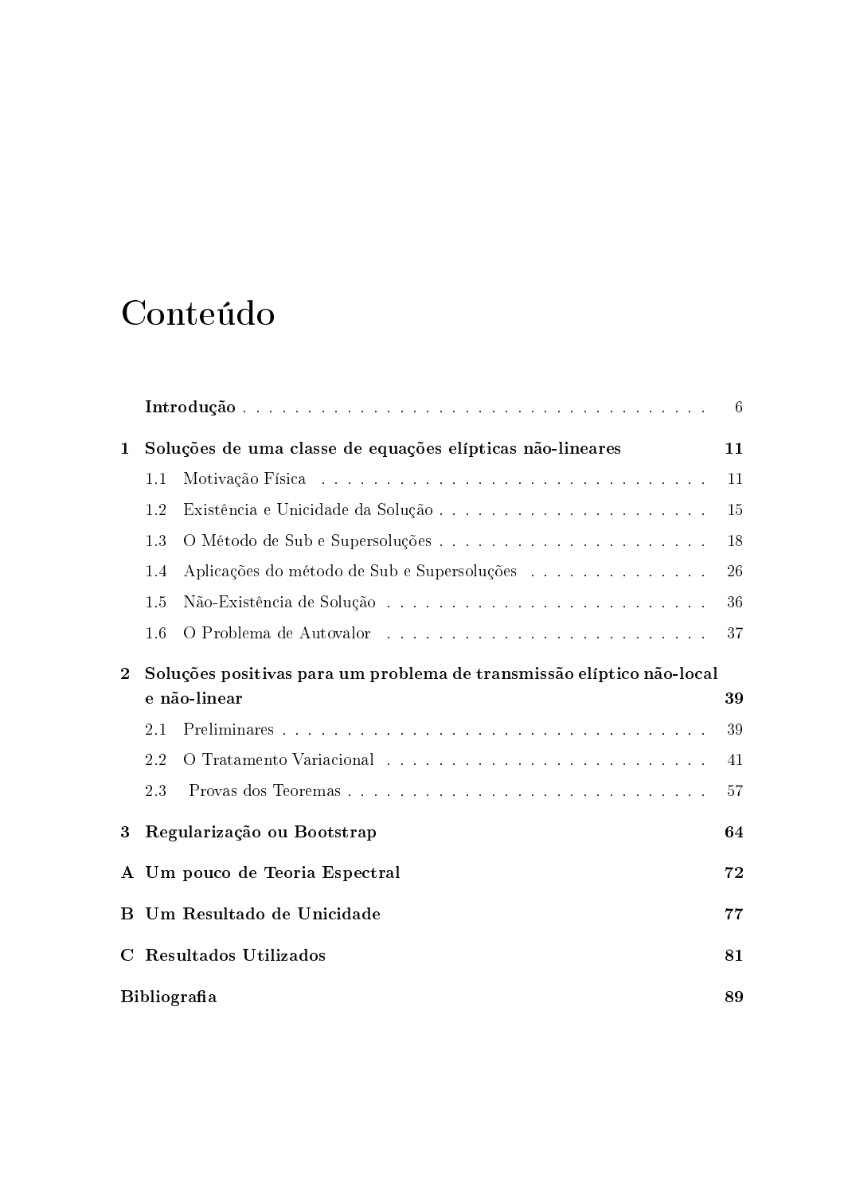# Conteúdo

**Introdução** . . . . . . . . . . 6

**1 Soluções de uma classe de equações elípticas não-lineares** **11**

- 1.1 Motivação Física . . . . . . . . . . 11
- 1.2 Existência e Unicidade da Solução . . . . . . . . . . 15
- 1.3 O Método de Sub e Supersoluções . . . . . . . . . . 18
- 1.4 Aplicações do método de Sub e Supersoluções . . . . . . . . . . 26
- 1.5 Não-Existência de Solução . . . . . . . . . . 36
- 1.6 O Problema de Autovalor . . . . . . . . . . 37

**2 Soluções positivas para um problema de transmissão elíptico não-local e não-linear** **39**

- 2.1 Preliminares . . . . . . . . . . 39
- 2.2 O Tratamento Variacional . . . . . . . . . . 41
- 2.3 Provas dos Teoremas . . . . . . . . . . 57

**3 Regularização ou Bootstrap** **64**

**A Um pouco de Teoria Espectral** **72**

**B Um Resultado de Unicidade** **77**

**C Resultados Utilizados** **81**

**Bibliografia** **89**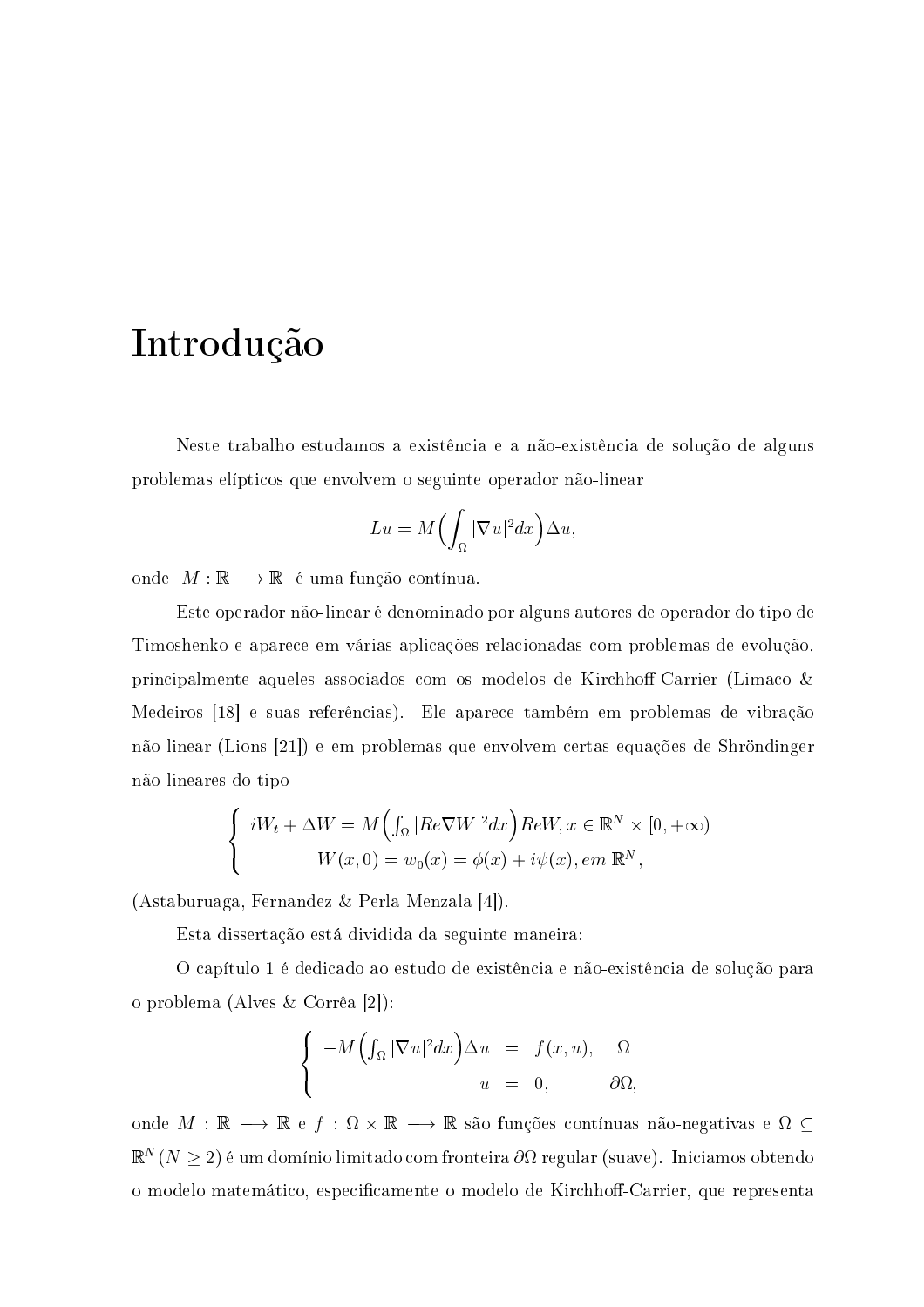# Introdução

Neste trabalho estudamos a existência e a não-existência de solução de alguns problemas elípticos que envolvem o seguinte operador não-linear

$$Lu = M\Big(\int_\Omega |\nabla u|^2 dx\Big)\Delta u,$$

onde $M : \mathbb{R} \longrightarrow \mathbb{R}$ é uma função contínua.

Este operador não-linear é denominado por alguns autores de operador do tipo de Timoshenko e aparece em várias aplicações relacionadas com problemas de evolução, principalmente aqueles associados com os modelos de Kirchhoff-Carrier (Limaco & Medeiros [18] e suas referências). Ele aparece também em problemas de vibração não-linear (Lions [21]) e em problemas que envolvem certas equações de Shröndinger não-lineares do tipo

$$\begin{cases} iW_t + \Delta W = M\Big(\int_\Omega |Re\nabla W|^2 dx\Big) ReW, x \in \mathbb{R}^N \times [0, +\infty) \\ W(x,0) = w_0(x) = \phi(x) + i\psi(x), em\ \mathbb{R}^N, \end{cases}$$

(Astaburuaga, Fernandez & Perla Menzala [4]).

Esta dissertação está dividida da seguinte maneira:

O capítulo 1 é dedicado ao estudo de existência e não-existência de solução para o problema (Alves & Corrêa [2]):

$$\begin{cases} -M\Big(\int_\Omega |\nabla u|^2 dx\Big)\Delta u &= f(x,u), \quad \Omega \\ u &= 0, \quad \partial\Omega, \end{cases}$$

onde $M : \mathbb{R} \longrightarrow \mathbb{R}$ e $f : \Omega \times \mathbb{R} \longrightarrow \mathbb{R}$ são funções contínuas não-negativas e $\Omega \subseteq \mathbb{R}^N (N \geq 2)$ é um domínio limitado com fronteira $\partial\Omega$ regular (suave). Iniciamos obtendo o modelo matemático, especificamente o modelo de Kirchhoff-Carrier, que representa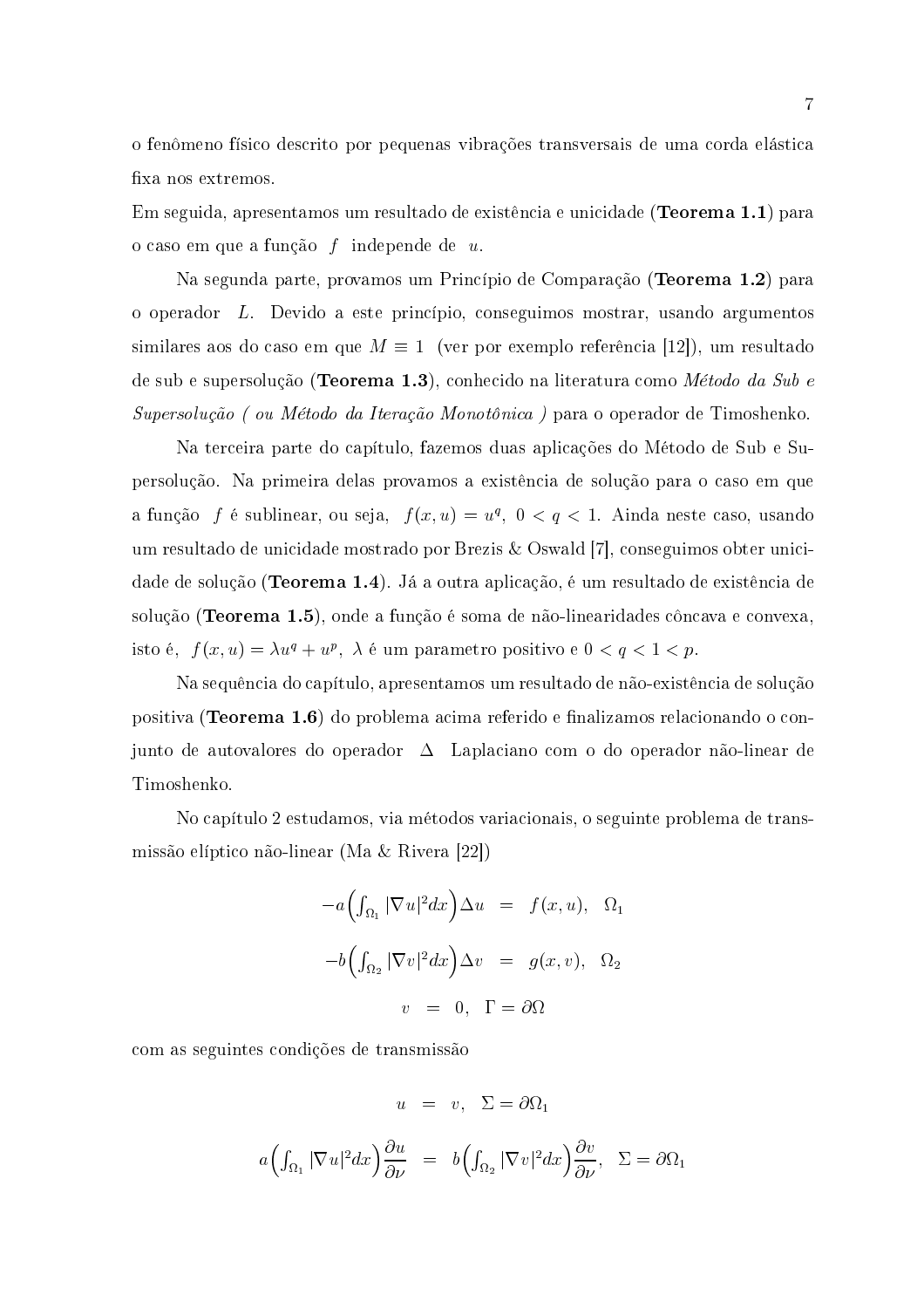o fenômeno físico descrito por pequenas vibrações transversais de uma corda elástica fixa nos extremos.

Em seguida, apresentamos um resultado de existência e unicidade (**Teorema 1.1**) para o caso em que a função $f$ independe de $u$.

Na segunda parte, provamos um Princípio de Comparação (**Teorema 1.2**) para o operador $L$. Devido a este princípio, conseguimos mostrar, usando argumentos similares aos do caso em que $M \equiv 1$ (ver por exemplo referência [12]), um resultado de sub e supersolução (**Teorema 1.3**), conhecido na literatura como *Método da Sub e Supersolução ( ou Método da Iteração Monotônica )* para o operador de Timoshenko.

Na terceira parte do capítulo, fazemos duas aplicações do Método de Sub e Supersolução. Na primeira delas provamos a existência de solução para o caso em que a função $f$ é sublinear, ou seja, $f(x,u) = u^q$, $0 < q < 1$. Ainda neste caso, usando um resultado de unicidade mostrado por Brezis & Oswald [7], conseguimos obter unicidade de solução (**Teorema 1.4**). Já a outra aplicação, é um resultado de existência de solução (**Teorema 1.5**), onde a função é soma de não-linearidades côncava e convexa, isto é, $f(x,u) = \lambda u^q + u^p$, $\lambda$ é um parametro positivo e $0 < q < 1 < p$.

Na sequência do capítulo, apresentamos um resultado de não-existência de solução positiva (**Teorema 1.6**) do problema acima referido e finalizamos relacionando o conjunto de autovalores do operador $\Delta$ Laplaciano com o do operador não-linear de Timoshenko.

No capítulo 2 estudamos, via métodos variacionais, o seguinte problema de transmissão elíptico não-linear (Ma & Rivera [22])

$$
\begin{aligned}
-a\Big(\int_{\Omega_1} |\nabla u|^2 dx\Big)\Delta u &= f(x,u), \quad \Omega_1 \\
-b\Big(\int_{\Omega_2} |\nabla v|^2 dx\Big)\Delta v &= g(x,v), \quad \Omega_2 \\
v &= 0, \quad \Gamma = \partial\Omega
\end{aligned}
$$

com as seguintes condições de transmissão

$$
\begin{aligned}
u &= v, \quad \Sigma = \partial\Omega_1 \\
a\Big(\int_{\Omega_1} |\nabla u|^2 dx\Big)\frac{\partial u}{\partial \nu} &= b\Big(\int_{\Omega_2} |\nabla v|^2 dx\Big)\frac{\partial v}{\partial \nu}, \quad \Sigma = \partial\Omega_1
\end{aligned}
$$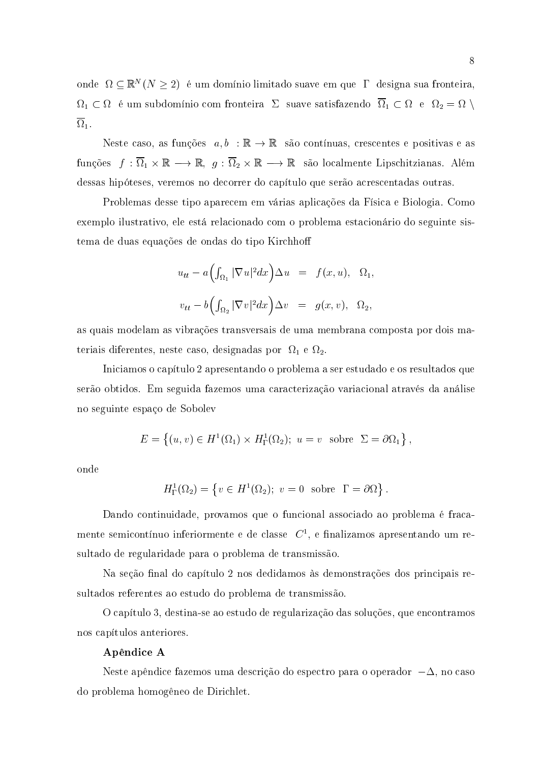onde $\Omega \subseteq \mathbb{R}^N (N \geq 2)$ é um domínio limitado suave em que $\Gamma$ designa sua fronteira, $\Omega_1 \subset \Omega$ é um subdomínio com fronteira $\Sigma$ suave satisfazendo $\overline{\Omega}_1 \subset \Omega$ e $\Omega_2 = \Omega \setminus \overline{\Omega}_1$.

Neste caso, as funções $a, b : \mathbb{R} \to \mathbb{R}$ são contínuas, crescentes e positivas e as funções $f : \overline{\Omega}_1 \times \mathbb{R} \longrightarrow \mathbb{R}$, $g : \overline{\Omega}_2 \times \mathbb{R} \longrightarrow \mathbb{R}$ são localmente Lipschitzianas. Além dessas hipóteses, veremos no decorrer do capítulo que serão acrescentadas outras.

Problemas desse tipo aparecem em várias aplicações da Física e Biologia. Como exemplo ilustrativo, ele está relacionado com o problema estacionário do seguinte sistema de duas equações de ondas do tipo Kirchhoff

$$
\begin{aligned}
u_{tt} - a\Big(\int_{\Omega_1} |\nabla u|^2 dx\Big)\Delta u &= f(x,u), \quad \Omega_1,\\
v_{tt} - b\Big(\int_{\Omega_2} |\nabla v|^2 dx\Big)\Delta v &= g(x,v), \quad \Omega_2,
\end{aligned}
$$

as quais modelam as vibrações transversais de uma membrana composta por dois materiais diferentes, neste caso, designadas por $\Omega_1$ e $\Omega_2$.

Iniciamos o capítulo 2 apresentando o problema a ser estudado e os resultados que serão obtidos. Em seguida fazemos uma caracterização variacional através da análise no seguinte espaço de Sobolev

$$
E = \left\{(u,v) \in H^1(\Omega_1) \times H^1_\Gamma(\Omega_2);\ u = v \ \text{ sobre } \ \Sigma = \partial\Omega_1\right\},
$$

onde

$$
H^1_\Gamma(\Omega_2) = \left\{v \in H^1(\Omega_2);\ v = 0 \ \text{ sobre } \ \Gamma = \partial\Omega\right\}.
$$

Dando continuidade, provamos que o funcional associado ao problema é fracamente semicontínuo inferiormente e de classe $C^1$, e finalizamos apresentando um resultado de regularidade para o problema de transmissão.

Na seção final do capítulo 2 nos dedidamos às demonstrações dos principais resultados referentes ao estudo do problema de transmissão.

O capítulo 3, destina-se ao estudo de regularização das soluções, que encontramos nos capítulos anteriores.

**Apêndice A**

Neste apêndice fazemos uma descrição do espectro para o operador $-\Delta$, no caso do problema homogêneo de Dirichlet.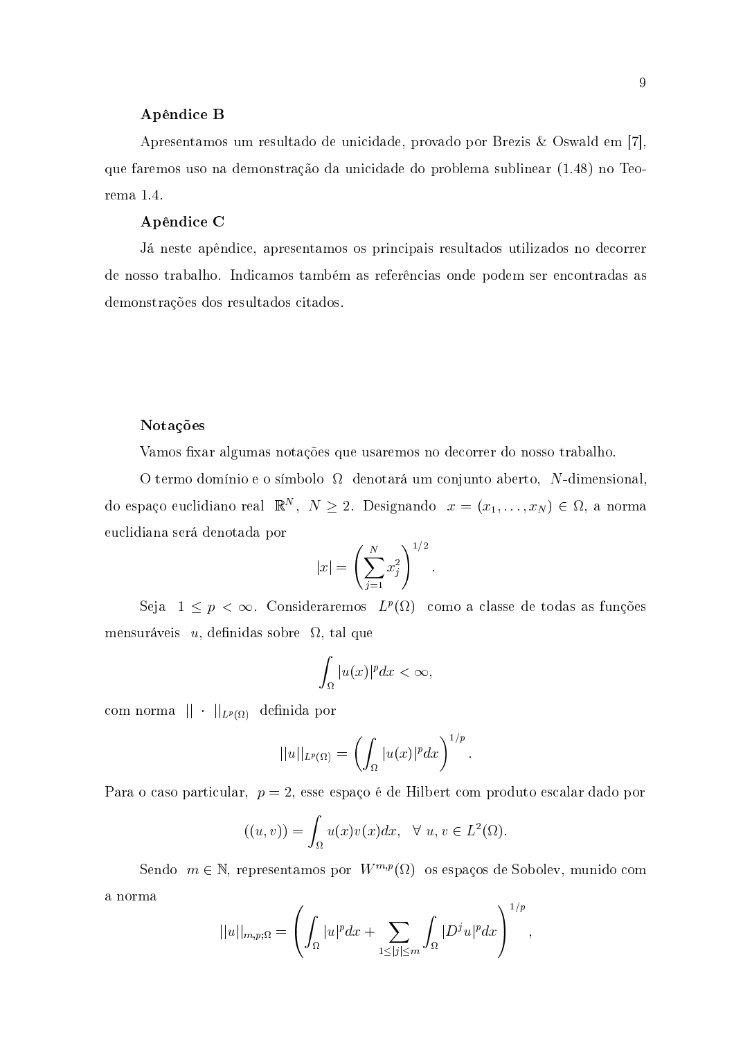### Apêndice B

Apresentamos um resultado de unicidade, provado por Brezis & Oswald em [7], que faremos uso na demonstração da unicidade do problema sublinear (1.48) no Teorema 1.4.

### Apêndice C

Já neste apêndice, apresentamos os principais resultados utilizados no decorrer de nosso trabalho. Indicamos também as referências onde podem ser encontradas as demonstrações dos resultados citados.

### Notações

Vamos fixar algumas notações que usaremos no decorrer do nosso trabalho.

O termo domínio e o símbolo $\Omega$ denotará um conjunto aberto, $N$-dimensional, do espaço euclidiano real $\mathbb{R}^N$, $N \geq 2$. Designando $x = (x_1, \ldots, x_N) \in \Omega$, a norma euclidiana será denotada por

$$|x| = \left( \sum_{j=1}^{N} x_j^2 \right)^{1/2}.$$

Seja $1 \leq p < \infty$. Consideraremos $L^p(\Omega)$ como a classe de todas as funções mensuráveis $u$, definidas sobre $\Omega$, tal que

$$\int_\Omega |u(x)|^p dx < \infty,$$

com norma $|| \cdot ||_{L^p(\Omega)}$ definida por

$$||u||_{L^p(\Omega)} = \left( \int_\Omega |u(x)|^p dx \right)^{1/p}.$$

Para o caso particular, $p = 2$, esse espaço é de Hilbert com produto escalar dado por

$$((u, v)) = \int_\Omega u(x)v(x)dx, \quad \forall \ u, v \in L^2(\Omega).$$

Sendo $m \in \mathbb{N}$, representamos por $W^{m,p}(\Omega)$ os espaços de Sobolev, munido com a norma

$$||u||_{m,p;\Omega} = \left( \int_\Omega |u|^p dx + \sum_{1 \leq |j| \leq m} \int_\Omega |D^j u|^p dx \right)^{1/p},$$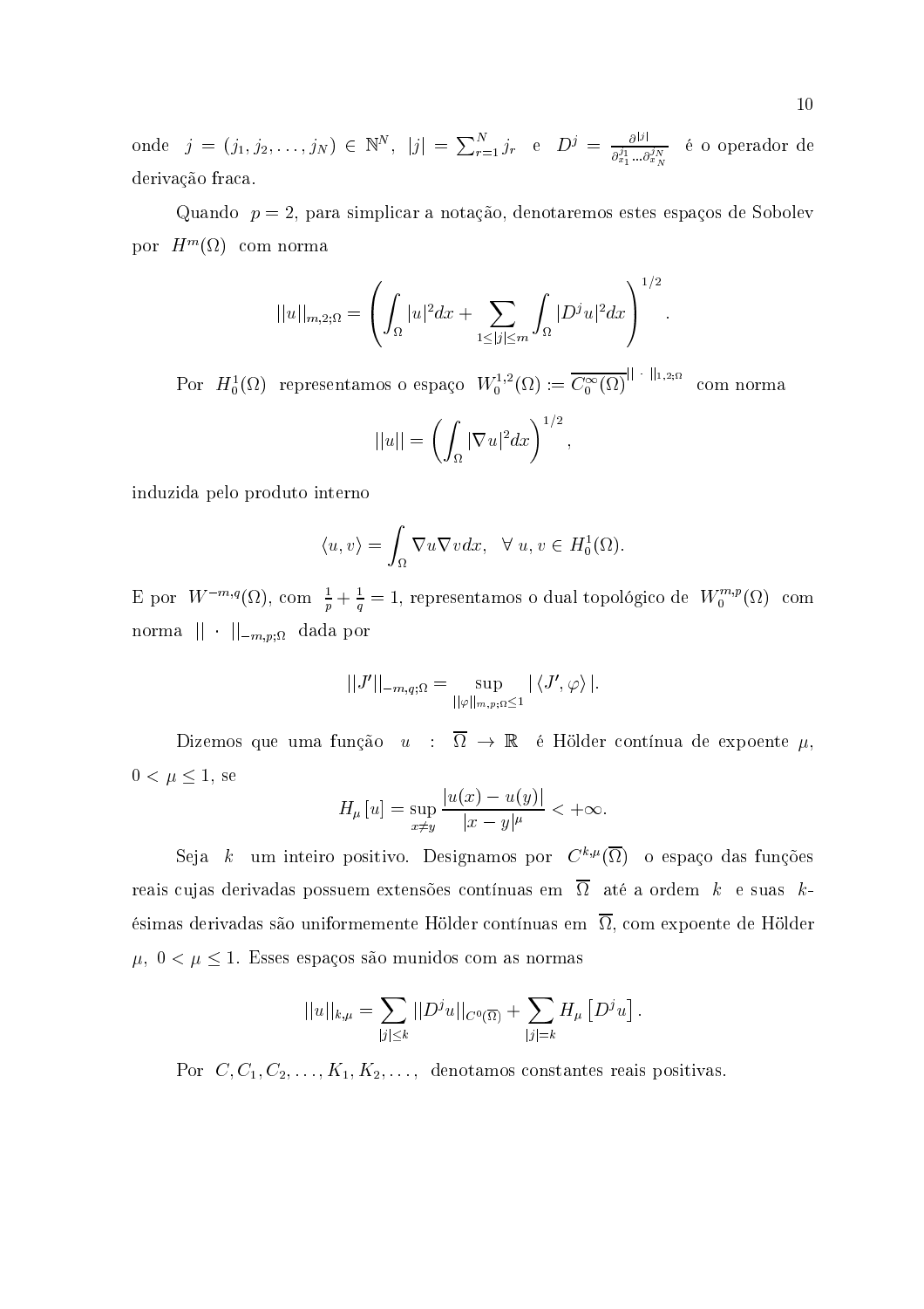onde $j = (j_1, j_2, \ldots, j_N) \in \mathbb{N}^N$, $|j| = \sum_{r=1}^{N} j_r$ e $D^j = \frac{\partial^{|j|}}{\partial_{x_1}^{j_1} \ldots \partial_{x_N}^{j_N}}$ é o operador de derivação fraca.

Quando $p = 2$, para simplicar a notação, denotaremos estes espaços de Sobolev por $H^m(\Omega)$ com norma

$$||u||_{m,2;\Omega} = \left( \int_\Omega |u|^2 dx + \sum_{1 \leq |j| \leq m} \int_\Omega |D^j u|^2 dx \right)^{1/2}.$$

Por $H_0^1(\Omega)$ representamos o espaço $W_0^{1,2}(\Omega) := \overline{C_0^\infty(\Omega)}^{||\cdot||_{1,2;\Omega}}$ com norma

$$||u|| = \left( \int_\Omega |\nabla u|^2 dx \right)^{1/2},$$

induzida pelo produto interno

$$\langle u, v \rangle = \int_\Omega \nabla u \nabla v dx, \quad \forall\, u, v \in H_0^1(\Omega).$$

E por $W^{-m,q}(\Omega)$, com $\frac{1}{p} + \frac{1}{q} = 1$, representamos o dual topológico de $W_0^{m,p}(\Omega)$ com norma $||\cdot||_{-m,p;\Omega}$ dada por

$$||J'||_{-m,q;\Omega} = \sup_{||\varphi||_{m,p;\Omega} \leq 1} |\langle J', \varphi \rangle|.$$

Dizemos que uma função $u : \overline{\Omega} \to \mathbb{R}$ é Hölder contínua de expoente $\mu$, $0 < \mu \leq 1$, se

$$H_\mu[u] = \sup_{x \neq y} \frac{|u(x) - u(y)|}{|x - y|^\mu} < +\infty.$$

Seja $k$ um inteiro positivo. Designamos por $C^{k,\mu}(\overline{\Omega})$ o espaço das funções reais cujas derivadas possuem extensões contínuas em $\overline{\Omega}$ até a ordem $k$ e suas $k$-ésimas derivadas são uniformemente Hölder contínuas em $\overline{\Omega}$, com expoente de Hölder $\mu$, $0 < \mu \leq 1$. Esses espaços são munidos com as normas

$$||u||_{k,\mu} = \sum_{|j| \leq k} ||D^j u||_{C^0(\overline{\Omega})} + \sum_{|j| = k} H_\mu \left[ D^j u \right].$$

Por $C, C_1, C_2, \ldots, K_1, K_2, \ldots$, denotamos constantes reais positivas.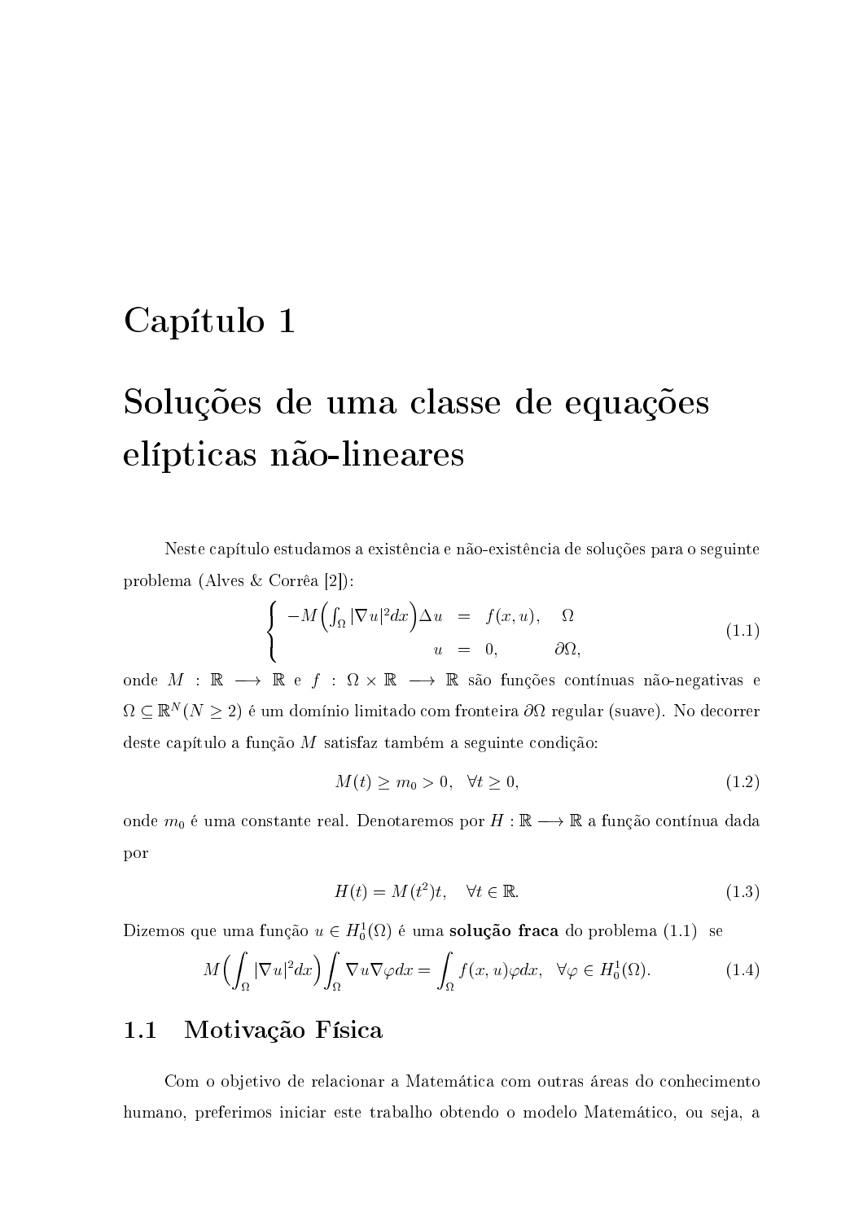# Capítulo 1

# Soluções de uma classe de equações elípticas não-lineares

Neste capítulo estudamos a existência e não-existência de soluções para o seguinte problema (Alves & Corrêa [2]):

$$
\begin{cases} -M\Big(\int_\Omega |\nabla u|^2 dx\Big)\Delta u &= f(x,u), \quad \Omega \\ \qquad\qquad\qquad\qquad u &= 0, \qquad \partial\Omega, \end{cases} \tag{1.1}
$$

onde $M : \mathbb{R} \longrightarrow \mathbb{R}$ e $f : \Omega \times \mathbb{R} \longrightarrow \mathbb{R}$ são funções contínuas não-negativas e $\Omega \subseteq \mathbb{R}^N (N \geq 2)$ é um domínio limitado com fronteira $\partial\Omega$ regular (suave). No decorrer deste capítulo a função $M$ satisfaz também a seguinte condição:

$$
M(t) \geq m_0 > 0, \quad \forall t \geq 0, \tag{1.2}
$$

onde $m_0$ é uma constante real. Denotaremos por $H : \mathbb{R} \longrightarrow \mathbb{R}$ a função contínua dada por

$$
H(t) = M(t^2)t, \quad \forall t \in \mathbb{R}. \tag{1.3}
$$

Dizemos que uma função $u \in H_0^1(\Omega)$ é uma **solução fraca** do problema (1.1) se

$$
M\Big(\int_\Omega |\nabla u|^2 dx\Big)\int_\Omega \nabla u \nabla \varphi dx = \int_\Omega f(x,u)\varphi dx, \quad \forall \varphi \in H_0^1(\Omega). \tag{1.4}
$$

## 1.1 Motivação Física

Com o objetivo de relacionar a Matemática com outras áreas do conhecimento humano, preferimos iniciar este trabalho obtendo o modelo Matemático, ou seja, a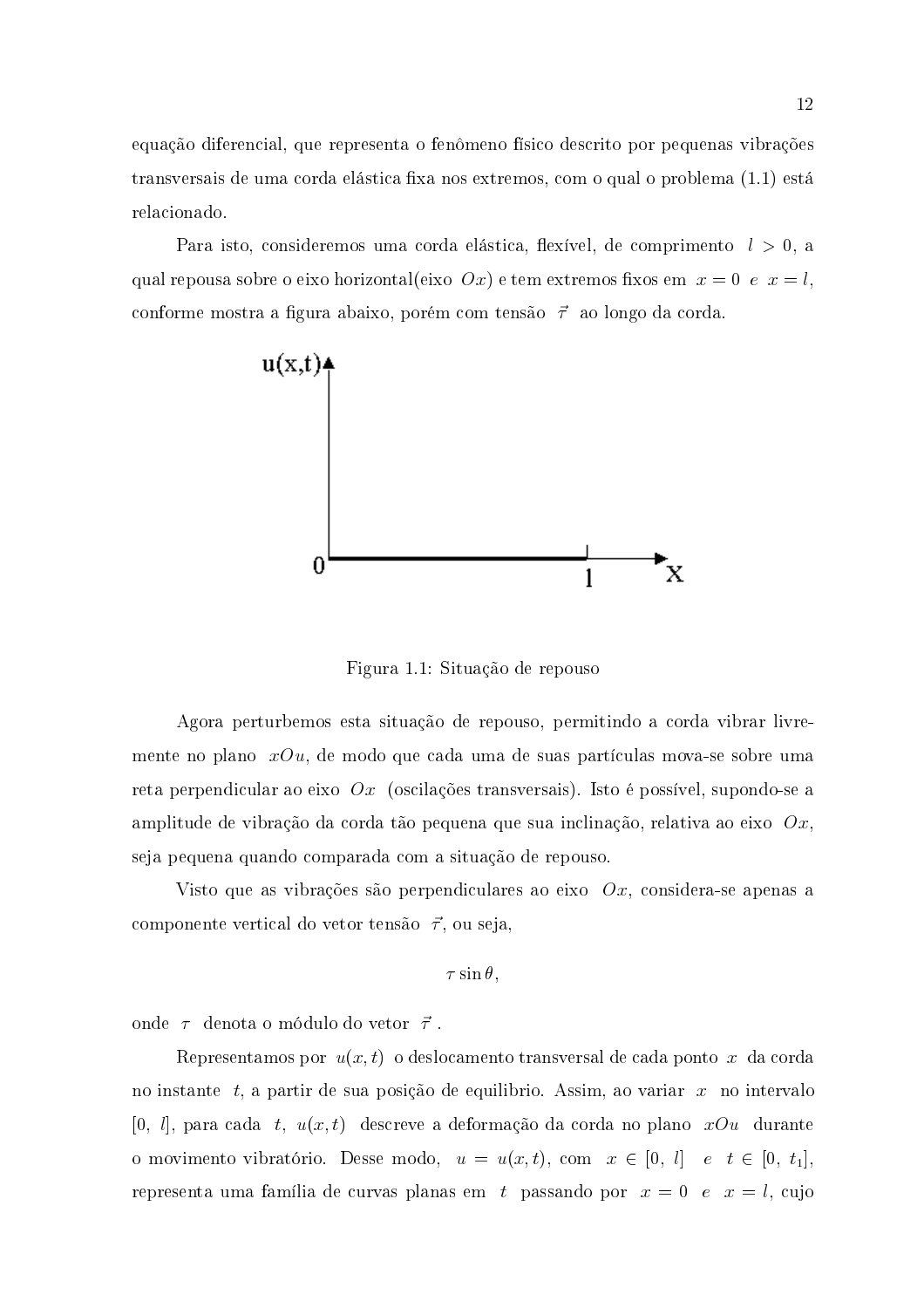equação diferencial, que representa o fenômeno físico descrito por pequenas vibrações transversais de uma corda elástica fixa nos extremos, com o qual o problema (1.1) está relacionado.

Para isto, consideremos uma corda elástica, flexível, de comprimento $l > 0$, a qual repousa sobre o eixo horizontal(eixo $Ox$) e tem extremos fixos em $x = 0$ *e* $x = l$, conforme mostra a figura abaixo, porém com tensão $\vec{\tau}$ ao longo da corda.

Figura 1.1: Situação de repouso

Agora perturbemos esta situação de repouso, permitindo a corda vibrar livremente no plano $xOu$, de modo que cada uma de suas partículas mova-se sobre uma reta perpendicular ao eixo $Ox$ (oscilações transversais). Isto é possível, supondo-se a amplitude de vibração da corda tão pequena que sua inclinação, relativa ao eixo $Ox$, seja pequena quando comparada com a situação de repouso.

Visto que as vibrações são perpendiculares ao eixo $Ox$, considera-se apenas a componente vertical do vetor tensão $\vec{\tau}$, ou seja,

$$\tau \sin\theta,$$

onde $\tau$ denota o módulo do vetor $\vec{\tau}$ .

Representamos por $u(x, t)$ o deslocamento transversal de cada ponto $x$ da corda no instante $t$, a partir de sua posição de equilibrio. Assim, ao variar $x$ no intervalo $[0,\ l]$, para cada $t$, $u(x, t)$ descreve a deformação da corda no plano $xOu$ durante o movimento vibratório. Desse modo, $u = u(x, t)$, com $x \in [0,\ l]$ *e* $t \in [0,\ t_1]$, representa uma família de curvas planas em $t$ passando por $x = 0$ *e* $x = l$, cujo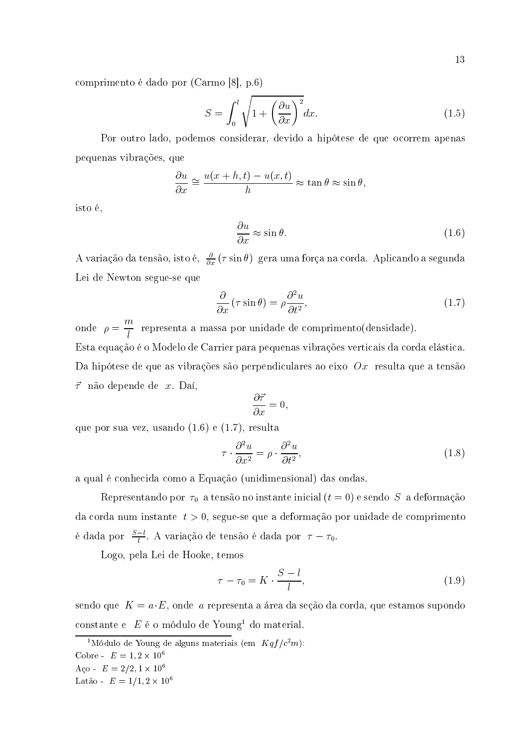comprimento é dado por (Carmo [8], p.6)

$$S = \int_0^l \sqrt{1 + \left(\frac{\partial u}{\partial x}\right)^2} dx. \tag{1.5}$$

Por outro lado, podemos considerar, devido a hipótese de que ocorrem apenas pequenas vibrações, que

$$\frac{\partial u}{\partial x} \cong \frac{u(x+h,t) - u(x,t)}{h} \approx \tan\theta \approx \sin\theta,$$

isto é,

$$\frac{\partial u}{\partial x} \approx \sin\theta. \tag{1.6}$$

A variação da tensão, isto é, $\frac{\partial}{\partial x}(\tau \sin\theta)$ gera uma força na corda. Aplicando a segunda Lei de Newton segue-se que

$$\frac{\partial}{\partial x}(\tau \sin\theta) = \rho \frac{\partial^2 u}{\partial t^2}, \tag{1.7}$$

onde $\rho = \dfrac{m}{l}$ representa a massa por unidade de comprimento(densidade).
Esta equação é o Modelo de Carrier para pequenas vibrações verticais da corda elástica. Da hipótese de que as vibrações são perpendiculares ao eixo $Ox$ resulta que a tensão $\vec{\tau}$ não depende de $x$. Daí,

$$\frac{\partial \vec{\tau}}{\partial x} = 0,$$

que por sua vez, usando (1.6) e (1.7), resulta

$$\tau \cdot \frac{\partial^2 u}{\partial x^2} = \rho \cdot \frac{\partial^2 u}{\partial t^2}, \tag{1.8}$$

a qual é conhecida como a Equação (unidimensional) das ondas.

Representando por $\tau_0$ a tensão no instante inicial $(t = 0)$ e sendo $S$ a deformação da corda num instante $t > 0$, segue-se que a deformação por unidade de comprimento é dada por $\frac{S-l}{l}$. A variação de tensão é dada por $\tau - \tau_0$.

Logo, pela Lei de Hooke, temos

$$\tau - \tau_0 = K \cdot \frac{S - l}{l}, \tag{1.9}$$

sendo que $K = a \cdot E$, onde $a$ representa a área da seção da corda, que estamos supondo constante e $E$ é o módulo de Young[1] do material.

---

[1] Módulo de Young de alguns materiais (em $Kgf/c^2m$):
Cobre - $E = 1,2 \times 10^6$
Aço - $E = 2/2,1 \times 10^6$
Latão - $E = 1/1,2 \times 10^6$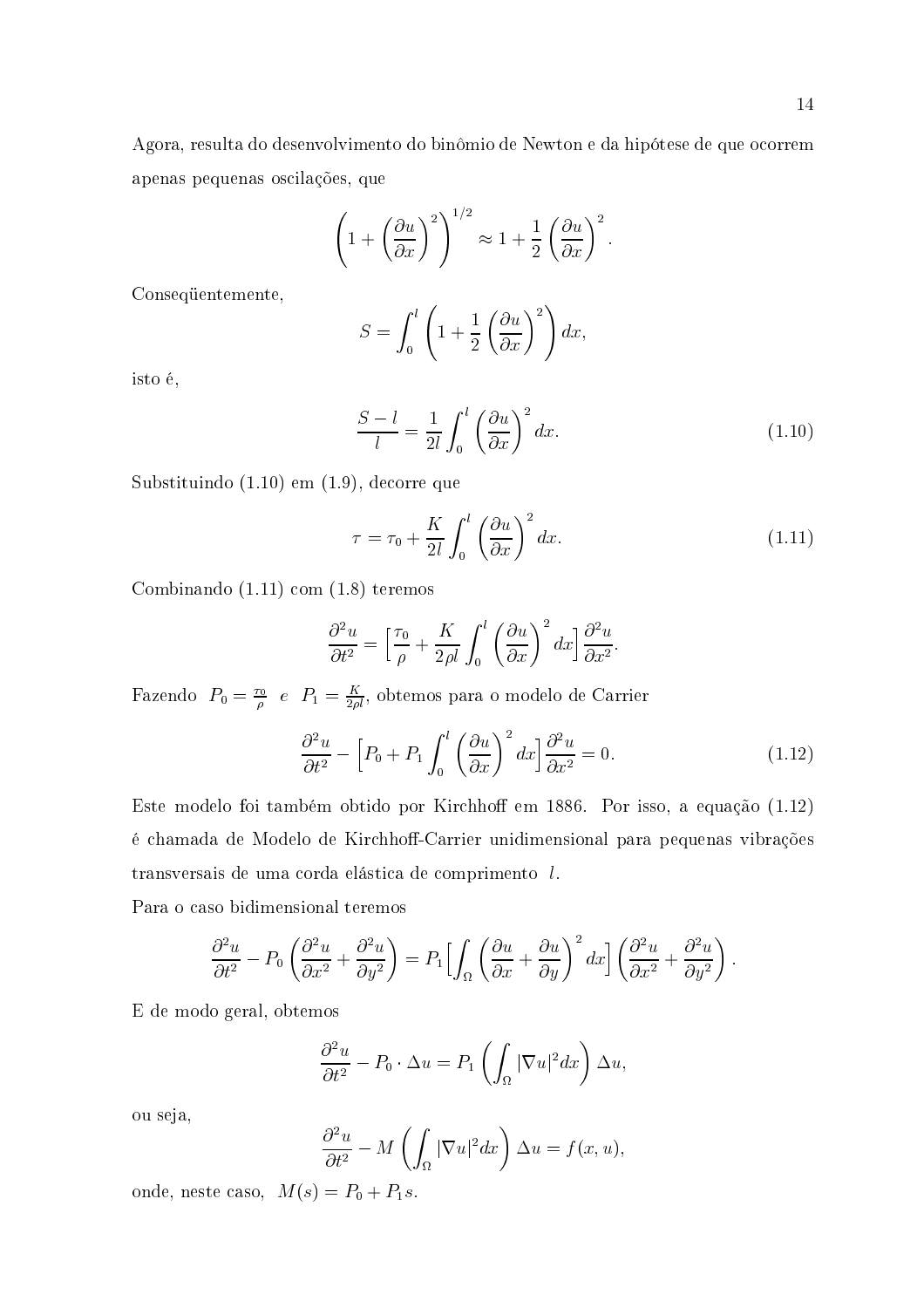Agora, resulta do desenvolvimento do binômio de Newton e da hipótese de que ocorrem apenas pequenas oscilações, que

$$\left(1 + \left(\frac{\partial u}{\partial x}\right)^2\right)^{1/2} \approx 1 + \frac{1}{2}\left(\frac{\partial u}{\partial x}\right)^2.$$

Conseqüentemente,

$$S = \int_0^l \left(1 + \frac{1}{2}\left(\frac{\partial u}{\partial x}\right)^2\right) dx,$$

isto é,

$$\frac{S - l}{l} = \frac{1}{2l}\int_0^l \left(\frac{\partial u}{\partial x}\right)^2 dx. \tag{1.10}$$

Substituindo (1.10) em (1.9), decorre que

$$\tau = \tau_0 + \frac{K}{2l}\int_0^l \left(\frac{\partial u}{\partial x}\right)^2 dx. \tag{1.11}$$

Combinando (1.11) com (1.8) teremos

$$\frac{\partial^2 u}{\partial t^2} = \Big[\frac{\tau_0}{\rho} + \frac{K}{2\rho l}\int_0^l \left(\frac{\partial u}{\partial x}\right)^2 dx\Big]\frac{\partial^2 u}{\partial x^2}.$$

Fazendo $P_0 = \frac{\tau_0}{\rho}$ *e* $P_1 = \frac{K}{2\rho l}$, obtemos para o modelo de Carrier

$$\frac{\partial^2 u}{\partial t^2} - \Big[P_0 + P_1\int_0^l \left(\frac{\partial u}{\partial x}\right)^2 dx\Big]\frac{\partial^2 u}{\partial x^2} = 0. \tag{1.12}$$

Este modelo foi também obtido por Kirchhoff em 1886. Por isso, a equação (1.12) é chamada de Modelo de Kirchhoff-Carrier unidimensional para pequenas vibrações transversais de uma corda elástica de comprimento $l$.

Para o caso bidimensional teremos

$$\frac{\partial^2 u}{\partial t^2} - P_0\left(\frac{\partial^2 u}{\partial x^2} + \frac{\partial^2 u}{\partial y^2}\right) = P_1\Big[\int_\Omega \left(\frac{\partial u}{\partial x} + \frac{\partial u}{\partial y}\right)^2 dx\Big]\left(\frac{\partial^2 u}{\partial x^2} + \frac{\partial^2 u}{\partial y^2}\right).$$

E de modo geral, obtemos

$$\frac{\partial^2 u}{\partial t^2} - P_0 \cdot \Delta u = P_1\left(\int_\Omega |\nabla u|^2 dx\right)\Delta u,$$

ou seja,

$$\frac{\partial^2 u}{\partial t^2} - M\left(\int_\Omega |\nabla u|^2 dx\right)\Delta u = f(x, u),$$

onde, neste caso, $M(s) = P_0 + P_1 s$.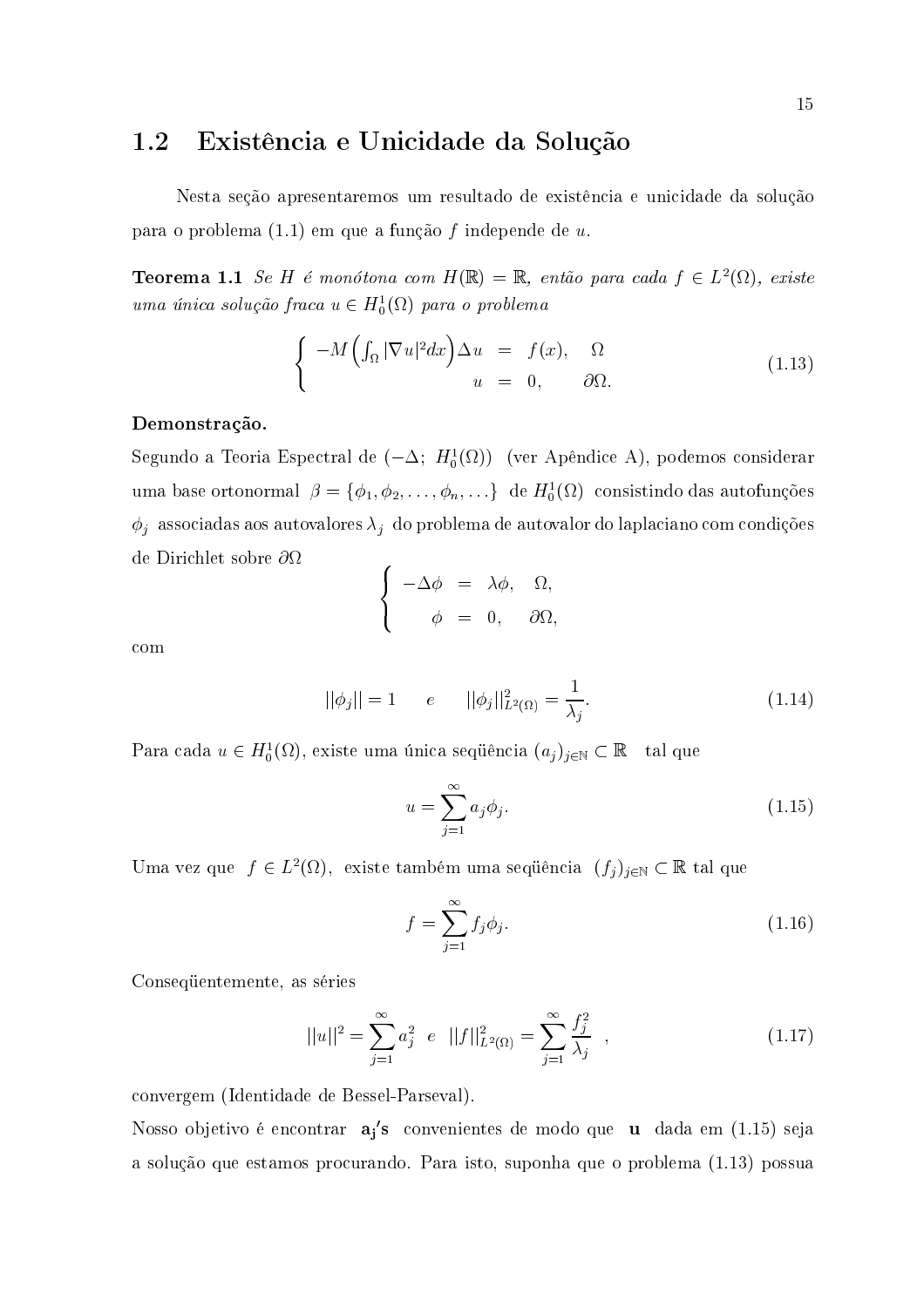## 1.2 Existência e Unicidade da Solução

Nesta seção apresentaremos um resultado de existência e unicidade da solução para o problema (1.1) em que a função $f$ independe de $u$.

**Teorema 1.1** *Se $H$ é monótona com $H(\mathbb{R}) = \mathbb{R}$, então para cada $f \in L^2(\Omega)$, existe uma única solução fraca $u \in H_0^1(\Omega)$ para o problema*

$$\left\{ \begin{array}{rcll} -M\left(\int_\Omega |\nabla u|^2 dx\right)\Delta u & = & f(x), & \Omega \\ u & = & 0, & \partial\Omega. \end{array} \right. \tag{1.13}$$

**Demonstração.**

Segundo a Teoria Espectral de $(-\Delta;\ H_0^1(\Omega))$ (ver Apêndice A), podemos considerar uma base ortonormal $\beta = \{\phi_1, \phi_2, \ldots, \phi_n, \ldots\}$ de $H_0^1(\Omega)$ consistindo das autofunções $\phi_j$ associadas aos autovalores $\lambda_j$ do problema de autovalor do laplaciano com condições de Dirichlet sobre $\partial\Omega$

$$\left\{ \begin{array}{rcll} -\Delta\phi & = & \lambda\phi, & \Omega, \\ \phi & = & 0, & \partial\Omega, \end{array} \right.$$

com

$$||\phi_j|| = 1 \qquad e \qquad ||\phi_j||^2_{L^2(\Omega)} = \frac{1}{\lambda_j}. \tag{1.14}$$

Para cada $u \in H_0^1(\Omega)$, existe uma única seqüência $(a_j)_{j\in\mathbb{N}} \subset \mathbb{R}$ tal que

$$u = \sum_{j=1}^{\infty} a_j \phi_j. \tag{1.15}$$

Uma vez que $f \in L^2(\Omega)$, existe também uma seqüência $(f_j)_{j\in\mathbb{N}} \subset \mathbb{R}$ tal que

$$f = \sum_{j=1}^{\infty} f_j \phi_j. \tag{1.16}$$

Conseqüentemente, as séries

$$||u||^2 = \sum_{j=1}^{\infty} a_j^2 \quad e \quad ||f||^2_{L^2(\Omega)} = \sum_{j=1}^{\infty} \frac{f_j^2}{\lambda_j} \quad , \tag{1.17}$$

convergem (Identidade de Bessel-Parseval).

Nosso objetivo é encontrar $\mathbf{a_j's}$ convenientes de modo que $\mathbf{u}$ dada em (1.15) seja a solução que estamos procurando. Para isto, suponha que o problema (1.13) possua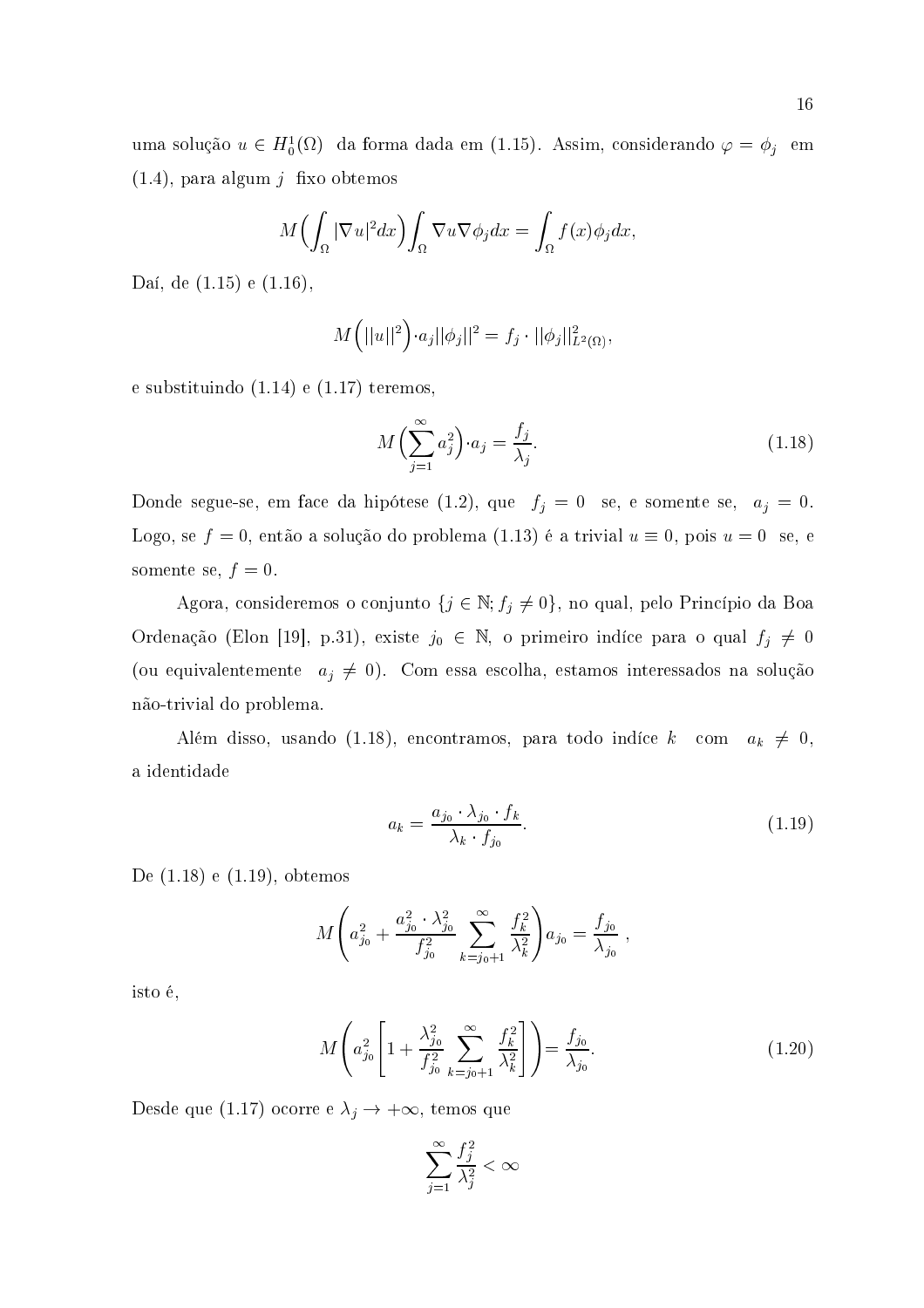uma solução $u \in H_0^1(\Omega)$ da forma dada em (1.15). Assim, considerando $\varphi = \phi_j$ em (1.4), para algum $j$ fixo obtemos

$$M\Big(\int_\Omega |\nabla u|^2 dx\Big)\int_\Omega \nabla u \nabla \phi_j dx = \int_\Omega f(x)\phi_j dx,$$

Daí, de (1.15) e (1.16),

$$M\Big(||u||^2\Big)\cdot a_j ||\phi_j||^2 = f_j \cdot ||\phi_j||^2_{L^2(\Omega)},$$

e substituindo (1.14) e (1.17) teremos,

$$M\Big(\sum_{j=1}^{\infty} a_j^2\Big)\cdot a_j = \frac{f_j}{\lambda_j}. \tag{1.18}$$

Donde segue-se, em face da hipótese (1.2), que $f_j = 0$ se, e somente se, $a_j = 0$. Logo, se $f = 0$, então a solução do problema (1.13) é a trivial $u \equiv 0$, pois $u = 0$ se, e somente se, $f = 0$.

Agora, consideremos o conjunto $\{j \in \mathbb{N}; f_j \neq 0\}$, no qual, pelo Princípio da Boa Ordenação (Elon [19], p.31), existe $j_0 \in \mathbb{N}$, o primeiro indíce para o qual $f_j \neq 0$ (ou equivalentemente $a_j \neq 0$). Com essa escolha, estamos interessados na solução não-trivial do problema.

Além disso, usando (1.18), encontramos, para todo indíce $k$ com $a_k \neq 0$, a identidade

$$a_k = \frac{a_{j_0}\cdot \lambda_{j_0}\cdot f_k}{\lambda_k \cdot f_{j_0}}. \tag{1.19}$$

De (1.18) e (1.19), obtemos

$$M\left(a_{j_0}^2 + \frac{a_{j_0}^2\cdot \lambda_{j_0}^2}{f_{j_0}^2}\sum_{k=j_0+1}^{\infty}\frac{f_k^2}{\lambda_k^2}\right)a_{j_0} = \frac{f_{j_0}}{\lambda_{j_0}}\ ,$$

isto é,

$$M\left(a_{j_0}^2\left[1 + \frac{\lambda_{j_0}^2}{f_{j_0}^2}\sum_{k=j_0+1}^{\infty}\frac{f_k^2}{\lambda_k^2}\right]\right) = \frac{f_{j_0}}{\lambda_{j_0}}. \tag{1.20}$$

Desde que (1.17) ocorre e $\lambda_j \to +\infty$, temos que

$$\sum_{j=1}^{\infty}\frac{f_j^2}{\lambda_j^2} < \infty$$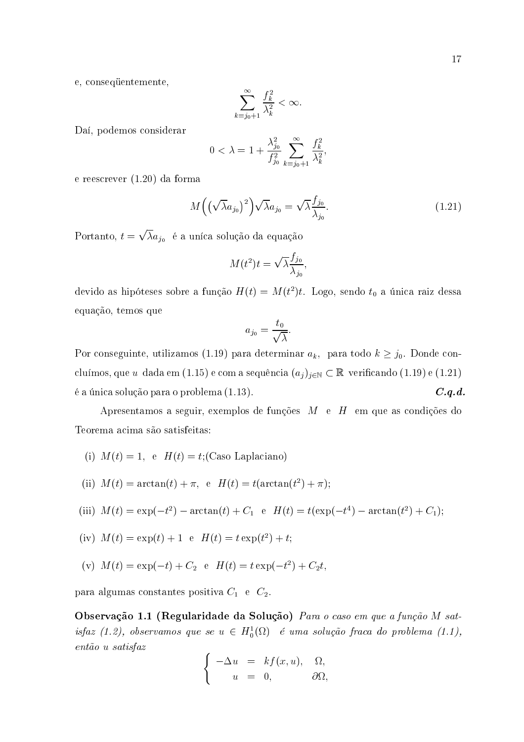e, conseqüentemente,

$$\sum_{k=j_0+1}^{\infty} \frac{f_k^2}{\lambda_k^2} < \infty.$$

Daí, podemos considerar

$$0 < \lambda = 1 + \frac{\lambda_{j_0}^2}{f_{j_0}^2} \sum_{k=j_0+1}^{\infty} \frac{f_k^2}{\lambda_k^2},$$

e reescrever (1.20) da forma

$$M\Big(\big(\sqrt{\lambda} a_{j_0}\big)^2\Big)\sqrt{\lambda} a_{j_0} = \sqrt{\lambda}\frac{f_{j_0}}{\lambda_{j_0}}. \tag{1.21}$$

Portanto, $t = \sqrt{\lambda} a_{j_0}$ é a uníca solução da equação

$$M(t^2)t = \sqrt{\lambda}\frac{f_{j_0}}{\lambda_{j_0}},$$

devido as hipóteses sobre a função $H(t) = M(t^2)t$. Logo, sendo $t_0$ a única raiz dessa equação, temos que

$$a_{j_0} = \frac{t_0}{\sqrt{\lambda}}.$$

Por conseguinte, utilizamos (1.19) para determinar $a_k$, para todo $k \geq j_0$. Donde concluímos, que $u$ dada em (1.15) e com a sequência $(a_j)_{j \in \mathbb{N}} \subset \mathbb{R}$ verificando (1.19) e (1.21) é a única solução para o problema (1.13). ***C.q.d.***

Apresentamos a seguir, exemplos de funções $M$ e $H$ em que as condições do Teorema acima são satisfeitas:

(i) $M(t) = 1$, e $H(t) = t$;(Caso Laplaciano)

(ii) $M(t) = \arctan(t) + \pi$, e $H(t) = t(\arctan(t^2) + \pi)$;

(iii) $M(t) = \exp(-t^2) - \arctan(t) + C_1$ e $H(t) = t(\exp(-t^4) - \arctan(t^2) + C_1)$;

(iv) $M(t) = \exp(t) + 1$ e $H(t) = t\exp(t^2) + t$;

(v) $M(t) = \exp(-t) + C_2$ e $H(t) = t\exp(-t^2) + C_2 t$,

para algumas constantes positiva $C_1$ e $C_2$.

**Observação 1.1 (Regularidade da Solução)** *Para o caso em que a função $M$ satisfaz (1.2), observamos que se $u \in H_0^1(\Omega)$ é uma solução fraca do problema (1.1), então $u$ satisfaz*

$$\begin{cases} -\Delta u = kf(x,u), & \Omega, \\ \quad u = 0, & \partial\Omega, \end{cases}$$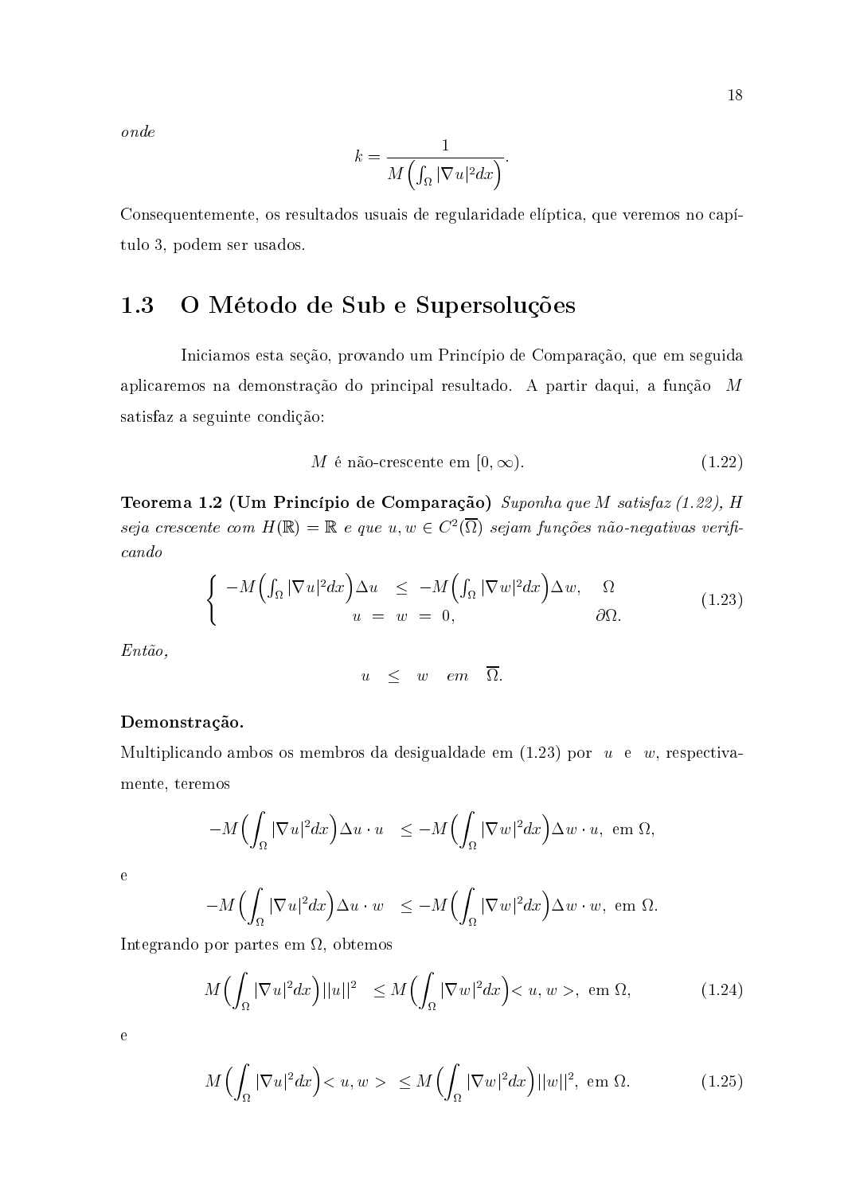*onde*

$$k = \frac{1}{M\Big(\int_\Omega |\nabla u|^2 dx\Big)}.$$

Consequentemente, os resultados usuais de regularidade elíptica, que veremos no capítulo 3, podem ser usados.

## 1.3 O Método de Sub e Supersoluções

Iniciamos esta seção, provando um Princípio de Comparação, que em seguida aplicaremos na demonstração do principal resultado. A partir daqui, a função $M$ satisfaz a seguinte condição:

$$M \text{ é não-crescente em } [0, \infty). \tag{1.22}$$

**Teorema 1.2 (Um Princípio de Comparação)** *Suponha que $M$ satisfaz (1.22), $H$ seja crescente com $H(\mathbb{R}) = \mathbb{R}$ e que $u, w \in C^2(\overline{\Omega})$ sejam funções não-negativas verificando*

$$\begin{cases} -M\Big(\int_\Omega |\nabla u|^2 dx\Big)\Delta u \;\; \leq \;\; -M\Big(\int_\Omega |\nabla w|^2 dx\Big)\Delta w, & \Omega \\ \qquad\qquad u \; = \; w \; = \; 0, & \partial\Omega. \end{cases} \tag{1.23}$$

*Então,*

$$u \quad \leq \quad w \quad em \quad \overline{\Omega}.$$

**Demonstração.**

Multiplicando ambos os membros da desigualdade em (1.23) por $u$ e $w$, respectivamente, teremos

$$-M\Big(\int_\Omega |\nabla u|^2 dx\Big)\Delta u \cdot u \quad \leq -M\Big(\int_\Omega |\nabla w|^2 dx\Big)\Delta w \cdot u, \text{ em } \Omega,$$

e

$$-M\Big(\int_\Omega |\nabla u|^2 dx\Big)\Delta u \cdot w \quad \leq -M\Big(\int_\Omega |\nabla w|^2 dx\Big)\Delta w \cdot w, \text{ em } \Omega.$$

Integrando por partes em $\Omega$, obtemos

$$M\Big(\int_\Omega |\nabla u|^2 dx\Big)||u||^2 \quad \leq M\Big(\int_\Omega |\nabla w|^2 dx\Big) < u, w >, \text{ em } \Omega, \tag{1.24}$$

e

$$M\Big(\int_\Omega |\nabla u|^2 dx\Big) < u, w > \; \leq M\Big(\int_\Omega |\nabla w|^2 dx\Big)||w||^2, \text{ em } \Omega. \tag{1.25}$$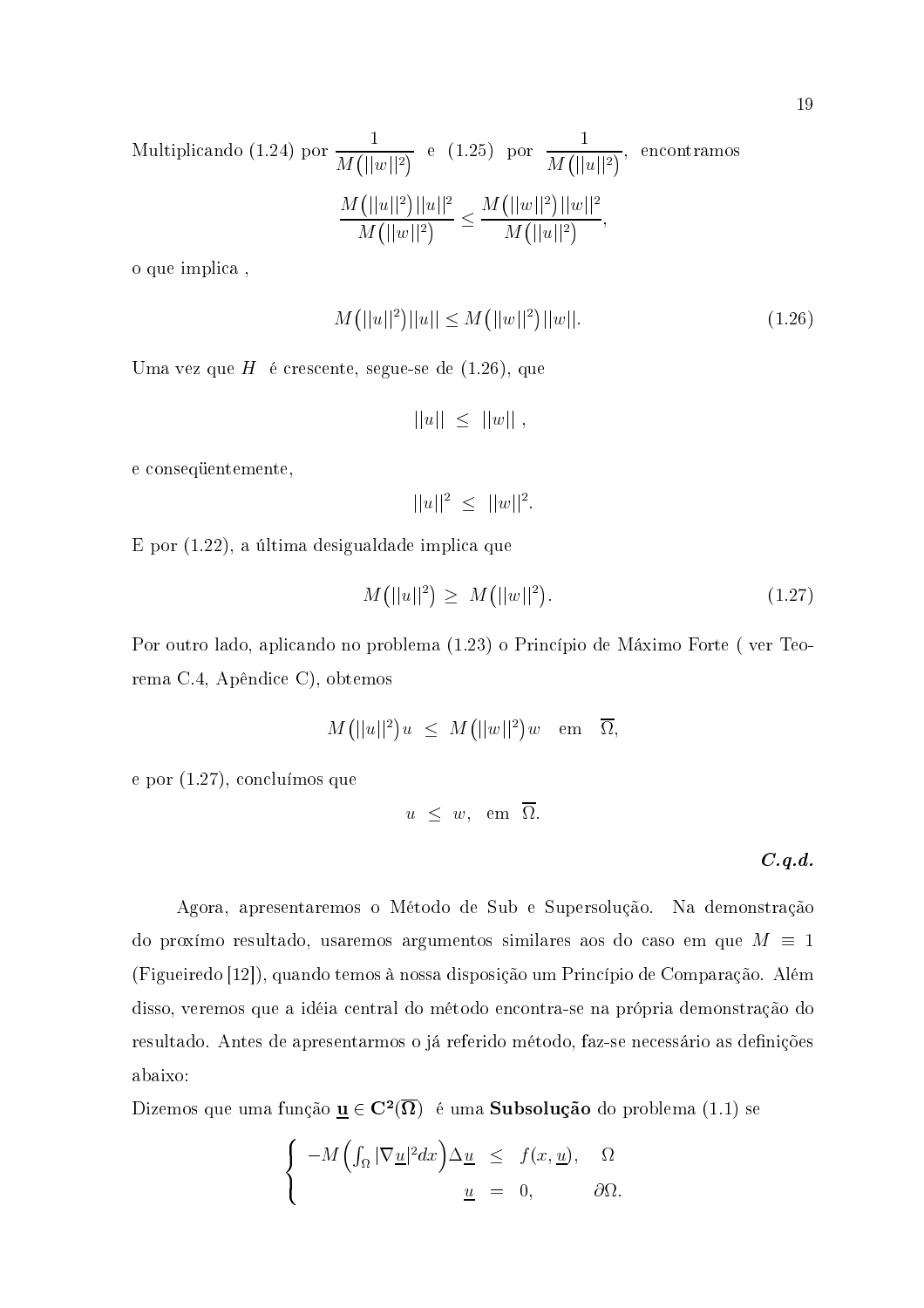Multiplicando (1.24) por $\dfrac{1}{M\big(||w||^2\big)}$ e (1.25) por $\dfrac{1}{M\big(||u||^2\big)}$, encontramos

$$\frac{M\big(||u||^2\big)||u||^2}{M\big(||w||^2\big)} \leq \frac{M\big(||w||^2\big)||w||^2}{M\big(||u||^2\big)},$$

o que implica ,

$$M\big(||u||^2\big)||u|| \leq M\big(||w||^2\big)||w||. \tag{1.26}$$

Uma vez que $H$ é crescente, segue-se de (1.26), que

$$||u|| \ \leq \ ||w|| \ ,$$

e conseqüentemente,

$$||u||^2 \ \leq \ ||w||^2.$$

E por (1.22), a última desigualdade implica que

$$M\big(||u||^2\big) \ \geq \ M\big(||w||^2\big). \tag{1.27}$$

Por outro lado, aplicando no problema (1.23) o Princípio de Máximo Forte ( ver Teorema C.4, Apêndice C), obtemos

$$M\big(||u||^2\big)u \ \leq \ M\big(||w||^2\big)w \quad \text{em} \quad \overline{\Omega},$$

e por (1.27), concluímos que

$$u \ \leq \ w, \ \text{ em } \ \overline{\Omega}.$$

***C.q.d.***

Agora, apresentaremos o Método de Sub e Supersolução. Na demonstração do proxímo resultado, usaremos argumentos similares aos do caso em que $M \equiv 1$ (Figueiredo [12]), quando temos à nossa disposição um Princípio de Comparação. Além disso, veremos que a idéia central do método encontra-se na própria demonstração do resultado. Antes de apresentarmos o já referido método, faz-se necessário as definições abaixo:

Dizemos que uma função $\underline{\mathbf{u}} \in \mathbf{C^2(\overline{\Omega})}$ é uma **Subsolução** do problema (1.1) se

$$\begin{cases} -M\Big(\int_\Omega |\nabla \underline{u}|^2 dx\Big)\Delta \underline{u} & \leq \ f(x, \underline{u}), \quad \Omega \\ \qquad\qquad\qquad\qquad\quad \underline{u} & = \ 0, \qquad\quad \partial\Omega. \end{cases}$$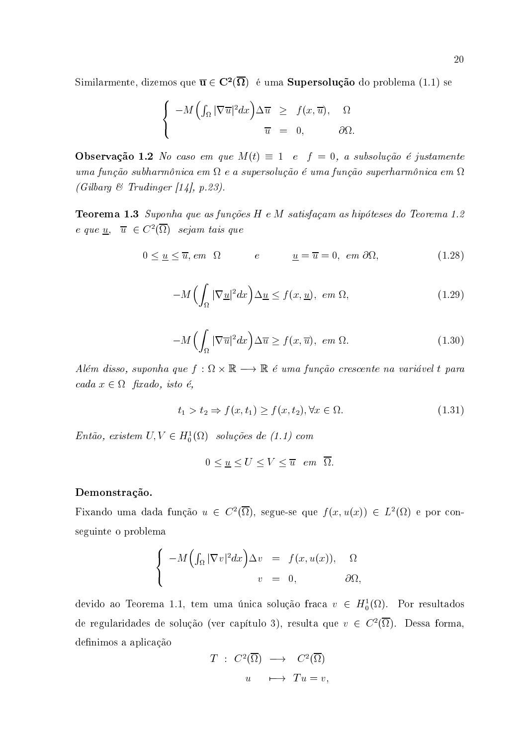Similarmente, dizemos que $\overline{\mathbf{u}} \in \mathbf{C^2}(\overline{\Omega})$ é uma **Supersolução** do problema (1.1) se

$$\begin{cases} -M\Big(\int_\Omega |\nabla \overline{u}|^2 dx\Big)\Delta \overline{u} \;\geq\; f(x,\overline{u}), & \Omega \\ \overline{u} \;=\; 0, & \partial\Omega. \end{cases}$$

**Observação 1.2** *No caso em que $M(t) \equiv 1$ e $f = 0$, a subsolução é justamente uma função subharmônica em $\Omega$ e a supersolução é uma função superharmônica em $\Omega$ (Gilbarg & Trudinger [14], p.23).*

**Teorema 1.3** *Suponha que as funções $H$ e $M$ satisfaçam as hipóteses do Teorema 1.2 e que $\underline{u}$, $\overline{u} \in C^2(\overline{\Omega})$ sejam tais que*

$$0 \leq \underline{u} \leq \overline{u}, \text{ em } \Omega \qquad e \qquad \underline{u} = \overline{u} = 0, \text{ em } \partial\Omega, \tag{1.28}$$

$$-M\Big(\int_\Omega |\nabla \underline{u}|^2 dx\Big)\Delta \underline{u} \leq f(x,\underline{u}), \text{ em } \Omega, \tag{1.29}$$

$$-M\Big(\int_\Omega |\nabla \overline{u}|^2 dx\Big)\Delta \overline{u} \geq f(x,\overline{u}), \text{ em } \Omega. \tag{1.30}$$

*Além disso, suponha que $f : \Omega \times \mathbb{R} \longrightarrow \mathbb{R}$ é uma função crescente na variável $t$ para cada $x \in \Omega$ fixado, isto é,*

$$t_1 > t_2 \Rightarrow f(x,t_1) \geq f(x,t_2), \forall x \in \Omega. \tag{1.31}$$

*Então, existem $U, V \in H_0^1(\Omega)$ soluções de (1.1) com*

$$0 \leq \underline{u} \leq U \leq V \leq \overline{u} \text{ em } \overline{\Omega}.$$

**Demonstração.**

Fixando uma dada função $u \in C^2(\overline{\Omega})$, segue-se que $f(x,u(x)) \in L^2(\Omega)$ e por conseguinte o problema

$$\begin{cases} -M\Big(\int_\Omega |\nabla v|^2 dx\Big)\Delta v \;=\; f(x,u(x)), & \Omega \\ v \;=\; 0, & \partial\Omega, \end{cases}$$

devido ao Teorema 1.1, tem uma única solução fraca $v \in H_0^1(\Omega)$. Por resultados de regularidades de solução (ver capítulo 3), resulta que $v \in C^2(\overline{\Omega})$. Dessa forma, definimos a aplicação

$$\begin{aligned} T \;:\; C^2(\overline{\Omega}) &\longrightarrow C^2(\overline{\Omega}) \\ u &\longmapsto Tu = v, \end{aligned}$$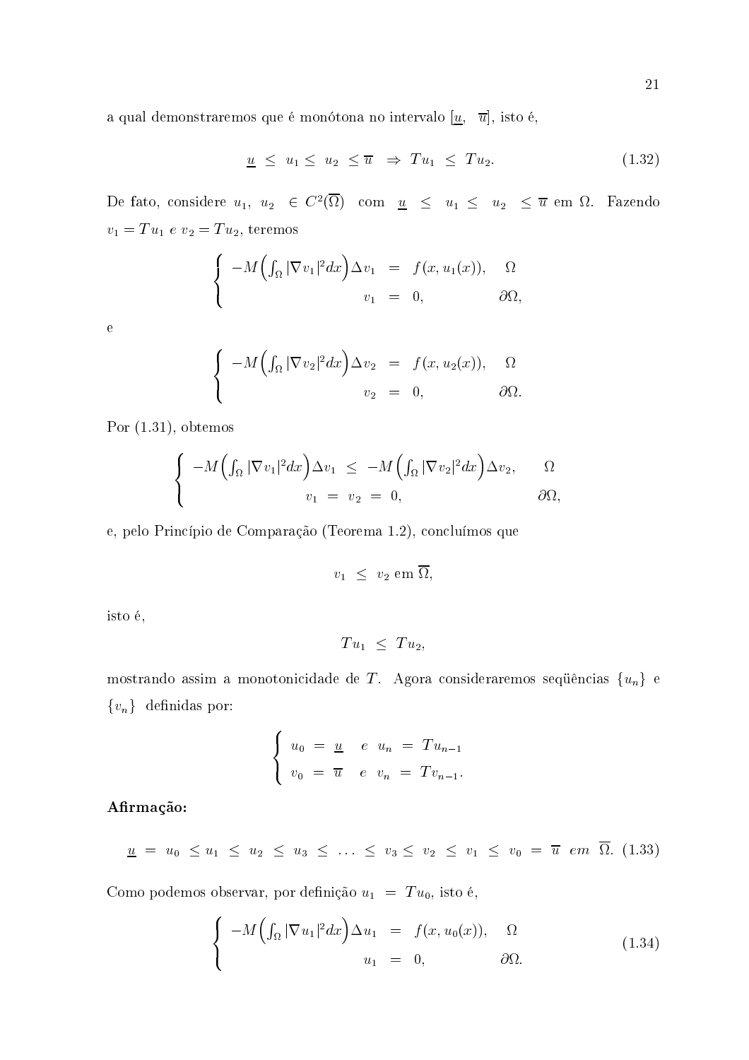a qual demonstraremos que é monótona no intervalo $[\underline{u}, \ \overline{u}]$, isto é,

$$\underline{u} \ \leq \ u_1 \leq \ u_2 \ \leq \overline{u} \ \ \Rightarrow \ Tu_1 \ \leq \ Tu_2. \tag{1.32}$$

De fato, considere $u_1, \ u_2 \ \in C^2(\overline{\Omega})$ com $\underline{u} \ \leq \ u_1 \leq \ u_2 \ \leq \overline{u}$ em $\Omega$. Fazendo $v_1 = Tu_1$ *e* $v_2 = Tu_2$, teremos

$$\begin{cases} -M\Big(\int_\Omega |\nabla v_1|^2 dx\Big)\Delta v_1 &= f(x, u_1(x)), \quad \Omega \\ \qquad\qquad\qquad\qquad v_1 &= 0, \qquad\qquad \partial\Omega, \end{cases}$$

e

$$\begin{cases} -M\Big(\int_\Omega |\nabla v_2|^2 dx\Big)\Delta v_2 &= f(x, u_2(x)), \quad \Omega \\ \qquad\qquad\qquad\qquad v_2 &= 0, \qquad\qquad \partial\Omega. \end{cases}$$

Por (1.31), obtemos

$$\begin{cases} -M\Big(\int_\Omega |\nabla v_1|^2 dx\Big)\Delta v_1 \ \leq \ -M\Big(\int_\Omega |\nabla v_2|^2 dx\Big)\Delta v_2, \qquad \Omega \\ \qquad\qquad\qquad\qquad v_1 \ = \ v_2 \ = \ 0, \qquad\qquad\qquad\qquad \partial\Omega, \end{cases}$$

e, pelo Princípio de Comparação (Teorema 1.2), concluímos que

$$v_1 \ \leq \ v_2 \text{ em } \overline{\Omega},$$

isto é,

$$Tu_1 \ \leq \ Tu_2,$$

mostrando assim a monotonicidade de $T$. Agora consideraremos seqüências $\{u_n\}$ e $\{v_n\}$ definidas por:

$$\begin{cases} u_0 \ = \ \underline{u} \quad e \ \ u_n \ = \ Tu_{n-1} \\ v_0 \ = \ \overline{u} \quad e \ \ v_n \ = \ Tv_{n-1}. \end{cases}$$

**Afirmação:**

$$\underline{u} \ = \ u_0 \ \leq u_1 \ \leq \ u_2 \ \leq \ u_3 \ \leq \ \ldots \ \leq \ v_3 \leq \ v_2 \ \leq \ v_1 \ \leq \ v_0 \ = \ \overline{u} \ \ em \ \ \overline{\Omega}. \tag{1.33}$$

Como podemos observar, por definição $u_1 \ = \ Tu_0$, isto é,

$$\begin{cases} -M\Big(\int_\Omega |\nabla u_1|^2 dx\Big)\Delta u_1 &= f(x, u_0(x)), \quad \Omega \\ \qquad\qquad\qquad\qquad u_1 &= 0, \qquad\qquad \partial\Omega. \end{cases} \tag{1.34}$$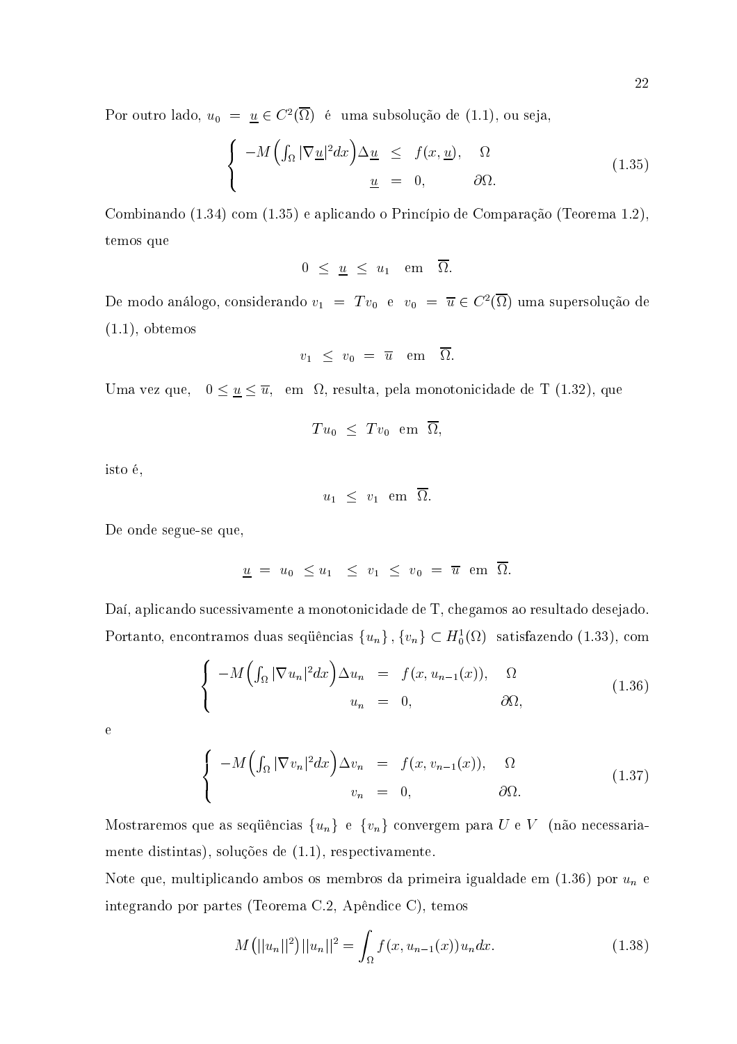Por outro lado, $u_0 = \underline{u} \in C^2(\overline{\Omega})$ é uma subsolução de (1.1), ou seja,

$$\begin{cases} -M\Big(\int_\Omega |\nabla \underline{u}|^2 dx\Big)\Delta \underline{u} & \leq & f(x,\underline{u}), & \Omega \\ \underline{u} & = & 0, & \partial\Omega. \end{cases} \tag{1.35}$$

Combinando (1.34) com (1.35) e aplicando o Princípio de Comparação (Teorema 1.2), temos que

$$0 \leq \underline{u} \leq u_1 \quad \text{em} \quad \overline{\Omega}.$$

De modo análogo, considerando $v_1 = Tv_0$ e $v_0 = \overline{u} \in C^2(\overline{\Omega})$ uma supersolução de (1.1), obtemos

$$v_1 \leq v_0 = \overline{u} \quad \text{em} \quad \overline{\Omega}.$$

Uma vez que, $0 \leq \underline{u} \leq \overline{u}$, em $\Omega$, resulta, pela monotonicidade de T (1.32), que

$$Tu_0 \leq Tv_0 \text{ em } \overline{\Omega},$$

isto é,

$$u_1 \leq v_1 \text{ em } \overline{\Omega}.$$

De onde segue-se que,

$$\underline{u} = u_0 \leq u_1 \leq v_1 \leq v_0 = \overline{u} \text{ em } \overline{\Omega}.$$

Daí, aplicando sucessivamente a monotonicidade de T, chegamos ao resultado desejado. Portanto, encontramos duas seqüências $\{u_n\}, \{v_n\} \subset H_0^1(\Omega)$ satisfazendo (1.33), com

$$\begin{cases} -M\Big(\int_\Omega |\nabla u_n|^2 dx\Big)\Delta u_n & = & f(x,u_{n-1}(x)), & \Omega \\ u_n & = & 0, & \partial\Omega, \end{cases} \tag{1.36}$$

e

$$\begin{cases} -M\Big(\int_\Omega |\nabla v_n|^2 dx\Big)\Delta v_n & = & f(x,v_{n-1}(x)), & \Omega \\ v_n & = & 0, & \partial\Omega. \end{cases} \tag{1.37}$$

Mostraremos que as seqüências $\{u_n\}$ e $\{v_n\}$ convergem para $U$ e $V$ (não necessariamente distintas), soluções de (1.1), respectivamente.

Note que, multiplicando ambos os membros da primeira igualdade em (1.36) por $u_n$ e integrando por partes (Teorema C.2, Apêndice C), temos

$$M\big(||u_n||^2\big)||u_n||^2 = \int_\Omega f(x,u_{n-1}(x))u_n dx. \tag{1.38}$$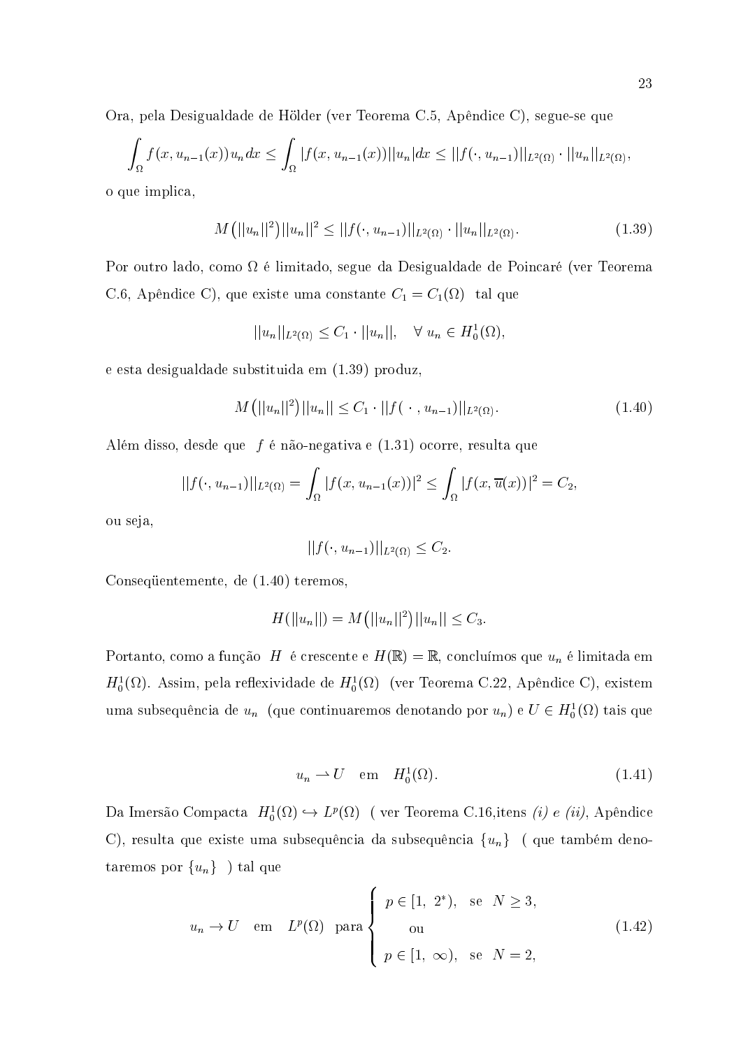Ora, pela Desigualdade de Hölder (ver Teorema C.5, Apêndice C), segue-se que

$$\int_\Omega f(x, u_{n-1}(x)) u_n dx \leq \int_\Omega |f(x, u_{n-1}(x))||u_n| dx \leq ||f(\cdot, u_{n-1})||_{L^2(\Omega)} \cdot ||u_n||_{L^2(\Omega)},$$

o que implica,

$$M\big(||u_n||^2\big)||u_n||^2 \leq ||f(\cdot, u_{n-1})||_{L^2(\Omega)} \cdot ||u_n||_{L^2(\Omega)}. \tag{1.39}$$

Por outro lado, como $\Omega$ é limitado, segue da Desigualdade de Poincaré (ver Teorema C.6, Apêndice C), que existe uma constante $C_1 = C_1(\Omega)$ tal que

$$||u_n||_{L^2(\Omega)} \leq C_1 \cdot ||u_n||, \quad \forall\ u_n \in H_0^1(\Omega),$$

e esta desigualdade substituida em (1.39) produz,

$$M\big(||u_n||^2\big)||u_n|| \leq C_1 \cdot ||f(\ \cdot\ , u_{n-1})||_{L^2(\Omega)}. \tag{1.40}$$

Além disso, desde que $f$ é não-negativa e (1.31) ocorre, resulta que

$$||f(\cdot, u_{n-1})||_{L^2(\Omega)} = \int_\Omega |f(x, u_{n-1}(x))|^2 \leq \int_\Omega |f(x, \overline{u}(x))|^2 = C_2,$$

ou seja,

$$||f(\cdot, u_{n-1})||_{L^2(\Omega)} \leq C_2.$$

Conseqüentemente, de (1.40) teremos,

$$H(||u_n||) = M\big(||u_n||^2\big)||u_n|| \leq C_3.$$

Portanto, como a função $H$ é crescente e $H(\mathbb{R}) = \mathbb{R}$, concluímos que $u_n$ é limitada em $H_0^1(\Omega)$. Assim, pela reflexividade de $H_0^1(\Omega)$ (ver Teorema C.22, Apêndice C), existem uma subsequência de $u_n$ (que continuaremos denotando por $u_n$) e $U \in H_0^1(\Omega)$ tais que

$$u_n \rightharpoonup U \quad \text{em} \quad H_0^1(\Omega). \tag{1.41}$$

Da Imersão Compacta $H_0^1(\Omega) \hookrightarrow L^p(\Omega)$ ( ver Teorema C.16,itens *(i) e (ii)*, Apêndice C), resulta que existe uma subsequência da subsequência $\{u_n\}$ ( que também denotaremos por $\{u_n\}$ ) tal que

$$u_n \to U \quad \text{em} \quad L^p(\Omega) \quad \text{para} \begin{cases} p \in [1,\ 2^*), & \text{se} \quad N \geq 3, \\ \quad \text{ou} & \\ p \in [1,\ \infty), & \text{se} \quad N = 2, \end{cases} \tag{1.42}$$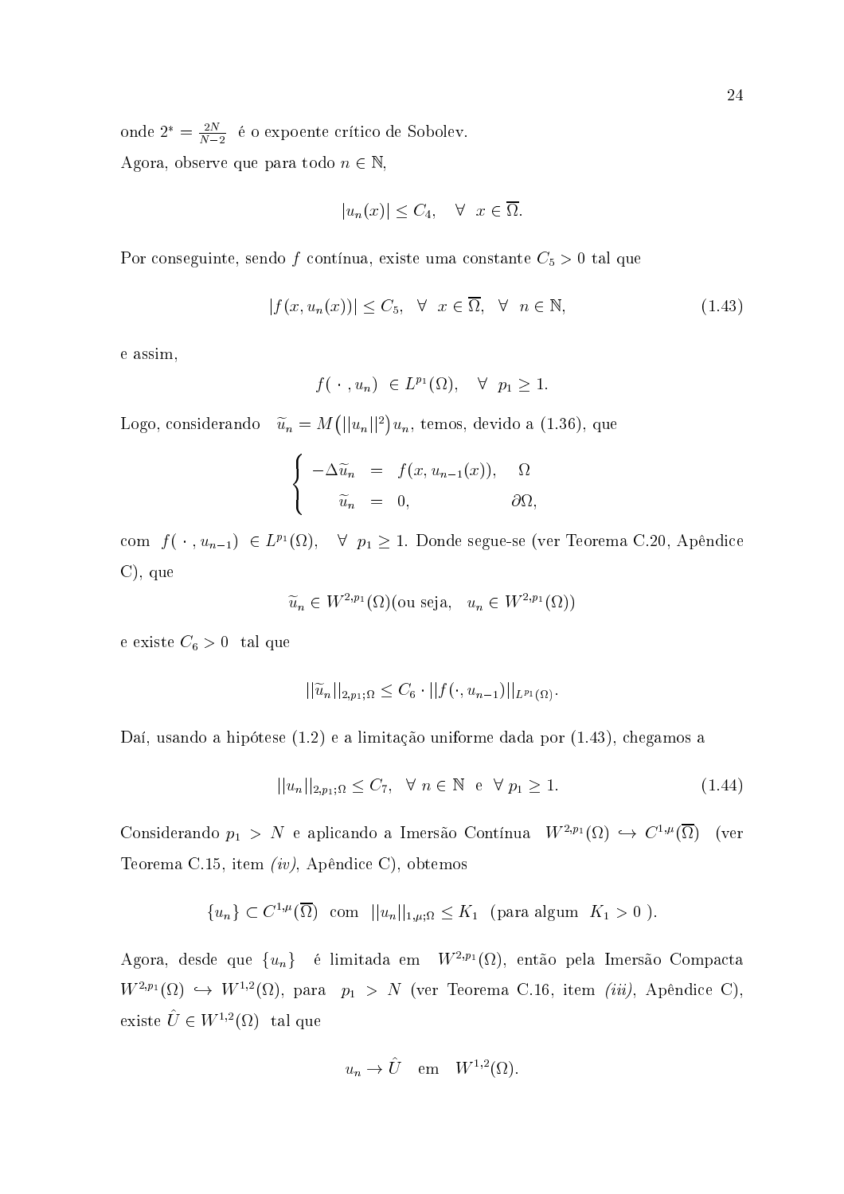onde $2^* = \frac{2N}{N-2}$ é o expoente crítico de Sobolev.

Agora, observe que para todo $n \in \mathbb{N}$,

$$|u_n(x)| \leq C_4, \quad \forall \;\; x \in \overline{\Omega}.$$

Por conseguinte, sendo $f$ contínua, existe uma constante $C_5 > 0$ tal que

$$|f(x, u_n(x))| \leq C_5, \;\; \forall \;\; x \in \overline{\Omega}, \;\; \forall \;\; n \in \mathbb{N}, \tag{1.43}$$

e assim,

$$f(\;\cdot\;, u_n) \;\in L^{p_1}(\Omega), \quad \forall \;\; p_1 \geq 1.$$

Logo, considerando $\widetilde{u}_n = M\big(||u_n||^2\big)u_n$, temos, devido a (1.36), que

$$\begin{cases} -\Delta \widetilde{u}_n &= f(x, u_{n-1}(x)), \quad \Omega \\ \quad \widetilde{u}_n &= 0, \qquad\qquad\qquad \partial\Omega, \end{cases}$$

com $f(\;\cdot\;, u_{n-1}) \;\in L^{p_1}(\Omega), \quad \forall \;\; p_1 \geq 1$. Donde segue-se (ver Teorema C.20, Apêndice C), que

$$\widetilde{u}_n \in W^{2,p_1}(\Omega)(\text{ou seja,} \;\;\; u_n \in W^{2,p_1}(\Omega))$$

e existe $C_6 > 0$ tal que

$$||\widetilde{u}_n||_{2,p_1;\Omega} \leq C_6 \cdot ||f(\cdot, u_{n-1})||_{L^{p_1}(\Omega)}.$$

Daí, usando a hipótese (1.2) e a limitação uniforme dada por (1.43), chegamos a

$$||u_n||_{2,p_1;\Omega} \leq C_7, \;\; \forall \; n \in \mathbb{N} \;\; \text{e} \;\; \forall \; p_1 \geq 1. \tag{1.44}$$

Considerando $p_1 > N$ e aplicando a Imersão Contínua $W^{2,p_1}(\Omega) \hookrightarrow C^{1,\mu}(\overline{\Omega})$ (ver Teorema C.15, item *(iv)*, Apêndice C), obtemos

$$\{u_n\} \subset C^{1,\mu}(\overline{\Omega}) \;\; \text{com} \;\; ||u_n||_{1,\mu;\Omega} \leq K_1 \;\; (\text{para algum} \;\; K_1 > 0 \;).$$

Agora, desde que $\{u_n\}$ é limitada em $W^{2,p_1}(\Omega)$, então pela Imersão Compacta $W^{2,p_1}(\Omega) \hookrightarrow W^{1,2}(\Omega)$, para $p_1 > N$ (ver Teorema C.16, item *(iii)*, Apêndice C), existe $\hat{U} \in W^{1,2}(\Omega)$ tal que

$$u_n \to \hat{U} \quad \text{em} \quad W^{1,2}(\Omega).$$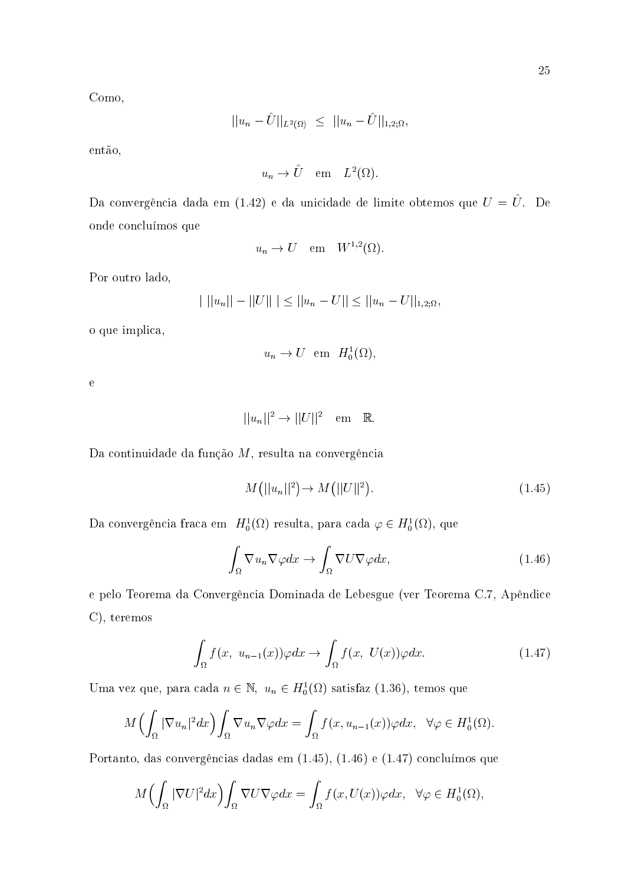Como,

$$||u_n - \hat{U}||_{L^2(\Omega)} \;\leq\; ||u_n - \hat{U}||_{1,2;\Omega},$$

então,

$$u_n \to \hat{U} \quad \text{em} \quad L^2(\Omega).$$

Da convergência dada em (1.42) e da unicidade de limite obtemos que $U = \hat{U}$. De onde concluímos que

$$u_n \to U \quad \text{em} \quad W^{1,2}(\Omega).$$

Por outro lado,

$$|\; ||u_n|| - ||U|| \;| \leq ||u_n - U|| \leq ||u_n - U||_{1,2;\Omega},$$

o que implica,

$$u_n \to U \;\; \text{em} \;\; H_0^1(\Omega),$$

e

$$||u_n||^2 \to ||U||^2 \quad \text{em} \quad \mathbb{R}.$$

Da continuidade da função $M$, resulta na convergência

$$M\big(||u_n||^2\big) \to M\big(||U||^2\big). \tag{1.45}$$

Da convergência fraca em $H_0^1(\Omega)$ resulta, para cada $\varphi \in H_0^1(\Omega)$, que

$$\int_\Omega \nabla u_n \nabla \varphi dx \to \int_\Omega \nabla U \nabla \varphi dx, \tag{1.46}$$

e pelo Teorema da Convergência Dominada de Lebesgue (ver Teorema C.7, Apêndice C), teremos

$$\int_\Omega f(x,\; u_{n-1}(x))\varphi dx \to \int_\Omega f(x,\; U(x))\varphi dx. \tag{1.47}$$

Uma vez que, para cada $n \in \mathbb{N}$, $u_n \in H_0^1(\Omega)$ satisfaz (1.36), temos que

$$M\Big(\int_\Omega |\nabla u_n|^2 dx\Big) \int_\Omega \nabla u_n \nabla \varphi dx = \int_\Omega f(x, u_{n-1}(x))\varphi dx, \;\; \forall \varphi \in H_0^1(\Omega).$$

Portanto, das convergências dadas em (1.45), (1.46) e (1.47) concluímos que

$$M\Big(\int_\Omega |\nabla U|^2 dx\Big) \int_\Omega \nabla U \nabla \varphi dx = \int_\Omega f(x, U(x))\varphi dx, \;\; \forall \varphi \in H_0^1(\Omega),$$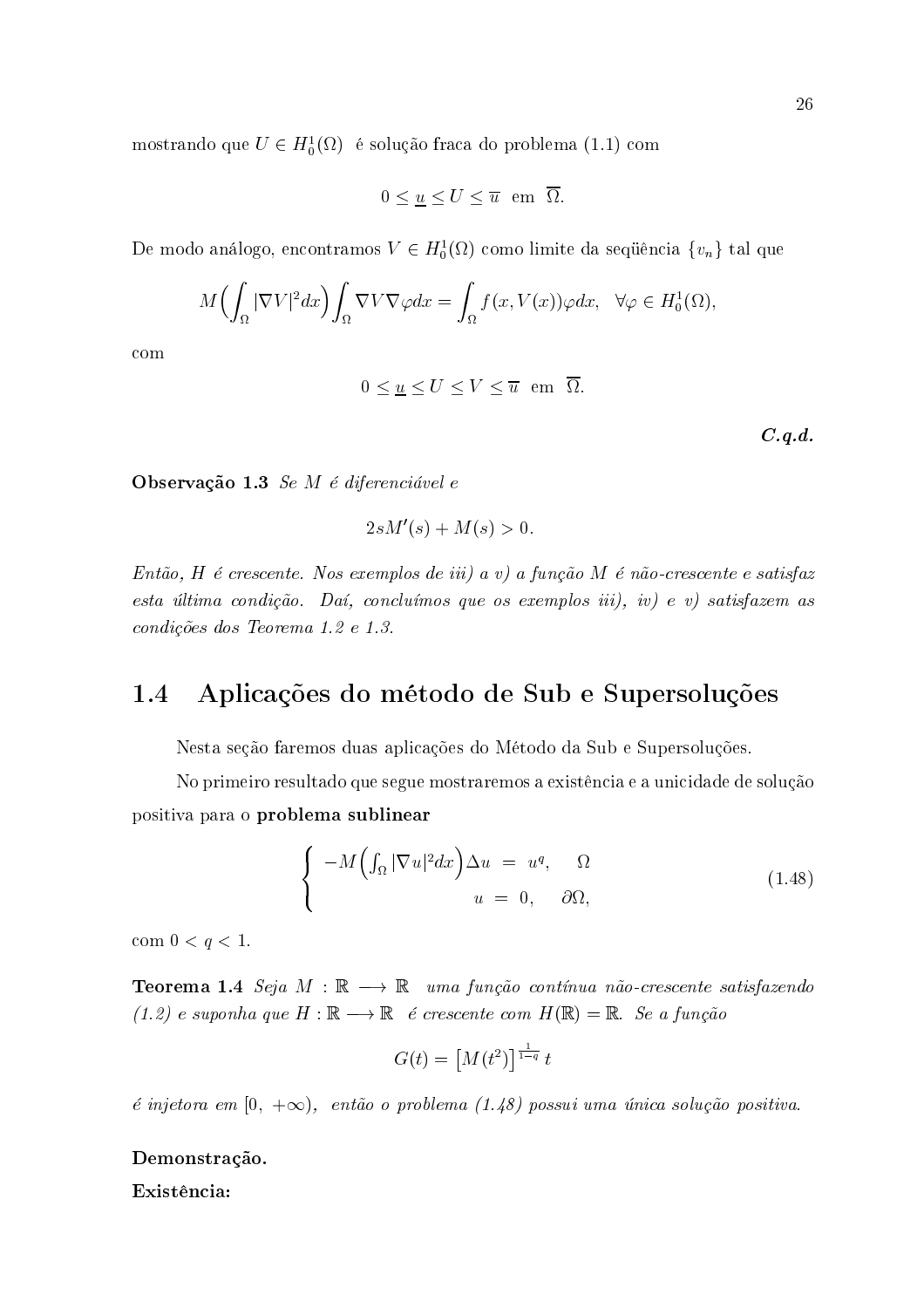mostrando que $U \in H_0^1(\Omega)$ é solução fraca do problema (1.1) com

$$0 \leq \underline{u} \leq U \leq \overline{u} \ \text{ em } \ \overline{\Omega}.$$

De modo análogo, encontramos $V \in H_0^1(\Omega)$ como limite da seqüência $\{v_n\}$ tal que

$$M\Big(\int_\Omega |\nabla V|^2 dx\Big)\int_\Omega \nabla V \nabla \varphi dx = \int_\Omega f(x, V(x))\varphi dx, \quad \forall \varphi \in H_0^1(\Omega),$$

com

$$0 \leq \underline{u} \leq U \leq V \leq \overline{u} \ \text{ em } \ \overline{\Omega}.$$

***C.q.d.***

**Observação 1.3** *Se $M$ é diferenciável e*

$$2sM'(s) + M(s) > 0.$$

*Então, $H$ é crescente. Nos exemplos de iii) a v) a função $M$ é não-crescente e satisfaz esta última condição. Daí, concluímos que os exemplos iii), iv) e v) satisfazem as condições dos Teorema 1.2 e 1.3.*

## 1.4 Aplicações do método de Sub e Supersoluções

Nesta seção faremos duas aplicações do Método da Sub e Supersoluções.

No primeiro resultado que segue mostraremos a existência e a unicidade de solução positiva para o **problema sublinear**

$$\begin{cases} -M\Big(\int_\Omega |\nabla u|^2 dx\Big)\Delta u = u^q, & \Omega \\ \qquad\qquad\qquad\qquad\quad u = 0, & \partial\Omega, \end{cases} \tag{1.48}$$

com $0 < q < 1$.

**Teorema 1.4** *Seja $M : \mathbb{R} \longrightarrow \mathbb{R}$ uma função contínua não-crescente satisfazendo (1.2) e suponha que $H : \mathbb{R} \longrightarrow \mathbb{R}$ é crescente com $H(\mathbb{R}) = \mathbb{R}$. Se a função*

$$G(t) = \big[M(t^2)\big]^{\frac{1}{1-q}}\, t$$

*é injetora em $[0, +\infty)$, então o problema (1.48) possui uma única solução positiva.*

**Demonstração.**

**Existência:**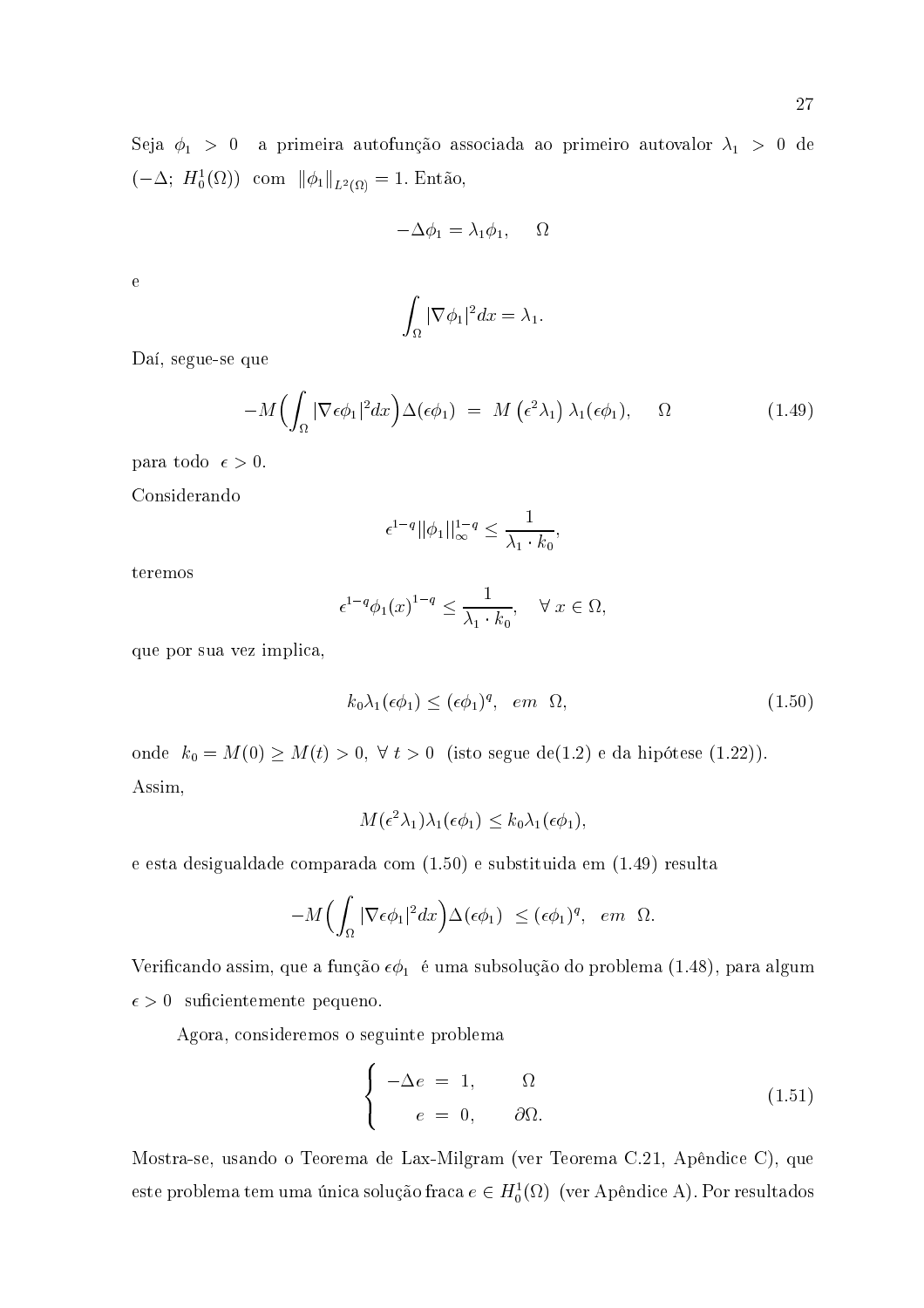Seja $\phi_1 > 0$ a primeira autofunção associada ao primeiro autovalor $\lambda_1 > 0$ de $(-\Delta;\ H_0^1(\Omega))$ com $\|\phi_1\|_{L^2(\Omega)} = 1$. Então,

$$-\Delta\phi_1 = \lambda_1\phi_1, \qquad \Omega$$

e

$$\int_\Omega |\nabla\phi_1|^2 dx = \lambda_1.$$

Daí, segue-se que

$$-M\Big(\int_\Omega |\nabla\epsilon\phi_1|^2 dx\Big)\Delta(\epsilon\phi_1) \;=\; M\left(\epsilon^2\lambda_1\right)\lambda_1(\epsilon\phi_1), \qquad \Omega \tag{1.49}$$

para todo $\epsilon > 0$.

Considerando

$$\epsilon^{1-q}||\phi_1||_\infty^{1-q} \leq \frac{1}{\lambda_1 \cdot k_0},$$

teremos

$$\epsilon^{1-q}\phi_1(x)^{1-q} \leq \frac{1}{\lambda_1 \cdot k_0}, \quad \forall\, x \in \Omega,$$

que por sua vez implica,

$$k_0\lambda_1(\epsilon\phi_1) \leq (\epsilon\phi_1)^q, \quad em \;\; \Omega, \tag{1.50}$$

onde $k_0 = M(0) \geq M(t) > 0,\ \forall\, t > 0$ (isto segue de(1.2) e da hipótese (1.22)).

Assim,

$$M(\epsilon^2\lambda_1)\lambda_1(\epsilon\phi_1) \leq k_0\lambda_1(\epsilon\phi_1),$$

e esta desigualdade comparada com (1.50) e substituida em (1.49) resulta

$$-M\Big(\int_\Omega |\nabla\epsilon\phi_1|^2 dx\Big)\Delta(\epsilon\phi_1) \;\leq (\epsilon\phi_1)^q, \quad em \;\; \Omega.$$

Verificando assim, que a função $\epsilon\phi_1$ é uma subsolução do problema (1.48), para algum $\epsilon > 0$ suficientemente pequeno.

Agora, consideremos o seguinte problema

$$\left\{\begin{array}{rcll} -\Delta e &=& 1, & \Omega \\ e &=& 0, & \partial\Omega. \end{array}\right. \tag{1.51}$$

Mostra-se, usando o Teorema de Lax-Milgram (ver Teorema C.21, Apêndice C), que este problema tem uma única solução fraca $e \in H_0^1(\Omega)$ (ver Apêndice A). Por resultados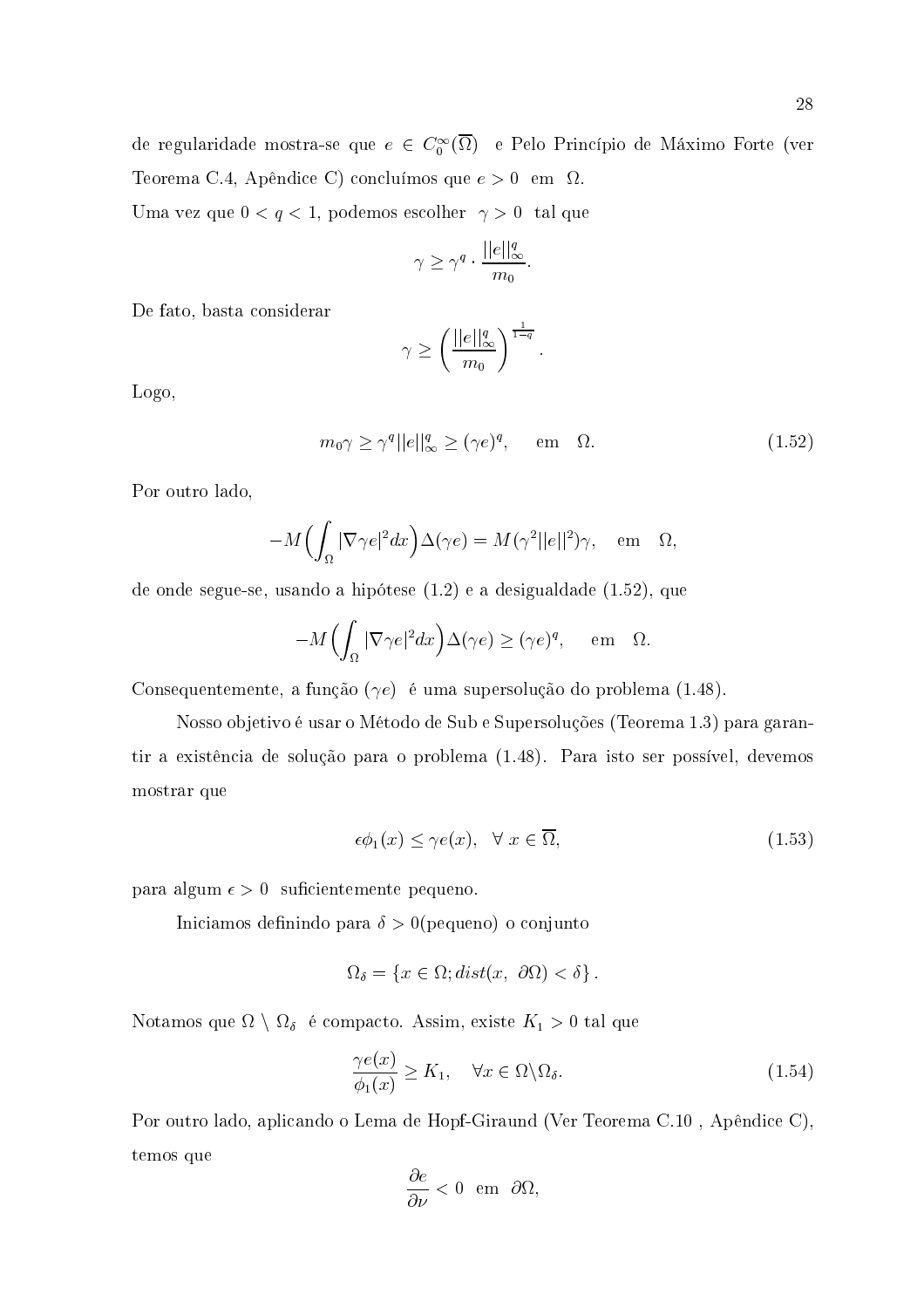de regularidade mostra-se que $e \in C_0^\infty(\overline{\Omega})$ e Pelo Princípio de Máximo Forte (ver Teorema C.4, Apêndice C) concluímos que $e > 0$ em $\Omega$.

Uma vez que $0 < q < 1$, podemos escolher $\gamma > 0$ tal que

$$\gamma \geq \gamma^q \cdot \frac{||e||_\infty^q}{m_0}.$$

De fato, basta considerar

$$\gamma \geq \left(\frac{||e||_\infty^q}{m_0}\right)^{\frac{1}{1-q}}.$$

Logo,

$$m_0\gamma \geq \gamma^q ||e||_\infty^q \geq (\gamma e)^q, \quad \text{em} \quad \Omega. \tag{1.52}$$

Por outro lado,

$$-M\Big(\int_\Omega |\nabla \gamma e|^2 dx\Big)\Delta(\gamma e) = M(\gamma^2 ||e||^2)\gamma, \quad \text{em} \quad \Omega,$$

de onde segue-se, usando a hipótese (1.2) e a desigualdade (1.52), que

$$-M\Big(\int_\Omega |\nabla \gamma e|^2 dx\Big)\Delta(\gamma e) \geq (\gamma e)^q, \quad \text{em} \quad \Omega.$$

Consequentemente, a função $(\gamma e)$ é uma supersolução do problema (1.48).

Nosso objetivo é usar o Método de Sub e Supersoluções (Teorema 1.3) para garantir a existência de solução para o problema (1.48). Para isto ser possível, devemos mostrar que

$$\epsilon\phi_1(x) \leq \gamma e(x), \quad \forall\, x \in \overline{\Omega}, \tag{1.53}$$

para algum $\epsilon > 0$ suficientemente pequeno.

Iniciamos definindo para $\delta > 0$(pequeno) o conjunto

$$\Omega_\delta = \{x \in \Omega; dist(x,\ \partial\Omega) < \delta\}.$$

Notamos que $\Omega \setminus \Omega_\delta$ é compacto. Assim, existe $K_1 > 0$ tal que

$$\frac{\gamma e(x)}{\phi_1(x)} \geq K_1, \quad \forall x \in \Omega \backslash \Omega_\delta. \tag{1.54}$$

Por outro lado, aplicando o Lema de Hopf-Giraund (Ver Teorema C.10 , Apêndice C), temos que

$$\frac{\partial e}{\partial \nu} < 0 \ \text{ em } \ \partial\Omega,$$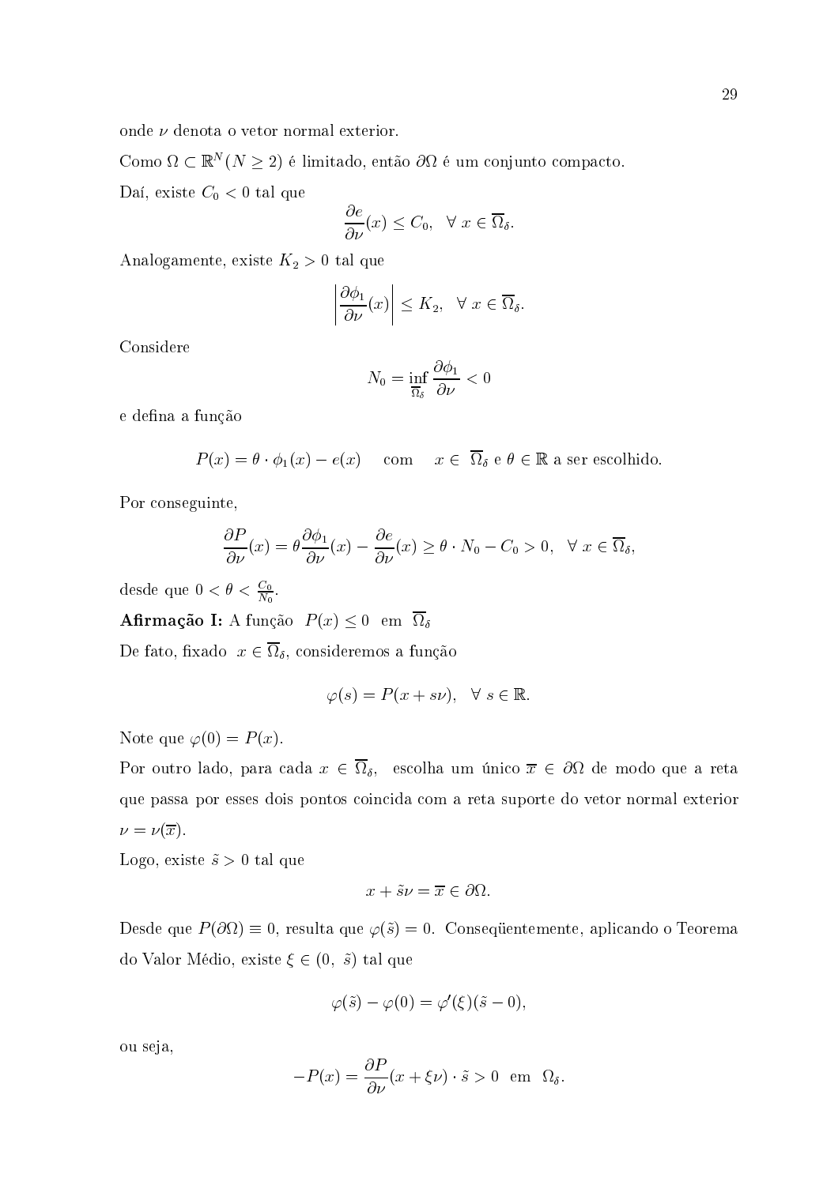onde $\nu$ denota o vetor normal exterior.

Como $\Omega \subset \mathbb{R}^N (N \geq 2)$ é limitado, então $\partial\Omega$ é um conjunto compacto.

Daí, existe $C_0 < 0$ tal que

$$\frac{\partial e}{\partial \nu}(x) \leq C_0, \quad \forall\ x \in \overline{\Omega}_\delta.$$

Analogamente, existe $K_2 > 0$ tal que

$$\left|\frac{\partial \phi_1}{\partial \nu}(x)\right| \leq K_2, \quad \forall\ x \in \overline{\Omega}_\delta.$$

Considere

$$N_0 = \inf_{\overline{\Omega}_\delta} \frac{\partial \phi_1}{\partial \nu} < 0$$

e defina a função

$$P(x) = \theta \cdot \phi_1(x) - e(x) \quad \text{ com } \quad x \in\ \overline{\Omega}_\delta \text{ e } \theta \in \mathbb{R} \text{ a ser escolhido.}$$

Por conseguinte,

$$\frac{\partial P}{\partial \nu}(x) = \theta \frac{\partial \phi_1}{\partial \nu}(x) - \frac{\partial e}{\partial \nu}(x) \geq \theta \cdot N_0 - C_0 > 0, \quad \forall\ x \in \overline{\Omega}_\delta,$$

desde que $0 < \theta < \frac{C_0}{N_0}$.

**Afirmação I:** A função $P(x) \leq 0$ em $\overline{\Omega}_\delta$

De fato, fixado $x \in \overline{\Omega}_\delta$, consideremos a função

$$\varphi(s) = P(x + s\nu), \quad \forall\ s \in \mathbb{R}.$$

Note que $\varphi(0) = P(x)$.

Por outro lado, para cada $x \in \overline{\Omega}_\delta$, escolha um único $\overline{x} \in \partial\Omega$ de modo que a reta que passa por esses dois pontos coincida com a reta suporte do vetor normal exterior $\nu = \nu(\overline{x})$.

Logo, existe $\tilde{s} > 0$ tal que

$$x + \tilde{s}\nu = \overline{x} \in \partial\Omega.$$

Desde que $P(\partial\Omega) \equiv 0$, resulta que $\varphi(\tilde{s}) = 0$. Conseqüentemente, aplicando o Teorema do Valor Médio, existe $\xi \in (0,\ \tilde{s})$ tal que

$$\varphi(\tilde{s}) - \varphi(0) = \varphi'(\xi)(\tilde{s} - 0),$$

ou seja,

$$-P(x) = \frac{\partial P}{\partial \nu}(x + \xi\nu) \cdot \tilde{s} > 0 \ \text{ em } \ \Omega_\delta.$$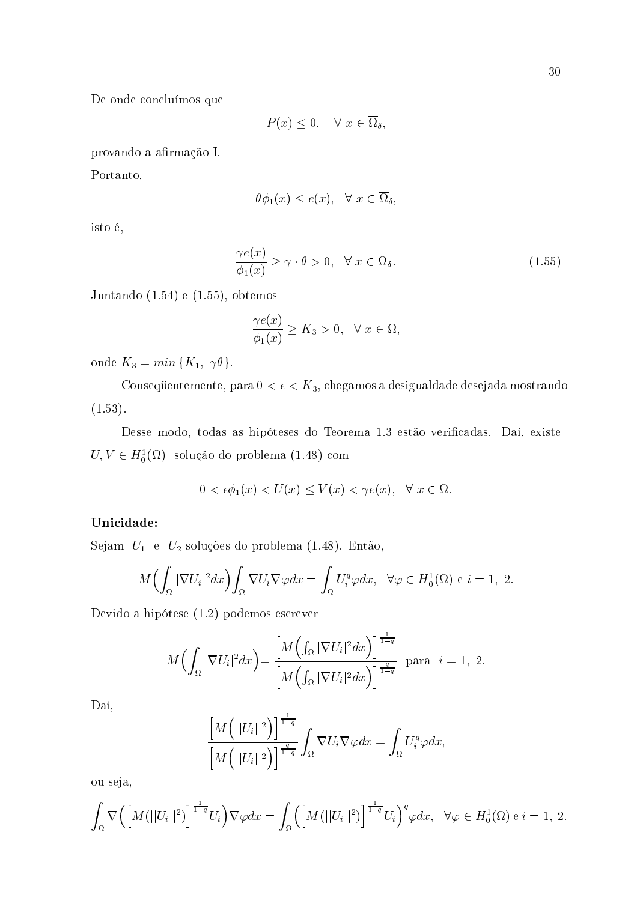De onde concluímos que

$$P(x) \leq 0, \quad \forall\, x \in \overline{\Omega}_\delta,$$

provando a afirmação I.

Portanto,

$$\theta\phi_1(x) \leq e(x), \quad \forall\, x \in \overline{\Omega}_\delta,$$

isto é,

$$\frac{\gamma e(x)}{\phi_1(x)} \geq \gamma \cdot \theta > 0, \quad \forall\, x \in \Omega_\delta. \tag{1.55}$$

Juntando (1.54) e (1.55), obtemos

$$\frac{\gamma e(x)}{\phi_1(x)} \geq K_3 > 0, \quad \forall\, x \in \Omega,$$

onde $K_3 = min\,\{K_1,\ \gamma\theta\}$.

Conseqüentemente, para $0 < \epsilon < K_3$, chegamos a desigualdade desejada mostrando (1.53).

Desse modo, todas as hipóteses do Teorema 1.3 estão verificadas. Daí, existe $U, V \in H_0^1(\Omega)$ solução do problema (1.48) com

$$0 < \epsilon\phi_1(x) < U(x) \leq V(x) < \gamma e(x), \quad \forall\, x \in \Omega.$$

**Unicidade:**

Sejam $U_1$ e $U_2$ soluções do problema (1.48). Então,

$$M\Big(\int_\Omega |\nabla U_i|^2 dx\Big)\int_\Omega \nabla U_i \nabla\varphi dx = \int_\Omega U_i^q \varphi dx, \quad \forall \varphi \in H_0^1(\Omega) \text{ e } i = 1,\ 2.$$

Devido a hipótese (1.2) podemos escrever

$$M\Big(\int_\Omega |\nabla U_i|^2 dx\Big) = \frac{\Big[M\Big(\int_\Omega |\nabla U_i|^2 dx\Big)\Big]^{\frac{1}{1-q}}}{\Big[M\Big(\int_\Omega |\nabla U_i|^2 dx\Big)\Big]^{\frac{q}{1-q}}} \quad \text{para} \quad i = 1,\ 2.$$

Daí,

$$\frac{\Big[M\Big(||U_i||^2\Big)\Big]^{\frac{1}{1-q}}}{\Big[M\Big(||U_i||^2\Big)\Big]^{\frac{q}{1-q}}}\int_\Omega \nabla U_i \nabla\varphi dx = \int_\Omega U_i^q \varphi dx,$$

ou seja,

$$\int_\Omega \nabla\Big(\Big[M(||U_i||^2)\Big]^{\frac{1}{1-q}} U_i\Big)\nabla\varphi dx = \int_\Omega \Big(\Big[M(||U_i||^2)\Big]^{\frac{1}{1-q}} U_i\Big)^q \varphi dx, \quad \forall \varphi \in H_0^1(\Omega) \text{ e } i = 1,\ 2.$$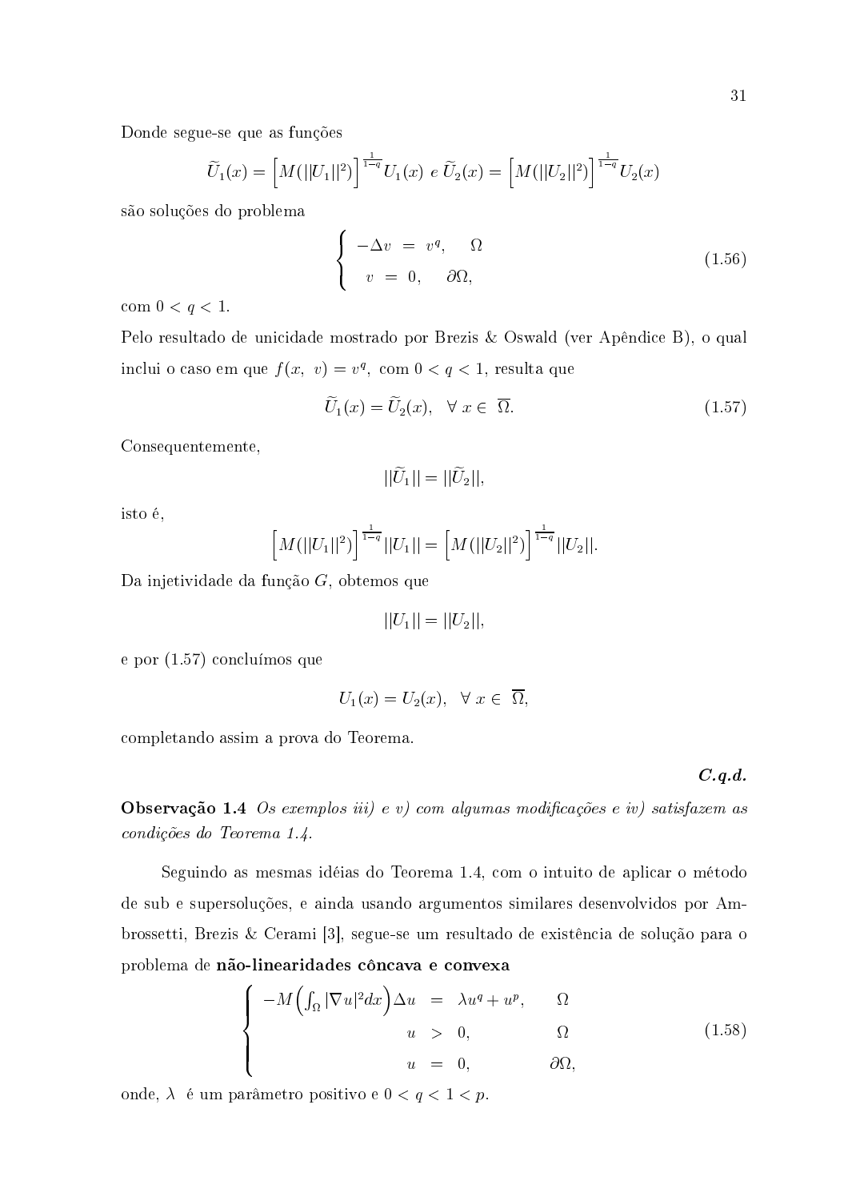Donde segue-se que as funções

$$\widetilde{U}_1(x) = \Big[M(||U_1||^2)\Big]^{\frac{1}{1-q}} U_1(x) \ e \ \widetilde{U}_2(x) = \Big[M(||U_2||^2)\Big]^{\frac{1}{1-q}} U_2(x)$$

são soluções do problema

$$\left\{ \begin{array}{rcll} -\Delta v & = & v^q, & \Omega \\ v & = & 0, & \partial\Omega, \end{array} \right. \tag{1.56}$$

com $0 < q < 1$.

Pelo resultado de unicidade mostrado por Brezis & Oswald (ver Apêndice B), o qual inclui o caso em que $f(x,\ v) = v^q$, com $0 < q < 1$, resulta que

$$\widetilde{U}_1(x) = \widetilde{U}_2(x), \quad \forall\ x \in\ \overline{\Omega}. \tag{1.57}$$

Consequentemente,

$$||\widetilde{U}_1|| = ||\widetilde{U}_2||,$$

isto é,

$$\Big[M(||U_1||^2)\Big]^{\frac{1}{1-q}} ||U_1|| = \Big[M(||U_2||^2)\Big]^{\frac{1}{1-q}} ||U_2||.$$

Da injetividade da função $G$, obtemos que

$$||U_1|| = ||U_2||,$$

e por (1.57) concluímos que

$$U_1(x) = U_2(x), \quad \forall\ x \in\ \overline{\Omega},$$

completando assim a prova do Teorema.

***C.q.d.***

**Observação 1.4** *Os exemplos iii) e v) com algumas modificações e iv) satisfazem as condições do Teorema 1.4.*

Seguindo as mesmas idéias do Teorema 1.4, com o intuito de aplicar o método de sub e supersoluções, e ainda usando argumentos similares desenvolvidos por Ambrossetti, Brezis & Cerami [3], segue-se um resultado de existência de solução para o problema de **não-linearidades côncava e convexa**

$$\left\{ \begin{array}{rcll} -M\Big(\int_\Omega |\nabla u|^2 dx\Big)\Delta u & = & \lambda u^q + u^p, & \Omega \\ u & > & 0, & \Omega \\ u & = & 0, & \partial\Omega, \end{array} \right. \tag{1.58}$$

onde, $\lambda$ é um parâmetro positivo e $0 < q < 1 < p$.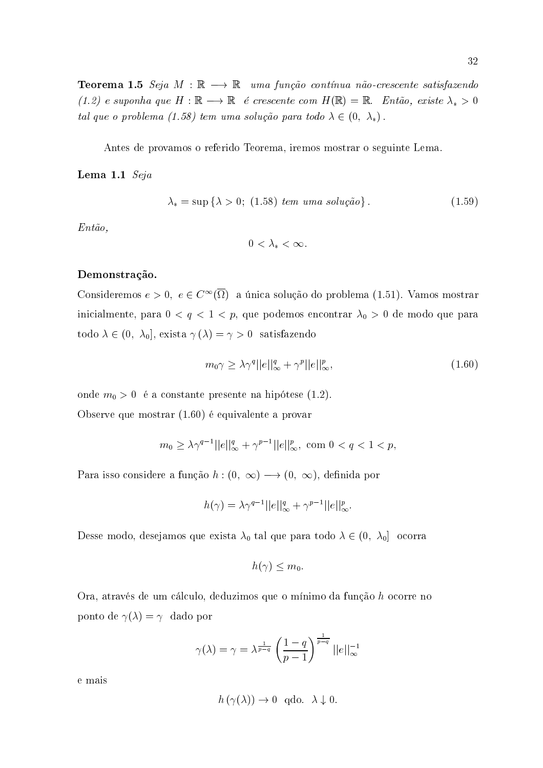**Teorema 1.5** *Seja $M : \mathbb{R} \longrightarrow \mathbb{R}$ uma função contínua não-crescente satisfazendo (1.2) e suponha que $H : \mathbb{R} \longrightarrow \mathbb{R}$ é crescente com $H(\mathbb{R}) = \mathbb{R}$. Então, existe $\lambda_* > 0$ tal que o problema (1.58) tem uma solução para todo $\lambda \in (0,\ \lambda_*)$.*

Antes de provamos o referido Teorema, iremos mostrar o seguinte Lema.

**Lema 1.1** *Seja*

$$\lambda_* = \sup \{\lambda > 0;\ (1.58) \textit{ tem uma solução}\}. \tag{1.59}$$

*Então,*

$$0 < \lambda_* < \infty.$$

**Demonstração.**

Consideremos $e > 0,\ e \in C^\infty(\overline{\Omega})$ a única solução do problema (1.51). Vamos mostrar inicialmente, para $0 < q < 1 < p$, que podemos encontrar $\lambda_0 > 0$ de modo que para todo $\lambda \in (0,\ \lambda_0]$, exista $\gamma(\lambda) = \gamma > 0$ satisfazendo

$$m_0 \gamma \geq \lambda \gamma^q ||e||_\infty^q + \gamma^p ||e||_\infty^p, \tag{1.60}$$

onde $m_0 > 0$ é a constante presente na hipótese (1.2).

Observe que mostrar (1.60) é equivalente a provar

$$m_0 \geq \lambda \gamma^{q-1} ||e||_\infty^q + \gamma^{p-1} ||e||_\infty^p, \text{ com } 0 < q < 1 < p,$$

Para isso considere a função $h : (0,\ \infty) \longrightarrow (0,\ \infty)$, definida por

$$h(\gamma) = \lambda \gamma^{q-1} ||e||_\infty^q + \gamma^{p-1} ||e||_\infty^p.$$

Desse modo, desejamos que exista $\lambda_0$ tal que para todo $\lambda \in (0,\ \lambda_0]$ ocorra

$$h(\gamma) \leq m_0.$$

Ora, através de um cálculo, deduzimos que o mínimo da função $h$ ocorre no ponto de $\gamma(\lambda) = \gamma$ dado por

$$\gamma(\lambda) = \gamma = \lambda^{\frac{1}{p-q}} \left( \frac{1-q}{p-1} \right)^{\frac{1}{p-q}} ||e||_\infty^{-1}$$

e mais

$$h(\gamma(\lambda)) \to 0 \text{ qdo. } \lambda \downarrow 0.$$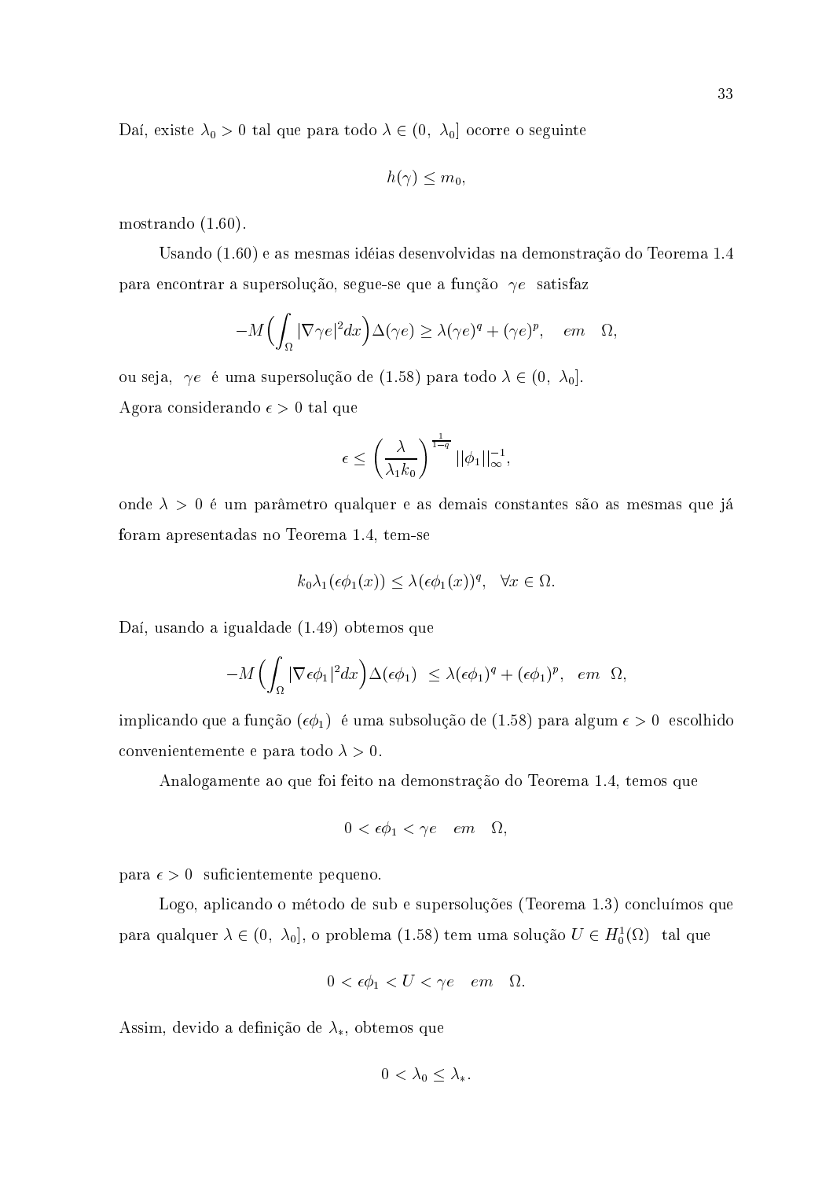Daí, existe $\lambda_0 > 0$ tal que para todo $\lambda \in (0,\ \lambda_0]$ ocorre o seguinte

$$h(\gamma) \leq m_0,$$

mostrando (1.60).

Usando (1.60) e as mesmas idéias desenvolvidas na demonstração do Teorema 1.4 para encontrar a supersolução, segue-se que a função $\gamma e$ satisfaz

$$-M\Big(\int_\Omega |\nabla \gamma e|^2 dx\Big)\Delta(\gamma e) \geq \lambda(\gamma e)^q + (\gamma e)^p, \quad em \quad \Omega,$$

ou seja, $\gamma e$ é uma supersolução de (1.58) para todo $\lambda \in (0,\ \lambda_0]$.

Agora considerando $\epsilon > 0$ tal que

$$\epsilon \leq \left(\frac{\lambda}{\lambda_1 k_0}\right)^{\frac{1}{1-q}} ||\phi_1||_\infty^{-1},$$

onde $\lambda > 0$ é um parâmetro qualquer e as demais constantes são as mesmas que já foram apresentadas no Teorema 1.4, tem-se

$$k_0\lambda_1(\epsilon\phi_1(x)) \leq \lambda(\epsilon\phi_1(x))^q, \quad \forall x \in \Omega.$$

Daí, usando a igualdade (1.49) obtemos que

$$-M\Big(\int_\Omega |\nabla \epsilon\phi_1|^2 dx\Big)\Delta(\epsilon\phi_1) \ \leq \lambda(\epsilon\phi_1)^q + (\epsilon\phi_1)^p, \quad em \ \ \Omega,$$

implicando que a função $(\epsilon\phi_1)$ é uma subsolução de (1.58) para algum $\epsilon > 0$ escolhido convenientemente e para todo $\lambda > 0$.

Analogamente ao que foi feito na demonstração do Teorema 1.4, temos que

$$0 < \epsilon\phi_1 < \gamma e \quad em \quad \Omega,$$

para $\epsilon > 0$ suficientemente pequeno.

Logo, aplicando o método de sub e supersoluções (Teorema 1.3) concluímos que para qualquer $\lambda \in (0,\ \lambda_0]$, o problema (1.58) tem uma solução $U \in H_0^1(\Omega)$ tal que

$$0 < \epsilon\phi_1 < U < \gamma e \quad em \quad \Omega.$$

Assim, devido a definição de $\lambda_*$, obtemos que

$$0 < \lambda_0 \leq \lambda_*.$$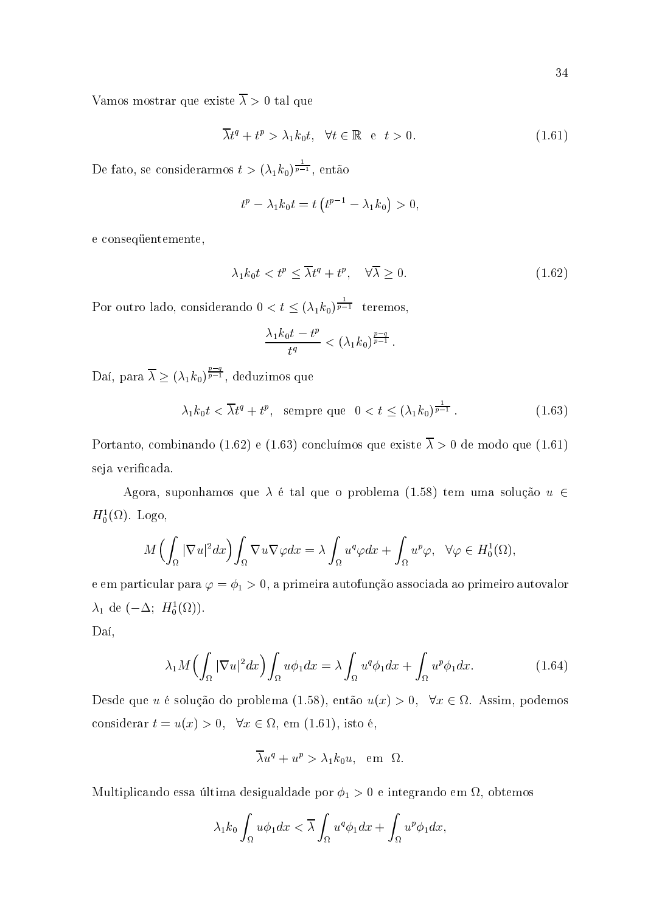Vamos mostrar que existe $\overline{\lambda} > 0$ tal que

$$\overline{\lambda} t^q + t^p > \lambda_1 k_0 t, \quad \forall t \in \mathbb{R} \;\; \text{e} \;\; t > 0. \tag{1.61}$$

De fato, se considerarmos $t > (\lambda_1 k_0)^{\frac{1}{p-1}}$, então

$$t^p - \lambda_1 k_0 t = t\left(t^{p-1} - \lambda_1 k_0\right) > 0,$$

e conseqüentemente,

$$\lambda_1 k_0 t < t^p \leq \overline{\lambda} t^q + t^p, \quad \forall \overline{\lambda} \geq 0. \tag{1.62}$$

Por outro lado, considerando $0 < t \leq (\lambda_1 k_0)^{\frac{1}{p-1}}$ teremos,

$$\frac{\lambda_1 k_0 t - t^p}{t^q} < (\lambda_1 k_0)^{\frac{p-q}{p-1}}.$$

Daí, para $\overline{\lambda} \geq (\lambda_1 k_0)^{\frac{p-q}{p-1}}$, deduzimos que

$$\lambda_1 k_0 t < \overline{\lambda} t^q + t^p, \quad \text{sempre que} \quad 0 < t \leq (\lambda_1 k_0)^{\frac{1}{p-1}}. \tag{1.63}$$

Portanto, combinando (1.62) e (1.63) concluímos que existe $\overline{\lambda} > 0$ de modo que (1.61) seja verificada.

Agora, suponhamos que $\lambda$ é tal que o problema (1.58) tem uma solução $u \in H_0^1(\Omega)$. Logo,

$$M\Big(\int_\Omega |\nabla u|^2 dx\Big) \int_\Omega \nabla u \nabla \varphi dx = \lambda \int_\Omega u^q \varphi dx + \int_\Omega u^p \varphi, \quad \forall \varphi \in H_0^1(\Omega),$$

e em particular para $\varphi = \phi_1 > 0$, a primeira autofunção associada ao primeiro autovalor $\lambda_1$ de $(-\Delta;\; H_0^1(\Omega))$.

Daí,

$$\lambda_1 M\Big(\int_\Omega |\nabla u|^2 dx\Big) \int_\Omega u \phi_1 dx = \lambda \int_\Omega u^q \phi_1 dx + \int_\Omega u^p \phi_1 dx. \tag{1.64}$$

Desde que $u$ é solução do problema (1.58), então $u(x) > 0, \;\; \forall x \in \Omega$. Assim, podemos considerar $t = u(x) > 0, \;\; \forall x \in \Omega$, em (1.61), isto é,

$$\overline{\lambda} u^q + u^p > \lambda_1 k_0 u, \quad \text{em} \;\; \Omega.$$

Multiplicando essa última desigualdade por $\phi_1 > 0$ e integrando em $\Omega$, obtemos

$$\lambda_1 k_0 \int_\Omega u \phi_1 dx < \overline{\lambda} \int_\Omega u^q \phi_1 dx + \int_\Omega u^p \phi_1 dx,$$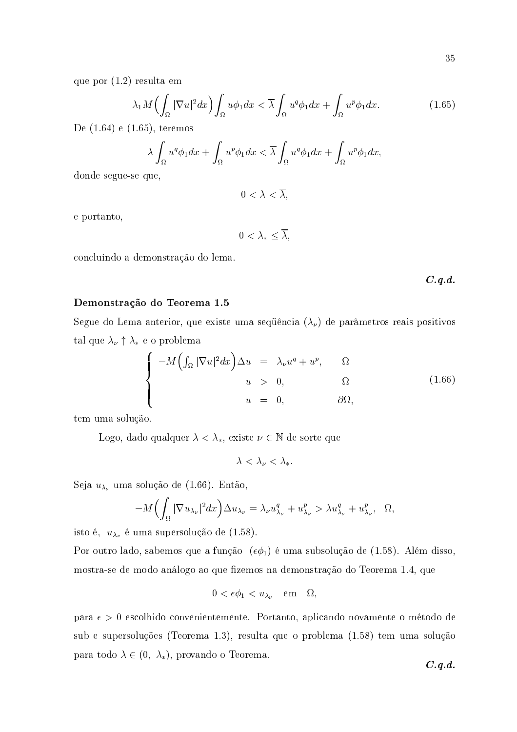que por (1.2) resulta em

$$\lambda_1 M\Big(\int_\Omega |\nabla u|^2 dx\Big)\int_\Omega u\phi_1 dx < \overline{\lambda}\int_\Omega u^q\phi_1 dx + \int_\Omega u^p\phi_1 dx. \tag{1.65}$$

De (1.64) e (1.65), teremos

$$\lambda\int_\Omega u^q\phi_1 dx + \int_\Omega u^p\phi_1 dx < \overline{\lambda}\int_\Omega u^q\phi_1 dx + \int_\Omega u^p\phi_1 dx,$$

donde segue-se que,

$$0 < \lambda < \overline{\lambda},$$

e portanto,

$$0 < \lambda_* \leq \overline{\lambda},$$

concluindo a demonstração do lema.

***C.q.d.***

**Demonstração do Teorema 1.5**

Segue do Lema anterior, que existe uma seqüência $(\lambda_\nu)$ de parâmetros reais positivos tal que $\lambda_\nu \uparrow \lambda_*$ e o problema

$$\begin{cases} -M\Big(\int_\Omega |\nabla u|^2 dx\Big)\Delta u &= \lambda_\nu u^q + u^p, \quad \Omega \\ u &> 0, \quad \Omega \\ u &= 0, \quad \partial\Omega, \end{cases} \tag{1.66}$$

tem uma solução.

Logo, dado qualquer $\lambda < \lambda_*$, existe $\nu \in \mathbb{N}$ de sorte que

$$\lambda < \lambda_\nu < \lambda_*.$$

Seja $u_{\lambda_\nu}$ uma solução de (1.66). Então,

$$-M\Big(\int_\Omega |\nabla u_{\lambda_\nu}|^2 dx\Big)\Delta u_{\lambda_\nu} = \lambda_\nu u_{\lambda_\nu}^q + u_{\lambda_\nu}^p > \lambda u_{\lambda_\nu}^q + u_{\lambda_\nu}^p, \quad \Omega,$$

isto é, $u_{\lambda_\nu}$ é uma supersolução de (1.58).

Por outro lado, sabemos que a função $(\epsilon\phi_1)$ é uma subsolução de (1.58). Além disso, mostra-se de modo análogo ao que fizemos na demonstração do Teorema 1.4, que

$$0 < \epsilon\phi_1 < u_{\lambda_\nu} \quad \text{em} \quad \Omega,$$

para $\epsilon > 0$ escolhido convenientemente. Portanto, aplicando novamente o método de sub e supersoluções (Teorema 1.3), resulta que o problema (1.58) tem uma solução para todo $\lambda \in (0, \ \lambda_*)$, provando o Teorema.

***C.q.d.***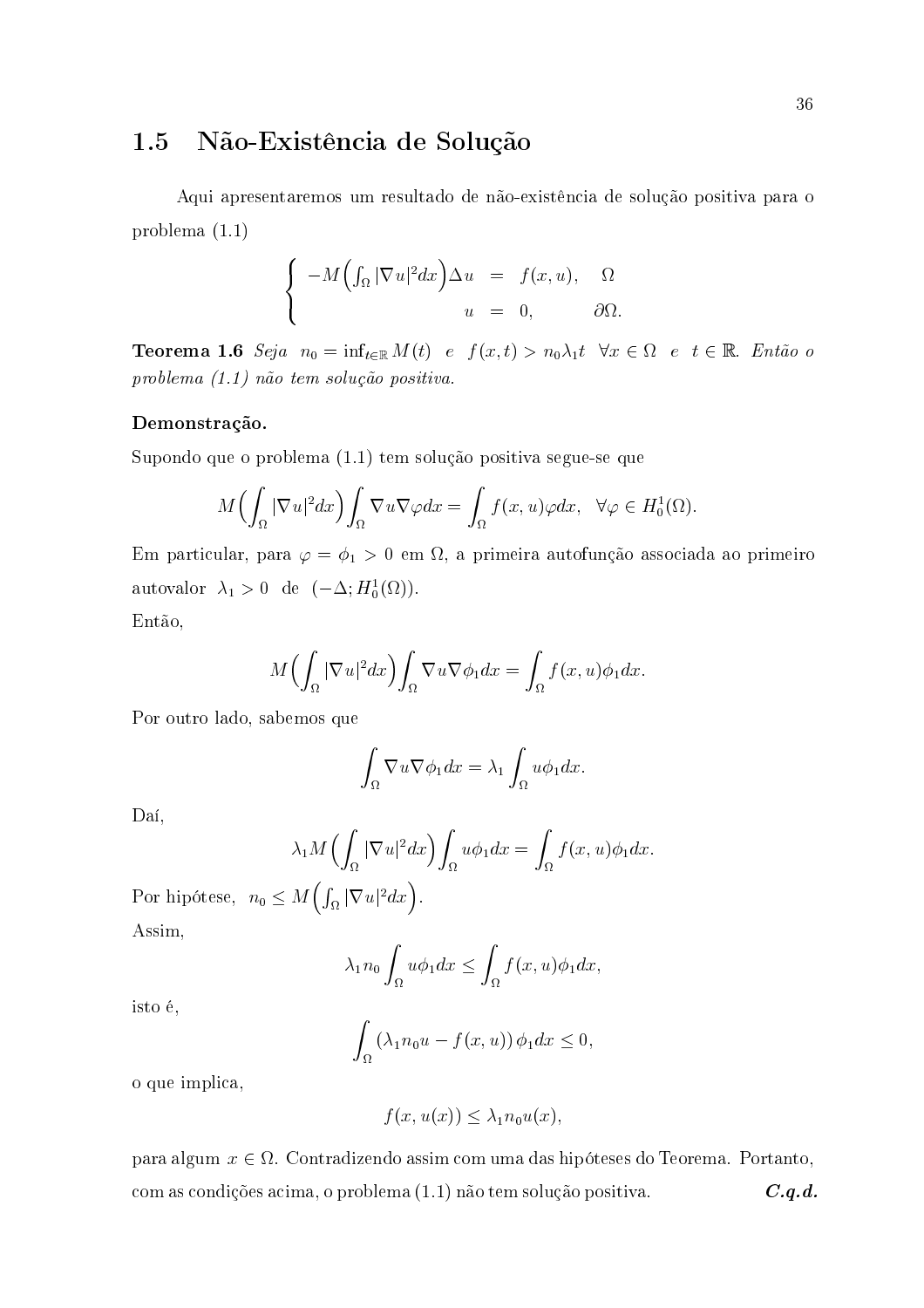## 1.5 Não-Existência de Solução

Aqui apresentaremos um resultado de não-existência de solução positiva para o problema (1.1)

$$\begin{cases} -M\Big(\int_\Omega |\nabla u|^2 dx\Big)\Delta u &= f(x,u), \quad \Omega \\ u &= 0, \quad \partial\Omega. \end{cases}$$

**Teorema 1.6** *Seja* $n_0 = \inf_{t\in\mathbb{R}} M(t)$ *e* $f(x,t) > n_0\lambda_1 t \ \ \forall x \in \Omega$ *e* $t \in \mathbb{R}$. *Então o problema (1.1) não tem solução positiva.*

**Demonstração.**

Supondo que o problema (1.1) tem solução positiva segue-se que

$$M\Big(\int_\Omega |\nabla u|^2 dx\Big)\int_\Omega \nabla u \nabla\varphi dx = \int_\Omega f(x,u)\varphi dx, \ \ \forall \varphi \in H_0^1(\Omega).$$

Em particular, para $\varphi = \phi_1 > 0$ em $\Omega$, a primeira autofunção associada ao primeiro autovalor $\lambda_1 > 0$ de $(-\Delta; H_0^1(\Omega))$.

Então,

$$M\Big(\int_\Omega |\nabla u|^2 dx\Big)\int_\Omega \nabla u \nabla\phi_1 dx = \int_\Omega f(x,u)\phi_1 dx.$$

Por outro lado, sabemos que

$$\int_\Omega \nabla u \nabla \phi_1 dx = \lambda_1 \int_\Omega u\phi_1 dx.$$

Daí,

$$\lambda_1 M\Big(\int_\Omega |\nabla u|^2 dx\Big)\int_\Omega u\phi_1 dx = \int_\Omega f(x,u)\phi_1 dx.$$

Por hipótese, $n_0 \leq M\Big(\int_\Omega |\nabla u|^2 dx\Big)$.

Assim,

$$\lambda_1 n_0 \int_\Omega u\phi_1 dx \leq \int_\Omega f(x,u)\phi_1 dx,$$

isto é,

$$\int_\Omega (\lambda_1 n_0 u - f(x,u))\,\phi_1 dx \leq 0,$$

o que implica,

$$f(x,u(x)) \leq \lambda_1 n_0 u(x),$$

para algum $x \in \Omega$. Contradizendo assim com uma das hipóteses do Teorema. Portanto, com as condições acima, o problema (1.1) não tem solução positiva. ***C.q.d.***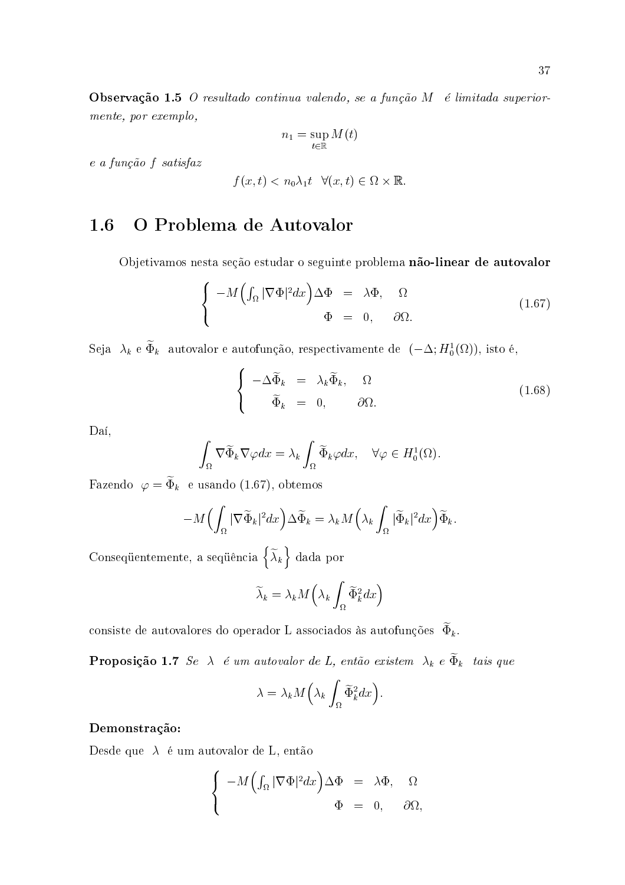**Observação 1.5** *O resultado continua valendo, se a função $M$ é limitada superiormente, por exemplo,*

$$n_1 = \sup_{t \in \mathbb{R}} M(t)$$

*e a função $f$ satisfaz*

$$f(x,t) < n_0 \lambda_1 t \quad \forall (x,t) \in \Omega \times \mathbb{R}.$$

## 1.6 O Problema de Autovalor

Objetivamos nesta seção estudar o seguinte problema **não-linear de autovalor**

$$\begin{cases} -M\Big(\int_\Omega |\nabla \Phi|^2 dx\Big)\Delta \Phi &= \lambda \Phi, \quad \Omega \\ \Phi &= 0, \quad \partial\Omega. \end{cases} \tag{1.67}$$

Seja $\lambda_k$ e $\widetilde{\Phi}_k$ autovalor e autofunção, respectivamente de $(-\Delta; H_0^1(\Omega))$, isto é,

$$\begin{cases} -\Delta \widetilde{\Phi}_k &= \lambda_k \widetilde{\Phi}_k, \quad \Omega \\ \widetilde{\Phi}_k &= 0, \quad \partial\Omega. \end{cases} \tag{1.68}$$

Daí,

$$\int_\Omega \nabla \widetilde{\Phi}_k \nabla \varphi dx = \lambda_k \int_\Omega \widetilde{\Phi}_k \varphi dx, \quad \forall \varphi \in H_0^1(\Omega).$$

Fazendo $\varphi = \widetilde{\Phi}_k$ e usando (1.67), obtemos

$$-M\Big(\int_\Omega |\nabla \widetilde{\Phi}_k|^2 dx\Big)\Delta \widetilde{\Phi}_k = \lambda_k M\Big(\lambda_k \int_\Omega |\widetilde{\Phi}_k|^2 dx\Big)\widetilde{\Phi}_k.$$

Conseqüentemente, a seqüência $\Big\{\widetilde{\lambda}_k\Big\}$ dada por

$$\widetilde{\lambda}_k = \lambda_k M\Big(\lambda_k \int_\Omega \widetilde{\Phi}_k^2 dx\Big)$$

consiste de autovalores do operador L associados às autofunções $\widetilde{\Phi}_k$.

**Proposição 1.7** *Se $\lambda$ é um autovalor de L, então existem $\lambda_k$ e $\widetilde{\Phi}_k$ tais que*

$$\lambda = \lambda_k M\Big(\lambda_k \int_\Omega \widetilde{\Phi}_k^2 dx\Big).$$

**Demonstração:**

Desde que $\lambda$ é um autovalor de L, então

$$\begin{cases} -M\Big(\int_\Omega |\nabla \Phi|^2 dx\Big)\Delta \Phi &= \lambda \Phi, \quad \Omega \\ \Phi &= 0, \quad \partial\Omega, \end{cases}$$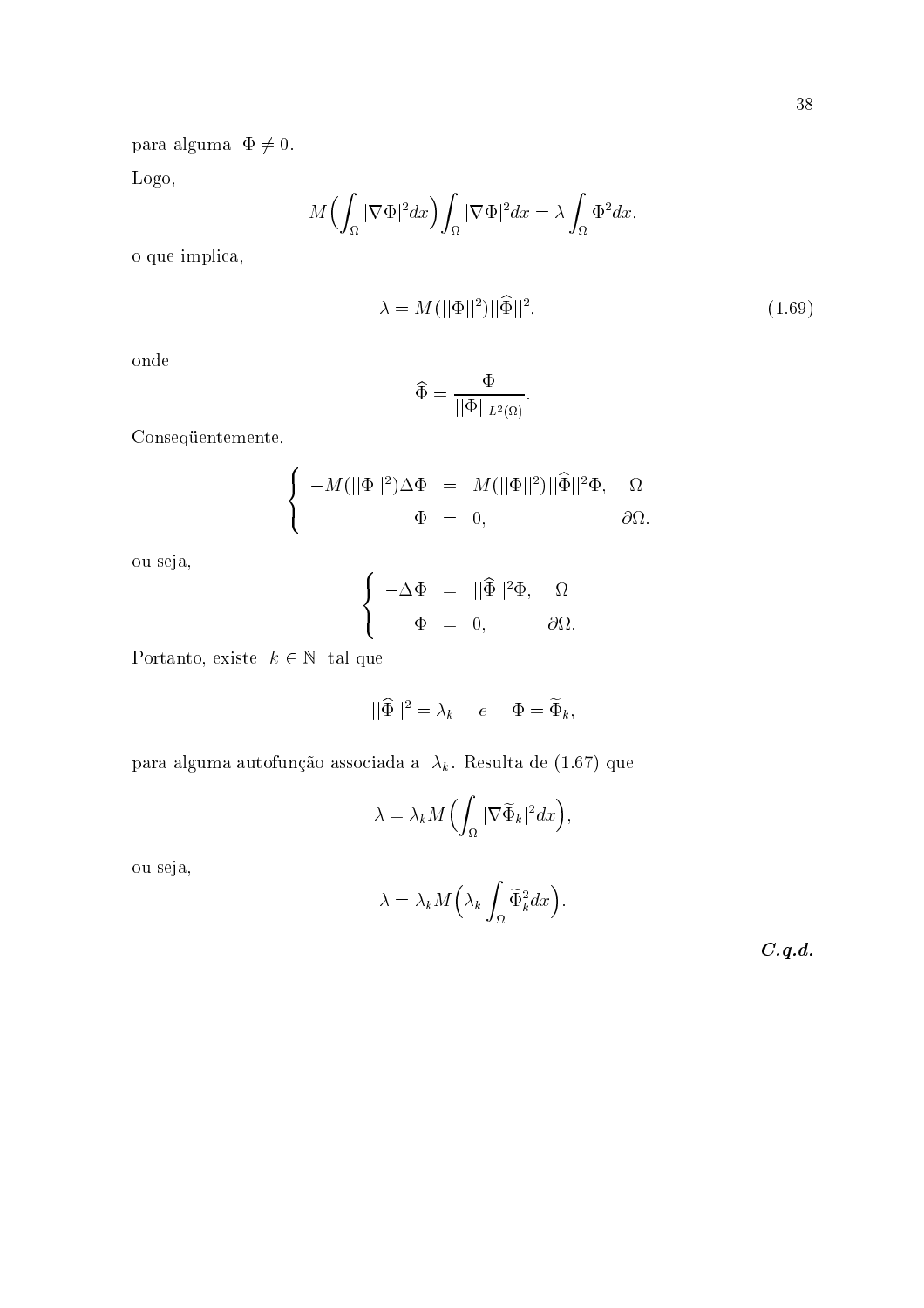para alguma $\Phi \neq 0$.

Logo,

$$M\Big(\int_{\Omega} |\nabla \Phi|^2 dx\Big) \int_{\Omega} |\nabla \Phi|^2 dx = \lambda \int_{\Omega} \Phi^2 dx,$$

o que implica,

$$\lambda = M(||\Phi||^2)||\widehat{\Phi}||^2, \tag{1.69}$$

onde

$$\widehat{\Phi} = \frac{\Phi}{||\Phi||_{L^2(\Omega)}}.$$

Conseqüentemente,

$$\begin{cases} -M(||\Phi||^2)\Delta\Phi &= M(||\Phi||^2)||\widehat{\Phi}||^2\Phi, \quad \Omega \\ \Phi &= 0, \quad \partial\Omega. \end{cases}$$

ou seja,

$$\begin{cases} -\Delta\Phi &= ||\widehat{\Phi}||^2\Phi, \quad \Omega \\ \Phi &= 0, \quad \partial\Omega. \end{cases}$$

Portanto, existe $k \in \mathbb{N}$ tal que

$$||\widehat{\Phi}||^2 = \lambda_k \quad e \quad \Phi = \widetilde{\Phi}_k,$$

para alguma autofunção associada a $\lambda_k$. Resulta de (1.67) que

$$\lambda = \lambda_k M\Big(\int_{\Omega} |\nabla \widetilde{\Phi}_k|^2 dx\Big),$$

ou seja,

$$\lambda = \lambda_k M\Big(\lambda_k \int_{\Omega} \widetilde{\Phi}_k^2 dx\Big).$$

***C.q.d.***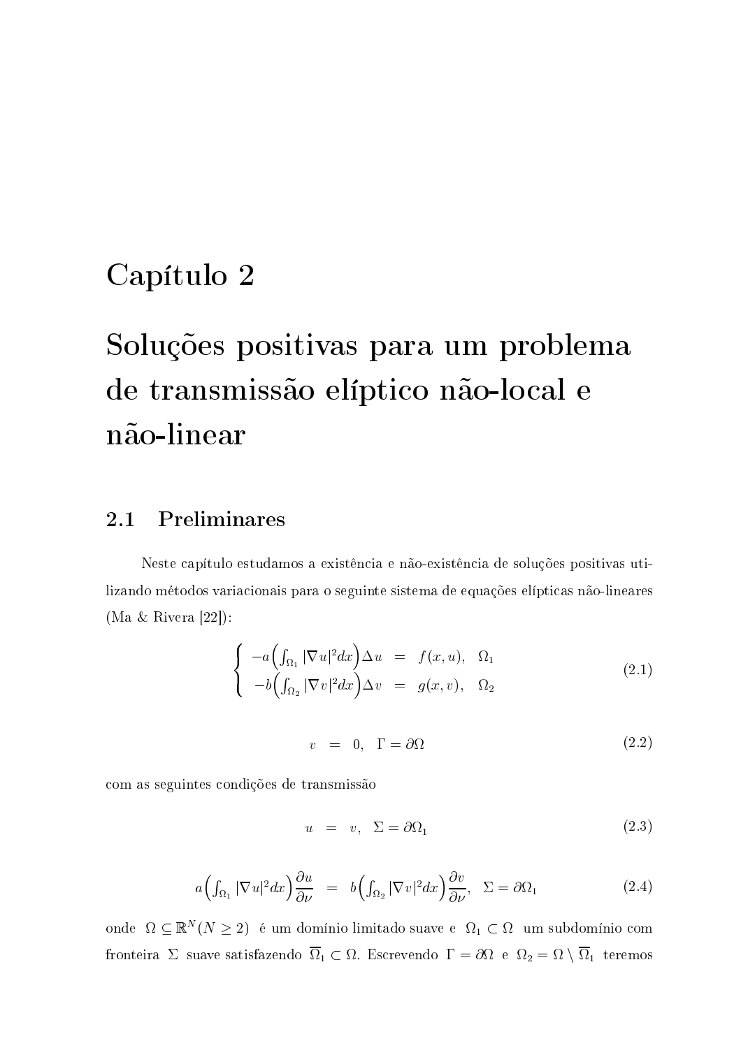# Capítulo 2

# Soluções positivas para um problema de transmissão elíptico não-local e não-linear

## 2.1 Preliminares

Neste capítulo estudamos a existência e não-existência de soluções positivas utilizando métodos variacionais para o seguinte sistema de equações elípticas não-lineares (Ma & Rivera [22]):

$$
\begin{cases}
-a\Big(\int_{\Omega_1} |\nabla u|^2 dx\Big)\Delta u \;=\; f(x,u), & \Omega_1 \\
-b\Big(\int_{\Omega_2} |\nabla v|^2 dx\Big)\Delta v \;=\; g(x,v), & \Omega_2
\end{cases}
\tag{2.1}
$$

$$
v \;=\; 0, \quad \Gamma = \partial\Omega \tag{2.2}
$$

com as seguintes condições de transmissão

$$
u \;=\; v, \quad \Sigma = \partial\Omega_1 \tag{2.3}
$$

$$
a\Big(\int_{\Omega_1} |\nabla u|^2 dx\Big)\frac{\partial u}{\partial \nu} \;=\; b\Big(\int_{\Omega_2} |\nabla v|^2 dx\Big)\frac{\partial v}{\partial \nu}, \quad \Sigma = \partial\Omega_1 \tag{2.4}
$$

onde $\Omega \subseteq \mathbb{R}^N (N \geq 2)$ é um domínio limitado suave e $\Omega_1 \subset \Omega$ um subdomínio com fronteira $\Sigma$ suave satisfazendo $\overline{\Omega}_1 \subset \Omega$. Escrevendo $\Gamma = \partial\Omega$ e $\Omega_2 = \Omega \setminus \overline{\Omega}_1$ teremos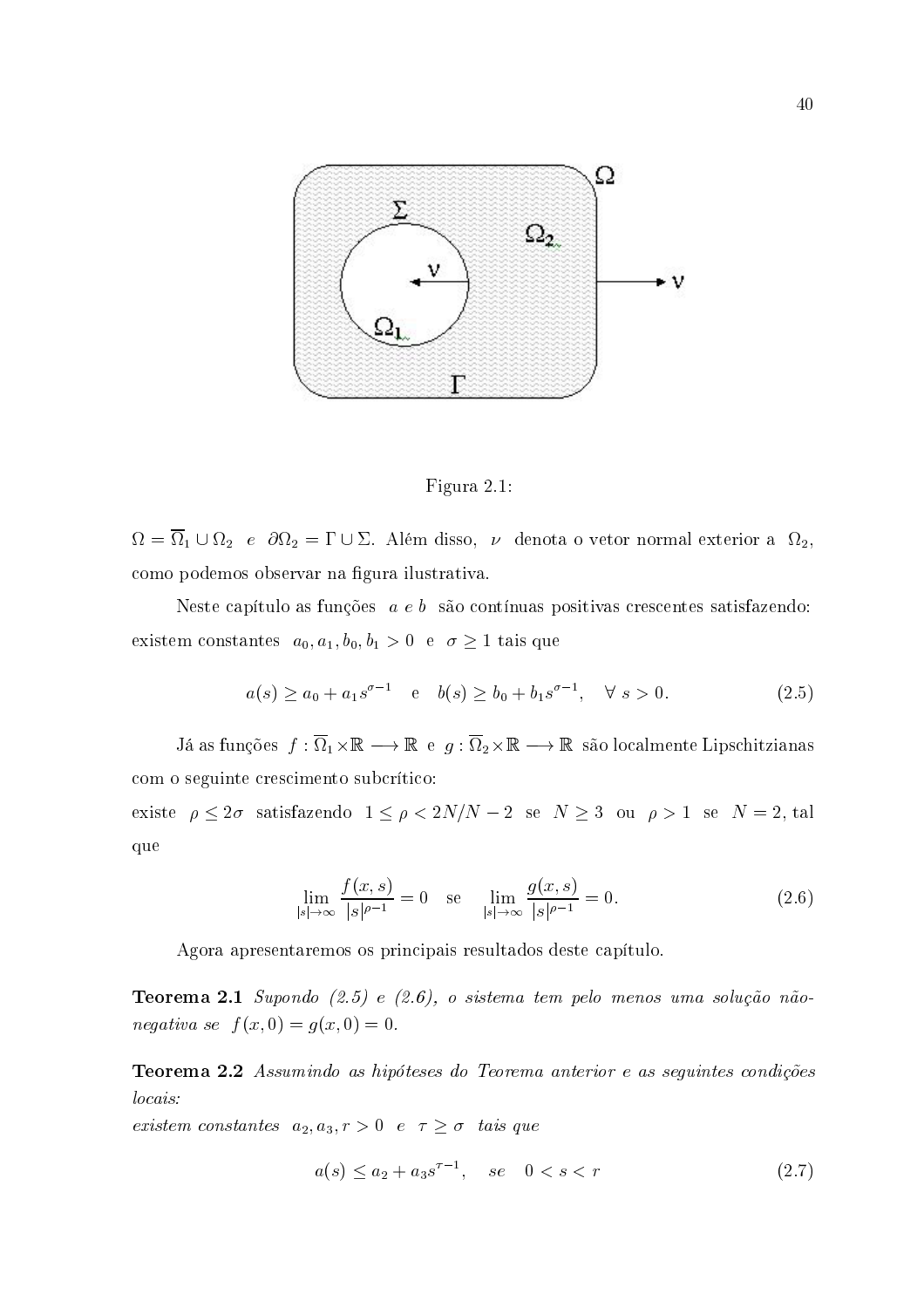Figura 2.1:

$\Omega = \overline{\Omega}_1 \cup \Omega_2$ *e* $\partial\Omega_2 = \Gamma \cup \Sigma$. Além disso, $\nu$ denota o vetor normal exterior a $\Omega_2$, como podemos observar na figura ilustrativa.

Neste capítulo as funções $a$ *e* $b$ são contínuas positivas crescentes satisfazendo: existem constantes $a_0, a_1, b_0, b_1 > 0$ e $\sigma \geq 1$ tais que

$$a(s) \geq a_0 + a_1 s^{\sigma-1} \quad \text{e} \quad b(s) \geq b_0 + b_1 s^{\sigma-1}, \quad \forall\, s > 0. \tag{2.5}$$

Já as funções $f : \overline{\Omega}_1 \times \mathbb{R} \longrightarrow \mathbb{R}$ e $g : \overline{\Omega}_2 \times \mathbb{R} \longrightarrow \mathbb{R}$ são localmente Lipschitzianas com o seguinte crescimento subcrítico:
existe $\rho \leq 2\sigma$ satisfazendo $1 \leq \rho < 2N/N-2$ se $N \geq 3$ ou $\rho > 1$ se $N = 2$, tal que

$$\lim_{|s|\to\infty} \frac{f(x,s)}{|s|^{\rho-1}} = 0 \quad \text{se} \quad \lim_{|s|\to\infty} \frac{g(x,s)}{|s|^{\rho-1}} = 0. \tag{2.6}$$

Agora apresentaremos os principais resultados deste capítulo.

**Teorema 2.1** *Supondo (2.5) e (2.6), o sistema tem pelo menos uma solução não-negativa se* $f(x,0) = g(x,0) = 0$.

**Teorema 2.2** *Assumindo as hipóteses do Teorema anterior e as seguintes condições locais:*
*existem constantes* $a_2, a_3, r > 0$ *e* $\tau \geq \sigma$ *tais que*

$$a(s) \leq a_2 + a_3 s^{\tau-1}, \quad se \quad 0 < s < r \tag{2.7}$$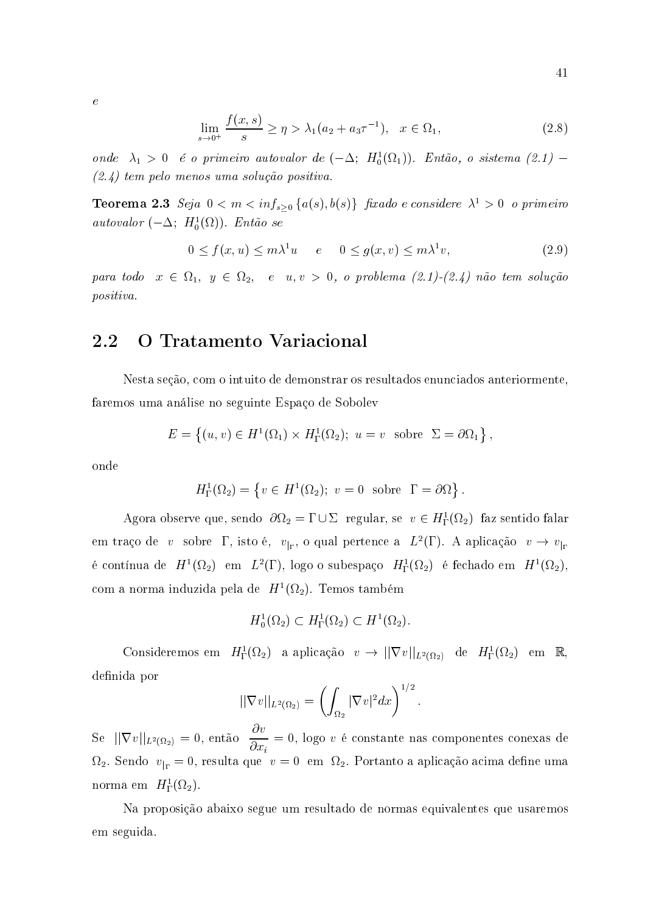*e*

$$\lim_{s\to 0^+} \frac{f(x,s)}{s} \geq \eta > \lambda_1(a_2 + a_3\tau^{-1}), \quad x \in \Omega_1, \tag{2.8}$$

*onde* $\lambda_1 > 0$ *é o primeiro autovalor de* $(-\Delta;\ H_0^1(\Omega_1))$. *Então, o sistema (2.1) − (2.4) tem pelo menos uma solução positiva.*

**Teorema 2.3** *Seja* $0 < m < inf_{s\geq 0}\{a(s), b(s)\}$ *fixado e considere* $\lambda^1 > 0$ *o primeiro autovalor* $(-\Delta;\ H_0^1(\Omega))$. *Então se*

$$0 \leq f(x,u) \leq m\lambda^1 u \quad \text{ e } \quad 0 \leq g(x,v) \leq m\lambda^1 v, \tag{2.9}$$

*para todo* $x \in \Omega_1,\ y \in \Omega_2,$ *e* $u, v > 0$, *o problema (2.1)-(2.4) não tem solução positiva.*

## 2.2 O Tratamento Variacional

Nesta seção, com o intuito de demonstrar os resultados enunciados anteriormente, faremos uma análise no seguinte Espaço de Sobolev

$$E = \left\{(u,v) \in H^1(\Omega_1) \times H_\Gamma^1(\Omega_2);\ u = v \ \text{ sobre } \ \Sigma = \partial\Omega_1\right\},$$

onde

$$H_\Gamma^1(\Omega_2) = \left\{v \in H^1(\Omega_2);\ v = 0 \ \text{ sobre } \ \Gamma = \partial\Omega\right\}.$$

Agora observe que, sendo $\partial\Omega_2 = \Gamma \cup \Sigma$ regular, se $v \in H_\Gamma^1(\Omega_2)$ faz sentido falar em traço de $v$ sobre $\Gamma$, isto é, $v_{|_\Gamma}$, o qual pertence a $L^2(\Gamma)$. A aplicação $v \to v_{|_\Gamma}$ é contínua de $H^1(\Omega_2)$ em $L^2(\Gamma)$, logo o subespaço $H_\Gamma^1(\Omega_2)$ é fechado em $H^1(\Omega_2)$, com a norma induzida pela de $H^1(\Omega_2)$. Temos também

$$H_0^1(\Omega_2) \subset H_\Gamma^1(\Omega_2) \subset H^1(\Omega_2).$$

Consideremos em $H_\Gamma^1(\Omega_2)$ a aplicação $v \to ||\nabla v||_{L^2(\Omega_2)}$ de $H_\Gamma^1(\Omega_2)$ em $\mathbb{R}$, definida por

$$||\nabla v||_{L^2(\Omega_2)} = \left(\int_{\Omega_2} |\nabla v|^2 dx\right)^{1/2}.$$

Se $||\nabla v||_{L^2(\Omega_2)} = 0$, então $\dfrac{\partial v}{\partial x_i} = 0$, logo $v$ é constante nas componentes conexas de $\Omega_2$. Sendo $v_{|_\Gamma} = 0$, resulta que $v = 0$ em $\Omega_2$. Portanto a aplicação acima define uma norma em $H_\Gamma^1(\Omega_2)$.

Na proposição abaixo segue um resultado de normas equivalentes que usaremos em seguida.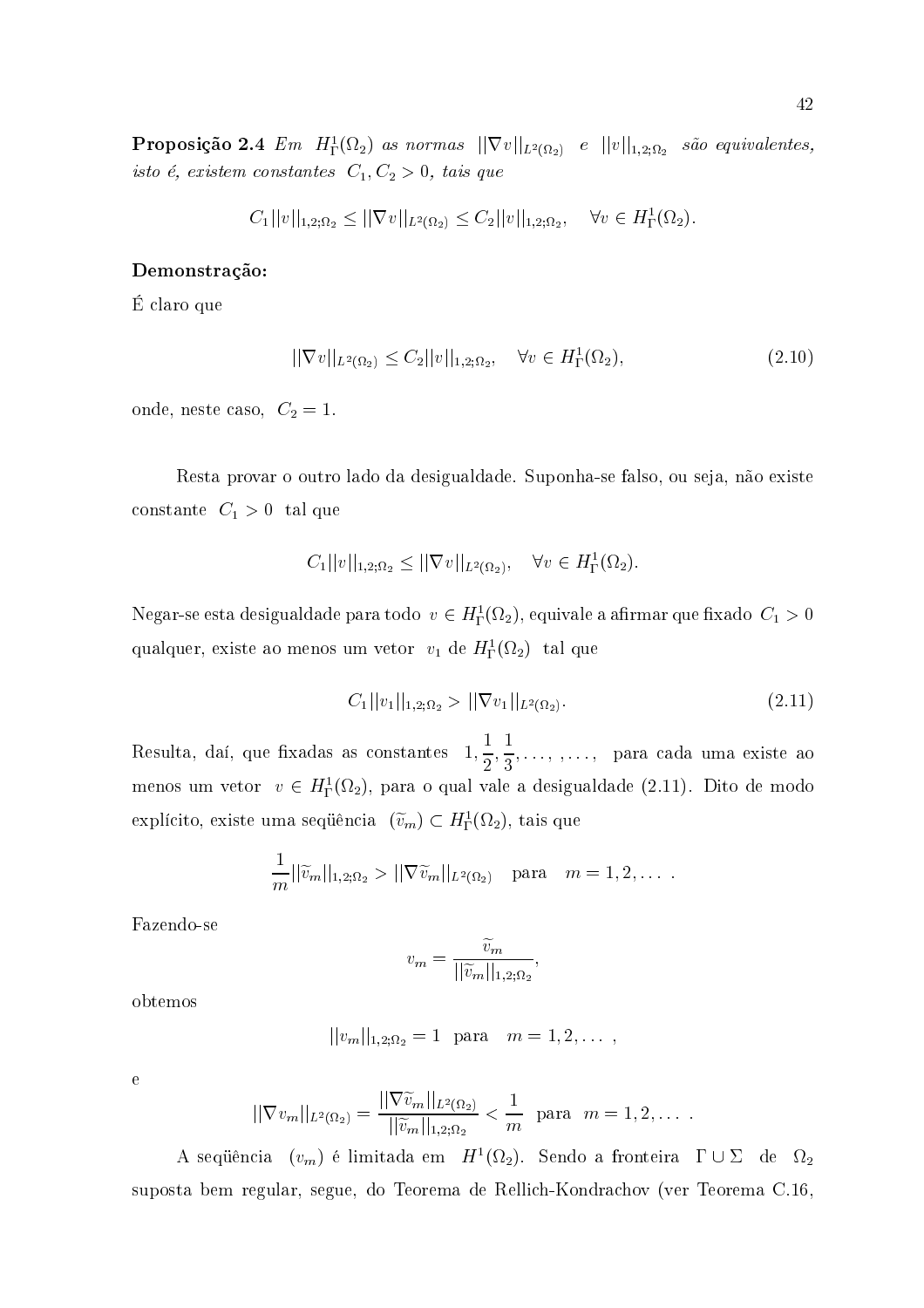**Proposição 2.4** *Em* $H^1_\Gamma(\Omega_2)$ *as normas* $||\nabla v||_{L^2(\Omega_2)}$ *e* $||v||_{1,2;\Omega_2}$ *são equivalentes, isto é, existem constantes* $C_1, C_2 > 0$*, tais que*

$$C_1||v||_{1,2;\Omega_2} \leq ||\nabla v||_{L^2(\Omega_2)} \leq C_2||v||_{1,2;\Omega_2}, \quad \forall v \in H^1_\Gamma(\Omega_2).$$

**Demonstração:**

É claro que

$$||\nabla v||_{L^2(\Omega_2)} \leq C_2||v||_{1,2;\Omega_2}, \quad \forall v \in H^1_\Gamma(\Omega_2), \tag{2.10}$$

onde, neste caso, $C_2 = 1$.

Resta provar o outro lado da desigualdade. Suponha-se falso, ou seja, não existe constante $C_1 > 0$ tal que

$$C_1||v||_{1,2;\Omega_2} \leq ||\nabla v||_{L^2(\Omega_2)}, \quad \forall v \in H^1_\Gamma(\Omega_2).$$

Negar-se esta desigualdade para todo $v \in H^1_\Gamma(\Omega_2)$, equivale a afirmar que fixado $C_1 > 0$ qualquer, existe ao menos um vetor $v_1$ de $H^1_\Gamma(\Omega_2)$ tal que

$$C_1||v_1||_{1,2;\Omega_2} > ||\nabla v_1||_{L^2(\Omega_2)}. \tag{2.11}$$

Resulta, daí, que fixadas as constantes $1, \dfrac{1}{2}, \dfrac{1}{3}, \ldots, \ldots,$ para cada uma existe ao menos um vetor $v \in H^1_\Gamma(\Omega_2)$, para o qual vale a desigualdade (2.11). Dito de modo explícito, existe uma seqüência $(\widetilde{v}_m) \subset H^1_\Gamma(\Omega_2)$, tais que

$$\frac{1}{m}||\widetilde{v}_m||_{1,2;\Omega_2} > ||\nabla \widetilde{v}_m||_{L^2(\Omega_2)} \quad \text{para} \quad m = 1, 2, \ldots \, .$$

Fazendo-se

$$v_m = \frac{\widetilde{v}_m}{||\widetilde{v}_m||_{1,2;\Omega_2}},$$

obtemos

$$||v_m||_{1,2;\Omega_2} = 1 \quad \text{para} \quad m = 1, 2, \ldots \, ,$$

e

$$||\nabla v_m||_{L^2(\Omega_2)} = \frac{||\nabla \widetilde{v}_m||_{L^2(\Omega_2)}}{||\widetilde{v}_m||_{1,2;\Omega_2}} < \frac{1}{m} \quad \text{para} \quad m = 1, 2, \ldots \, .$$

A seqüência $(v_m)$ é limitada em $H^1(\Omega_2)$. Sendo a fronteira $\Gamma \cup \Sigma$ de $\Omega_2$ suposta bem regular, segue, do Teorema de Rellich-Kondrachov (ver Teorema C.16,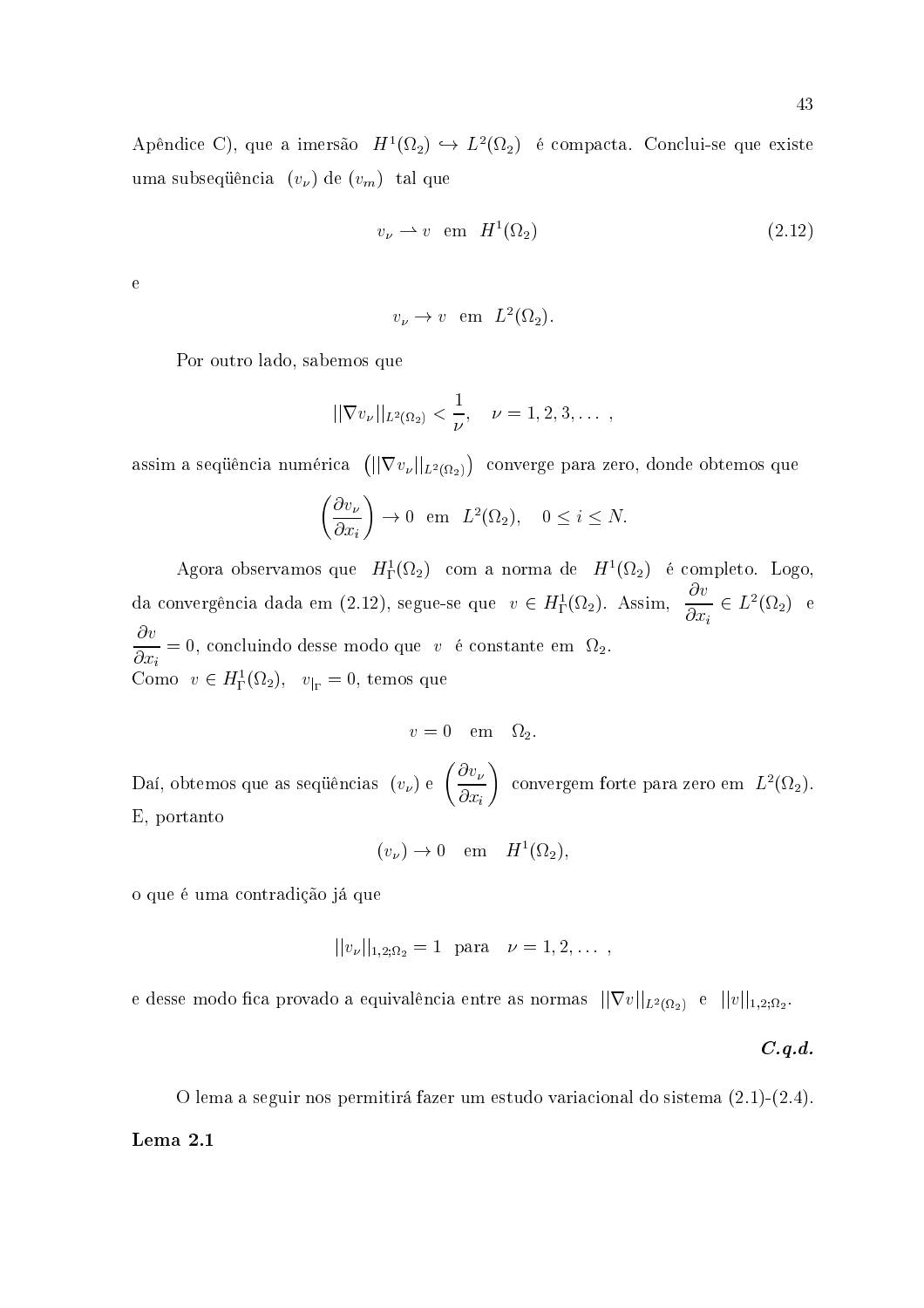Apêndice C), que a imersão $H^1(\Omega_2) \hookrightarrow L^2(\Omega_2)$ é compacta. Conclui-se que existe uma subseqüência $(v_\nu)$ de $(v_m)$ tal que

$$v_\nu \rightharpoonup v \quad \text{em} \quad H^1(\Omega_2) \tag{2.12}$$

e

$$v_\nu \to v \quad \text{em} \quad L^2(\Omega_2).$$

Por outro lado, sabemos que

$$||\nabla v_\nu||_{L^2(\Omega_2)} < \frac{1}{\nu}, \quad \nu = 1, 2, 3, \dots \,,$$

assim a seqüência numérica $\left(||\nabla v_\nu||_{L^2(\Omega_2)}\right)$ converge para zero, donde obtemos que

$$\left(\frac{\partial v_\nu}{\partial x_i}\right) \to 0 \quad \text{em} \quad L^2(\Omega_2), \quad 0 \leq i \leq N.$$

Agora observamos que $H^1_\Gamma(\Omega_2)$ com a norma de $H^1(\Omega_2)$ é completo. Logo, da convergência dada em (2.12), segue-se que $v \in H^1_\Gamma(\Omega_2)$. Assim, $\dfrac{\partial v}{\partial x_i} \in L^2(\Omega_2)$ e $\dfrac{\partial v}{\partial x_i} = 0$, concluindo desse modo que $v$ é constante em $\Omega_2$.
Como $v \in H^1_\Gamma(\Omega_2)$, $v_{|\Gamma} = 0$, temos que

$$v = 0 \quad \text{em} \quad \Omega_2.$$

Daí, obtemos que as seqüências $(v_\nu)$ e $\left(\dfrac{\partial v_\nu}{\partial x_i}\right)$ convergem forte para zero em $L^2(\Omega_2)$. E, portanto

$$(v_\nu) \to 0 \quad \text{em} \quad H^1(\Omega_2),$$

o que é uma contradição já que

$$||v_\nu||_{1,2;\Omega_2} = 1 \quad \text{para} \quad \nu = 1, 2, \dots \,,$$

e desse modo fica provado a equivalência entre as normas $||\nabla v||_{L^2(\Omega_2)}$ e $||v||_{1,2;\Omega_2}$.

***C.q.d.***

O lema a seguir nos permitirá fazer um estudo variacional do sistema (2.1)-(2.4).

**Lema 2.1**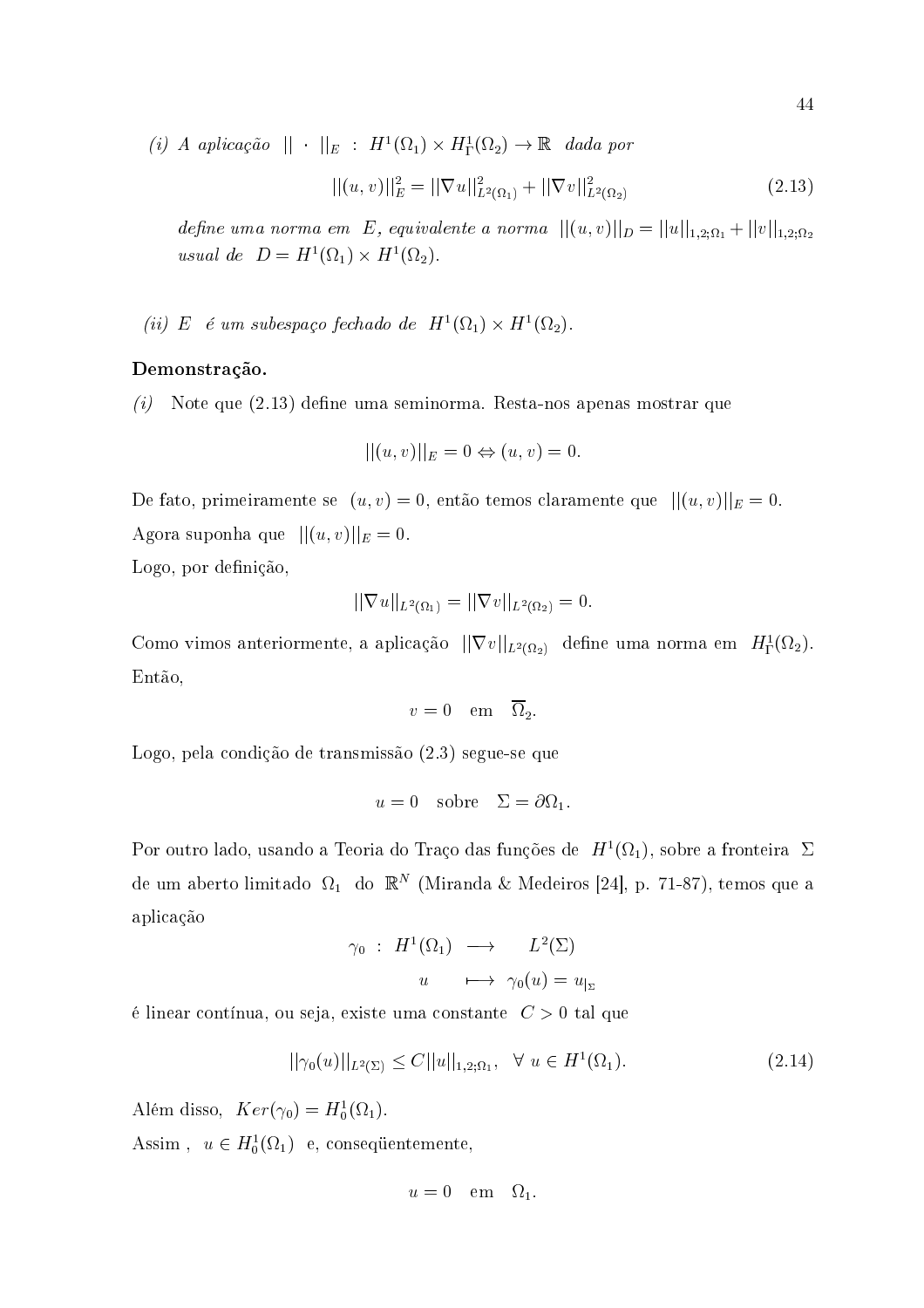*(i) A aplicação* $||\cdot||_E : H^1(\Omega_1)\times H^1_\Gamma(\Omega_2)\to\mathbb{R}$ *dada por*

$$||(u,v)||_E^2 = ||\nabla u||^2_{L^2(\Omega_1)} + ||\nabla v||^2_{L^2(\Omega_2)} \tag{2.13}$$

*define uma norma em* $E$, *equivalente a norma* $||(u,v)||_D = ||u||_{1,2;\Omega_1} + ||v||_{1,2;\Omega_2}$ *usual de* $D = H^1(\Omega_1)\times H^1(\Omega_2)$.

*(ii)* $E$ *é um subespaço fechado de* $H^1(\Omega_1)\times H^1(\Omega_2)$.

**Demonstração.**

*(i)* Note que (2.13) define uma seminorma. Resta-nos apenas mostrar que

$$||(u,v)||_E = 0 \Leftrightarrow (u,v)=0.$$

De fato, primeiramente se $(u,v)=0$, então temos claramente que $||(u,v)||_E = 0$.

Agora suponha que $||(u,v)||_E = 0$.

Logo, por definição,

$$||\nabla u||_{L^2(\Omega_1)} = ||\nabla v||_{L^2(\Omega_2)} = 0.$$

Como vimos anteriormente, a aplicação $||\nabla v||_{L^2(\Omega_2)}$ define uma norma em $H^1_\Gamma(\Omega_2)$. Então,

$$v = 0 \quad \text{em} \quad \overline{\Omega}_2.$$

Logo, pela condição de transmissão (2.3) segue-se que

$$u = 0 \quad \text{sobre} \quad \Sigma = \partial\Omega_1.$$

Por outro lado, usando a Teoria do Traço das funções de $H^1(\Omega_1)$, sobre a fronteira $\Sigma$ de um aberto limitado $\Omega_1$ do $\mathbb{R}^N$ (Miranda & Medeiros [24], p. 71-87), temos que a aplicação

$$\begin{aligned}\gamma_0 \;:\; H^1(\Omega_1) &\longrightarrow L^2(\Sigma)\\ u &\longmapsto \gamma_0(u) = u_{|_\Sigma}\end{aligned}$$

é linear contínua, ou seja, existe uma constante $C>0$ tal que

$$||\gamma_0(u)||_{L^2(\Sigma)} \le C||u||_{1,2;\Omega_1}, \quad \forall\, u\in H^1(\Omega_1). \tag{2.14}$$

Além disso, $Ker(\gamma_0) = H^1_0(\Omega_1)$.

Assim , $u\in H^1_0(\Omega_1)$ e, conseqüentemente,

$$u = 0 \quad \text{em} \quad \Omega_1.$$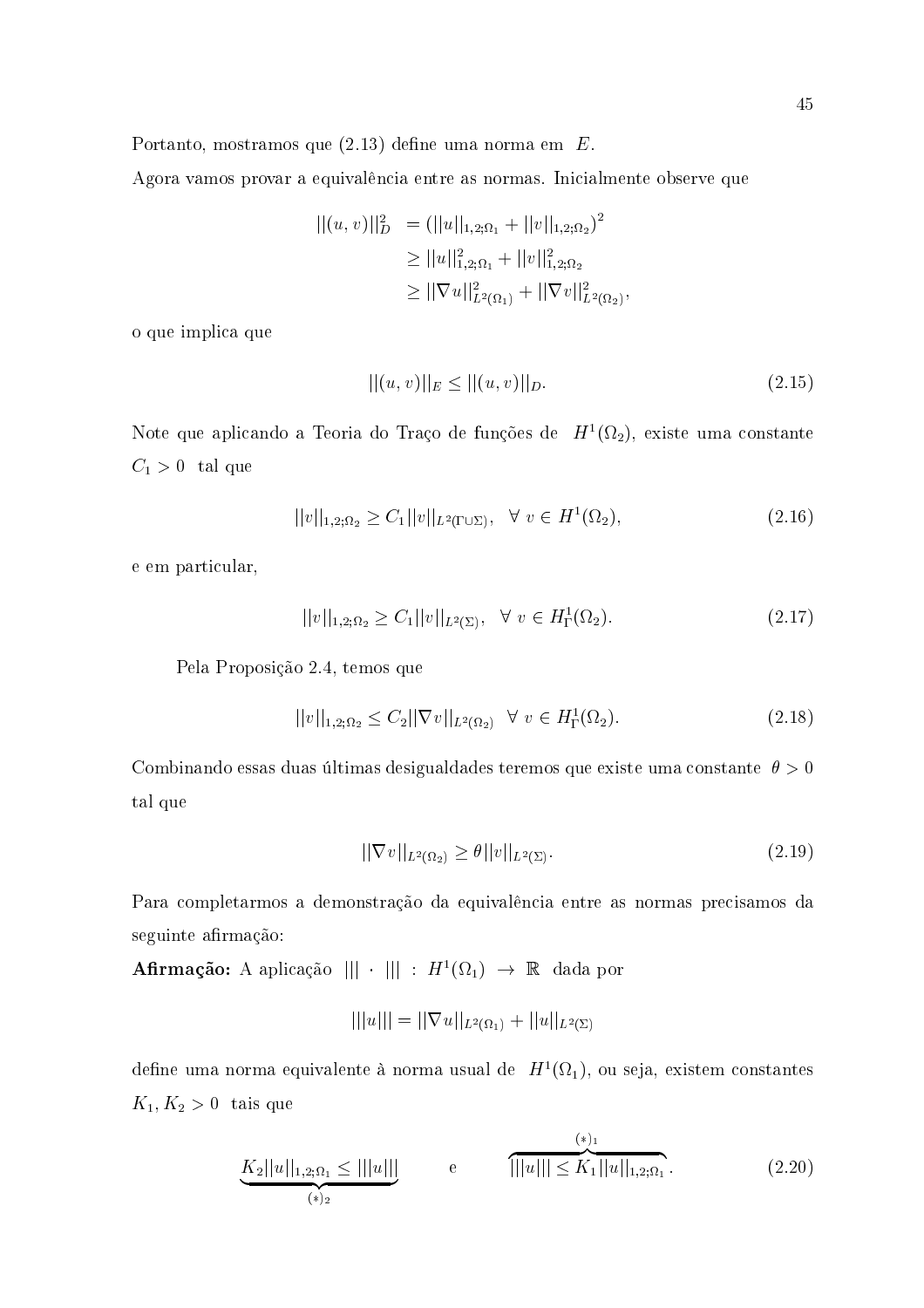Portanto, mostramos que (2.13) define uma norma em $E$.

Agora vamos provar a equivalência entre as normas. Inicialmente observe que

$$
\begin{aligned}
||(u,v)||_D^2 &= \left(||u||_{1,2;\Omega_1} + ||v||_{1,2;\Omega_2}\right)^2 \\
&\geq ||u||_{1,2;\Omega_1}^2 + ||v||_{1,2;\Omega_2}^2 \\
&\geq ||\nabla u||_{L^2(\Omega_1)}^2 + ||\nabla v||_{L^2(\Omega_2)}^2,
\end{aligned}
$$

o que implica que

$$
||(u,v)||_E \leq ||(u,v)||_D. \tag{2.15}
$$

Note que aplicando a Teoria do Traço de funções de $H^1(\Omega_2)$, existe uma constante $C_1 > 0$ tal que

$$
||v||_{1,2;\Omega_2} \geq C_1 ||v||_{L^2(\Gamma \cup \Sigma)}, \quad \forall\ v \in H^1(\Omega_2), \tag{2.16}
$$

e em particular,

$$
||v||_{1,2;\Omega_2} \geq C_1 ||v||_{L^2(\Sigma)}, \quad \forall\ v \in H^1_\Gamma(\Omega_2). \tag{2.17}
$$

Pela Proposição 2.4, temos que

$$
||v||_{1,2;\Omega_2} \leq C_2 ||\nabla v||_{L^2(\Omega_2)} \quad \forall\ v \in H^1_\Gamma(\Omega_2). \tag{2.18}
$$

Combinando essas duas últimas desigualdades teremos que existe uma constante $\theta > 0$ tal que

$$
||\nabla v||_{L^2(\Omega_2)} \geq \theta ||v||_{L^2(\Sigma)}. \tag{2.19}
$$

Para completarmos a demonstração da equivalência entre as normas precisamos da seguinte afirmação:

**Afirmação:** A aplicação $|||\cdot||| : H^1(\Omega_1) \to \mathbb{R}$ dada por

$$
|||u||| = ||\nabla u||_{L^2(\Omega_1)} + ||u||_{L^2(\Sigma)}
$$

define uma norma equivalente à norma usual de $H^1(\Omega_1)$, ou seja, existem constantes $K_1, K_2 > 0$ tais que

$$
\underbrace{K_2 ||u||_{1,2;\Omega_1} \leq |||u|||}_{(*)_2} \qquad \text{e} \qquad \overbrace{|||u||| \leq K_1 ||u||_{1,2;\Omega_1}}^{(*)_1}. \tag{2.20}
$$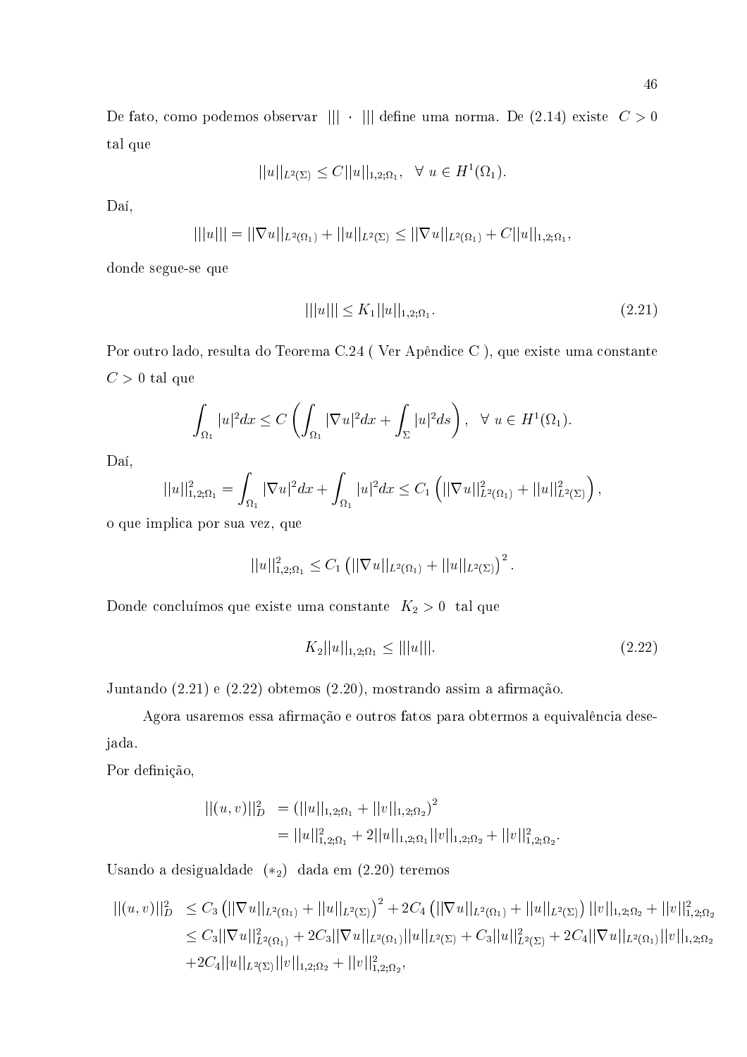De fato, como podemos observar $|||\cdot|||$ define uma norma. De (2.14) existe $C > 0$ tal que

$$||u||_{L^2(\Sigma)} \leq C||u||_{1,2;\Omega_1}, \quad \forall\ u \in H^1(\Omega_1).$$

Daí,

$$|||u||| = ||\nabla u||_{L^2(\Omega_1)} + ||u||_{L^2(\Sigma)} \leq ||\nabla u||_{L^2(\Omega_1)} + C||u||_{1,2;\Omega_1},$$

donde segue-se que

$$|||u||| \leq K_1||u||_{1,2;\Omega_1}. \tag{2.21}$$

Por outro lado, resulta do Teorema C.24 ( Ver Apêndice C ), que existe uma constante $C > 0$ tal que

$$\int_{\Omega_1} |u|^2 dx \leq C\left(\int_{\Omega_1} |\nabla u|^2 dx + \int_{\Sigma} |u|^2 ds\right), \quad \forall\ u \in H^1(\Omega_1).$$

Daí,

$$||u||^2_{1,2;\Omega_1} = \int_{\Omega_1} |\nabla u|^2 dx + \int_{\Omega_1} |u|^2 dx \leq C_1\left(||\nabla u||^2_{L^2(\Omega_1)} + ||u||^2_{L^2(\Sigma)}\right),$$

o que implica por sua vez, que

$$||u||^2_{1,2;\Omega_1} \leq C_1\left(||\nabla u||_{L^2(\Omega_1)} + ||u||_{L^2(\Sigma)}\right)^2.$$

Donde concluímos que existe uma constante $K_2 > 0$ tal que

$$K_2||u||_{1,2;\Omega_1} \leq |||u|||. \tag{2.22}$$

Juntando (2.21) e (2.22) obtemos (2.20), mostrando assim a afirmação.

Agora usaremos essa afirmação e outros fatos para obtermos a equivalência desejada.

Por definição,

$$\begin{aligned}
||(u,v)||^2_D &= \left(||u||_{1,2;\Omega_1} + ||v||_{1,2;\Omega_2}\right)^2 \\
&= ||u||^2_{1,2;\Omega_1} + 2||u||_{1,2;\Omega_1}||v||_{1,2;\Omega_2} + ||v||^2_{1,2;\Omega_2}.
\end{aligned}$$

Usando a desigualdade $(*_2)$ dada em (2.20) teremos

$$\begin{aligned}
||(u,v)||^2_D &\leq C_3\left(||\nabla u||_{L^2(\Omega_1)} + ||u||_{L^2(\Sigma)}\right)^2 + 2C_4\left(||\nabla u||_{L^2(\Omega_1)} + ||u||_{L^2(\Sigma)}\right)||v||_{1,2;\Omega_2} + ||v||^2_{1,2;\Omega_2} \\
&\leq C_3||\nabla u||^2_{L^2(\Omega_1)} + 2C_3||\nabla u||_{L^2(\Omega_1)}||u||_{L^2(\Sigma)} + C_3||u||^2_{L^2(\Sigma)} + 2C_4||\nabla u||_{L^2(\Omega_1)}||v||_{1,2;\Omega_2} \\
&\quad + 2C_4||u||_{L^2(\Sigma)}||v||_{1,2;\Omega_2} + ||v||^2_{1,2;\Omega_2},
\end{aligned}$$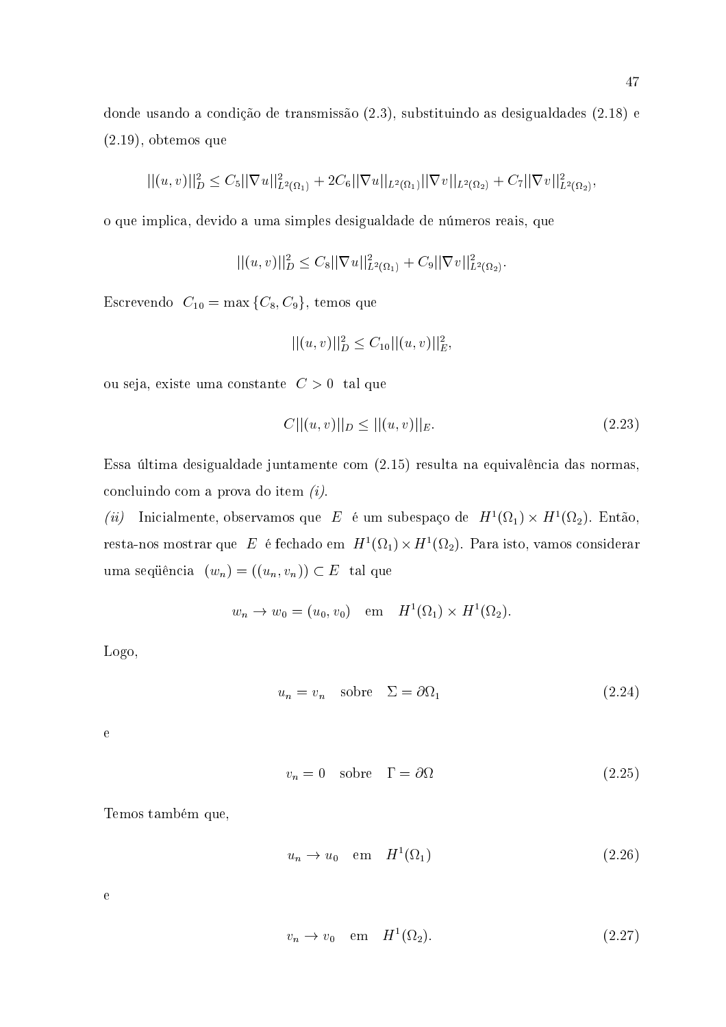donde usando a condição de transmissão (2.3), substituindo as desigualdades (2.18) e (2.19), obtemos que

$$||(u,v)||_D^2 \leq C_5 ||\nabla u||_{L^2(\Omega_1)}^2 + 2C_6 ||\nabla u||_{L^2(\Omega_1)} ||\nabla v||_{L^2(\Omega_2)} + C_7 ||\nabla v||_{L^2(\Omega_2)}^2,$$

o que implica, devido a uma simples desigualdade de números reais, que

$$||(u,v)||_D^2 \leq C_8 ||\nabla u||_{L^2(\Omega_1)}^2 + C_9 ||\nabla v||_{L^2(\Omega_2)}^2.$$

Escrevendo $C_{10} = \max\{C_8, C_9\}$, temos que

$$||(u,v)||_D^2 \leq C_{10} ||(u,v)||_E^2,$$

ou seja, existe uma constante $C > 0$ tal que

$$C||(u,v)||_D \leq ||(u,v)||_E. \tag{2.23}$$

Essa última desigualdade juntamente com (2.15) resulta na equivalência das normas, concluindo com a prova do item *(i)*.

*(ii)* Inicialmente, observamos que $E$ é um subespaço de $H^1(\Omega_1) \times H^1(\Omega_2)$. Então, resta-nos mostrar que $E$ é fechado em $H^1(\Omega_1) \times H^1(\Omega_2)$. Para isto, vamos considerar uma seqüência $(w_n) = ((u_n, v_n)) \subset E$ tal que

$$w_n \to w_0 = (u_0, v_0) \quad \text{em} \quad H^1(\Omega_1) \times H^1(\Omega_2).$$

Logo,

$$u_n = v_n \quad \text{sobre} \quad \Sigma = \partial\Omega_1 \tag{2.24}$$

e

$$v_n = 0 \quad \text{sobre} \quad \Gamma = \partial\Omega \tag{2.25}$$

Temos também que,

$$u_n \to u_0 \quad \text{em} \quad H^1(\Omega_1) \tag{2.26}$$

e

$$v_n \to v_0 \quad \text{em} \quad H^1(\Omega_2). \tag{2.27}$$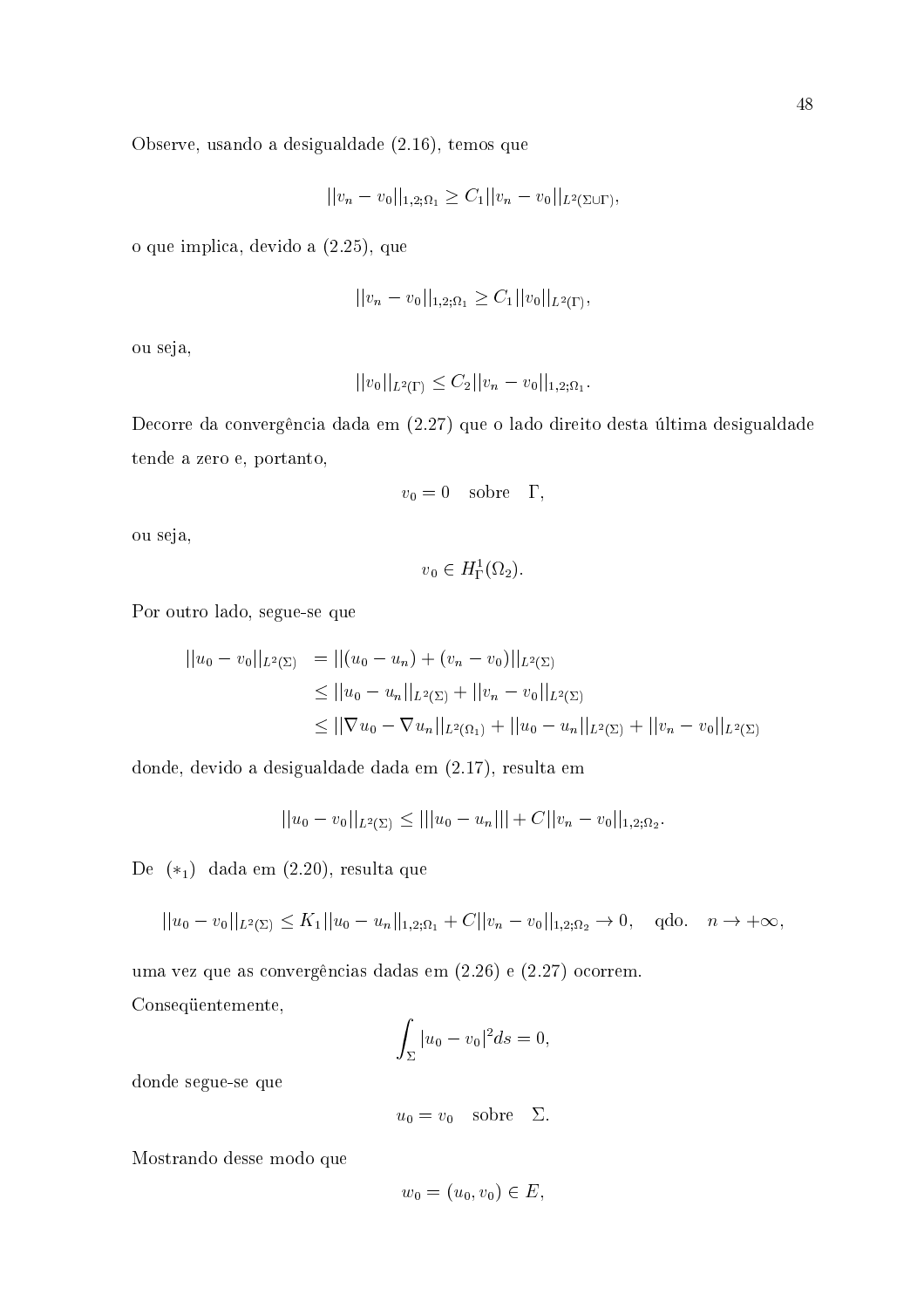Observe, usando a desigualdade (2.16), temos que

$$||v_n - v_0||_{1,2;\Omega_1} \geq C_1 ||v_n - v_0||_{L^2(\Sigma \cup \Gamma)},$$

o que implica, devido a (2.25), que

$$||v_n - v_0||_{1,2;\Omega_1} \geq C_1 ||v_0||_{L^2(\Gamma)},$$

ou seja,

$$||v_0||_{L^2(\Gamma)} \leq C_2 ||v_n - v_0||_{1,2;\Omega_1}.$$

Decorre da convergência dada em (2.27) que o lado direito desta última desigualdade tende a zero e, portanto,

$$v_0 = 0 \quad \text{sobre} \quad \Gamma,$$

ou seja,

$$v_0 \in H^1_\Gamma(\Omega_2).$$

Por outro lado, segue-se que

$$\begin{aligned}
||u_0 - v_0||_{L^2(\Sigma)} &= ||(u_0 - u_n) + (v_n - v_0)||_{L^2(\Sigma)} \\
&\leq ||u_0 - u_n||_{L^2(\Sigma)} + ||v_n - v_0||_{L^2(\Sigma)} \\
&\leq ||\nabla u_0 - \nabla u_n||_{L^2(\Omega_1)} + ||u_0 - u_n||_{L^2(\Sigma)} + ||v_n - v_0||_{L^2(\Sigma)}
\end{aligned}$$

donde, devido a desigualdade dada em (2.17), resulta em

$$||u_0 - v_0||_{L^2(\Sigma)} \leq |||u_0 - u_n||| + C||v_n - v_0||_{1,2;\Omega_2}.$$

De $(*_1)$ dada em (2.20), resulta que

$$||u_0 - v_0||_{L^2(\Sigma)} \leq K_1 ||u_0 - u_n||_{1,2;\Omega_1} + C||v_n - v_0||_{1,2;\Omega_2} \to 0, \quad \text{qdo.} \quad n \to +\infty,$$

uma vez que as convergências dadas em (2.26) e (2.27) ocorrem.

Conseqüentemente,

$$\int_\Sigma |u_0 - v_0|^2 ds = 0,$$

donde segue-se que

$$u_0 = v_0 \quad \text{sobre} \quad \Sigma.$$

Mostrando desse modo que

$$w_0 = (u_0, v_0) \in E,$$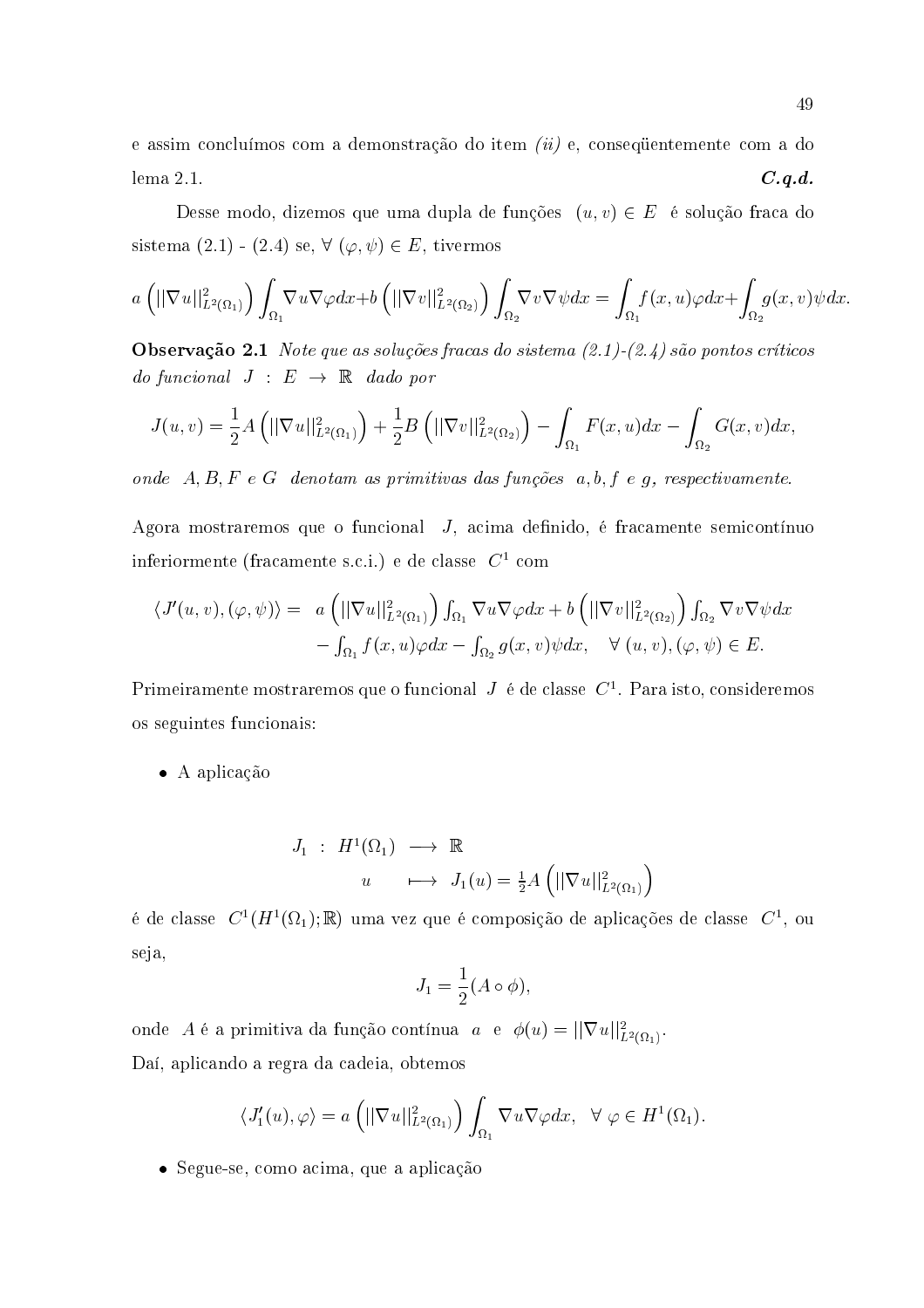e assim concluímos com a demonstração do item *(ii)* e, conseqüentemente com a do lema 2.1. ***C.q.d.***

Desse modo, dizemos que uma dupla de funções $(u,v) \in E$ é solução fraca do sistema (2.1) - (2.4) se, $\forall\ (\varphi,\psi) \in E$, tivermos

$$a\left(||\nabla u||^2_{L^2(\Omega_1)}\right)\int_{\Omega_1}\nabla u\nabla\varphi dx + b\left(||\nabla v||^2_{L^2(\Omega_2)}\right)\int_{\Omega_2}\nabla v\nabla\psi dx = \int_{\Omega_1}f(x,u)\varphi dx + \int_{\Omega_2}g(x,v)\psi dx.$$

**Observação 2.1** *Note que as soluções fracas do sistema (2.1)-(2.4) são pontos críticos do funcional* $J : E \to \mathbb{R}$ *dado por*

$$J(u,v) = \frac{1}{2}A\left(||\nabla u||^2_{L^2(\Omega_1)}\right) + \frac{1}{2}B\left(||\nabla v||^2_{L^2(\Omega_2)}\right) - \int_{\Omega_1}F(x,u)dx - \int_{\Omega_2}G(x,v)dx,$$

*onde* $A, B, F$ *e* $G$ *denotam as primitivas das funções* $a, b, f$ *e* $g$*, respectivamente.*

Agora mostraremos que o funcional $J$, acima definido, é fracamente semicontínuo inferiormente (fracamente s.c.i.) e de classe $C^1$ com

$$\begin{aligned}\langle J'(u,v),(\varphi,\psi)\rangle = \ & a\left(||\nabla u||^2_{L^2(\Omega_1)}\right)\int_{\Omega_1}\nabla u\nabla\varphi dx + b\left(||\nabla v||^2_{L^2(\Omega_2)}\right)\int_{\Omega_2}\nabla v\nabla\psi dx \\ & - \int_{\Omega_1}f(x,u)\varphi dx - \int_{\Omega_2}g(x,v)\psi dx, \quad \forall\ (u,v),(\varphi,\psi) \in E.\end{aligned}$$

Primeiramente mostraremos que o funcional $J$ é de classe $C^1$. Para isto, consideremos os seguintes funcionais:

- A aplicação

$$\begin{aligned} J_1 \ : \ H^1(\Omega_1) \ &\longrightarrow \ \mathbb{R} \\ u \ &\longmapsto \ J_1(u) = \tfrac{1}{2}A\left(||\nabla u||^2_{L^2(\Omega_1)}\right)\end{aligned}$$

é de classe $C^1(H^1(\Omega_1);\mathbb{R})$ uma vez que é composição de aplicações de classe $C^1$, ou seja,

$$J_1 = \frac{1}{2}(A\circ\phi),$$

onde $A$ é a primitiva da função contínua $a$ e $\phi(u) = ||\nabla u||^2_{L^2(\Omega_1)}$.
Daí, aplicando a regra da cadeia, obtemos

$$\langle J_1'(u),\varphi\rangle = a\left(||\nabla u||^2_{L^2(\Omega_1)}\right)\int_{\Omega_1}\nabla u\nabla\varphi dx, \quad \forall\ \varphi \in H^1(\Omega_1).$$

- Segue-se, como acima, que a aplicação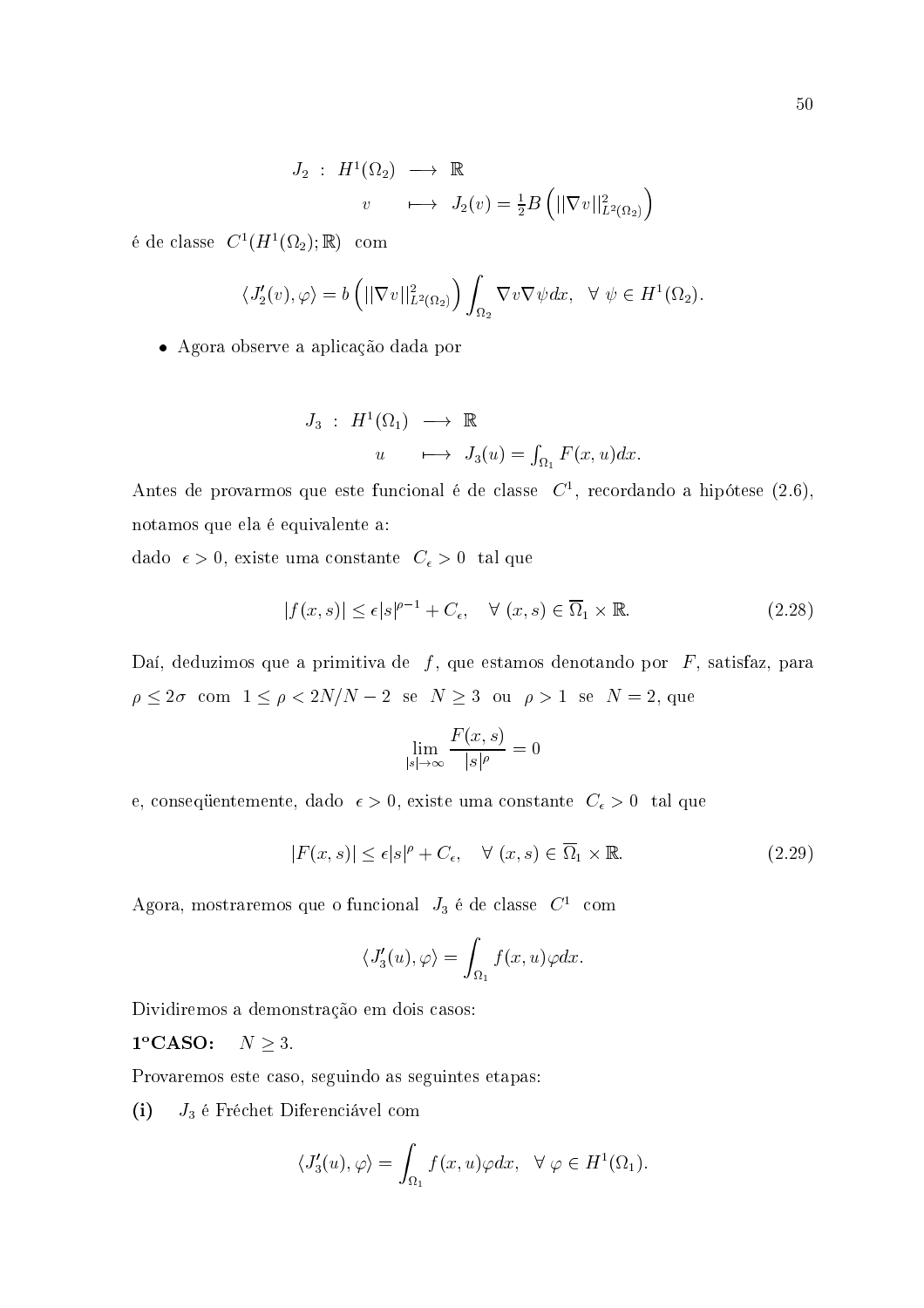$$
\begin{array}{rcl}
J_2 \ : \ H^1(\Omega_2) & \longrightarrow & \mathbb{R} \\
v & \longmapsto & J_2(v) = \frac{1}{2}B\left(||\nabla v||^2_{L^2(\Omega_2)}\right)
\end{array}
$$

é de classe $C^1(H^1(\Omega_2); \mathbb{R})$ com

$$
\langle J_2'(v), \varphi \rangle = b\left(||\nabla v||^2_{L^2(\Omega_2)}\right) \int_{\Omega_2} \nabla v \nabla \psi dx, \ \ \forall \ \psi \in H^1(\Omega_2).
$$

- Agora observe a aplicação dada por

$$
\begin{array}{rcl}
J_3 \ : \ H^1(\Omega_1) & \longrightarrow & \mathbb{R} \\
u & \longmapsto & J_3(u) = \int_{\Omega_1} F(x,u)dx.
\end{array}
$$

Antes de provarmos que este funcional é de classe $C^1$, recordando a hipótese (2.6), notamos que ela é equivalente a:

dado $\epsilon > 0$, existe uma constante $C_\epsilon > 0$ tal que

$$
|f(x,s)| \leq \epsilon |s|^{\rho - 1} + C_\epsilon, \quad \forall \ (x,s) \in \overline{\Omega}_1 \times \mathbb{R}. \tag{2.28}
$$

Daí, deduzimos que a primitiva de $f$, que estamos denotando por $F$, satisfaz, para $\rho \leq 2\sigma$ com $1 \leq \rho < 2N/N-2$ se $N \geq 3$ ou $\rho > 1$ se $N = 2$, que

$$
\lim_{|s| \to \infty} \frac{F(x,s)}{|s|^\rho} = 0
$$

e, conseqüentemente, dado $\epsilon > 0$, existe uma constante $C_\epsilon > 0$ tal que

$$
|F(x,s)| \leq \epsilon |s|^\rho + C_\epsilon, \quad \forall \ (x,s) \in \overline{\Omega}_1 \times \mathbb{R}. \tag{2.29}
$$

Agora, mostraremos que o funcional $J_3$ é de classe $C^1$ com

$$
\langle J_3'(u), \varphi \rangle = \int_{\Omega_1} f(x,u)\varphi dx.
$$

Dividiremos a demonstração em dois casos:

**1ºCASO:** $N \geq 3$.

Provaremos este caso, seguindo as seguintes etapas:

**(i)** $J_3$ é Fréchet Diferenciável com

$$
\langle J_3'(u), \varphi \rangle = \int_{\Omega_1} f(x,u)\varphi dx, \ \ \forall \ \varphi \in H^1(\Omega_1).
$$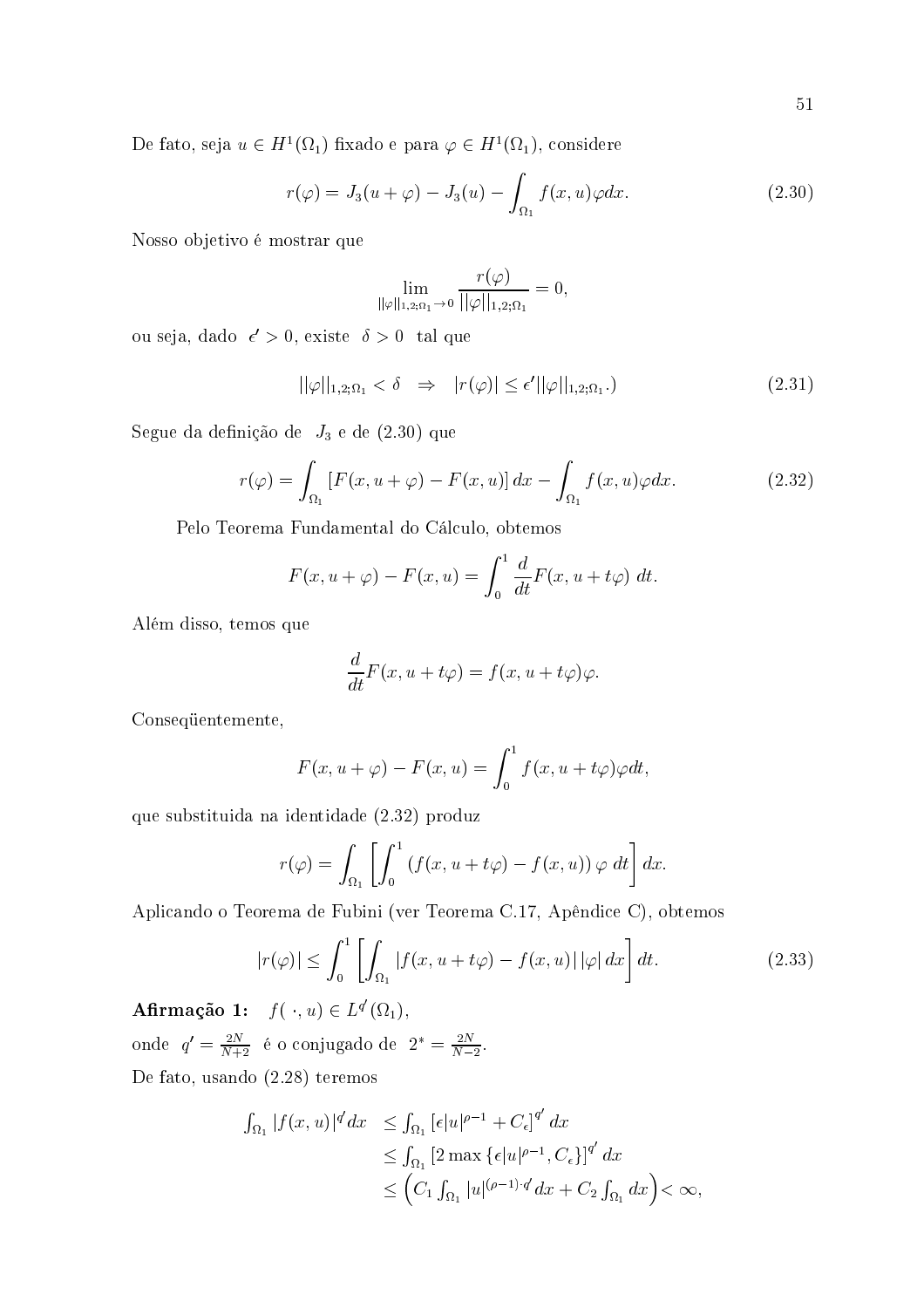De fato, seja $u \in H^1(\Omega_1)$ fixado e para $\varphi \in H^1(\Omega_1)$, considere

$$r(\varphi) = J_3(u+\varphi) - J_3(u) - \int_{\Omega_1} f(x,u)\varphi dx. \tag{2.30}$$

Nosso objetivo é mostrar que

$$\lim_{||\varphi||_{1,2;\Omega_1} \to 0} \frac{r(\varphi)}{||\varphi||_{1,2;\Omega_1}} = 0,$$

ou seja, dado $\epsilon' > 0$, existe $\delta > 0$ tal que

$$||\varphi||_{1,2;\Omega_1} < \delta \quad \Rightarrow \quad |r(\varphi)| \leq \epsilon' ||\varphi||_{1,2;\Omega_1}.) \tag{2.31}$$

Segue da definição de $J_3$ e de (2.30) que

$$r(\varphi) = \int_{\Omega_1} [F(x,u+\varphi) - F(x,u)]\, dx - \int_{\Omega_1} f(x,u)\varphi dx. \tag{2.32}$$

Pelo Teorema Fundamental do Cálculo, obtemos

$$F(x,u+\varphi) - F(x,u) = \int_0^1 \frac{d}{dt} F(x,u+t\varphi)\ dt.$$

Além disso, temos que

$$\frac{d}{dt} F(x,u+t\varphi) = f(x,u+t\varphi)\varphi.$$

Conseqüentemente,

$$F(x,u+\varphi) - F(x,u) = \int_0^1 f(x,u+t\varphi)\varphi dt,$$

que substituida na identidade (2.32) produz

$$r(\varphi) = \int_{\Omega_1} \left[ \int_0^1 (f(x,u+t\varphi) - f(x,u))\, \varphi\ dt \right] dx.$$

Aplicando o Teorema de Fubini (ver Teorema C.17, Apêndice C), obtemos

$$|r(\varphi)| \leq \int_0^1 \left[ \int_{\Omega_1} |f(x,u+t\varphi) - f(x,u)|\, |\varphi|\, dx \right] dt. \tag{2.33}$$

**Afirmação 1:** $f(\ \cdot, u) \in L^{q'}(\Omega_1)$,

onde $q' = \frac{2N}{N+2}$ é o conjugado de $2^* = \frac{2N}{N-2}$.

De fato, usando (2.28) teremos

$$\begin{aligned}
\int_{\Omega_1} |f(x,u)|^{q'} dx &\leq \int_{\Omega_1} \left[\epsilon |u|^{\rho-1} + C_\epsilon\right]^{q'} dx \\
&\leq \int_{\Omega_1} \left[2 \max\{\epsilon |u|^{\rho-1}, C_\epsilon\}\right]^{q'} dx \\
&\leq \left( C_1 \int_{\Omega_1} |u|^{(\rho-1)\cdot q'} dx + C_2 \int_{\Omega_1} dx \right) < \infty,
\end{aligned}$$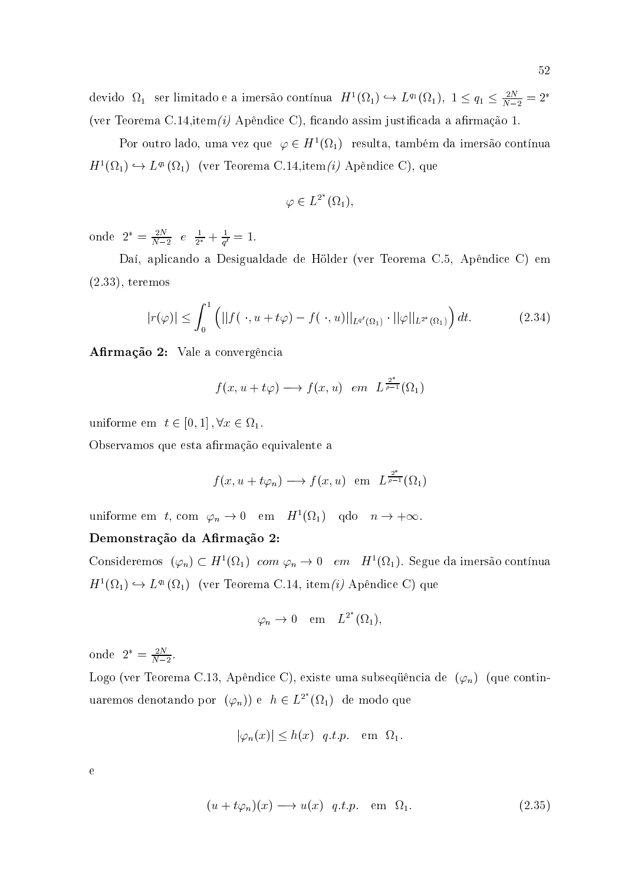devido $\Omega_1$ ser limitado e a imersão contínua $H^1(\Omega_1) \hookrightarrow L^{q_1}(\Omega_1)$, $1 \leq q_1 \leq \frac{2N}{N-2} = 2^*$ (ver Teorema C.14,item *(i)* Apêndice C), ficando assim justificada a afirmação 1.

Por outro lado, uma vez que $\varphi \in H^1(\Omega_1)$ resulta, também da imersão contínua $H^1(\Omega_1) \hookrightarrow L^{q_1}(\Omega_1)$ (ver Teorema C.14,item *(i)* Apêndice C), que

$$\varphi \in L^{2^*}(\Omega_1),$$

onde $2^* = \frac{2N}{N-2}$ *e* $\frac{1}{2^*} + \frac{1}{q'} = 1$.

Daí, aplicando a Desigualdade de Hölder (ver Teorema C.5, Apêndice C) em (2.33), teremos

$$|r(\varphi)| \leq \int_0^1 \Big( ||f(\,\cdot, u + t\varphi) - f(\,\cdot, u)||_{L^{q'}(\Omega_1)} \cdot ||\varphi||_{L^{2^*}(\Omega_1)} \Big)\, dt. \tag{2.34}$$

**Afirmação 2:** Vale a convergência

$$f(x, u + t\varphi) \longrightarrow f(x, u) \;\; em \;\; L^{\frac{2^*}{p-1}}(\Omega_1)$$

uniforme em $t \in [0,1]$, $\forall x \in \Omega_1$.

Observamos que esta afirmação equivalente a

$$f(x, u + t\varphi_n) \longrightarrow f(x, u) \;\; \text{em} \;\; L^{\frac{2^*}{p-1}}(\Omega_1)$$

uniforme em $t$, com $\varphi_n \to 0$ em $H^1(\Omega_1)$ qdo $n \to +\infty$.

**Demonstração da Afirmação 2:**

Consideremos $(\varphi_n) \subset H^1(\Omega_1)$ *com* $\varphi_n \to 0$ *em* $H^1(\Omega_1)$. Segue da imersão contínua $H^1(\Omega_1) \hookrightarrow L^{q_1}(\Omega_1)$ (ver Teorema C.14, item *(i)* Apêndice C) que

$$\varphi_n \to 0 \quad \text{em} \quad L^{2^*}(\Omega_1),$$

onde $2^* = \frac{2N}{N-2}$.

Logo (ver Teorema C.13, Apêndice C), existe uma subseqüência de $(\varphi_n)$ (que continuaremos denotando por $(\varphi_n)$) e $h \in L^{2^*}(\Omega_1)$ de modo que

$$|\varphi_n(x)| \leq h(x) \;\; q.t.p. \;\; \text{em} \;\; \Omega_1.$$

e

$$(u + t\varphi_n)(x) \longrightarrow u(x) \;\; q.t.p. \;\; \text{em} \;\; \Omega_1. \tag{2.35}$$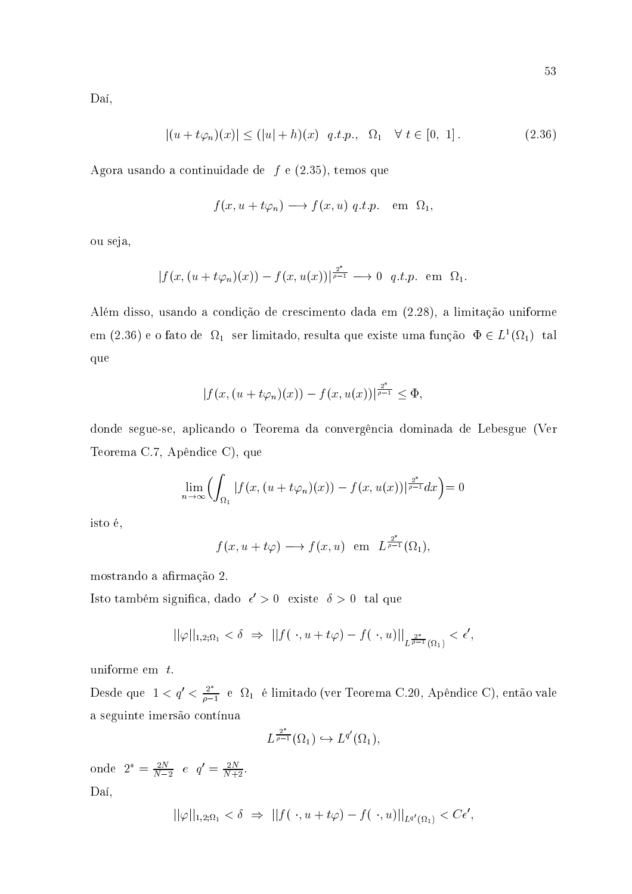Daí,

$$|(u + t\varphi_n)(x)| \leq (|u| + h)(x) \;\; q.t.p., \;\; \Omega_1 \quad \forall\, t \in [0,\ 1]\,. \tag{2.36}$$

Agora usando a continuidade de $f$ e (2.35), temos que

$$f(x, u + t\varphi_n) \longrightarrow f(x, u) \; q.t.p. \quad \text{em} \;\; \Omega_1,$$

ou seja,

$$|f(x, (u + t\varphi_n)(x)) - f(x, u(x))|^{\frac{2^*}{\rho - 1}} \longrightarrow 0 \;\; q.t.p. \;\; \text{em} \;\; \Omega_1.$$

Além disso, usando a condição de crescimento dada em (2.28), a limitação uniforme em (2.36) e o fato de $\Omega_1$ ser limitado, resulta que existe uma função $\Phi \in L^1(\Omega_1)$ tal que

$$|f(x, (u + t\varphi_n)(x)) - f(x, u(x))|^{\frac{2^*}{\rho - 1}} \leq \Phi,$$

donde segue-se, aplicando o Teorema da convergência dominada de Lebesgue (Ver Teorema C.7, Apêndice C), que

$$\lim_{n \to \infty} \Big( \int_{\Omega_1} |f(x, (u + t\varphi_n)(x)) - f(x, u(x))|^{\frac{2^*}{\rho - 1}} dx \Big) = 0$$

isto é,

$$f(x, u + t\varphi) \longrightarrow f(x, u) \;\; \text{em} \;\; L^{\frac{2^*}{\rho - 1}}(\Omega_1),$$

mostrando a afirmação 2.

Isto também significa, dado $\epsilon' > 0$ existe $\delta > 0$ tal que

$$||\varphi||_{1,2;\Omega_1} < \delta \;\Rightarrow\; ||f(\,\cdot, u + t\varphi) - f(\,\cdot, u)||_{L^{\frac{2^*}{\rho - 1}}(\Omega_1)} < \epsilon',$$

uniforme em $t$.

Desde que $1 < q' < \frac{2^*}{\rho - 1}$ e $\Omega_1$ é limitado (ver Teorema C.20, Apêndice C), então vale a seguinte imersão contínua

$$L^{\frac{2^*}{\rho - 1}}(\Omega_1) \hookrightarrow L^{q'}(\Omega_1),$$

onde $2^* = \frac{2N}{N-2}$ *e* $q' = \frac{2N}{N+2}$.

Daí,

$$||\varphi||_{1,2;\Omega_1} < \delta \;\Rightarrow\; ||f(\,\cdot, u + t\varphi) - f(\,\cdot, u)||_{L^{q'}(\Omega_1)} < C\epsilon',$$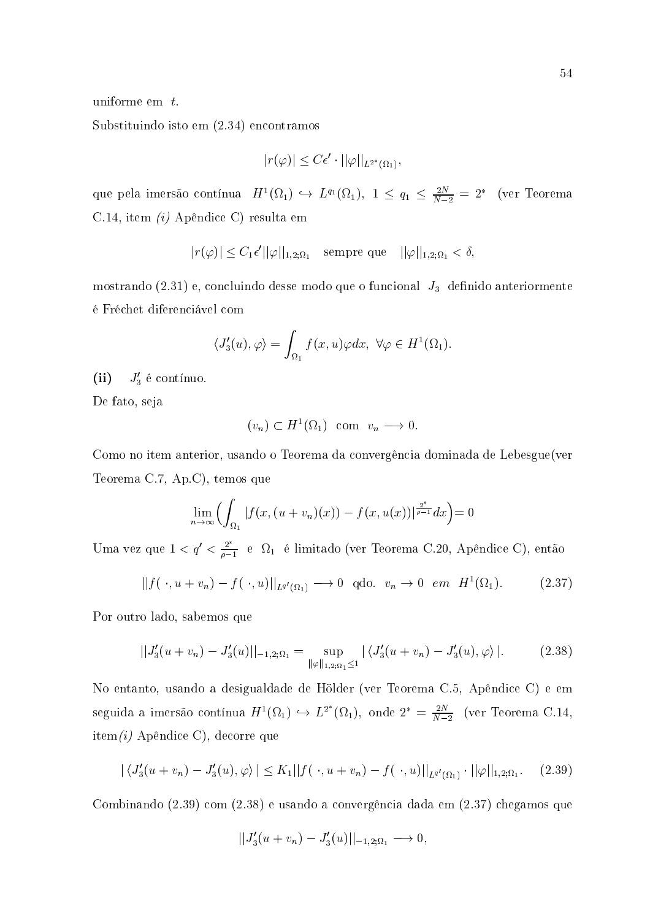uniforme em $t$.

Substituindo isto em (2.34) encontramos

$$|r(\varphi)| \leq C\epsilon' \cdot ||\varphi||_{L^{2^*}(\Omega_1)},$$

que pela imersão contínua $H^1(\Omega_1) \hookrightarrow L^{q_1}(\Omega_1)$, $1 \leq q_1 \leq \frac{2N}{N-2} = 2^*$ (ver Teorema C.14, item *(i)* Apêndice C) resulta em

$$|r(\varphi)| \leq C_1\epsilon' ||\varphi||_{1,2;\Omega_1} \quad \text{sempre que} \quad ||\varphi||_{1,2;\Omega_1} < \delta,$$

mostrando (2.31) e, concluindo desse modo que o funcional $J_3$ definido anteriormente é Fréchet diferenciável com

$$\langle J_3'(u), \varphi \rangle = \int_{\Omega_1} f(x,u)\varphi dx, \ \forall \varphi \in H^1(\Omega_1).$$

**(ii)** $J_3'$ é contínuo.

De fato, seja

$$(v_n) \subset H^1(\Omega_1) \ \text{ com } \ v_n \longrightarrow 0.$$

Como no item anterior, usando o Teorema da convergência dominada de Lebesgue(ver Teorema C.7, Ap.C), temos que

$$\lim_{n\to\infty} \Big( \int_{\Omega_1} |f(x,(u+v_n)(x)) - f(x,u(x))|^{\frac{2^*}{\rho-1}} dx \Big) = 0$$

Uma vez que $1 < q' < \frac{2^*}{\rho-1}$ e $\Omega_1$ é limitado (ver Teorema C.20, Apêndice C), então

$$||f(\ \cdot, u+v_n) - f(\ \cdot, u)||_{L^{q'}(\Omega_1)} \longrightarrow 0 \ \text{ qdo. } \ v_n \to 0 \ \ em \ \ H^1(\Omega_1). \tag{2.37}$$

Por outro lado, sabemos que

$$||J_3'(u+v_n) - J_3'(u)||_{-1,2;\Omega_1} = \sup_{||\varphi||_{1,2;\Omega_1} \leq 1} |\langle J_3'(u+v_n) - J_3'(u), \varphi \rangle|. \tag{2.38}$$

No entanto, usando a desigualdade de Hölder (ver Teorema C.5, Apêndice C) e em seguida a imersão contínua $H^1(\Omega_1) \hookrightarrow L^{2^*}(\Omega_1)$, onde $2^* = \frac{2N}{N-2}$ (ver Teorema C.14, item*(i)* Apêndice C), decorre que

$$|\langle J_3'(u+v_n) - J_3'(u), \varphi \rangle| \leq K_1 ||f(\ \cdot, u+v_n) - f(\ \cdot, u)||_{L^{q'}(\Omega_1)} \cdot ||\varphi||_{1,2;\Omega_1}. \tag{2.39}$$

Combinando (2.39) com (2.38) e usando a convergência dada em (2.37) chegamos que

$$||J_3'(u+v_n) - J_3'(u)||_{-1,2;\Omega_1} \longrightarrow 0,$$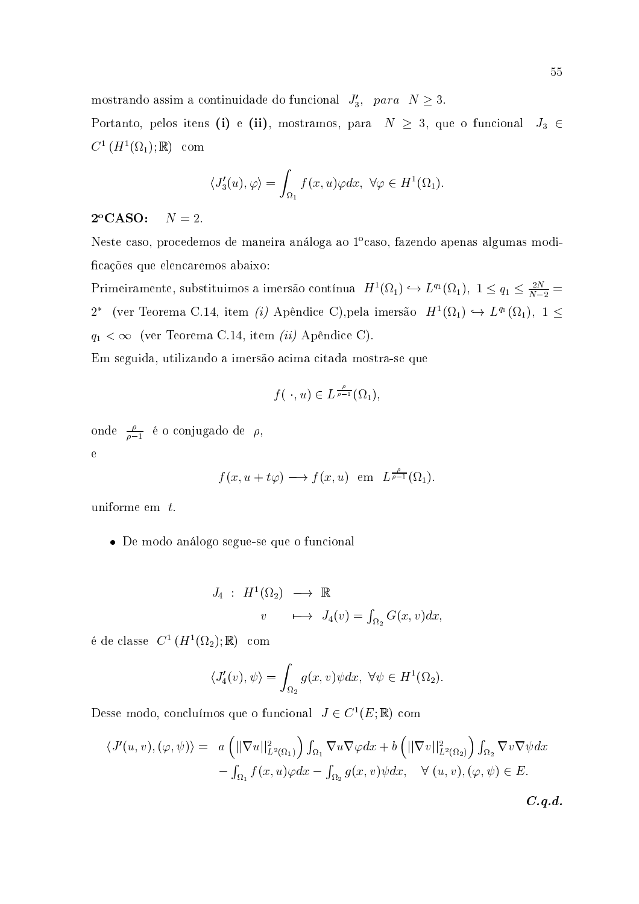mostrando assim a continuidade do funcional $J_3'$, *para* $N \geq 3$.

Portanto, pelos itens **(i)** e **(ii)**, mostramos, para $N \geq 3$, que o funcional $J_3 \in C^1(H^1(\Omega_1);\mathbb{R})$ com

$$\langle J_3'(u), \varphi \rangle = \int_{\Omega_1} f(x,u)\varphi dx, \ \forall \varphi \in H^1(\Omega_1).$$

**2°CASO:** $N = 2$.

Neste caso, procedemos de maneira análoga ao 1°caso, fazendo apenas algumas modificações que elencaremos abaixo:

Primeiramente, substituimos a imersão contínua $H^1(\Omega_1) \hookrightarrow L^{q_1}(\Omega_1)$, $1 \leq q_1 \leq \frac{2N}{N-2} = 2^*$ (ver Teorema C.14, item *(i)* Apêndice C),pela imersão $H^1(\Omega_1) \hookrightarrow L^{q_1}(\Omega_1)$, $1 \leq q_1 < \infty$ (ver Teorema C.14, item *(ii)* Apêndice C).

Em seguida, utilizando a imersão acima citada mostra-se que

$$f(\,\cdot, u) \in L^{\frac{\rho}{\rho-1}}(\Omega_1),$$

onde $\frac{\rho}{\rho-1}$ é o conjugado de $\rho$,

e

$$f(x, u + t\varphi) \longrightarrow f(x,u) \ \text{ em } \ L^{\frac{\rho}{\rho-1}}(\Omega_1).$$

uniforme em $t$.

- De modo análogo segue-se que o funcional

$$\begin{array}{rcl} J_4 : H^1(\Omega_2) & \longrightarrow & \mathbb{R} \\ v & \longmapsto & J_4(v) = \int_{\Omega_2} G(x,v)dx, \end{array}$$

é de classe $C^1(H^1(\Omega_2);\mathbb{R})$ com

$$\langle J_4'(v), \psi \rangle = \int_{\Omega_2} g(x,v)\psi dx, \ \forall \psi \in H^1(\Omega_2).$$

Desse modo, concluímos que o funcional $J \in C^1(E;\mathbb{R})$ com

$$\begin{aligned} \langle J'(u,v), (\varphi,\psi) \rangle = \ & a\left(||\nabla u||^2_{L^2(\Omega_1)}\right) \int_{\Omega_1} \nabla u \nabla \varphi dx + b\left(||\nabla v||^2_{L^2(\Omega_2)}\right) \int_{\Omega_2} \nabla v \nabla \psi dx \\ & - \int_{\Omega_1} f(x,u)\varphi dx - \int_{\Omega_2} g(x,v)\psi dx, \quad \forall\, (u,v), (\varphi,\psi) \in E. \end{aligned}$$

***C.q.d.***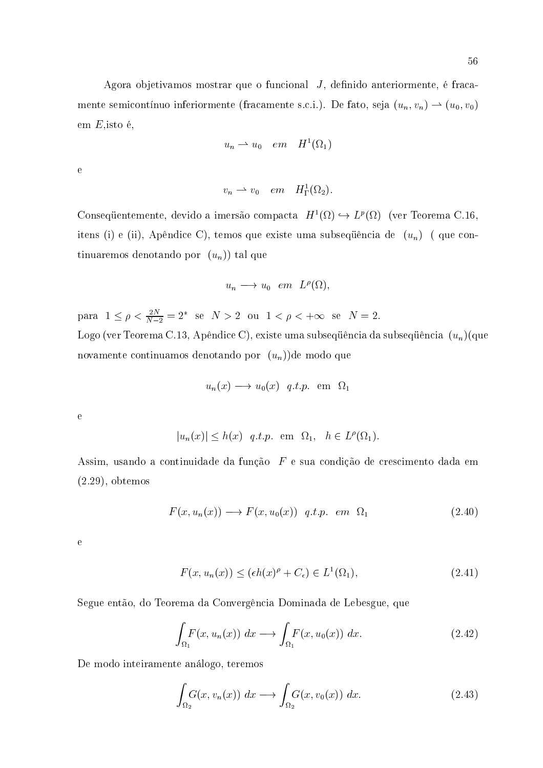Agora objetivamos mostrar que o funcional $J$, definido anteriormente, é fracamente semicontínuo inferiormente (fracamente s.c.i.). De fato, seja $(u_n, v_n) \rightharpoonup (u_0, v_0)$ em $E$,isto é,

$$u_n \rightharpoonup u_0 \quad em \quad H^1(\Omega_1)$$

e

$$v_n \rightharpoonup v_0 \quad em \quad H^1_\Gamma(\Omega_2).$$

Conseqüentemente, devido a imersão compacta $H^1(\Omega) \hookrightarrow L^p(\Omega)$ (ver Teorema C.16, itens (i) e (ii), Apêndice C), temos que existe uma subseqüência de $(u_n)$ ( que continuaremos denotando por $(u_n)$) tal que

$$u_n \longrightarrow u_0 \quad em \quad L^\rho(\Omega),$$

para $1 \leq \rho < \frac{2N}{N-2} = 2^*$ se $N > 2$ ou $1 < \rho < +\infty$ se $N = 2$.
Logo (ver Teorema C.13, Apêndice C), existe uma subseqüência da subseqüência $(u_n)$(que novamente continuamos denotando por $(u_n)$)de modo que

$$u_n(x) \longrightarrow u_0(x) \quad q.t.p. \text{ em } \Omega_1$$

e

$$|u_n(x)| \leq h(x) \quad q.t.p. \text{ em } \Omega_1, \quad h \in L^\rho(\Omega_1).$$

Assim, usando a continuidade da função $F$ e sua condição de crescimento dada em (2.29), obtemos

$$F(x, u_n(x)) \longrightarrow F(x, u_0(x)) \quad q.t.p. \quad em \quad \Omega_1 \tag{2.40}$$

e

$$F(x, u_n(x)) \leq (\epsilon h(x)^\rho + C_\epsilon) \in L^1(\Omega_1), \tag{2.41}$$

Segue então, do Teorema da Convergência Dominada de Lebesgue, que

$$\int_{\Omega_1} F(x, u_n(x))\, dx \longrightarrow \int_{\Omega_1} F(x, u_0(x))\, dx. \tag{2.42}$$

De modo inteiramente análogo, teremos

$$\int_{\Omega_2} G(x, v_n(x))\, dx \longrightarrow \int_{\Omega_2} G(x, v_0(x))\, dx. \tag{2.43}$$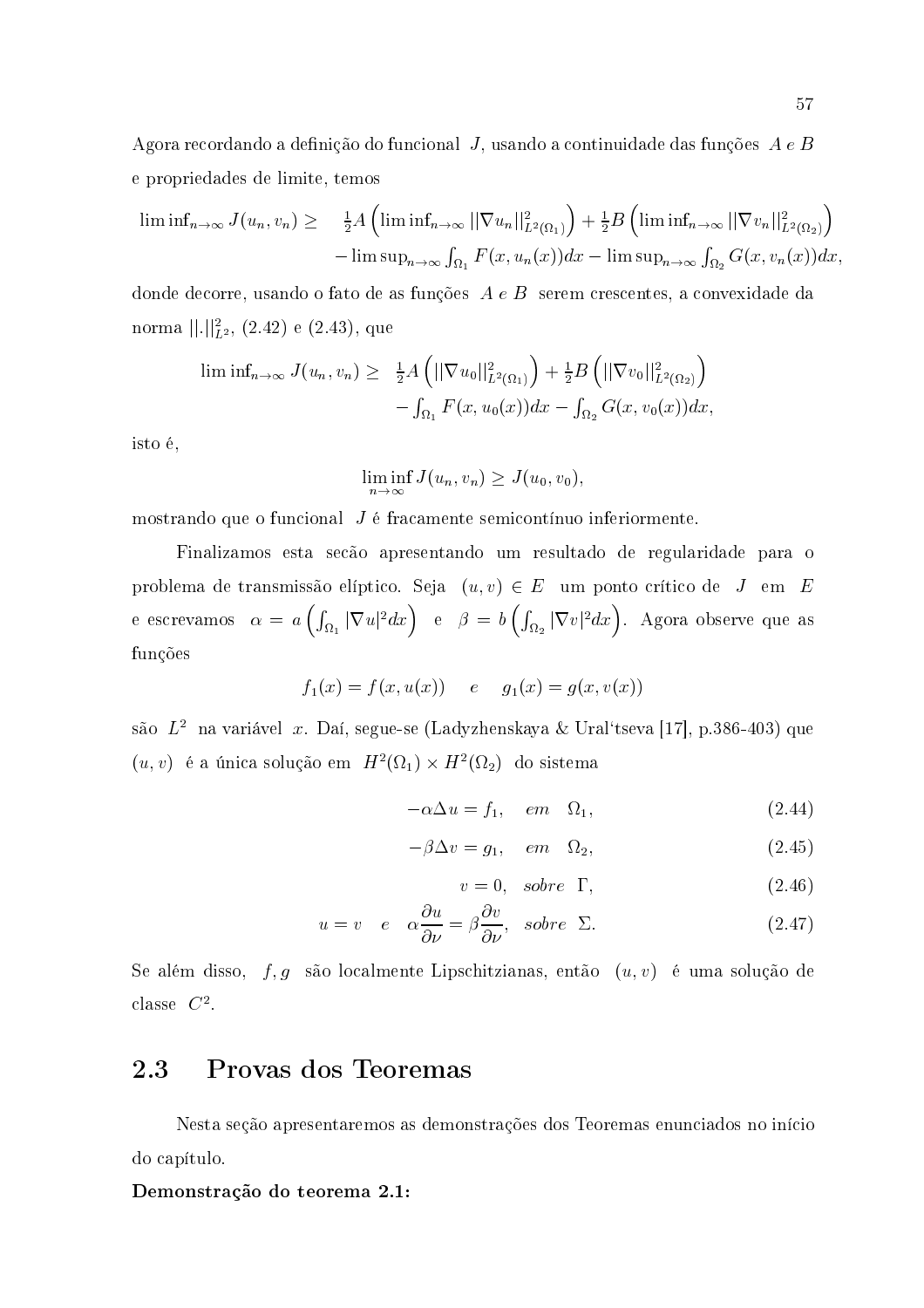Agora recordando a definição do funcional $J$, usando a continuidade das funções $A$ e $B$ e propriedades de limite, temos

$$
\begin{aligned}
\liminf_{n\to\infty} J(u_n, v_n) \geq \quad & \tfrac{1}{2}A\left(\liminf_{n\to\infty} ||\nabla u_n||^2_{L^2(\Omega_1)}\right) + \tfrac{1}{2}B\left(\liminf_{n\to\infty} ||\nabla v_n||^2_{L^2(\Omega_2)}\right) \\
& - \limsup_{n\to\infty} \int_{\Omega_1} F(x, u_n(x))dx - \limsup_{n\to\infty} \int_{\Omega_2} G(x, v_n(x))dx,
\end{aligned}
$$

donde decorre, usando o fato de as funções $A$ e $B$ serem crescentes, a convexidade da norma $||.||^2_{L^2}$, (2.42) e (2.43), que

$$
\begin{aligned}
\liminf_{n\to\infty} J(u_n, v_n) \geq \quad & \tfrac{1}{2}A\left(||\nabla u_0||^2_{L^2(\Omega_1)}\right) + \tfrac{1}{2}B\left(||\nabla v_0||^2_{L^2(\Omega_2)}\right) \\
& - \int_{\Omega_1} F(x, u_0(x))dx - \int_{\Omega_2} G(x, v_0(x))dx,
\end{aligned}
$$

isto é,

$$
\liminf_{n\to\infty} J(u_n, v_n) \geq J(u_0, v_0),
$$

mostrando que o funcional $J$ é fracamente semicontínuo inferiormente.

Finalizamos esta secão apresentando um resultado de regularidade para o problema de transmissão elíptico. Seja $(u, v) \in E$ um ponto crítico de $J$ em $E$ e escrevamos $\alpha = a\left(\int_{\Omega_1} |\nabla u|^2 dx\right)$ e $\beta = b\left(\int_{\Omega_2} |\nabla v|^2 dx\right)$. Agora observe que as funções

$$
f_1(x) = f(x, u(x)) \quad e \quad g_1(x) = g(x, v(x))
$$

são $L^2$ na variável $x$. Daí, segue-se (Ladyzhenskaya & Ural'tseva [17], p.386-403) que $(u, v)$ é a única solução em $H^2(\Omega_1) \times H^2(\Omega_2)$ do sistema

$$
-\alpha \Delta u = f_1, \quad em \quad \Omega_1, \tag{2.44}
$$

$$
-\beta \Delta v = g_1, \quad em \quad \Omega_2, \tag{2.45}
$$

$$
v = 0, \quad sobre \quad \Gamma, \tag{2.46}
$$

$$
u = v \quad e \quad \alpha \frac{\partial u}{\partial \nu} = \beta \frac{\partial v}{\partial \nu}, \quad sobre \quad \Sigma. \tag{2.47}
$$

Se além disso, $f, g$ são localmente Lipschitzianas, então $(u, v)$ é uma solução de classe $C^2$.

## 2.3 Provas dos Teoremas

Nesta seção apresentaremos as demonstrações dos Teoremas enunciados no início do capítulo.

**Demonstração do teorema 2.1:**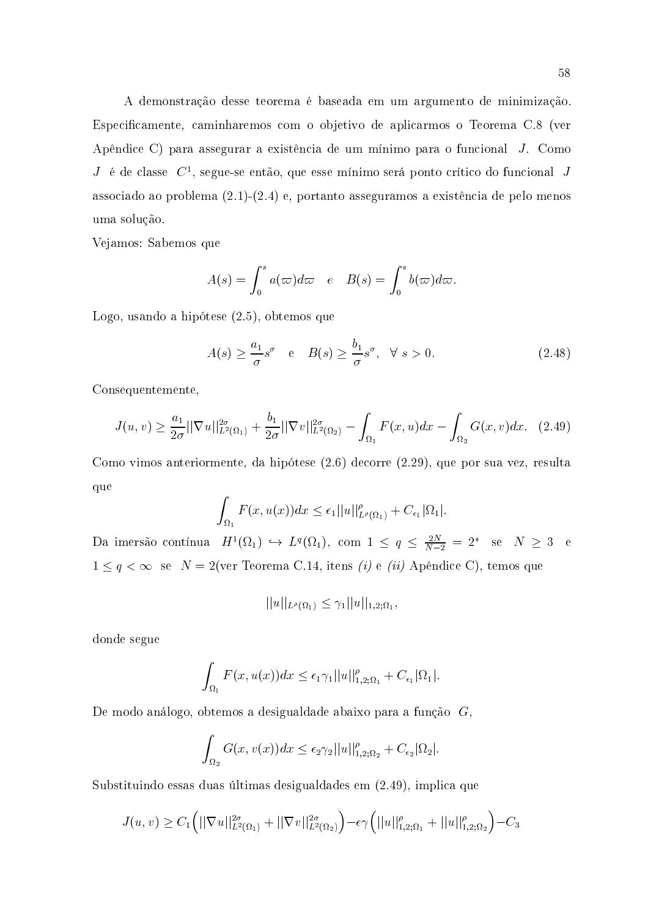A demonstração desse teorema é baseada em um argumento de minimização. Especificamente, caminharemos com o objetivo de aplicarmos o Teorema C.8 (ver Apêndice C) para assegurar a existência de um mínimo para o funcional $J$. Como $J$ é de classe $C^1$, segue-se então, que esse mínimo será ponto crítico do funcional $J$ associado ao problema (2.1)-(2.4) e, portanto asseguramos a existência de pelo menos uma solução.

Vejamos: Sabemos que

$$A(s) = \int_0^s a(\varpi)d\varpi \quad e \quad B(s) = \int_0^s b(\varpi)d\varpi.$$

Logo, usando a hipótese (2.5), obtemos que

$$A(s) \geq \frac{a_1}{\sigma}s^{\sigma} \quad \text{e} \quad B(s) \geq \frac{b_1}{\sigma}s^{\sigma}, \ \ \forall \ s > 0. \tag{2.48}$$

Consequentemente,

$$J(u,v) \geq \frac{a_1}{2\sigma}||\nabla u||^{2\sigma}_{L^2(\Omega_1)} + \frac{b_1}{2\sigma}||\nabla v||^{2\sigma}_{L^2(\Omega_2)} - \int_{\Omega_1} F(x,u)dx - \int_{\Omega_2} G(x,v)dx. \tag{2.49}$$

Como vimos anteriormente, da hipótese (2.6) decorre (2.29), que por sua vez, resulta que

$$\int_{\Omega_1} F(x,u(x))dx \leq \epsilon_1 ||u||^{\rho}_{L^{\rho}(\Omega_1)} + C_{\epsilon_1}|\Omega_1|.$$

Da imersão contínua $H^1(\Omega_1) \hookrightarrow L^q(\Omega_1)$, com $1 \leq q \leq \frac{2N}{N-2} = 2^*$ se $N \geq 3$ e $1 \leq q < \infty$ se $N = 2$(ver Teorema C.14, itens *(i)* e *(ii)* Apêndice C), temos que

$$||u||_{L^{\rho}(\Omega_1)} \leq \gamma_1 ||u||_{1,2;\Omega_1},$$

donde segue

$$\int_{\Omega_1} F(x,u(x))dx \leq \epsilon_1 \gamma_1 ||u||^{\rho}_{1,2;\Omega_1} + C_{\epsilon_1}|\Omega_1|.$$

De modo análogo, obtemos a desigualdade abaixo para a função $G$,

$$\int_{\Omega_2} G(x,v(x))dx \leq \epsilon_2 \gamma_2 ||u||^{\rho}_{1,2;\Omega_2} + C_{\epsilon_2}|\Omega_2|.$$

Substituindo essas duas últimas desigualdades em (2.49), implica que

$$J(u,v) \geq C_1\Big(||\nabla u||^{2\sigma}_{L^2(\Omega_1)} + ||\nabla v||^{2\sigma}_{L^2(\Omega_2)}\Big) - \epsilon\gamma\Big(||u||^{\rho}_{1,2;\Omega_1} + ||u||^{\rho}_{1,2;\Omega_2}\Big) - C_3$$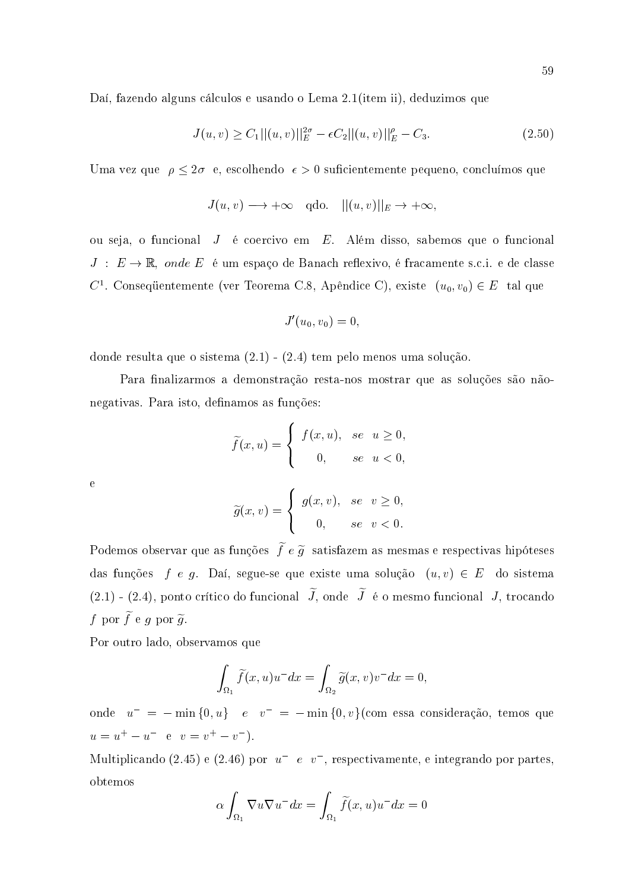Daí, fazendo alguns cálculos e usando o Lema 2.1(item ii), deduzimos que

$$J(u,v) \geq C_1||(u,v)||_E^{2\sigma} - \epsilon C_2||(u,v)||_E^{\rho} - C_3. \tag{2.50}$$

Uma vez que $\rho \leq 2\sigma$ e, escolhendo $\epsilon > 0$ suficientemente pequeno, concluímos que

$$J(u,v) \longrightarrow +\infty \quad \text{qdo.} \quad ||(u,v)||_E \to +\infty,$$

ou seja, o funcional $J$ é coercivo em $E$. Além disso, sabemos que o funcional $J : E \to \mathbb{R}$, *onde* $E$ é um espaço de Banach reflexivo, é fracamente s.c.i. e de classe $C^1$. Conseqüentemente (ver Teorema C.8, Apêndice C), existe $(u_0, v_0) \in E$ tal que

$$J'(u_0, v_0) = 0,$$

donde resulta que o sistema (2.1) - (2.4) tem pelo menos uma solução.

Para finalizarmos a demonstração resta-nos mostrar que as soluções são não-negativas. Para isto, definamos as funções:

$$\widetilde{f}(x,u) = \begin{cases} f(x,u), & se \quad u \geq 0, \\ 0, & se \quad u < 0, \end{cases}$$

e

$$\widetilde{g}(x,v) = \begin{cases} g(x,v), & se \quad v \geq 0, \\ 0, & se \quad v < 0. \end{cases}$$

Podemos observar que as funções $\widetilde{f}$ *e* $\widetilde{g}$ satisfazem as mesmas e respectivas hipóteses das funções $f$ *e* $g$. Daí, segue-se que existe uma solução $(u,v) \in E$ do sistema (2.1) - (2.4), ponto crítico do funcional $\widetilde{J}$, onde $\widetilde{J}$ é o mesmo funcional $J$, trocando $f$ por $\widetilde{f}$ e $g$ por $\widetilde{g}$.

Por outro lado, observamos que

$$\int_{\Omega_1} \widetilde{f}(x,u)u^- dx = \int_{\Omega_2} \widetilde{g}(x,v)v^- dx = 0,$$

onde $u^- = -\min\{0,u\}$ *e* $v^- = -\min\{0,v\}$(com essa consideração, temos que $u = u^+ - u^-$ e $v = v^+ - v^-$).

Multiplicando (2.45) e (2.46) por $u^-$ *e* $v^-$, respectivamente, e integrando por partes, obtemos

$$\alpha \int_{\Omega_1} \nabla u \nabla u^- dx = \int_{\Omega_1} \widetilde{f}(x,u)u^- dx = 0$$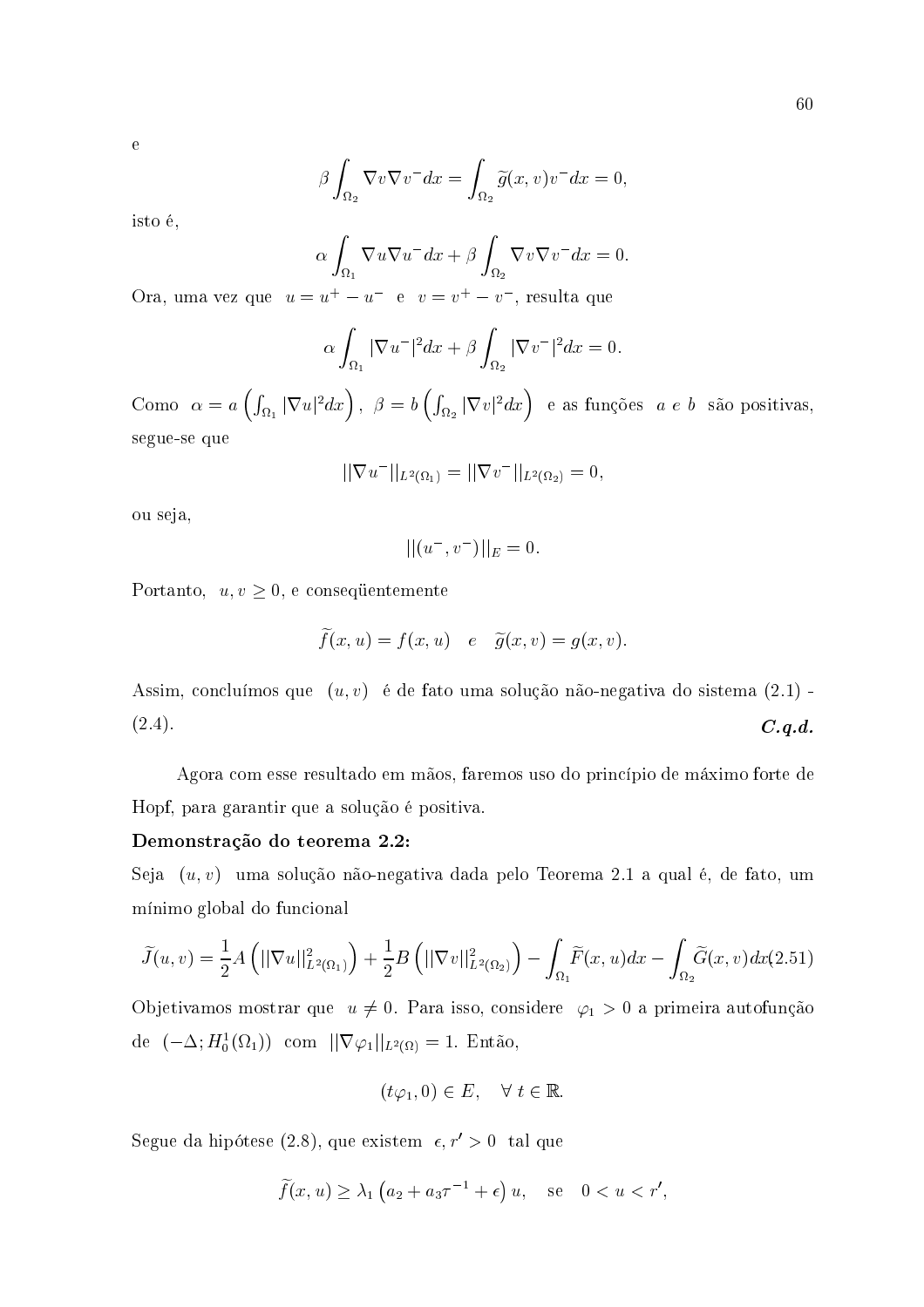e

$$\beta \int_{\Omega_2} \nabla v \nabla v^- dx = \int_{\Omega_2} \widetilde{g}(x,v) v^- dx = 0,$$

isto é,

$$\alpha \int_{\Omega_1} \nabla u \nabla u^- dx + \beta \int_{\Omega_2} \nabla v \nabla v^- dx = 0.$$

Ora, uma vez que $u = u^+ - u^-$ e $v = v^+ - v^-$, resulta que

$$\alpha \int_{\Omega_1} |\nabla u^-|^2 dx + \beta \int_{\Omega_2} |\nabla v^-|^2 dx = 0.$$

Como $\alpha = a\left(\int_{\Omega_1} |\nabla u|^2 dx\right)$, $\beta = b\left(\int_{\Omega_2} |\nabla v|^2 dx\right)$ e as funções $a$ e $b$ são positivas, segue-se que

$$||\nabla u^-||_{L^2(\Omega_1)} = ||\nabla v^-||_{L^2(\Omega_2)} = 0,$$

ou seja,

$$||(u^-, v^-)||_E = 0.$$

Portanto, $u, v \geq 0$, e conseqüentemente

$$\widetilde{f}(x,u) = f(x,u) \quad e \quad \widetilde{g}(x,v) = g(x,v).$$

Assim, concluímos que $(u,v)$ é de fato uma solução não-negativa do sistema (2.1) - (2.4). ***C.q.d.***

Agora com esse resultado em mãos, faremos uso do princípio de máximo forte de Hopf, para garantir que a solução é positiva.

**Demonstração do teorema 2.2:**

Seja $(u,v)$ uma solução não-negativa dada pelo Teorema 2.1 a qual é, de fato, um mínimo global do funcional

$$\widetilde{J}(u,v) = \frac{1}{2} A\left(||\nabla u||^2_{L^2(\Omega_1)}\right) + \frac{1}{2} B\left(||\nabla v||^2_{L^2(\Omega_2)}\right) - \int_{\Omega_1} \widetilde{F}(x,u) dx - \int_{\Omega_2} \widetilde{G}(x,v) dx \quad (2.51)$$

Objetivamos mostrar que $u \neq 0$. Para isso, considere $\varphi_1 > 0$ a primeira autofunção de $(-\Delta; H_0^1(\Omega_1))$ com $||\nabla \varphi_1||_{L^2(\Omega)} = 1$. Então,

$$(t\varphi_1, 0) \in E, \quad \forall\, t \in \mathbb{R}.$$

Segue da hipótese (2.8), que existem $\epsilon, r' > 0$ tal que

$$\widetilde{f}(x,u) \geq \lambda_1 \left(a_2 + a_3 \tau^{-1} + \epsilon\right) u, \quad \text{se} \quad 0 < u < r',$$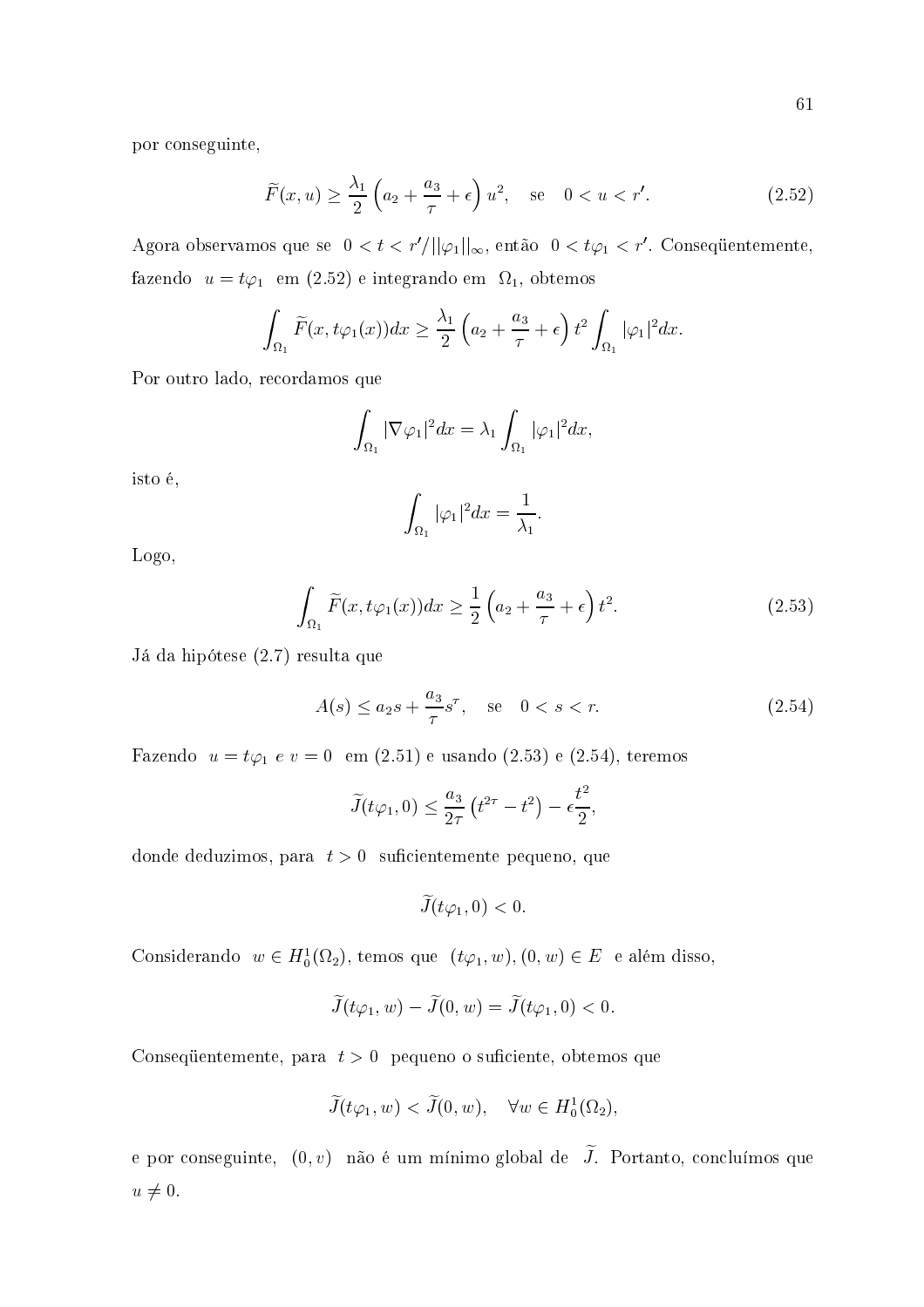por conseguinte,

$$\widetilde{F}(x,u) \geq \frac{\lambda_1}{2}\left(a_2 + \frac{a_3}{\tau} + \epsilon\right) u^2, \quad \text{se} \quad 0 < u < r'. \tag{2.52}$$

Agora observamos que se $0 < t < r'/||\varphi_1||_\infty$, então $0 < t\varphi_1 < r'$. Conseqüentemente, fazendo $u = t\varphi_1$ em (2.52) e integrando em $\Omega_1$, obtemos

$$\int_{\Omega_1} \widetilde{F}(x, t\varphi_1(x))dx \geq \frac{\lambda_1}{2}\left(a_2 + \frac{a_3}{\tau} + \epsilon\right) t^2 \int_{\Omega_1} |\varphi_1|^2 dx.$$

Por outro lado, recordamos que

$$\int_{\Omega_1} |\nabla \varphi_1|^2 dx = \lambda_1 \int_{\Omega_1} |\varphi_1|^2 dx,$$

isto é,

$$\int_{\Omega_1} |\varphi_1|^2 dx = \frac{1}{\lambda_1}.$$

Logo,

$$\int_{\Omega_1} \widetilde{F}(x, t\varphi_1(x))dx \geq \frac{1}{2}\left(a_2 + \frac{a_3}{\tau} + \epsilon\right) t^2. \tag{2.53}$$

Já da hipótese (2.7) resulta que

$$A(s) \leq a_2 s + \frac{a_3}{\tau} s^\tau, \quad \text{se} \quad 0 < s < r. \tag{2.54}$$

Fazendo $u = t\varphi_1$ *e* $v = 0$ em (2.51) e usando (2.53) e (2.54), teremos

$$\widetilde{J}(t\varphi_1, 0) \leq \frac{a_3}{2\tau}\left(t^{2\tau} - t^2\right) - \epsilon \frac{t^2}{2},$$

donde deduzimos, para $t > 0$ suficientemente pequeno, que

$$\widetilde{J}(t\varphi_1, 0) < 0.$$

Considerando $w \in H_0^1(\Omega_2)$, temos que $(t\varphi_1, w), (0, w) \in E$ e além disso,

$$\widetilde{J}(t\varphi_1, w) - \widetilde{J}(0, w) = \widetilde{J}(t\varphi_1, 0) < 0.$$

Conseqüentemente, para $t > 0$ pequeno o suficiente, obtemos que

$$\widetilde{J}(t\varphi_1, w) < \widetilde{J}(0, w), \quad \forall w \in H_0^1(\Omega_2),$$

e por conseguinte, $(0, v)$ não é um mínimo global de $\widetilde{J}$. Portanto, concluímos que $u \neq 0$.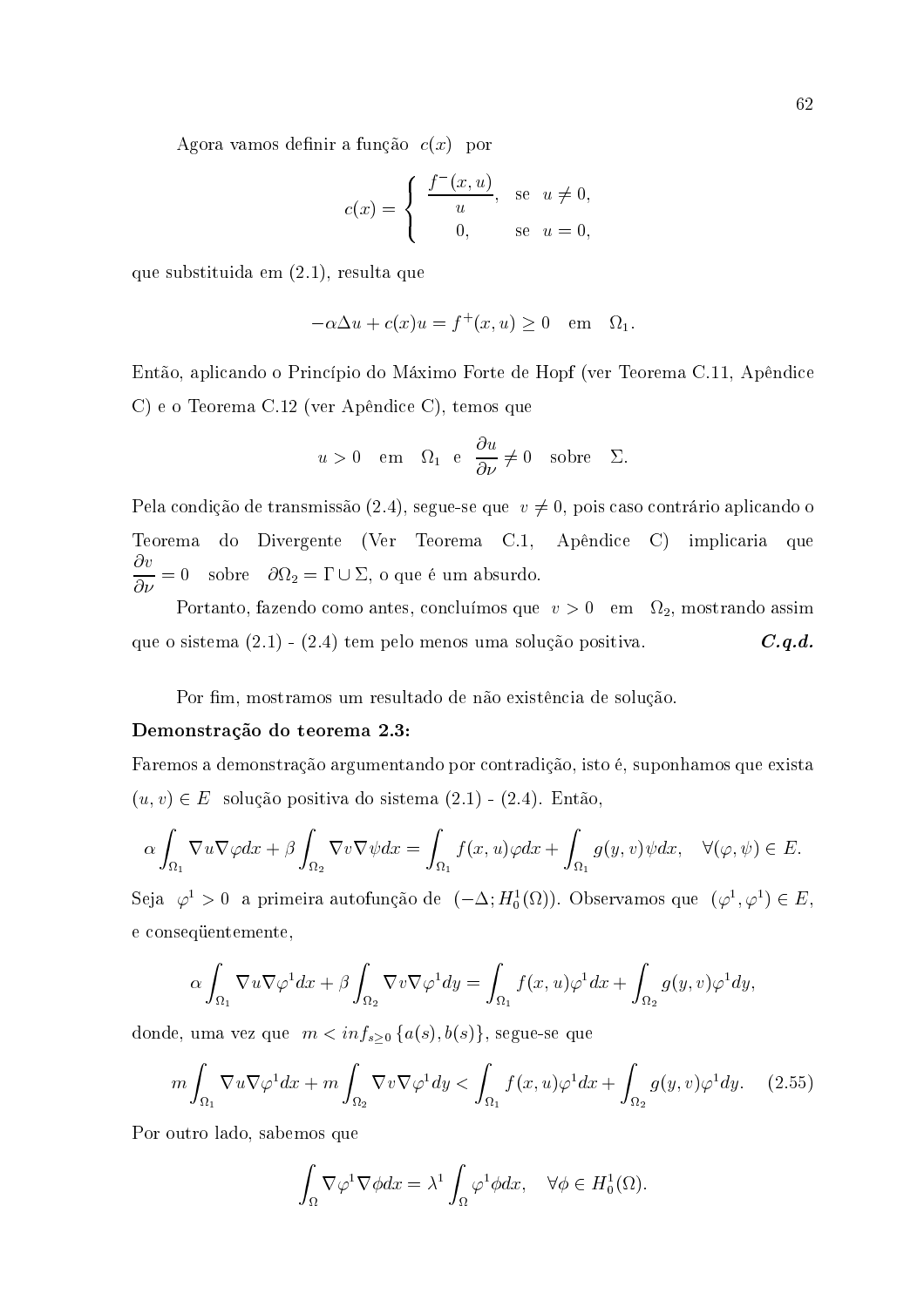Agora vamos definir a função $c(x)$ por

$$c(x) = \begin{cases} \dfrac{f^-(x,u)}{u}, & \text{se } \ u \neq 0, \\ 0, & \text{se } \ u = 0, \end{cases}$$

que substituida em (2.1), resulta que

$$-\alpha \Delta u + c(x) u = f^+(x,u) \geq 0 \quad \text{em} \quad \Omega_1.$$

Então, aplicando o Princípio do Máximo Forte de Hopf (ver Teorema C.11, Apêndice C) e o Teorema C.12 (ver Apêndice C), temos que

$$u > 0 \quad \text{em} \quad \Omega_1 \ \text{ e } \ \frac{\partial u}{\partial \nu} \neq 0 \quad \text{sobre} \quad \Sigma.$$

Pela condição de transmissão (2.4), segue-se que $v \neq 0$, pois caso contrário aplicando o Teorema do Divergente (Ver Teorema C.1, Apêndice C) implicaria que $\dfrac{\partial v}{\partial \nu} = 0$ sobre $\partial \Omega_2 = \Gamma \cup \Sigma$, o que é um absurdo.

Portanto, fazendo como antes, concluímos que $v > 0$ em $\Omega_2$, mostrando assim que o sistema (2.1) - (2.4) tem pelo menos uma solução positiva. ***C.q.d.***

Por fim, mostramos um resultado de não existência de solução.

**Demonstração do teorema 2.3:**

Faremos a demonstração argumentando por contradição, isto é, suponhamos que exista $(u,v) \in E$ solução positiva do sistema (2.1) - (2.4). Então,

$$\alpha \int_{\Omega_1} \nabla u \nabla \varphi dx + \beta \int_{\Omega_2} \nabla v \nabla \psi dx = \int_{\Omega_1} f(x,u) \varphi dx + \int_{\Omega_1} g(y,v) \psi dx, \quad \forall (\varphi, \psi) \in E.$$

Seja $\varphi^1 > 0$ a primeira autofunção de $(-\Delta; H_0^1(\Omega))$. Observamos que $(\varphi^1, \varphi^1) \in E$, e conseqüentemente,

$$\alpha \int_{\Omega_1} \nabla u \nabla \varphi^1 dx + \beta \int_{\Omega_2} \nabla v \nabla \varphi^1 dy = \int_{\Omega_1} f(x,u) \varphi^1 dx + \int_{\Omega_2} g(y,v) \varphi^1 dy,$$

donde, uma vez que $m < inf_{s \geq 0} \{a(s), b(s)\}$, segue-se que

$$m \int_{\Omega_1} \nabla u \nabla \varphi^1 dx + m \int_{\Omega_2} \nabla v \nabla \varphi^1 dy < \int_{\Omega_1} f(x,u) \varphi^1 dx + \int_{\Omega_2} g(y,v) \varphi^1 dy. \quad (2.55)$$

Por outro lado, sabemos que

$$\int_{\Omega} \nabla \varphi^1 \nabla \phi dx = \lambda^1 \int_{\Omega} \varphi^1 \phi dx, \quad \forall \phi \in H_0^1(\Omega).$$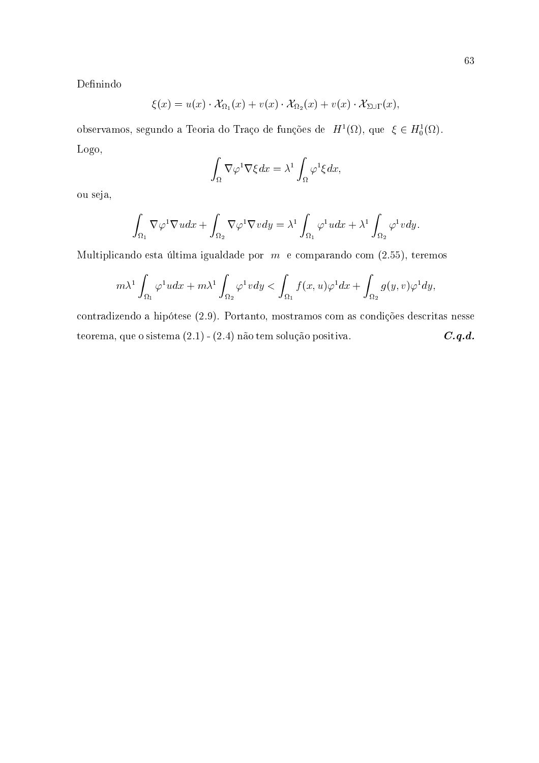Definindo

$$\xi(x) = u(x) \cdot \mathcal{X}_{\Omega_1}(x) + v(x) \cdot \mathcal{X}_{\Omega_2}(x) + v(x) \cdot \mathcal{X}_{\Sigma \cup \Gamma}(x),$$

observamos, segundo a Teoria do Traço de funções de $H^1(\Omega)$, que $\xi \in H_0^1(\Omega)$. Logo,

$$\int_\Omega \nabla \varphi^1 \nabla \xi dx = \lambda^1 \int_\Omega \varphi^1 \xi dx,$$

ou seja,

$$\int_{\Omega_1} \nabla \varphi^1 \nabla u dx + \int_{\Omega_2} \nabla \varphi^1 \nabla v dy = \lambda^1 \int_{\Omega_1} \varphi^1 u dx + \lambda^1 \int_{\Omega_2} \varphi^1 v dy.$$

Multiplicando esta última igualdade por $m$ e comparando com (2.55), teremos

$$m\lambda^1 \int_{\Omega_1} \varphi^1 u dx + m\lambda^1 \int_{\Omega_2} \varphi^1 v dy < \int_{\Omega_1} f(x,u)\varphi^1 dx + \int_{\Omega_2} g(y,v)\varphi^1 dy,$$

contradizendo a hipótese (2.9). Portanto, mostramos com as condições descritas nesse teorema, que o sistema (2.1) - (2.4) não tem solução positiva. ***C.q.d.***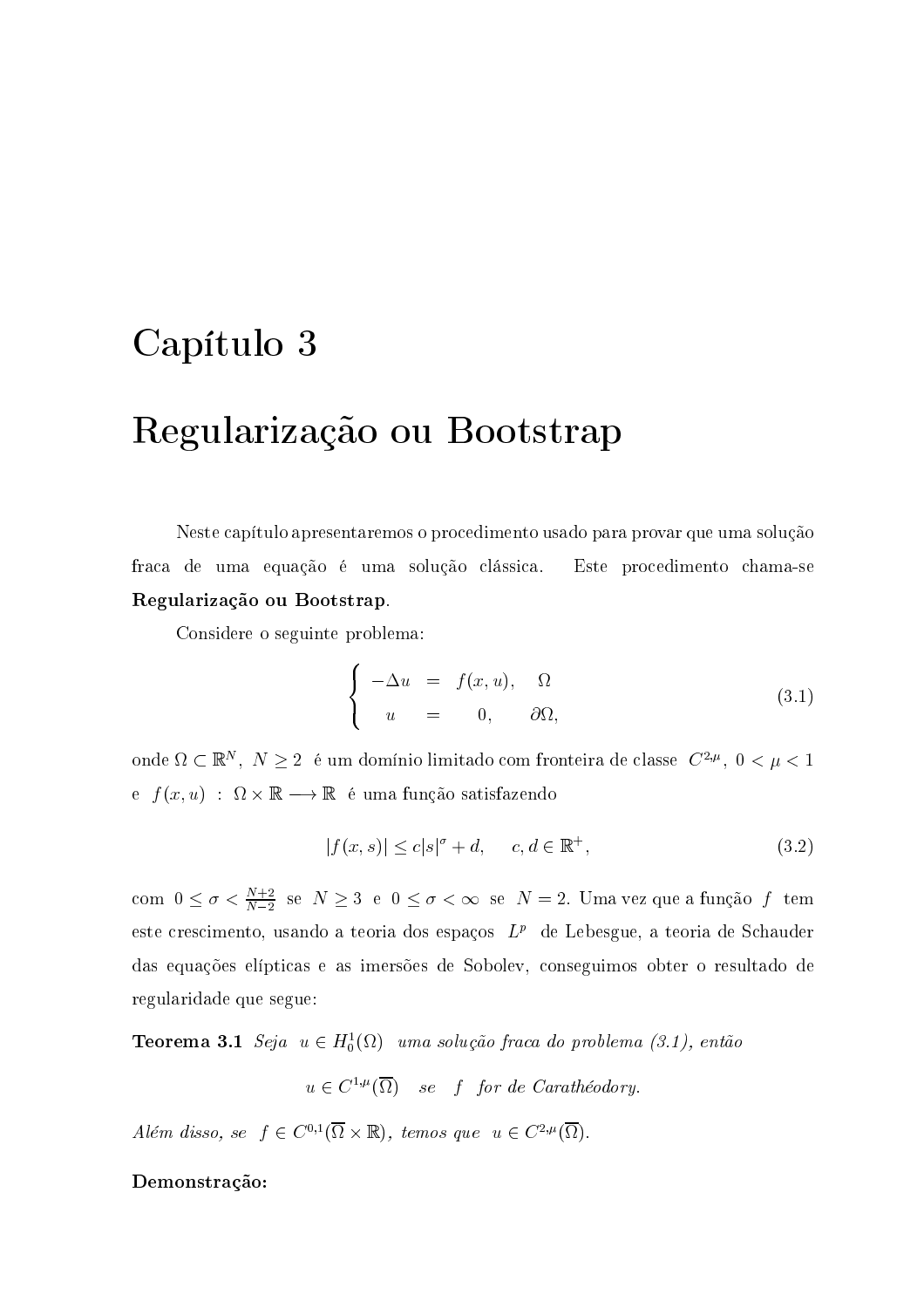# Capítulo 3

# Regularização ou Bootstrap

Neste capítulo apresentaremos o procedimento usado para provar que uma solução fraca de uma equação é uma solução clássica. Este procedimento chama-se **Regularização ou Bootstrap**.

Considere o seguinte problema:

$$\begin{cases} -\Delta u = f(x,u), & \Omega \\ u = 0, & \partial\Omega, \end{cases} \tag{3.1}$$

onde $\Omega \subset \mathbb{R}^N$, $N \geq 2$ é um domínio limitado com fronteira de classe $C^{2,\mu}$, $0 < \mu < 1$ e $f(x,u) : \Omega \times \mathbb{R} \longrightarrow \mathbb{R}$ é uma função satisfazendo

$$|f(x,s)| \leq c|s|^\sigma + d, \quad c, d \in \mathbb{R}^+, \tag{3.2}$$

com $0 \leq \sigma < \frac{N+2}{N-2}$ se $N \geq 3$ e $0 \leq \sigma < \infty$ se $N = 2$. Uma vez que a função $f$ tem este crescimento, usando a teoria dos espaços $L^p$ de Lebesgue, a teoria de Schauder das equações elípticas e as imersões de Sobolev, conseguimos obter o resultado de regularidade que segue:

**Teorema 3.1** *Seja $u \in H_0^1(\Omega)$ uma solução fraca do problema (3.1), então*

$$u \in C^{1,\mu}(\overline{\Omega}) \quad se \quad f \quad for\ de\ Carathéodory.$$

*Além disso, se $f \in C^{0,1}(\overline{\Omega} \times \mathbb{R})$, temos que $u \in C^{2,\mu}(\overline{\Omega})$.*

**Demonstração:**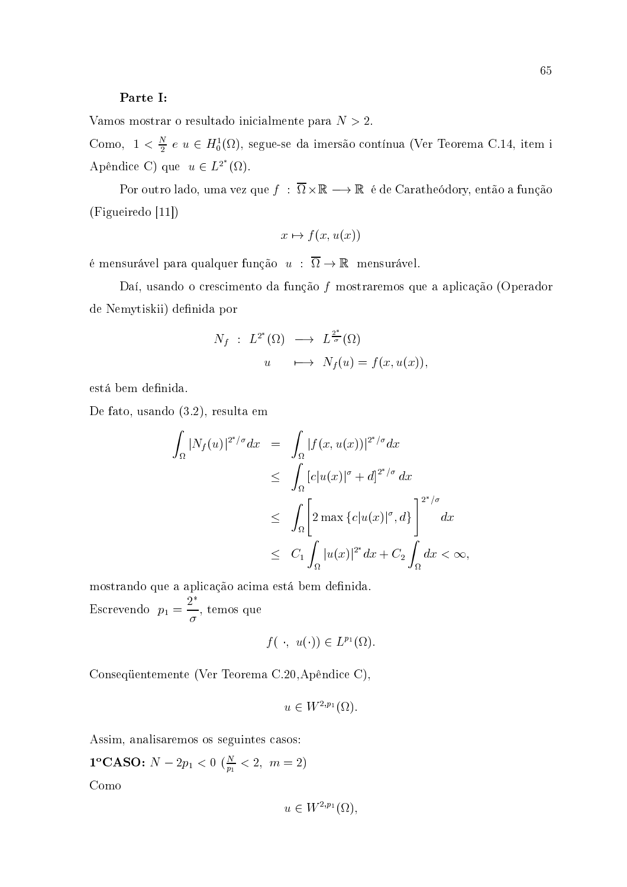**Parte I:**

Vamos mostrar o resultado inicialmente para $N > 2$.

Como, $1 < \frac{N}{2}$ e $u \in H_0^1(\Omega)$, segue-se da imersão contínua (Ver Teorema C.14, item i Apêndice C) que $u \in L^{2^*}(\Omega)$.

Por outro lado, uma vez que $f : \overline{\Omega} \times \mathbb{R} \longrightarrow \mathbb{R}$ é de Caratheódory, então a função (Figueiredo [11])

$$x \mapsto f(x, u(x))$$

é mensurável para qualquer função $u : \overline{\Omega} \to \mathbb{R}$ mensurável.

Daí, usando o crescimento da função $f$ mostraremos que a aplicação (Operador de Nemytiskii) definida por

$$\begin{array}{rcl} N_f : L^{2^*}(\Omega) & \longrightarrow & L^{\frac{2^*}{\sigma}}(\Omega) \\ u & \longmapsto & N_f(u) = f(x, u(x)), \end{array}$$

está bem definida.

De fato, usando (3.2), resulta em

$$\begin{aligned} \int_\Omega |N_f(u)|^{2^*/\sigma} dx &= \int_\Omega |f(x, u(x))|^{2^*/\sigma} dx \\ &\leq \int_\Omega [c|u(x)|^\sigma + d]^{2^*/\sigma} dx \\ &\leq \int_\Omega \left[ 2 \max\{c|u(x)|^\sigma, d\} \right]^{2^*/\sigma} dx \\ &\leq C_1 \int_\Omega |u(x)|^{2^*} dx + C_2 \int_\Omega dx < \infty, \end{aligned}$$

mostrando que a aplicação acima está bem definida.

Escrevendo $p_1 = \dfrac{2^*}{\sigma}$, temos que

$$f(\,\cdot,\ u(\cdot)) \in L^{p_1}(\Omega).$$

Conseqüentemente (Ver Teorema C.20, Apêndice C),

$$u \in W^{2,p_1}(\Omega).$$

Assim, analisaremos os seguintes casos:

**1ºCASO:** $N - 2p_1 < 0$ $(\frac{N}{p_1} < 2,\ m = 2)$

Como

$$u \in W^{2,p_1}(\Omega),$$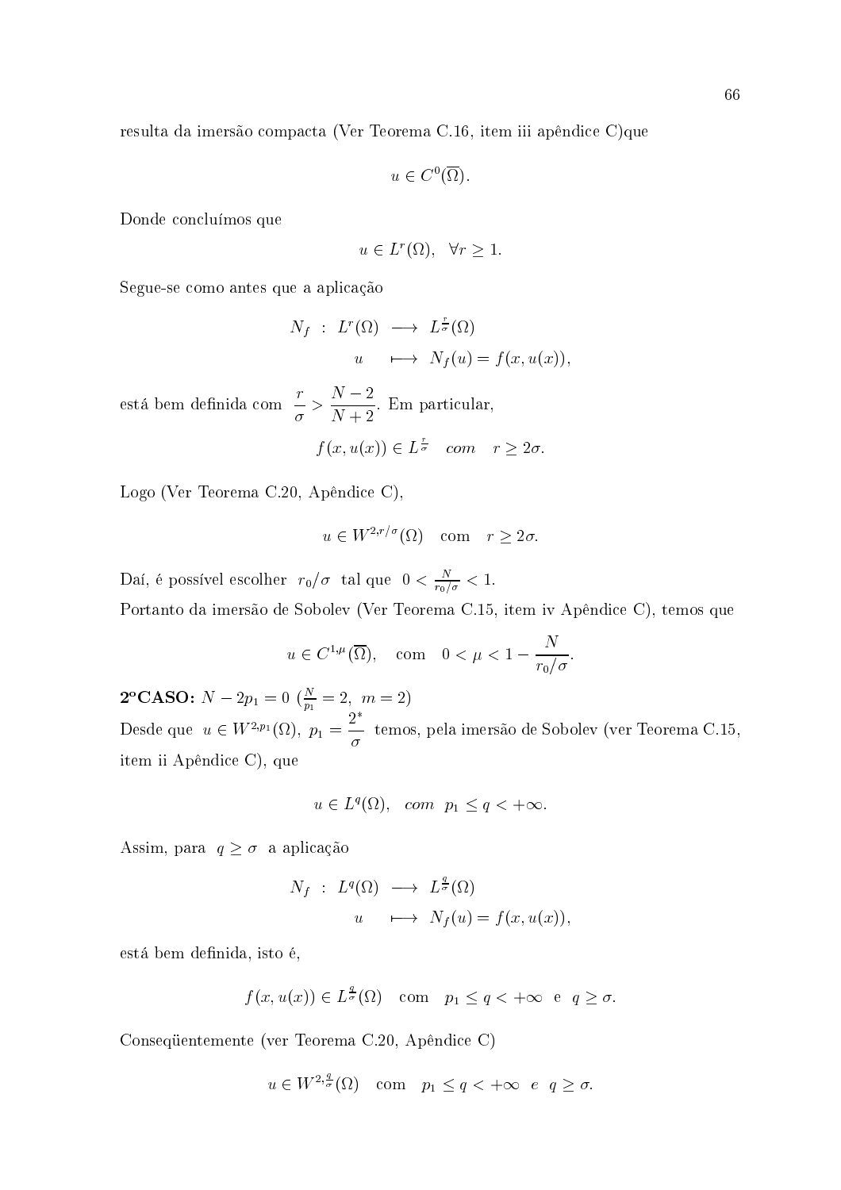resulta da imersão compacta (Ver Teorema C.16, item iii apêndice C)que

$$u \in C^0(\overline{\Omega}).$$

Donde concluímos que

$$u \in L^r(\Omega), \quad \forall r \geq 1.$$

Segue-se como antes que a aplicação

$$\begin{aligned} N_f \ : \ L^r(\Omega) \ &\longrightarrow \ L^{\frac{r}{\sigma}}(\Omega) \\ u \quad &\longmapsto \ N_f(u) = f(x, u(x)), \end{aligned}$$

está bem definida com $\dfrac{r}{\sigma} > \dfrac{N-2}{N+2}$. Em particular,

$$f(x, u(x)) \in L^{\frac{r}{\sigma}} \quad com \quad r \geq 2\sigma.$$

Logo (Ver Teorema C.20, Apêndice C),

$$u \in W^{2,r/\sigma}(\Omega) \quad \text{com} \quad r \geq 2\sigma.$$

Daí, é possível escolher $r_0/\sigma$ tal que $0 < \frac{N}{r_0/\sigma} < 1$.
Portanto da imersão de Sobolev (Ver Teorema C.15, item iv Apêndice C), temos que

$$u \in C^{1,\mu}(\overline{\Omega}), \quad \text{com} \quad 0 < \mu < 1 - \frac{N}{r_0/\sigma}.$$

**2$^o$CASO:** $N - 2p_1 = 0$ ($\frac{N}{p_1} = 2, \ m = 2$)
Desde que $u \in W^{2,p_1}(\Omega)$, $p_1 = \dfrac{2^*}{\sigma}$ temos, pela imersão de Sobolev (ver Teorema C.15, item ii Apêndice C), que

$$u \in L^q(\Omega), \quad com \ \ p_1 \leq q < +\infty.$$

Assim, para $q \geq \sigma$ a aplicação

$$\begin{aligned} N_f \ : \ L^q(\Omega) \ &\longrightarrow \ L^{\frac{q}{\sigma}}(\Omega) \\ u \quad &\longmapsto \ N_f(u) = f(x, u(x)), \end{aligned}$$

está bem definida, isto é,

$$f(x, u(x)) \in L^{\frac{q}{\sigma}}(\Omega) \quad \text{com} \quad p_1 \leq q < +\infty \ \ \text{e} \ \ q \geq \sigma.$$

Conseqüentemente (ver Teorema C.20, Apêndice C)

$$u \in W^{2,\frac{q}{\sigma}}(\Omega) \quad \text{com} \quad p_1 \leq q < +\infty \ \ e \ \ q \geq \sigma.$$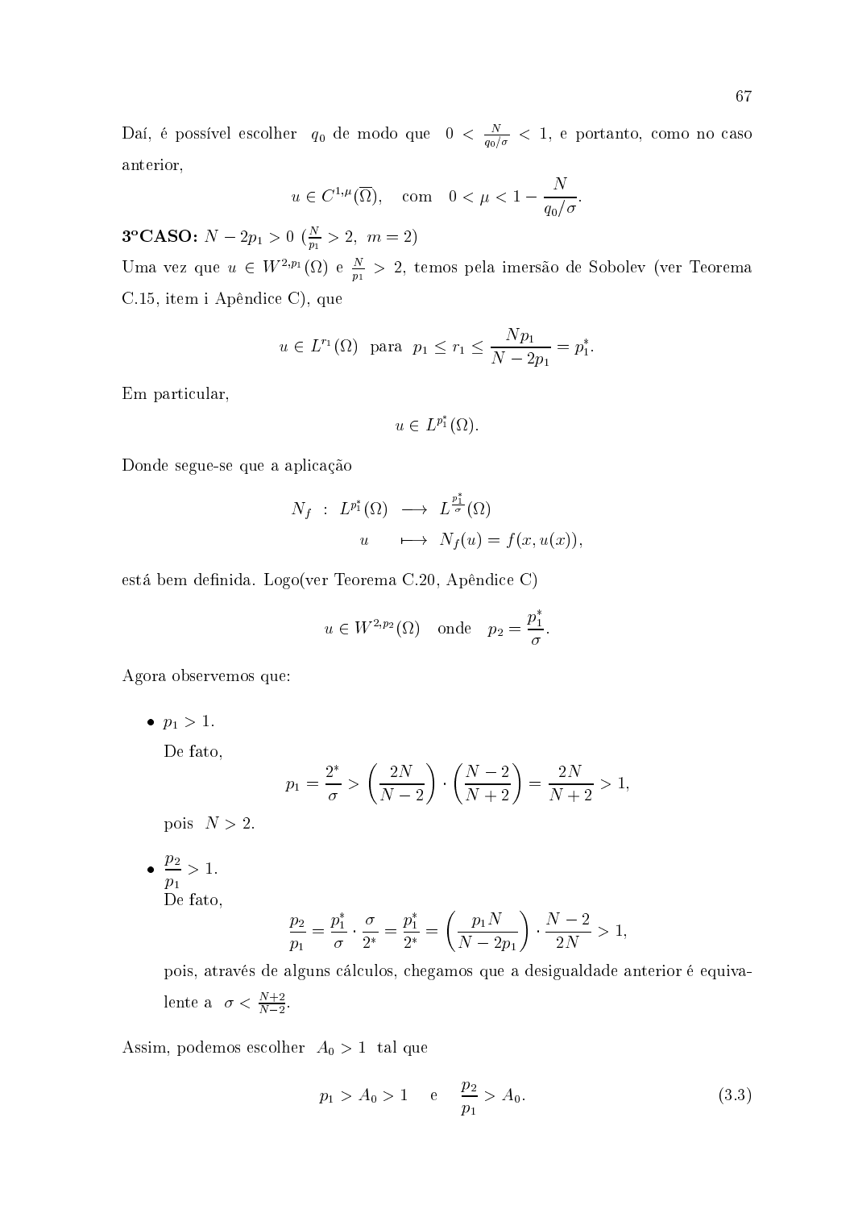Daí, é possível escolher $q_0$ de modo que $0 < \frac{N}{q_0/\sigma} < 1$, e portanto, como no caso anterior,

$$u \in C^{1,\mu}(\overline{\Omega}), \quad \text{com} \quad 0 < \mu < 1 - \frac{N}{q_0/\sigma}.$$

**3ºCASO:** $N - 2p_1 > 0$ ($\frac{N}{p_1} > 2,\ m = 2$)

Uma vez que $u \in W^{2,p_1}(\Omega)$ e $\frac{N}{p_1} > 2$, temos pela imersão de Sobolev (ver Teorema C.15, item i Apêndice C), que

$$u \in L^{r_1}(\Omega) \ \text{ para } \ p_1 \le r_1 \le \frac{Np_1}{N - 2p_1} = p_1^*.$$

Em particular,

$$u \in L^{p_1^*}(\Omega).$$

Donde segue-se que a aplicação

$$\begin{array}{rcl} N_f \ : \ L^{p_1^*}(\Omega) & \longrightarrow & L^{\frac{p_1^*}{\sigma}}(\Omega) \\ u & \longmapsto & N_f(u) = f(x, u(x)), \end{array}$$

está bem definida. Logo(ver Teorema C.20, Apêndice C)

$$u \in W^{2,p_2}(\Omega) \quad \text{onde} \quad p_2 = \frac{p_1^*}{\sigma}.$$

Agora observemos que:

- $p_1 > 1$.

  De fato,
  $$p_1 = \frac{2^*}{\sigma} > \left(\frac{2N}{N-2}\right) \cdot \left(\frac{N-2}{N+2}\right) = \frac{2N}{N+2} > 1,$$
  pois $N > 2$.

- $\dfrac{p_2}{p_1} > 1$.

  De fato,
  $$\frac{p_2}{p_1} = \frac{p_1^*}{\sigma} \cdot \frac{\sigma}{2^*} = \frac{p_1^*}{2^*} = \left(\frac{p_1 N}{N - 2p_1}\right) \cdot \frac{N-2}{2N} > 1,$$
  pois, através de alguns cálculos, chegamos que a desigualdade anterior é equivalente a $\sigma < \frac{N+2}{N-2}$.

Assim, podemos escolher $A_0 > 1$ tal que

$$p_1 > A_0 > 1 \quad \text{e} \quad \frac{p_2}{p_1} > A_0. \tag{3.3}$$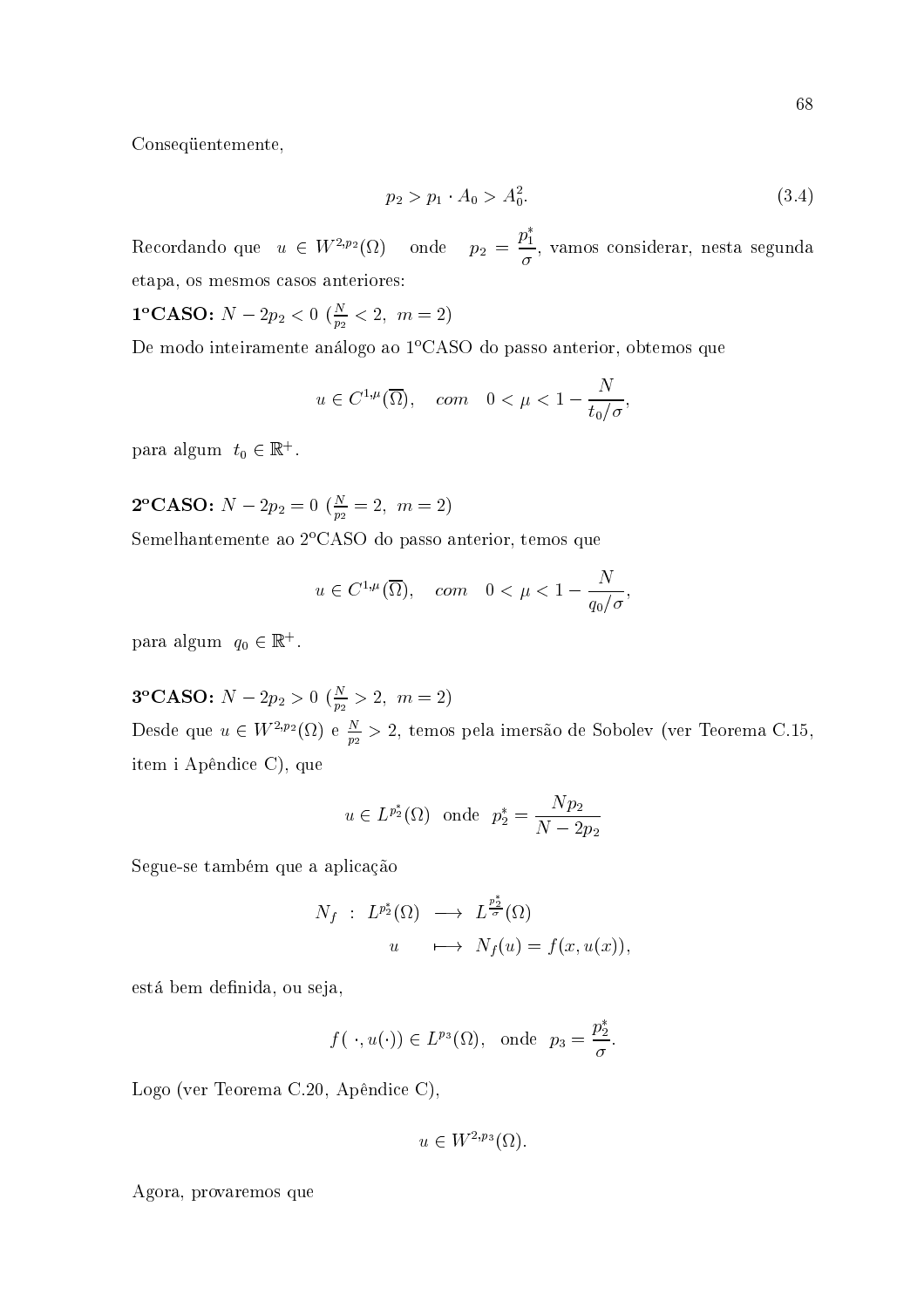Conseqüentemente,

$$p_2 > p_1 \cdot A_0 > A_0^2. \tag{3.4}$$

Recordando que $u \in W^{2,p_2}(\Omega)$ onde $p_2 = \dfrac{p_1^*}{\sigma}$, vamos considerar, nesta segunda etapa, os mesmos casos anteriores:

**1ºCASO:** $N - 2p_2 < 0$ ($\frac{N}{p_2} < 2,\ m = 2$)

De modo inteiramente análogo ao 1ºCASO do passo anterior, obtemos que

$$u \in C^{1,\mu}(\overline{\Omega}), \quad com \quad 0 < \mu < 1 - \frac{N}{t_0/\sigma},$$

para algum $t_0 \in \mathbb{R}^+$.

**2ºCASO:** $N - 2p_2 = 0$ ($\frac{N}{p_2} = 2,\ m = 2$)

Semelhantemente ao 2ºCASO do passo anterior, temos que

$$u \in C^{1,\mu}(\overline{\Omega}), \quad com \quad 0 < \mu < 1 - \frac{N}{q_0/\sigma},$$

para algum $q_0 \in \mathbb{R}^+$.

**3ºCASO:** $N - 2p_2 > 0$ ($\frac{N}{p_2} > 2,\ m = 2$)

Desde que $u \in W^{2,p_2}(\Omega)$ e $\frac{N}{p_2} > 2$, temos pela imersão de Sobolev (ver Teorema C.15, item i Apêndice C), que

$$u \in L^{p_2^*}(\Omega) \ \text{ onde } \ p_2^* = \frac{Np_2}{N - 2p_2}$$

Segue-se também que a aplicação

$$\begin{array}{rcl} N_f \ : \ L^{p_2^*}(\Omega) & \longrightarrow & L^{\frac{p_2^*}{\sigma}}(\Omega) \\ u & \longmapsto & N_f(u) = f(x, u(x)), \end{array}$$

está bem definida, ou seja,

$$f(\ \cdot, u(\cdot)) \in L^{p_3}(\Omega), \ \text{ onde } \ p_3 = \frac{p_2^*}{\sigma}.$$

Logo (ver Teorema C.20, Apêndice C),

$$u \in W^{2,p_3}(\Omega).$$

Agora, provaremos que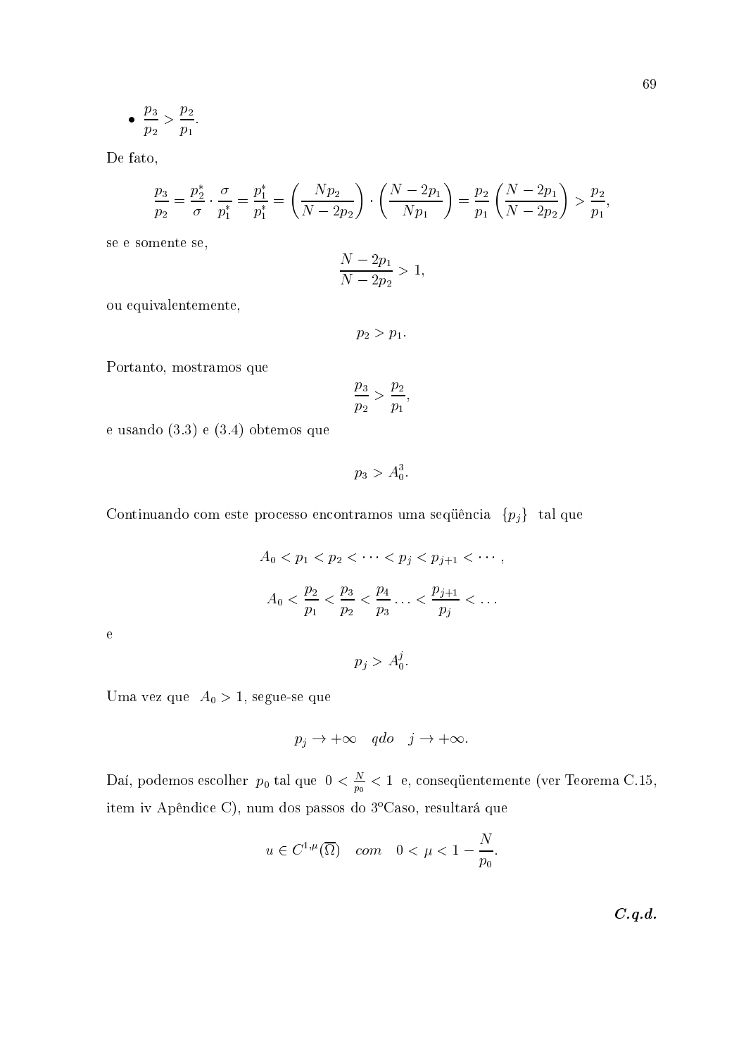- $\dfrac{p_3}{p_2} > \dfrac{p_2}{p_1}$.

De fato,

$$\frac{p_3}{p_2} = \frac{p_2^*}{\sigma} \cdot \frac{\sigma}{p_1^*} = \frac{p_1^*}{p_1^*} = \left(\frac{Np_2}{N - 2p_2}\right) \cdot \left(\frac{N - 2p_1}{Np_1}\right) = \frac{p_2}{p_1}\left(\frac{N - 2p_1}{N - 2p_2}\right) > \frac{p_2}{p_1},$$

se e somente se,

$$\frac{N - 2p_1}{N - 2p_2} > 1,$$

ou equivalentemente,

$$p_2 > p_1.$$

Portanto, mostramos que

$$\frac{p_3}{p_2} > \frac{p_2}{p_1},$$

e usando (3.3) e (3.4) obtemos que

$$p_3 > A_0^3.$$

Continuando com este processo encontramos uma seqüência $\{p_j\}$ tal que

$$A_0 < p_1 < p_2 < \cdots < p_j < p_{j+1} < \cdots,$$

$$A_0 < \frac{p_2}{p_1} < \frac{p_3}{p_2} < \frac{p_4}{p_3} \ldots < \frac{p_{j+1}}{p_j} < \ldots$$

e

$$p_j > A_0^j.$$

Uma vez que $A_0 > 1$, segue-se que

$$p_j \to +\infty \quad qdo \quad j \to +\infty.$$

Daí, podemos escolher $p_0$ tal que $0 < \frac{N}{p_0} < 1$ e, conseqüentemente (ver Teorema C.15, item iv Apêndice C), num dos passos do 3ºCaso, resultará que

$$u \in C^{1,\mu}(\overline{\Omega}) \quad com \quad 0 < \mu < 1 - \frac{N}{p_0}.$$

***C.q.d.***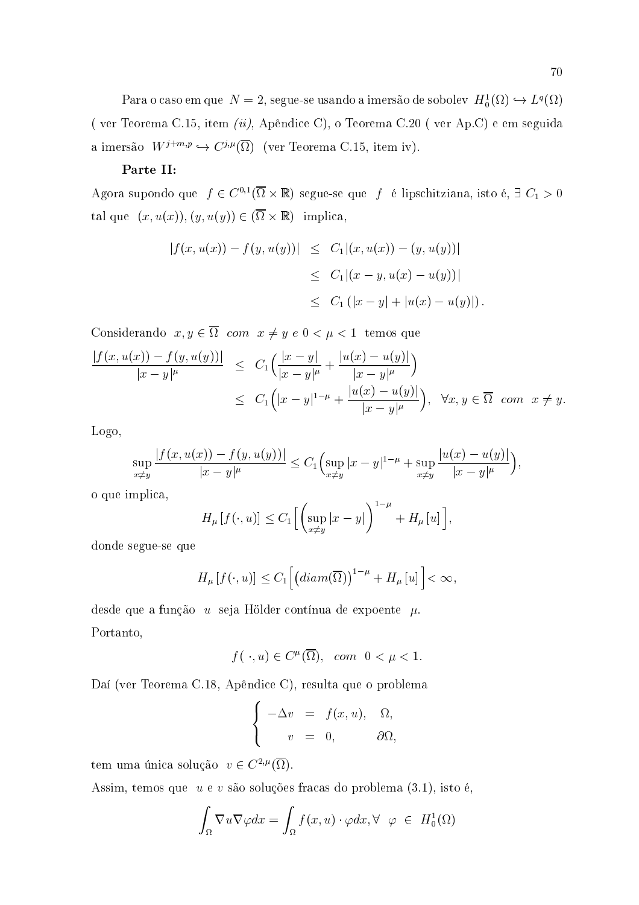Para o caso em que $N = 2$, segue-se usando a imersão de sobolev $H_0^1(\Omega) \hookrightarrow L^q(\Omega)$ ( ver Teorema C.15, item *(ii)*, Apêndice C), o Teorema C.20 ( ver Ap.C) e em seguida a imersão $W^{j+m,p} \hookrightarrow C^{j,\mu}(\overline{\Omega})$ (ver Teorema C.15, item iv).

**Parte II:**

Agora supondo que $f \in C^{0,1}(\overline{\Omega} \times \mathbb{R})$ segue-se que $f$ é lipschitziana, isto é, $\exists\ C_1 > 0$ tal que $(x, u(x)), (y, u(y)) \in (\overline{\Omega} \times \mathbb{R})$ implica,

$$
\begin{aligned}
|f(x, u(x)) - f(y, u(y))| &\leq C_1 |(x, u(x)) - (y, u(y))| \\
&\leq C_1 |(x - y, u(x) - u(y))| \\
&\leq C_1 \left( |x - y| + |u(x) - u(y)| \right).
\end{aligned}
$$

Considerando $x, y \in \overline{\Omega}$ *com* $x \neq y$ *e* $0 < \mu < 1$ temos que

$$
\begin{aligned}
\frac{|f(x, u(x)) - f(y, u(y))|}{|x - y|^{\mu}} &\leq C_1 \Big( \frac{|x - y|}{|x - y|^{\mu}} + \frac{|u(x) - u(y)|}{|x - y|^{\mu}} \Big) \\
&\leq C_1 \Big( |x - y|^{1-\mu} + \frac{|u(x) - u(y)|}{|x - y|^{\mu}} \Big), \quad \forall x, y \in \overline{\Omega} \ \ com \ \ x \neq y.
\end{aligned}
$$

Logo,

$$
\sup_{x \neq y} \frac{|f(x, u(x)) - f(y, u(y))|}{|x - y|^{\mu}} \leq C_1 \Big( \sup_{x \neq y} |x - y|^{1-\mu} + \sup_{x \neq y} \frac{|u(x) - u(y)|}{|x - y|^{\mu}} \Big),
$$

o que implica,

$$
H_{\mu}\left[f(\cdot, u)\right] \leq C_1 \Big[ \Big( \sup_{x \neq y} |x - y| \Big)^{1-\mu} + H_{\mu}\left[u\right] \Big],
$$

donde segue-se que

$$
H_{\mu}\left[f(\cdot, u)\right] \leq C_1 \Big[ \big( diam(\overline{\Omega}) \big)^{1-\mu} + H_{\mu}\left[u\right] \Big] < \infty,
$$

desde que a função $u$ seja Hölder contínua de expoente $\mu$.

Portanto,

$$
f(\ \cdot, u) \in C^{\mu}(\overline{\Omega}), \quad com \ \ 0 < \mu < 1.
$$

Daí (ver Teorema C.18, Apêndice C), resulta que o problema

$$
\left\{
\begin{aligned}
-\Delta v &= f(x, u), & \Omega, \\
v &= 0, & \partial\Omega,
\end{aligned}
\right.
$$

tem uma única solução $v \in C^{2,\mu}(\overline{\Omega})$.

Assim, temos que $u$ e $v$ são soluções fracas do problema (3.1), isto é,

$$
\int_{\Omega} \nabla u \nabla \varphi dx = \int_{\Omega} f(x, u) \cdot \varphi dx, \forall \ \ \varphi \ \in \ H_0^1(\Omega)
$$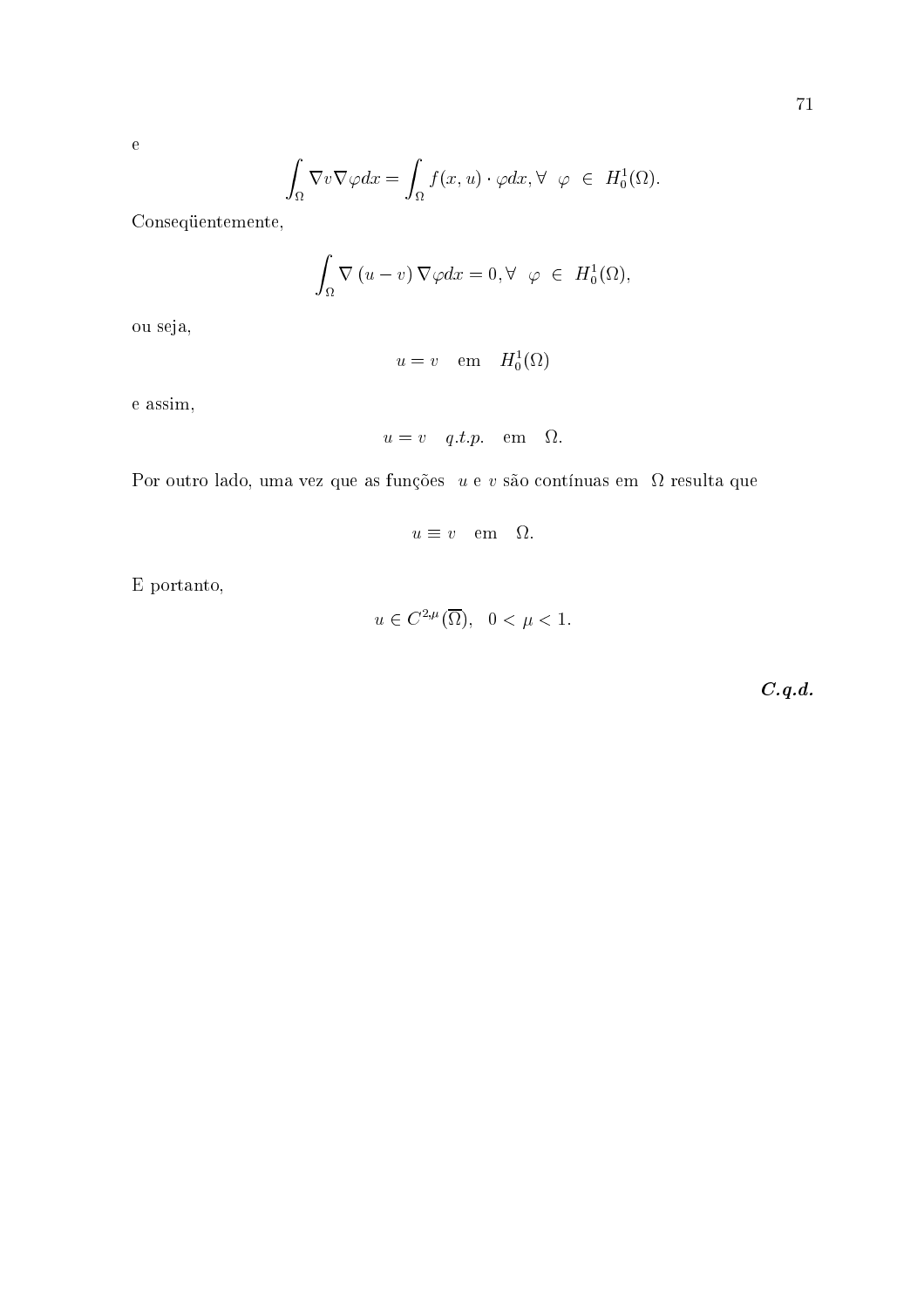e

$$\int_{\Omega} \nabla v \nabla \varphi dx = \int_{\Omega} f(x,u) \cdot \varphi dx, \forall \ \ \varphi \ \in \ H_0^1(\Omega).$$

Conseqüentemente,

$$\int_{\Omega} \nabla \left(u - v\right) \nabla \varphi dx = 0, \forall \ \ \varphi \ \in \ H_0^1(\Omega),$$

ou seja,

$$u = v \quad \text{em} \quad H_0^1(\Omega)$$

e assim,

$$u = v \quad q.t.p. \quad \text{em} \quad \Omega.$$

Por outro lado, uma vez que as funções $u$ e $v$ são contínuas em $\Omega$ resulta que

$$u \equiv v \quad \text{em} \quad \Omega.$$

E portanto,

$$u \in C^{2,\mu}(\overline{\Omega}), \quad 0 < \mu < 1.$$

***C.q.d.***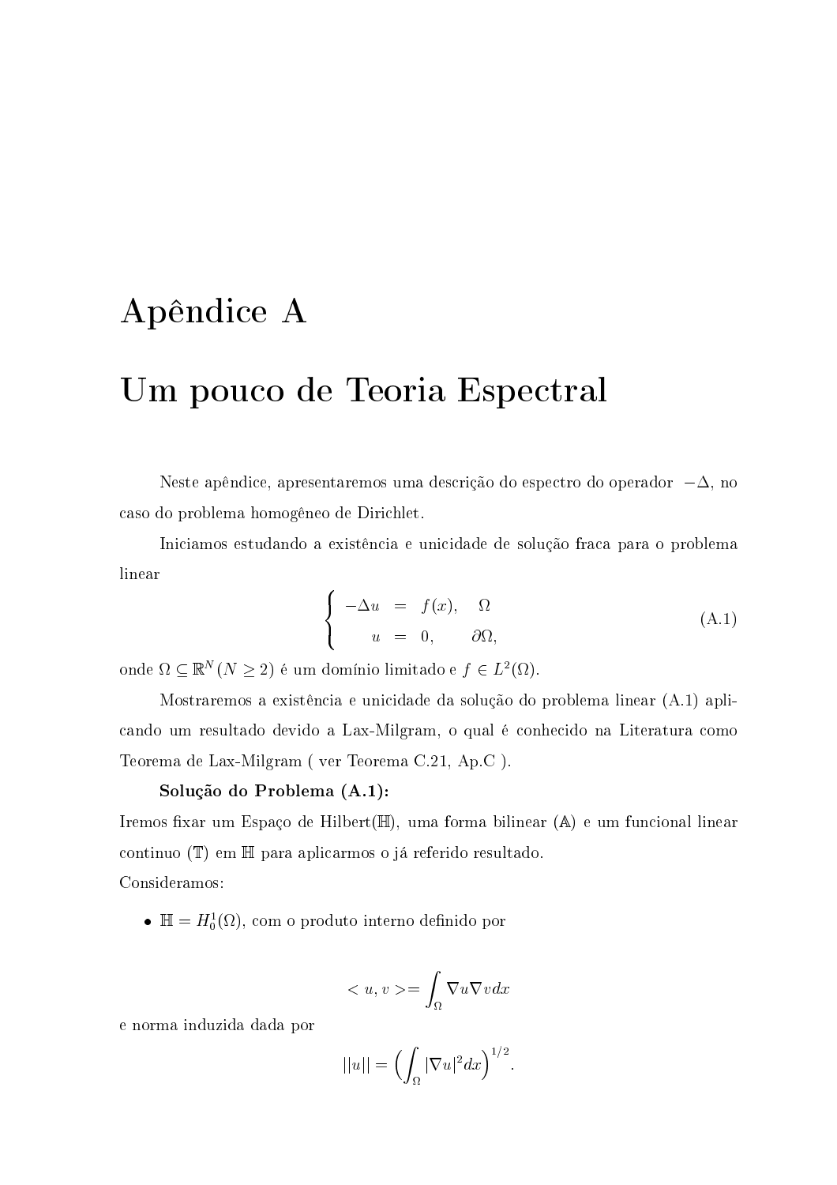# Apêndice A

# Um pouco de Teoria Espectral

Neste apêndice, apresentaremos uma descrição do espectro do operador $-\Delta$, no caso do problema homogêneo de Dirichlet.

Iniciamos estudando a existência e unicidade de solução fraca para o problema linear

$$
\begin{cases} -\Delta u &= f(x), \quad \Omega \\ \quad u &= 0, \qquad \partial\Omega, \end{cases} \tag{A.1}
$$

onde $\Omega \subseteq \mathbb{R}^N \, (N \geq 2)$ é um domínio limitado e $f \in L^2(\Omega)$.

Mostraremos a existência e unicidade da solução do problema linear (A.1) aplicando um resultado devido a Lax-Milgram, o qual é conhecido na Literatura como Teorema de Lax-Milgram ( ver Teorema C.21, Ap.C ).

**Solução do Problema (A.1):**

Iremos fixar um Espaço de Hilbert($\mathbb{H}$), uma forma bilinear ($\mathbb{A}$) e um funcional linear continuo ($\mathbb{T}$) em $\mathbb{H}$ para aplicarmos o já referido resultado.

Consideramos:

- $\mathbb{H} = H_0^1(\Omega)$, com o produto interno definido por

$$
< u, v >= \int_\Omega \nabla u \nabla v dx
$$

e norma induzida dada por

$$
||u|| = \Big( \int_\Omega |\nabla u|^2 dx \Big)^{1/2}.
$$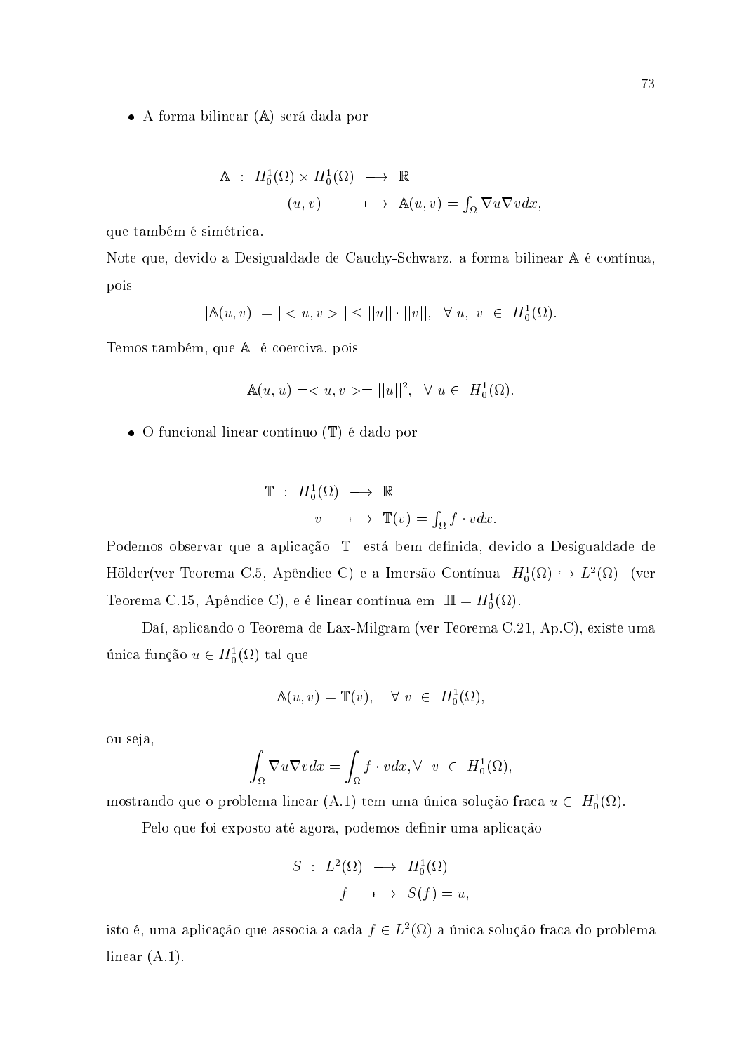- A forma bilinear ($\mathbb{A}$) será dada por

$$
\begin{array}{rcl}
\mathbb{A} \ : \ H_0^1(\Omega) \times H_0^1(\Omega) & \longrightarrow & \mathbb{R} \\
(u,v) & \longmapsto & \mathbb{A}(u,v) = \int_\Omega \nabla u \nabla v dx,
\end{array}
$$

que também é simétrica.
Note que, devido a Desigualdade de Cauchy-Schwarz, a forma bilinear $\mathbb{A}$ é contínua, pois

$$
|\mathbb{A}(u,v)| = |<u,v>| \leq ||u|| \cdot ||v||, \quad \forall \ u, \ v \ \in \ H_0^1(\Omega).
$$

Temos também, que $\mathbb{A}$ é coerciva, pois

$$
\mathbb{A}(u,u) = <u,v> = ||u||^2, \quad \forall \ u \in \ H_0^1(\Omega).
$$

- O funcional linear contínuo ($\mathbb{T}$) é dado por

$$
\begin{array}{rcl}
\mathbb{T} \ : \ H_0^1(\Omega) & \longrightarrow & \mathbb{R} \\
v & \longmapsto & \mathbb{T}(v) = \int_\Omega f \cdot v dx.
\end{array}
$$

Podemos observar que a aplicação $\mathbb{T}$ está bem definida, devido a Desigualdade de Hölder(ver Teorema C.5, Apêndice C) e a Imersão Contínua $H_0^1(\Omega) \hookrightarrow L^2(\Omega)$ (ver Teorema C.15, Apêndice C), e é linear contínua em $\mathbb{H} = H_0^1(\Omega)$.

Daí, aplicando o Teorema de Lax-Milgram (ver Teorema C.21, Ap.C), existe uma única função $u \in H_0^1(\Omega)$ tal que

$$
\mathbb{A}(u,v) = \mathbb{T}(v), \quad \forall \ v \ \in \ H_0^1(\Omega),
$$

ou seja,

$$
\int_\Omega \nabla u \nabla v dx = \int_\Omega f \cdot v dx, \forall \ \ v \ \in \ H_0^1(\Omega),
$$

mostrando que o problema linear (A.1) tem uma única solução fraca $u \in \ H_0^1(\Omega)$.

Pelo que foi exposto até agora, podemos definir uma aplicação

$$
\begin{array}{rcl}
S \ : \ L^2(\Omega) & \longrightarrow & H_0^1(\Omega) \\
f & \longmapsto & S(f) = u,
\end{array}
$$

isto é, uma aplicação que associa a cada $f \in L^2(\Omega)$ a única solução fraca do problema linear (A.1).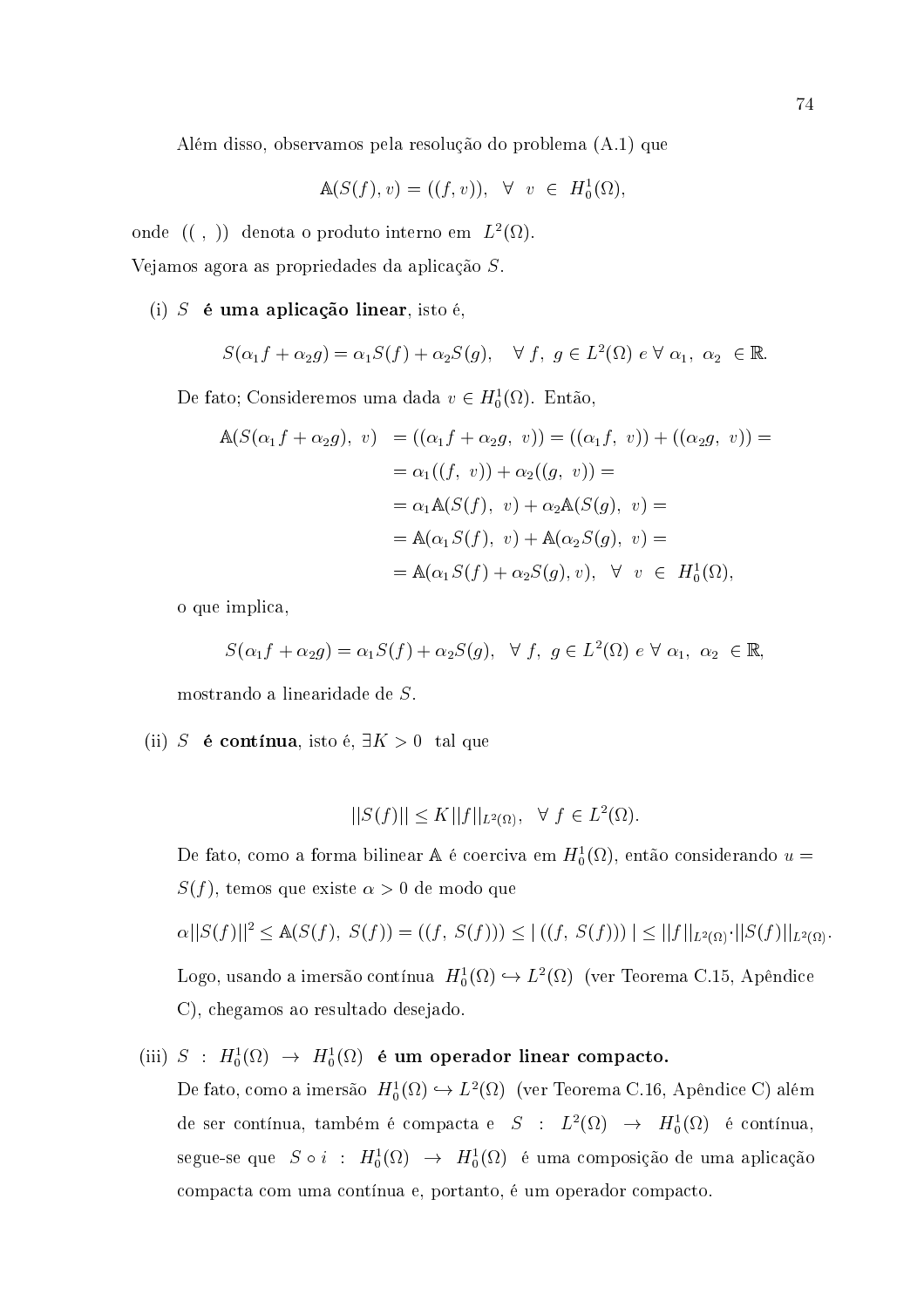Além disso, observamos pela resolução do problema (A.1) que

$$\mathbb{A}(S(f), v) = ((f, v)), \quad \forall \;\; v \;\in\; H_0^1(\Omega),$$

onde $((\;,\;))$ denota o produto interno em $L^2(\Omega)$.

Vejamos agora as propriedades da aplicação $S$.

(i) $S$ **é uma aplicação linear**, isto é,

$$S(\alpha_1 f + \alpha_2 g) = \alpha_1 S(f) + \alpha_2 S(g), \quad \forall \; f, \; g \in L^2(\Omega) \; e \; \forall \; \alpha_1, \; \alpha_2 \; \in \mathbb{R}.$$

De fato; Consideremos uma dada $v \in H_0^1(\Omega)$. Então,

$$\begin{aligned}
\mathbb{A}(S(\alpha_1 f + \alpha_2 g), \; v) &= ((\alpha_1 f + \alpha_2 g, \; v)) = ((\alpha_1 f, \; v)) + ((\alpha_2 g, \; v)) = \\
&= \alpha_1((f, \; v)) + \alpha_2((g, \; v)) = \\
&= \alpha_1 \mathbb{A}(S(f), \; v) + \alpha_2 \mathbb{A}(S(g), \; v) = \\
&= \mathbb{A}(\alpha_1 S(f), \; v) + \mathbb{A}(\alpha_2 S(g), \; v) = \\
&= \mathbb{A}(\alpha_1 S(f) + \alpha_2 S(g), v), \quad \forall \;\; v \;\in\; H_0^1(\Omega),
\end{aligned}$$

o que implica,

$$S(\alpha_1 f + \alpha_2 g) = \alpha_1 S(f) + \alpha_2 S(g), \quad \forall \; f, \; g \in L^2(\Omega) \; e \; \forall \; \alpha_1, \; \alpha_2 \; \in \mathbb{R},$$

mostrando a linearidade de $S$.

(ii) $S$ **é contínua**, isto é, $\exists K > 0$ tal que

$$||S(f)|| \leq K ||f||_{L^2(\Omega)}, \quad \forall \; f \in L^2(\Omega).$$

De fato, como a forma bilinear $\mathbb{A}$ é coerciva em $H_0^1(\Omega)$, então considerando $u = S(f)$, temos que existe $\alpha > 0$ de modo que

$$\alpha ||S(f)||^2 \leq \mathbb{A}(S(f), \; S(f)) = ((f, \; S(f))) \leq |\; ((f, \; S(f))) \;| \leq ||f||_{L^2(\Omega)} \cdot ||S(f)||_{L^2(\Omega)}.$$

Logo, usando a imersão contínua $H_0^1(\Omega) \hookrightarrow L^2(\Omega)$ (ver Teorema C.15, Apêndice C), chegamos ao resultado desejado.

(iii) $S \; : \; H_0^1(\Omega) \; \rightarrow \; H_0^1(\Omega)$ **é um operador linear compacto.**

De fato, como a imersão $H_0^1(\Omega) \hookrightarrow L^2(\Omega)$ (ver Teorema C.16, Apêndice C) além de ser contínua, também é compacta e $S \; : \; L^2(\Omega) \; \rightarrow \; H_0^1(\Omega)$ é contínua, segue-se que $S \circ i \; : \; H_0^1(\Omega) \; \rightarrow \; H_0^1(\Omega)$ é uma composição de uma aplicação compacta com uma contínua e, portanto, é um operador compacto.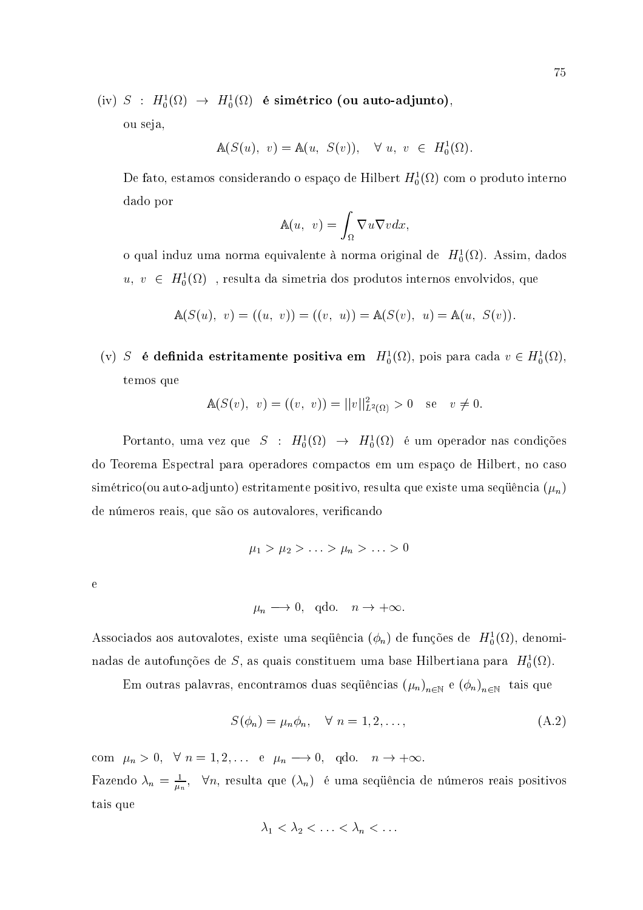(iv) $S : H_0^1(\Omega) \rightarrow H_0^1(\Omega)$ **é simétrico (ou auto-adjunto)**,

ou seja,

$$\mathbb{A}(S(u),\ v) = \mathbb{A}(u,\ S(v)), \quad \forall\ u,\ v\ \in\ H_0^1(\Omega).$$

De fato, estamos considerando o espaço de Hilbert $H_0^1(\Omega)$ com o produto interno dado por

$$\mathbb{A}(u,\ v) = \int_\Omega \nabla u \nabla v dx,$$

o qual induz uma norma equivalente à norma original de $H_0^1(\Omega)$. Assim, dados $u,\ v\ \in\ H_0^1(\Omega)$ , resulta da simetria dos produtos internos envolvidos, que

$$\mathbb{A}(S(u),\ v) = ((u,\ v)) = ((v,\ u)) = \mathbb{A}(S(v),\ u) = \mathbb{A}(u,\ S(v)).$$

(v) $S$ **é definida estritamente positiva em** $H_0^1(\Omega)$, pois para cada $v \in H_0^1(\Omega)$, temos que

$$\mathbb{A}(S(v),\ v) = ((v,\ v)) = ||v||^2_{L^2(\Omega)} > 0 \quad \text{se} \quad v \neq 0.$$

Portanto, uma vez que $S : H_0^1(\Omega) \rightarrow H_0^1(\Omega)$ é um operador nas condições do Teorema Espectral para operadores compactos em um espaço de Hilbert, no caso simétrico(ou auto-adjunto) estritamente positivo, resulta que existe uma seqüência $(\mu_n)$ de números reais, que são os autovalores, verificando

$$\mu_1 > \mu_2 > \ldots > \mu_n > \ldots > 0$$

e

$$\mu_n \longrightarrow 0, \quad \text{qdo.} \quad n \rightarrow +\infty.$$

Associados aos autovalotes, existe uma seqüência $(\phi_n)$ de funções de $H_0^1(\Omega)$, denominadas de autofunções de $S$, as quais constituem uma base Hilbertiana para $H_0^1(\Omega)$.

Em outras palavras, encontramos duas seqüências $(\mu_n)_{n\in\mathbb{N}}$ e $(\phi_n)_{n\in\mathbb{N}}$ tais que

$$S(\phi_n) = \mu_n \phi_n, \quad \forall\ n = 1, 2, \ldots, \tag{A.2}$$

com $\mu_n > 0, \ \forall\ n = 1, 2, \ldots$ e $\mu_n \longrightarrow 0, \ \text{qdo.} \ n \rightarrow +\infty$.

Fazendo $\lambda_n = \frac{1}{\mu_n}, \ \forall n$, resulta que $(\lambda_n)$ é uma seqüência de números reais positivos tais que

$$\lambda_1 < \lambda_2 < \ldots < \lambda_n < \ldots$$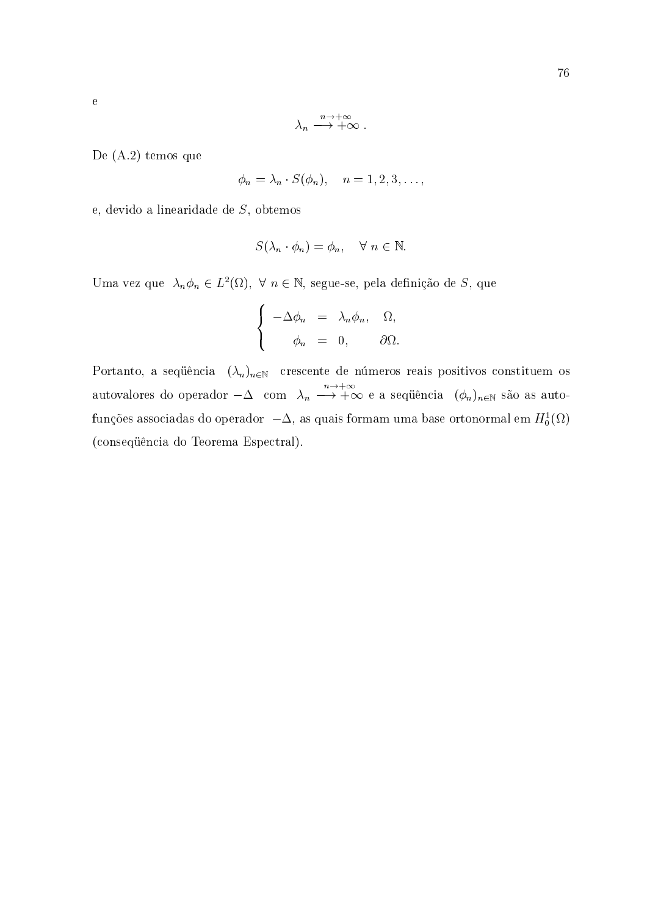e

$$\lambda_n \stackrel{n\to+\infty}{\longrightarrow} +\infty\ .$$

De (A.2) temos que

$$\phi_n = \lambda_n \cdot S(\phi_n), \quad n = 1, 2, 3, \ldots,$$

e, devido a linearidade de $S$, obtemos

$$S(\lambda_n \cdot \phi_n) = \phi_n, \quad \forall\ n \in \mathbb{N}.$$

Uma vez que $\lambda_n \phi_n \in L^2(\Omega),\ \forall\ n \in \mathbb{N}$, segue-se, pela definição de $S$, que

$$\left\{ \begin{array}{rcll} -\Delta\phi_n & = & \lambda_n \phi_n, & \Omega, \\ \phi_n & = & 0, & \partial\Omega. \end{array} \right.$$

Portanto, a seqüência $(\lambda_n)_{n\in\mathbb{N}}$ crescente de números reais positivos constituem os autovalores do operador $-\Delta$ com $\lambda_n \stackrel{n\to+\infty}{\longrightarrow} +\infty$ e a seqüência $(\phi_n)_{n\in\mathbb{N}}$ são as autofunções associadas do operador $-\Delta$, as quais formam uma base ortonormal em $H_0^1(\Omega)$ (conseqüência do Teorema Espectral).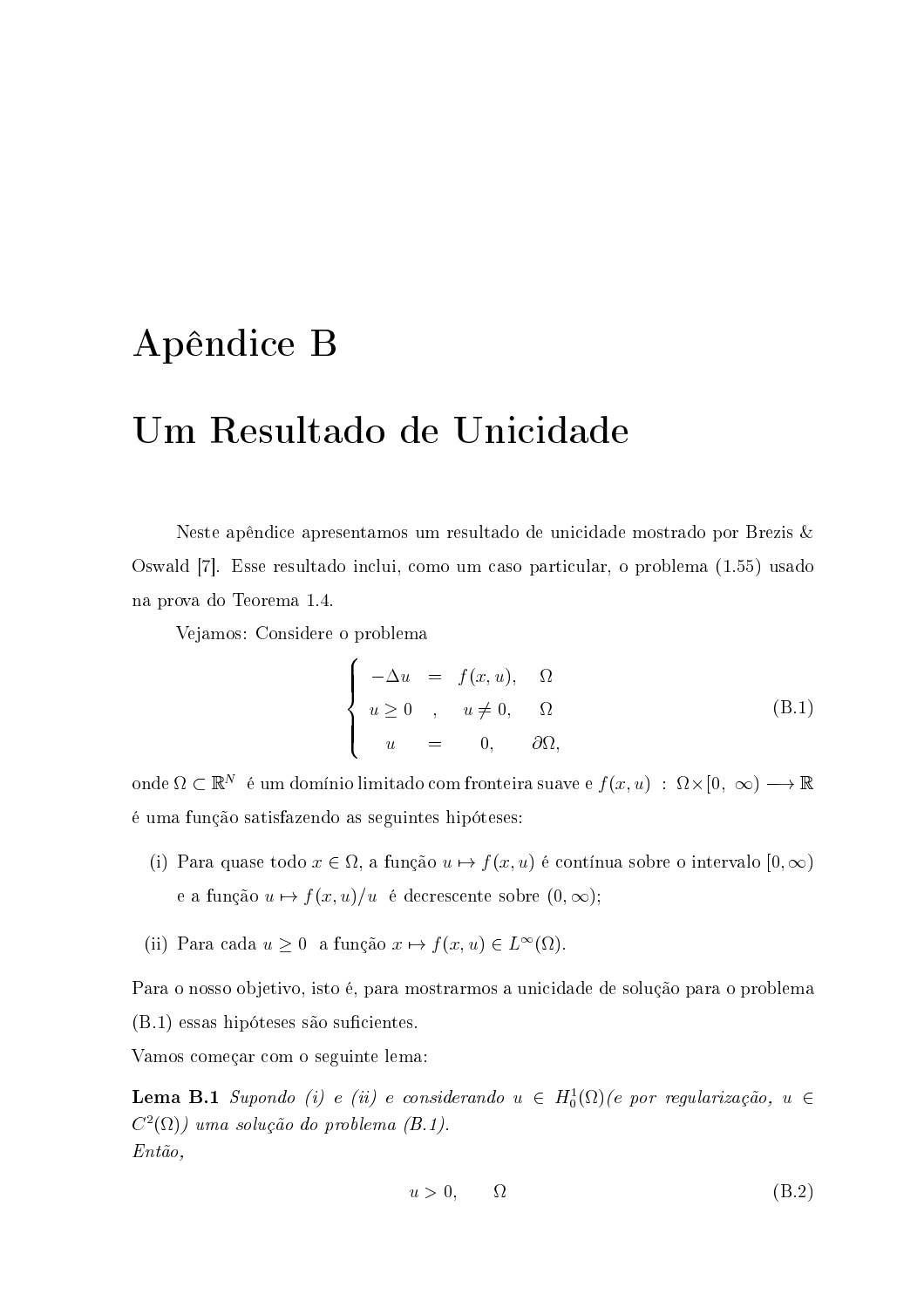# Apêndice B

# Um Resultado de Unicidade

Neste apêndice apresentamos um resultado de unicidade mostrado por Brezis & Oswald [7]. Esse resultado inclui, como um caso particular, o problema (1.55) usado na prova do Teorema 1.4.

Vejamos: Considere o problema

$$
\begin{cases}
-\Delta u = f(x,u), & \Omega \\
u \geq 0 \quad , \quad u \neq 0, & \Omega \\
u = 0, & \partial\Omega,
\end{cases}
\tag{B.1}
$$

onde $\Omega \subset \mathbb{R}^N$ é um domínio limitado com fronteira suave e $f(x,u) \; : \; \Omega \times [0, \; \infty) \longrightarrow \mathbb{R}$ é uma função satisfazendo as seguintes hipóteses:

(i) Para quase todo $x \in \Omega$, a função $u \mapsto f(x,u)$ é contínua sobre o intervalo $[0,\infty)$ e a função $u \mapsto f(x,u)/u$ é decrescente sobre $(0,\infty)$;

(ii) Para cada $u \geq 0$ a função $x \mapsto f(x,u) \in L^\infty(\Omega)$.

Para o nosso objetivo, isto é, para mostrarmos a unicidade de solução para o problema (B.1) essas hipóteses são suficientes.

Vamos começar com o seguinte lema:

**Lema B.1** *Supondo (i) e (ii) e considerando $u \in H_0^1(\Omega)$(e por regularização, $u \in C^2(\Omega)$) uma solução do problema (B.1).*
*Então,*

$$
u > 0, \qquad \Omega
\tag{B.2}
$$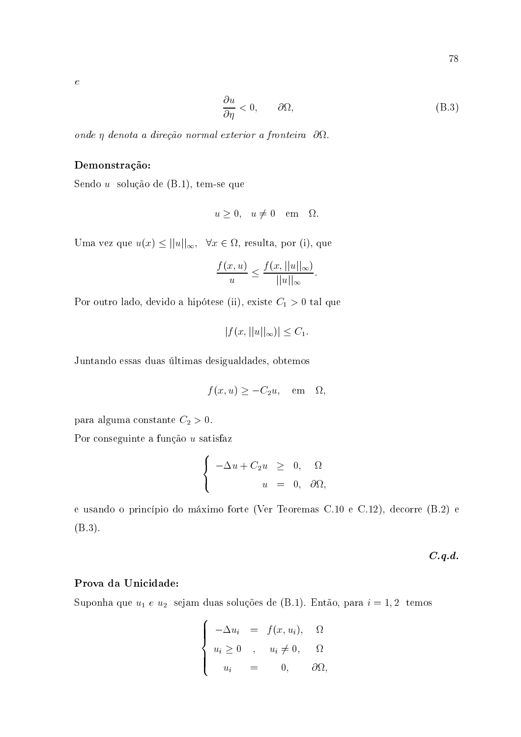*e*

$$\frac{\partial u}{\partial \eta} < 0, \qquad \partial\Omega, \tag{B.3}$$

*onde $\eta$ denota a direção normal exterior a fronteira $\partial\Omega$.*

**Demonstração:**

Sendo $u$ solução de (B.1), tem-se que

$$u \geq 0, \quad u \neq 0 \quad \text{em} \quad \Omega.$$

Uma vez que $u(x) \leq ||u||_\infty, \;\; \forall x \in \Omega$, resulta, por (i), que

$$\frac{f(x,u)}{u} \leq \frac{f(x,||u||_\infty)}{||u||_\infty}.$$

Por outro lado, devido a hipótese (ii), existe $C_1 > 0$ tal que

$$|f(x,||u||_\infty)| \leq C_1.$$

Juntando essas duas últimas desigualdades, obtemos

$$f(x,u) \geq -C_2 u, \quad \text{em} \quad \Omega,$$

para alguma constante $C_2 > 0$.

Por conseguinte a função $u$ satisfaz

$$\begin{cases} -\Delta u + C_2 u & \geq & 0, & \Omega \\ u & = & 0, & \partial\Omega, \end{cases}$$

e usando o princípio do máximo forte (Ver Teoremas C.10 e C.12), decorre (B.2) e (B.3).

***C.q.d.***

**Prova da Unicidade:**

Suponha que $u_1$ *e* $u_2$ sejam duas soluções de (B.1). Então, para $i = 1, 2$ temos

$$\begin{cases} -\Delta u_i & = & f(x, u_i), & \Omega \\ u_i \geq 0 & , & u_i \neq 0, & \Omega \\ u_i & = & 0, & \partial\Omega, \end{cases}$$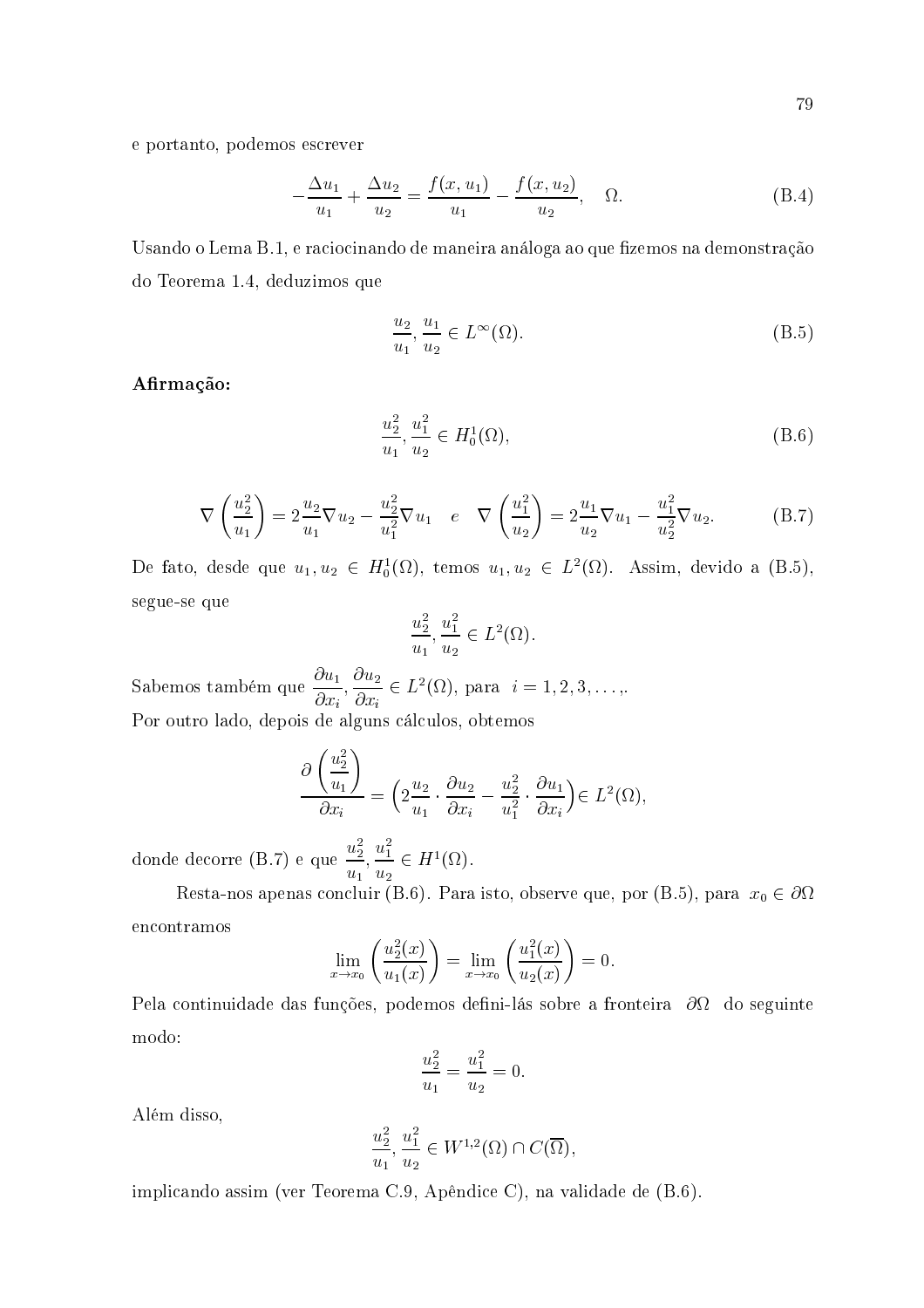e portanto, podemos escrever

$$-\frac{\Delta u_1}{u_1} + \frac{\Delta u_2}{u_2} = \frac{f(x,u_1)}{u_1} - \frac{f(x,u_2)}{u_2}, \quad \Omega. \tag{B.4}$$

Usando o Lema B.1, e raciocinando de maneira análoga ao que fizemos na demonstração do Teorema 1.4, deduzimos que

$$\frac{u_2}{u_1}, \frac{u_1}{u_2} \in L^\infty(\Omega). \tag{B.5}$$

**Afirmação:**

$$\frac{u_2^2}{u_1}, \frac{u_1^2}{u_2} \in H_0^1(\Omega), \tag{B.6}$$

$$\nabla\left(\frac{u_2^2}{u_1}\right) = 2\frac{u_2}{u_1}\nabla u_2 - \frac{u_2^2}{u_1^2}\nabla u_1 \quad e \quad \nabla\left(\frac{u_1^2}{u_2}\right) = 2\frac{u_1}{u_2}\nabla u_1 - \frac{u_1^2}{u_2^2}\nabla u_2. \tag{B.7}$$

De fato, desde que $u_1, u_2 \in H_0^1(\Omega)$, temos $u_1, u_2 \in L^2(\Omega)$. Assim, devido a (B.5), segue-se que

$$\frac{u_2^2}{u_1}, \frac{u_1^2}{u_2} \in L^2(\Omega).$$

Sabemos também que $\dfrac{\partial u_1}{\partial x_i}, \dfrac{\partial u_2}{\partial x_i} \in L^2(\Omega)$, para $i = 1, 2, 3, \ldots,$.
Por outro lado, depois de alguns cálculos, obtemos

$$\frac{\partial\left(\frac{u_2^2}{u_1}\right)}{\partial x_i} = \left(2\frac{u_2}{u_1}\cdot\frac{\partial u_2}{\partial x_i} - \frac{u_2^2}{u_1^2}\cdot\frac{\partial u_1}{\partial x_i}\right) \in L^2(\Omega),$$

donde decorre (B.7) e que $\dfrac{u_2^2}{u_1}, \dfrac{u_1^2}{u_2} \in H^1(\Omega)$.

Resta-nos apenas concluir (B.6). Para isto, observe que, por (B.5), para $x_0 \in \partial\Omega$ encontramos

$$\lim_{x\to x_0}\left(\frac{u_2^2(x)}{u_1(x)}\right) = \lim_{x\to x_0}\left(\frac{u_1^2(x)}{u_2(x)}\right) = 0.$$

Pela continuidade das funções, podemos defini-lás sobre a fronteira $\partial\Omega$ do seguinte modo:

$$\frac{u_2^2}{u_1} = \frac{u_1^2}{u_2} = 0.$$

Além disso,

$$\frac{u_2^2}{u_1}, \frac{u_1^2}{u_2} \in W^{1,2}(\Omega) \cap C(\overline{\Omega}),$$

implicando assim (ver Teorema C.9, Apêndice C), na validade de (B.6).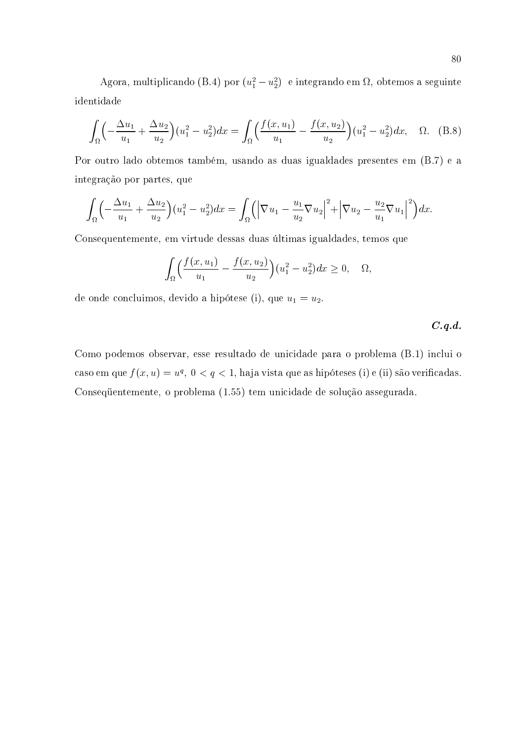Agora, multiplicando (B.4) por $(u_1^2 - u_2^2)$ e integrando em $\Omega$, obtemos a seguinte identidade

$$\int_\Omega \Big(-\frac{\Delta u_1}{u_1} + \frac{\Delta u_2}{u_2}\Big)(u_1^2 - u_2^2)dx = \int_\Omega \Big(\frac{f(x,u_1)}{u_1} - \frac{f(x,u_2)}{u_2}\Big)(u_1^2 - u_2^2)dx, \quad \Omega. \quad \text{(B.8)}$$

Por outro lado obtemos também, usando as duas igualdades presentes em (B.7) e a integração por partes, que

$$\int_\Omega \Big(-\frac{\Delta u_1}{u_1} + \frac{\Delta u_2}{u_2}\Big)(u_1^2 - u_2^2)dx = \int_\Omega \Big(\Big|\nabla u_1 - \frac{u_1}{u_2}\nabla u_2\Big|^2 + \Big|\nabla u_2 - \frac{u_2}{u_1}\nabla u_1\Big|^2\Big)dx.$$

Consequentemente, em virtude dessas duas últimas igualdades, temos que

$$\int_\Omega \Big(\frac{f(x,u_1)}{u_1} - \frac{f(x,u_2)}{u_2}\Big)(u_1^2 - u_2^2)dx \geq 0, \quad \Omega,$$

de onde concluimos, devido a hipótese (i), que $u_1 = u_2$.

***C.q.d.***

Como podemos observar, esse resultado de unicidade para o problema (B.1) inclui o caso em que $f(x,u) = u^q$, $0 < q < 1$, haja vista que as hipóteses (i) e (ii) são verificadas. Conseqüentemente, o problema (1.55) tem unicidade de solução assegurada.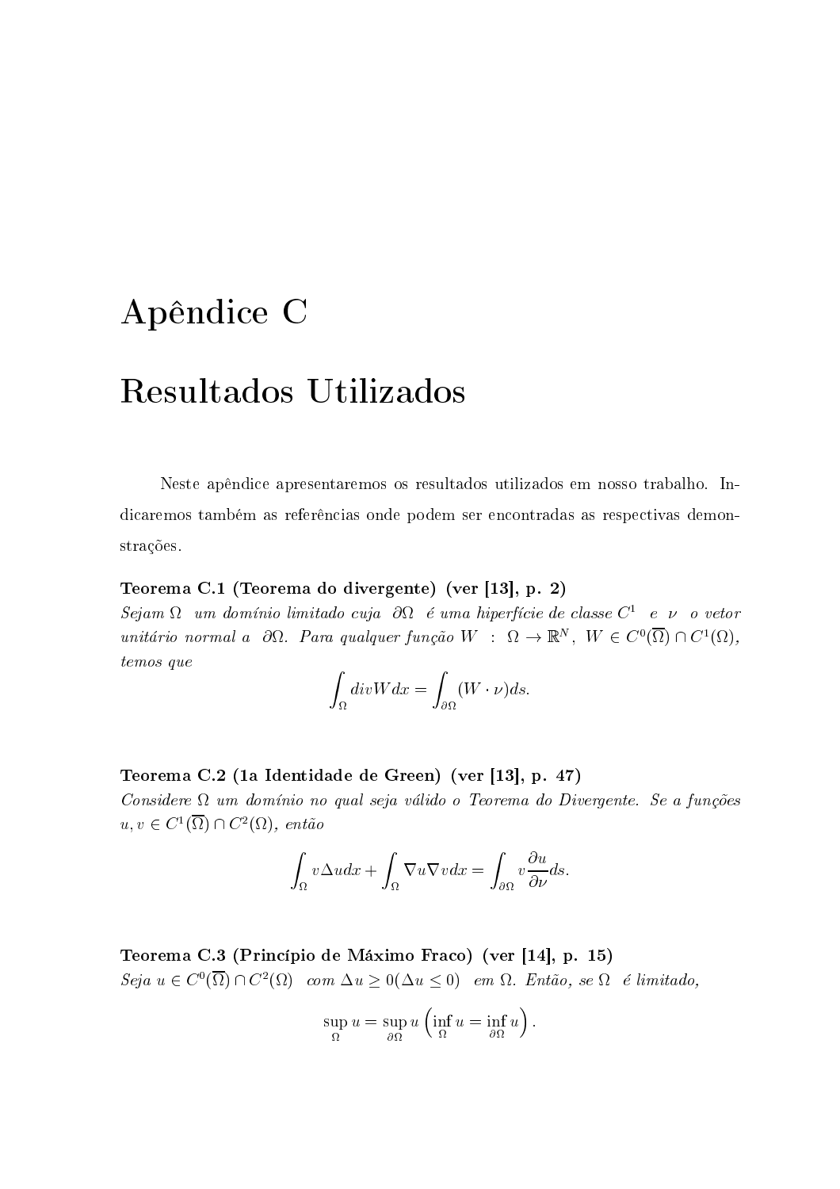# Apêndice C

# Resultados Utilizados

Neste apêndice apresentaremos os resultados utilizados em nosso trabalho. Indicaremos também as referências onde podem ser encontradas as respectivas demonstrações.

**Teorema C.1 (Teorema do divergente) (ver [13], p. 2)**
*Sejam* $\Omega$ *um domínio limitado cuja* $\partial\Omega$ *é uma hiperfície de classe* $C^1$ *e* $\nu$ *o vetor unitário normal a* $\partial\Omega$*. Para qualquer função* $W : \Omega \to \mathbb{R}^N$*,* $W \in C^0(\overline{\Omega}) \cap C^1(\Omega)$*, temos que*

$$\int_\Omega div W dx = \int_{\partial\Omega} (W \cdot \nu) ds.$$

**Teorema C.2 (1a Identidade de Green) (ver [13], p. 47)**
*Considere* $\Omega$ *um domínio no qual seja válido o Teorema do Divergente. Se a funções* $u, v \in C^1(\overline{\Omega}) \cap C^2(\Omega)$*, então*

$$\int_\Omega v \Delta u dx + \int_\Omega \nabla u \nabla v dx = \int_{\partial\Omega} v \frac{\partial u}{\partial \nu} ds.$$

**Teorema C.3 (Princípio de Máximo Fraco) (ver [14], p. 15)**
*Seja* $u \in C^0(\overline{\Omega}) \cap C^2(\Omega)$ *com* $\Delta u \geq 0 (\Delta u \leq 0)$ *em* $\Omega$*. Então, se* $\Omega$ *é limitado,*

$$\sup_\Omega u = \sup_{\partial\Omega} u \left( \inf_\Omega u = \inf_{\partial\Omega} u \right).$$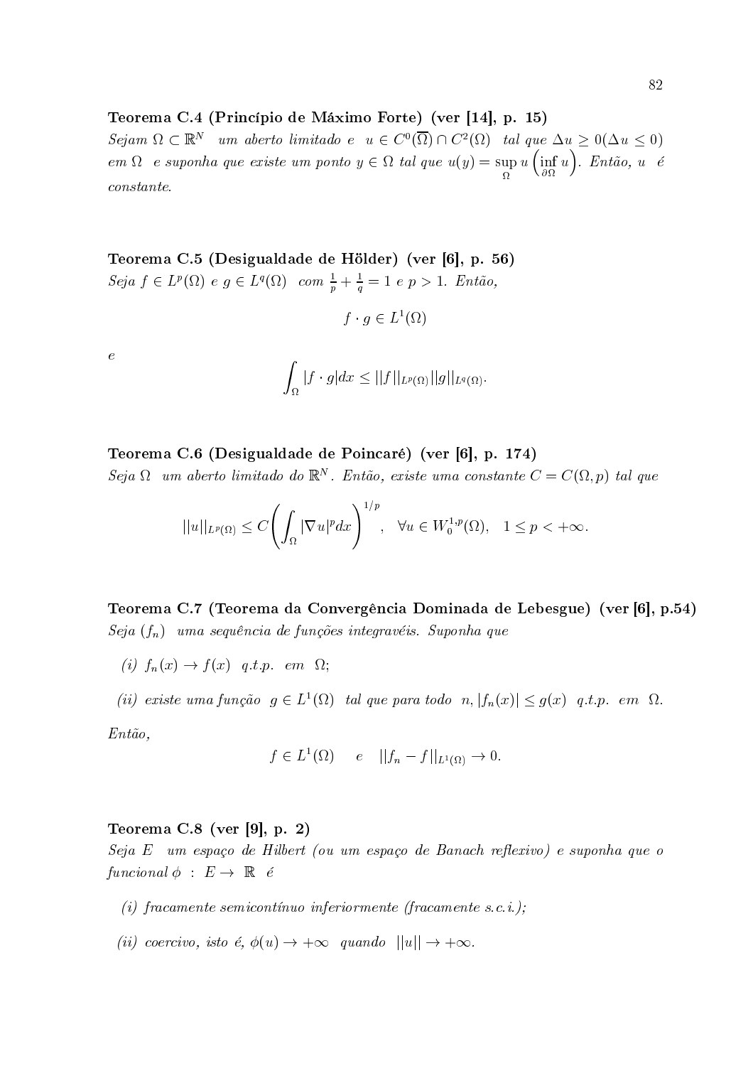**Teorema C.4 (Princípio de Máximo Forte) (ver [14], p. 15)**
*Sejam* $\Omega \subset \mathbb{R}^N$ *um aberto limitado e* $u \in C^0(\overline{\Omega}) \cap C^2(\Omega)$ *tal que* $\Delta u \geq 0 (\Delta u \leq 0)$ *em* $\Omega$ *e suponha que existe um ponto* $y \in \Omega$ *tal que* $u(y) = \sup_{\Omega} u \left(\inf_{\partial\Omega} u\right)$. *Então,* $u$ *é constante.*

**Teorema C.5 (Desigualdade de Hölder) (ver [6], p. 56)**
*Seja* $f \in L^p(\Omega)$ *e* $g \in L^q(\Omega)$ *com* $\frac{1}{p} + \frac{1}{q} = 1$ *e* $p > 1$. *Então,*

$$f \cdot g \in L^1(\Omega)$$

*e*

$$\int_{\Omega} |f \cdot g| dx \leq ||f||_{L^p(\Omega)} ||g||_{L^q(\Omega)}.$$

**Teorema C.6 (Desigualdade de Poincaré) (ver [6], p. 174)**
*Seja* $\Omega$ *um aberto limitado do* $\mathbb{R}^N$. *Então, existe uma constante* $C = C(\Omega, p)$ *tal que*

$$||u||_{L^p(\Omega)} \leq C \left( \int_{\Omega} |\nabla u|^p dx \right)^{1/p}, \quad \forall u \in W_0^{1,p}(\Omega), \quad 1 \leq p < +\infty.$$

**Teorema C.7 (Teorema da Convergência Dominada de Lebesgue) (ver [6], p.54)**
*Seja* $(f_n)$ *uma sequência de funções integravéis. Suponha que*

*(i)* $f_n(x) \to f(x)$ *q.t.p. em* $\Omega$;

*(ii) existe uma função* $g \in L^1(\Omega)$ *tal que para todo* $n, |f_n(x)| \leq g(x)$ *q.t.p. em* $\Omega$.

*Então,*

$$f \in L^1(\Omega) \quad e \quad ||f_n - f||_{L^1(\Omega)} \to 0.$$

**Teorema C.8 (ver [9], p. 2)**
*Seja* $E$ *um espaço de Hilbert (ou um espaço de Banach reflexivo) e suponha que o funcional* $\phi : E \to \mathbb{R}$ *é*

*(i) fracamente semicontínuo inferiormente (fracamente s.c.i.);*

*(ii) coercivo, isto é,* $\phi(u) \to +\infty$ *quando* $||u|| \to +\infty$.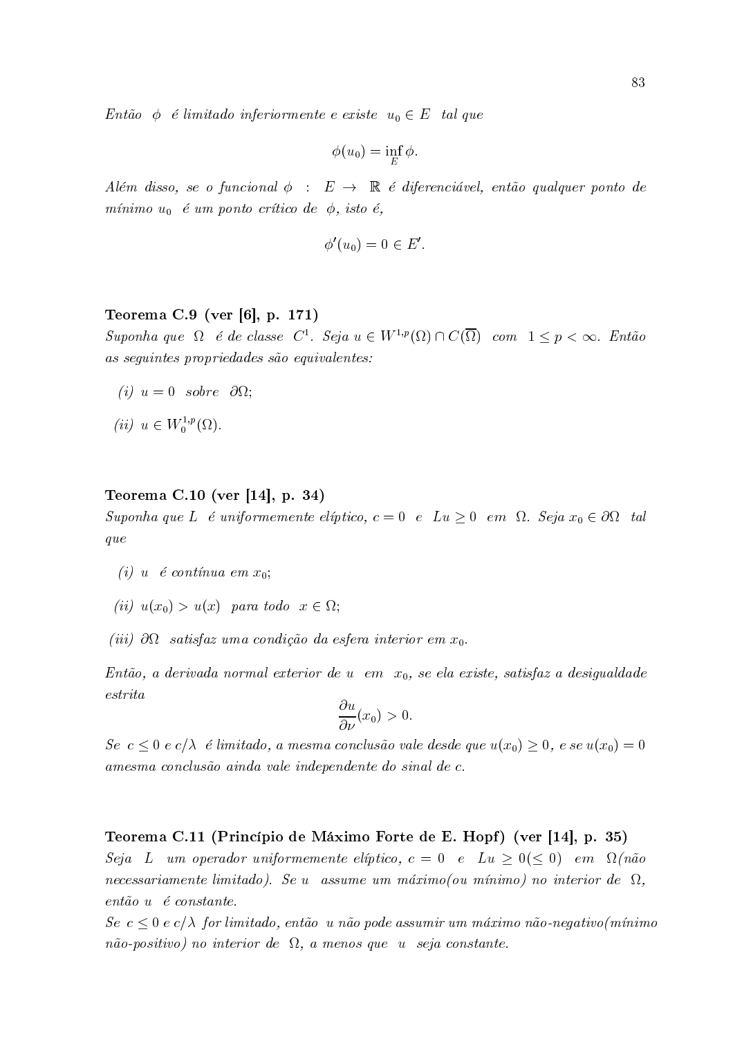*Então* $\phi$ *é limitado inferiormente e existe* $u_0 \in E$ *tal que*

$$\phi(u_0) = \inf_E \phi.$$

*Além disso, se o funcional* $\phi : E \to \mathbb{R}$ *é diferenciável, então qualquer ponto de mínimo* $u_0$ *é um ponto crítico de* $\phi$*, isto é,*

$$\phi'(u_0) = 0 \in E'.$$

**Teorema C.9 (ver [6], p. 171)**

*Suponha que* $\Omega$ *é de classe* $C^1$*. Seja* $u \in W^{1,p}(\Omega) \cap C(\overline{\Omega})$ *com* $1 \leq p < \infty$*. Então as seguintes propriedades são equivalentes:*

*(i)* $u = 0$ *sobre* $\partial\Omega$*;*

*(ii)* $u \in W_0^{1,p}(\Omega)$*.*

**Teorema C.10 (ver [14], p. 34)**

*Suponha que* $L$ *é uniformemente elíptico,* $c = 0$ *e* $Lu \geq 0$ *em* $\Omega$*. Seja* $x_0 \in \partial\Omega$ *tal que*

*(i)* $u$ *é contínua em* $x_0$*;*

*(ii)* $u(x_0) > u(x)$ *para todo* $x \in \Omega$*;*

*(iii)* $\partial\Omega$ *satisfaz uma condição da esfera interior em* $x_0$*.*

*Então, a derivada normal exterior de* $u$ *em* $x_0$*, se ela existe, satisfaz a desigualdade estrita*

$$\frac{\partial u}{\partial \nu}(x_0) > 0.$$

*Se* $c \leq 0$ *e* $c/\lambda$ *é limitado, a mesma conclusão vale desde que* $u(x_0) \geq 0$*, e se* $u(x_0) = 0$ *amesma conclusão ainda vale independente do sinal de* $c$*.*

**Teorema C.11 (Princípio de Máximo Forte de E. Hopf) (ver [14], p. 35)**

*Seja* $L$ *um operador uniformemente elíptico,* $c = 0$ *e* $Lu \geq 0 (\leq 0)$ *em* $\Omega$*(não necessariamente limitado). Se* $u$ *assume um máximo(ou mínimo) no interior de* $\Omega$*, então* $u$ *é constante.*

*Se* $c \leq 0$ *e* $c/\lambda$ *for limitado, então* $u$ *não pode assumir um máximo não-negativo(mínimo não-positivo) no interior de* $\Omega$*, a menos que* $u$ *seja constante.*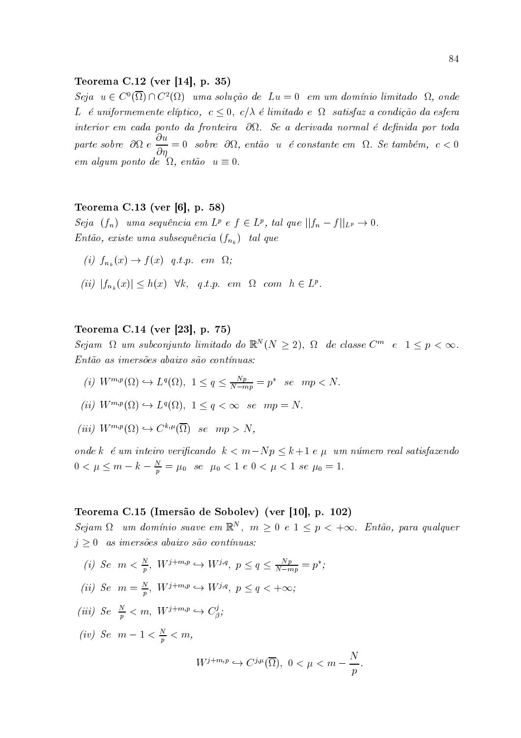**Teorema C.12 (ver [14], p. 35)**
*Seja* $u \in C^0(\overline{\Omega}) \cap C^2(\Omega)$ *uma solução de* $Lu = 0$ *em um domínio limitado* $\Omega$, *onde* $L$ *é uniformemente elíptico,* $c \leq 0$, $c/\lambda$ *é limitado e* $\Omega$ *satisfaz a condição da esfera interior em cada ponto da fronteira* $\partial\Omega$. *Se a derivada normal é definida por toda parte sobre* $\partial\Omega$ *e* $\dfrac{\partial u}{\partial \eta} = 0$ *sobre* $\partial\Omega$, *então* $u$ *é constante em* $\Omega$. *Se também,* $c < 0$ *em algum ponto de* $\Omega$, *então* $u \equiv 0$.

**Teorema C.13 (ver [6], p. 58)**
*Seja* $(f_n)$ *uma sequência em* $L^p$ *e* $f \in L^p$, *tal que* $||f_n - f||_{L^p} \to 0$.
*Então, existe uma subsequência* $(f_{n_k})$ *tal que*

*(i)* $f_{n_k}(x) \to f(x)$ *q.t.p. em* $\Omega$;

*(ii)* $|f_{n_k}(x)| \leq h(x)$ $\forall k$, *q.t.p. em* $\Omega$ *com* $h \in L^p$.

**Teorema C.14 (ver [23], p. 75)**
*Sejam* $\Omega$ *um subconjunto limitado do* $\mathbb{R}^N (N \geq 2)$, $\Omega$ *de classe* $C^m$ *e* $1 \leq p < \infty$. *Então as imersões abaixo são contínuas:*

*(i)* $W^{m,p}(\Omega) \hookrightarrow L^q(\Omega)$, $1 \leq q \leq \frac{Np}{N-mp} = p^*$ *se* $mp < N$.

*(ii)* $W^{m,p}(\Omega) \hookrightarrow L^q(\Omega)$, $1 \leq q < \infty$ *se* $mp = N$.

*(iii)* $W^{m,p}(\Omega) \hookrightarrow C^{k,\mu}(\overline{\Omega})$ *se* $mp > N$,

*onde* $k$ *é um inteiro verificando* $k < m - Np \leq k + 1$ *e* $\mu$ *um número real satisfazendo* $0 < \mu \leq m - k - \frac{N}{p} = \mu_0$ *se* $\mu_0 < 1$ *e* $0 < \mu < 1$ *se* $\mu_0 = 1$.

**Teorema C.15 (Imersão de Sobolev) (ver [10], p. 102)**
*Sejam* $\Omega$ *um domínio suave em* $\mathbb{R}^N$, $m \geq 0$ *e* $1 \leq p < +\infty$. *Então, para qualquer* $j \geq 0$ *as imersões abaixo são contínuas:*

*(i) Se* $m < \frac{N}{p}$, $W^{j+m,p} \hookrightarrow W^{j,q}$, $p \leq q \leq \frac{Np}{N-mp} = p^*$;

*(ii) Se* $m = \frac{N}{p}$, $W^{j+m,p} \hookrightarrow W^{j,q}$, $p \leq q < +\infty$;

*(iii) Se* $\frac{N}{p} < m$, $W^{j+m,p} \hookrightarrow C^j_\beta$;

*(iv) Se* $m - 1 < \frac{N}{p} < m$,

$$W^{j+m,p} \hookrightarrow C^{j,\mu}(\overline{\Omega}), \; 0 < \mu < m - \frac{N}{p}.$$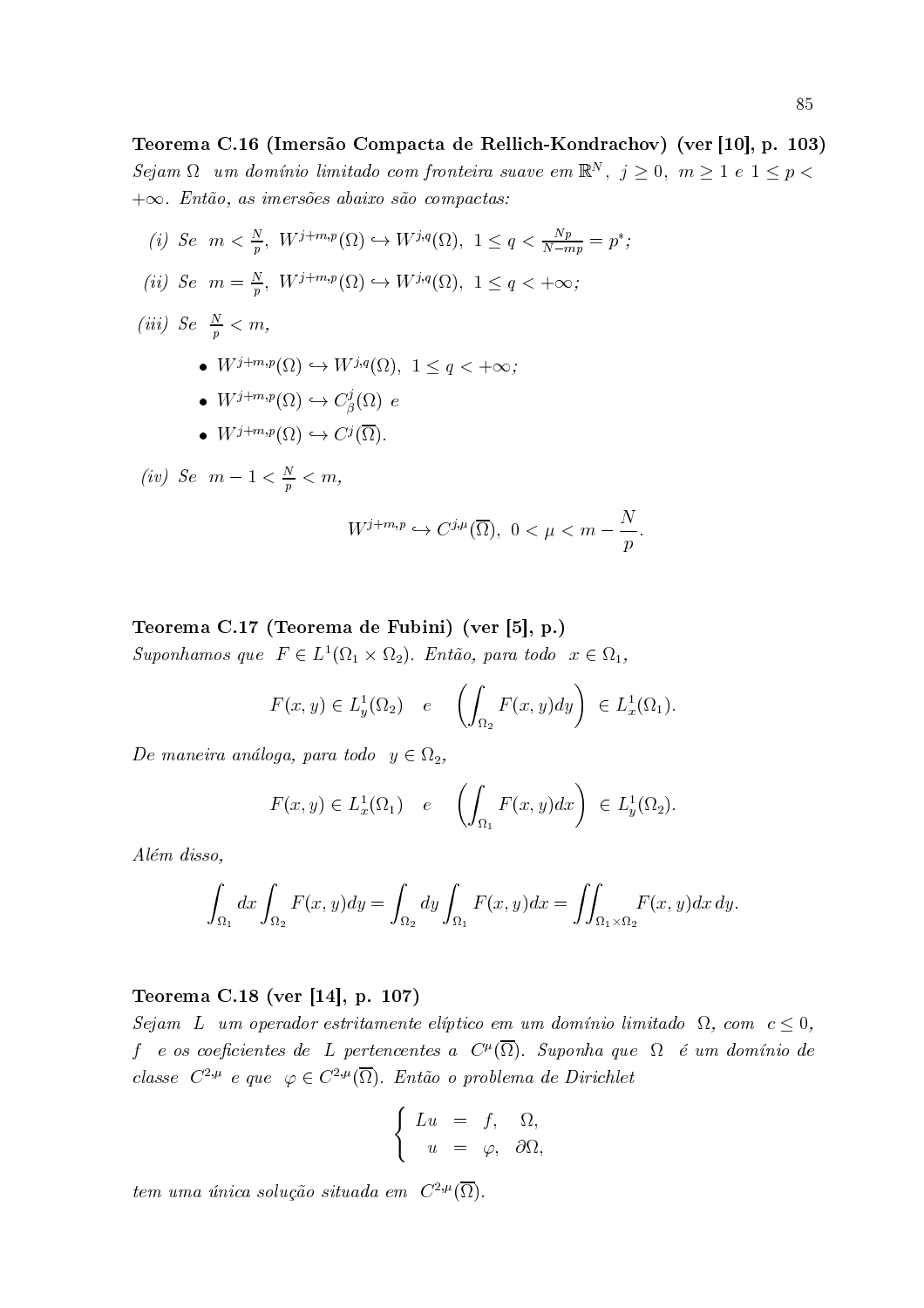**Teorema C.16 (Imersão Compacta de Rellich-Kondrachov) (ver [10], p. 103)**
*Sejam $\Omega$ um domínio limitado com fronteira suave em $\mathbb{R}^N$, $j \geq 0$, $m \geq 1$ e $1 \leq p < +\infty$. Então, as imersões abaixo são compactas:*

*(i) Se $m < \frac{N}{p}$, $W^{j+m,p}(\Omega) \hookrightarrow W^{j,q}(\Omega)$, $1 \leq q < \frac{Np}{N-mp} = p^*$;*

*(ii) Se $m = \frac{N}{p}$, $W^{j+m,p}(\Omega) \hookrightarrow W^{j,q}(\Omega)$, $1 \leq q < +\infty$;*

*(iii) Se $\frac{N}{p} < m$,*

- *$W^{j+m,p}(\Omega) \hookrightarrow W^{j,q}(\Omega)$, $1 \leq q < +\infty$;*
- *$W^{j+m,p}(\Omega) \hookrightarrow C^j_\beta(\Omega)$ e*
- *$W^{j+m,p}(\Omega) \hookrightarrow C^j(\overline{\Omega})$.*

*(iv) Se $m - 1 < \frac{N}{p} < m$,*

$$W^{j+m,p} \hookrightarrow C^{j,\mu}(\overline{\Omega}), \ 0 < \mu < m - \frac{N}{p}.$$

**Teorema C.17 (Teorema de Fubini) (ver [5], p.)**
*Suponhamos que $F \in L^1(\Omega_1 \times \Omega_2)$. Então, para todo $x \in \Omega_1$,*

$$F(x,y) \in L^1_y(\Omega_2) \quad e \quad \left( \int_{\Omega_2} F(x,y)dy \right) \in L^1_x(\Omega_1).$$

*De maneira análoga, para todo $y \in \Omega_2$,*

$$F(x,y) \in L^1_x(\Omega_1) \quad e \quad \left( \int_{\Omega_1} F(x,y)dx \right) \in L^1_y(\Omega_2).$$

*Além disso,*

$$\int_{\Omega_1} dx \int_{\Omega_2} F(x,y)dy = \int_{\Omega_2} dy \int_{\Omega_1} F(x,y)dx = \iint_{\Omega_1 \times \Omega_2} F(x,y)dx\,dy.$$

**Teorema C.18 (ver [14], p. 107)**
*Sejam $L$ um operador estritamente elíptico em um domínio limitado $\Omega$, com $c \leq 0$, $f$ e os coeficientes de $L$ pertencentes a $C^\mu(\overline{\Omega})$. Suponha que $\Omega$ é um domínio de classe $C^{2,\mu}$ e que $\varphi \in C^{2,\mu}(\overline{\Omega})$. Então o problema de Dirichlet*

$$\begin{cases} Lu = f, & \Omega, \\ u = \varphi, & \partial\Omega, \end{cases}$$

*tem uma única solução situada em $C^{2,\mu}(\overline{\Omega})$.*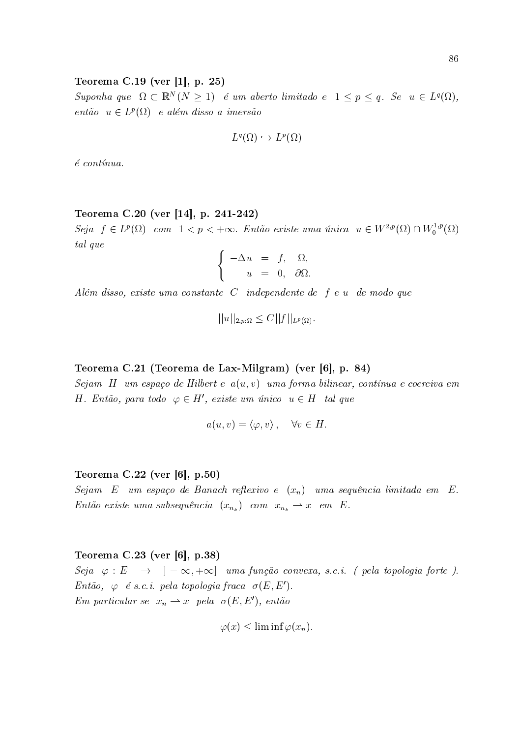**Teorema C.19 (ver [1], p. 25)**

*Suponha que* $\Omega \subset \mathbb{R}^N (N \geq 1)$ *é um aberto limitado e* $1 \leq p \leq q$. *Se* $u \in L^q(\Omega)$, *então* $u \in L^p(\Omega)$ *e além disso a imersão*

$$L^q(\Omega) \hookrightarrow L^p(\Omega)$$

*é contínua.*

**Teorema C.20 (ver [14], p. 241-242)**

*Seja* $f \in L^p(\Omega)$ *com* $1 < p < +\infty$. *Então existe uma única* $u \in W^{2,p}(\Omega) \cap W_0^{1,p}(\Omega)$ *tal que*

$$\begin{cases} -\Delta u &= f, \quad \Omega, \\ u &= 0, \quad \partial\Omega. \end{cases}$$

*Além disso, existe uma constante* $C$ *independente de* $f$ *e* $u$ *de modo que*

$$||u||_{2,p;\Omega} \leq C||f||_{L^p(\Omega)}.$$

**Teorema C.21 (Teorema de Lax-Milgram) (ver [6], p. 84)**

*Sejam* $H$ *um espaço de Hilbert e* $a(u,v)$ *uma forma bilinear, contínua e coerciva em* $H$. *Então, para todo* $\varphi \in H'$, *existe um único* $u \in H$ *tal que*

$$a(u,v) = \langle \varphi, v \rangle, \quad \forall v \in H.$$

**Teorema C.22 (ver [6], p.50)**

*Sejam* $E$ *um espaço de Banach reflexivo e* $(x_n)$ *uma sequência limitada em* $E$. *Então existe uma subsequência* $(x_{n_k})$ *com* $x_{n_k} \rightharpoonup x$ *em* $E$.

**Teorema C.23 (ver [6], p.38)**

*Seja* $\varphi : E \to ]-\infty, +\infty]$ *uma função convexa, s.c.i. ( pela topologia forte ). Então,* $\varphi$ *é s.c.i. pela topologia fraca* $\sigma(E, E')$.
*Em particular se* $x_n \rightharpoonup x$ *pela* $\sigma(E, E')$, *então*

$$\varphi(x) \leq \liminf \varphi(x_n).$$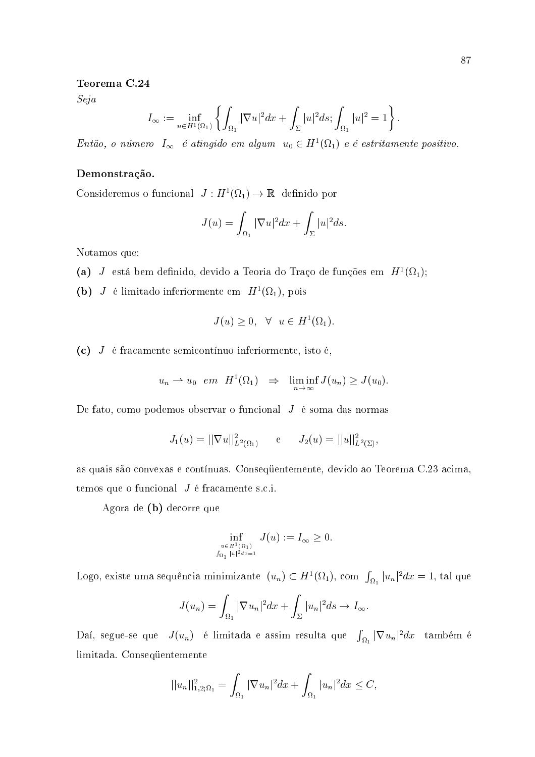**Teorema C.24**

*Seja*

$$I_\infty := \inf_{u \in H^1(\Omega_1)} \left\{ \int_{\Omega_1} |\nabla u|^2 dx + \int_\Sigma |u|^2 ds; \int_{\Omega_1} |u|^2 = 1 \right\}.$$

*Então, o número* $I_\infty$ *é atingido em algum* $u_0 \in H^1(\Omega_1)$ *e é estritamente positivo.*

**Demonstração.**

Consideremos o funcional $J : H^1(\Omega_1) \to \mathbb{R}$ definido por

$$J(u) = \int_{\Omega_1} |\nabla u|^2 dx + \int_\Sigma |u|^2 ds.$$

Notamos que:

**(a)** $J$ está bem definido, devido a Teoria do Traço de funções em $H^1(\Omega_1)$;

**(b)** $J$ é limitado inferiormente em $H^1(\Omega_1)$, pois

$$J(u) \geq 0, \quad \forall \quad u \in H^1(\Omega_1).$$

**(c)** $J$ é fracamente semicontínuo inferiormente, isto é,

$$u_n \rightharpoonup u_0 \quad em \quad H^1(\Omega_1) \quad \Rightarrow \quad \liminf_{n \to \infty} J(u_n) \geq J(u_0).$$

De fato, como podemos observar o funcional $J$ é soma das normas

$$J_1(u) = ||\nabla u||^2_{L^2(\Omega_1)} \qquad \text{e} \qquad J_2(u) = ||u||^2_{L^2(\Sigma)},$$

as quais são convexas e contínuas. Conseqüentemente, devido ao Teorema C.23 acima, temos que o funcional $J$ é fracamente s.c.i.

Agora de **(b)** decorre que

$$\inf_{\substack{u \in H^1(\Omega_1) \\ \int_{\Omega_1} |u|^2 dx = 1}} J(u) := I_\infty \geq 0.$$

Logo, existe uma sequência minimizante $(u_n) \subset H^1(\Omega_1)$, com $\int_{\Omega_1} |u_n|^2 dx = 1$, tal que

$$J(u_n) = \int_{\Omega_1} |\nabla u_n|^2 dx + \int_\Sigma |u_n|^2 ds \to I_\infty.$$

Daí, segue-se que $J(u_n)$ é limitada e assim resulta que $\int_{\Omega_1} |\nabla u_n|^2 dx$ também é limitada. Conseqüentemente

$$||u_n||^2_{1,2;\Omega_1} = \int_{\Omega_1} |\nabla u_n|^2 dx + \int_{\Omega_1} |u_n|^2 dx \leq C,$$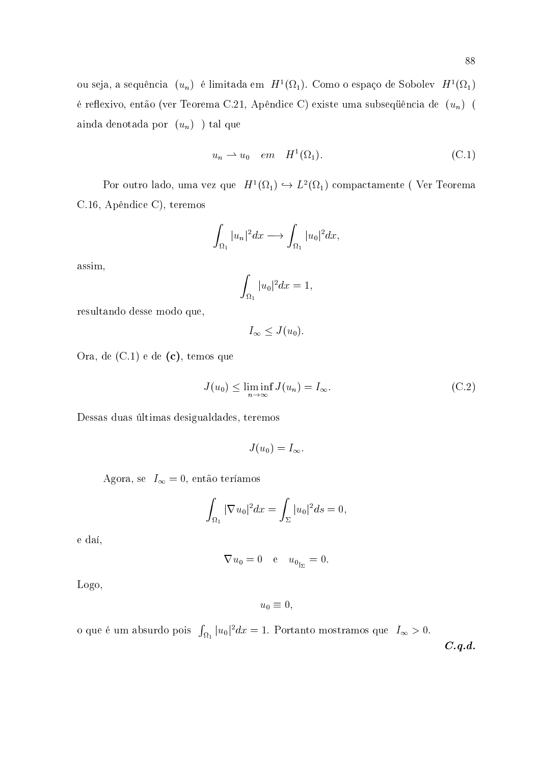ou seja, a sequência $(u_n)$ é limitada em $H^1(\Omega_1)$. Como o espaço de Sobolev $H^1(\Omega_1)$ é reflexivo, então (ver Teorema C.21, Apêndice C) existe uma subseqüência de $(u_n)$ ( ainda denotada por $(u_n)$ ) tal que

$$u_n \rightharpoonup u_0 \quad em \quad H^1(\Omega_1). \tag{C.1}$$

Por outro lado, uma vez que $H^1(\Omega_1) \hookrightarrow L^2(\Omega_1)$ compactamente ( Ver Teorema C.16, Apêndice C), teremos

$$\int_{\Omega_1} |u_n|^2 dx \longrightarrow \int_{\Omega_1} |u_0|^2 dx,$$

assim,

$$\int_{\Omega_1} |u_0|^2 dx = 1,$$

resultando desse modo que,

$$I_\infty \leq J(u_0).$$

Ora, de (C.1) e de **(c)**, temos que

$$J(u_0) \leq \liminf_{n\to\infty} J(u_n) = I_\infty. \tag{C.2}$$

Dessas duas últimas desigualdades, teremos

$$J(u_0) = I_\infty.$$

Agora, se $I_\infty = 0$, então teríamos

$$\int_{\Omega_1} |\nabla u_0|^2 dx = \int_{\Sigma} |u_0|^2 ds = 0,$$

e daí,

$$\nabla u_0 = 0 \quad \text{e} \quad u_{0_{|\Sigma}} = 0.$$

Logo,

$$u_0 \equiv 0,$$

o que é um absurdo pois $\int_{\Omega_1} |u_0|^2 dx = 1$. Portanto mostramos que $I_\infty > 0$.

***C.q.d.***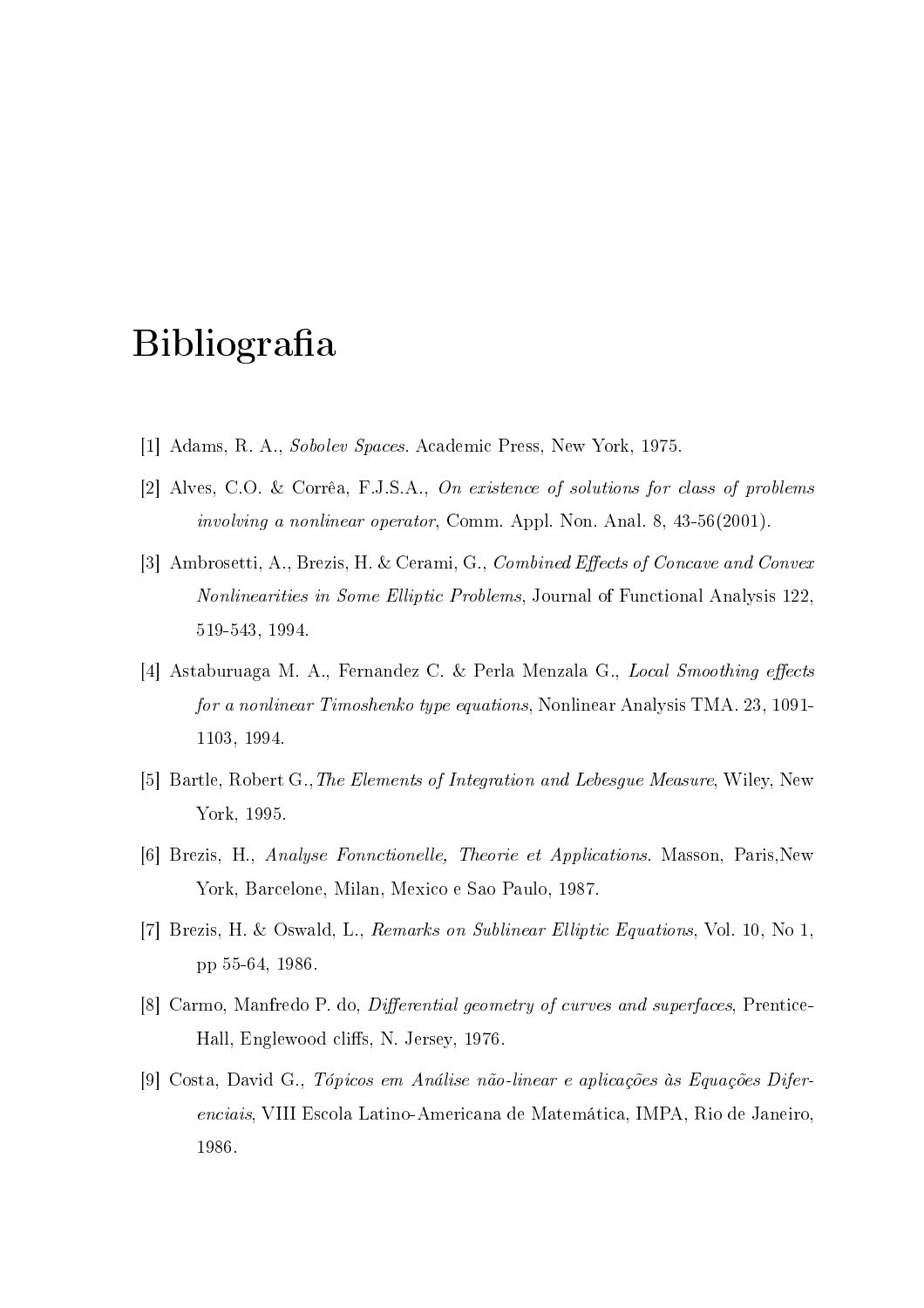# Bibliografia

[1] Adams, R. A., *Sobolev Spaces*. Academic Press, New York, 1975.

[2] Alves, C.O. & Corrêa, F.J.S.A., *On existence of solutions for class of problems involving a nonlinear operator*, Comm. Appl. Non. Anal. 8, 43-56(2001).

[3] Ambrosetti, A., Brezis, H. & Cerami, G., *Combined Effects of Concave and Convex Nonlinearities in Some Elliptic Problems*, Journal of Functional Analysis 122, 519-543, 1994.

[4] Astaburuaga M. A., Fernandez C. & Perla Menzala G., *Local Smoothing effects for a nonlinear Timoshenko type equations*, Nonlinear Analysis TMA. 23, 1091-1103, 1994.

[5] Bartle, Robert G.,*The Elements of Integration and Lebesgue Measure*, Wiley, New York, 1995.

[6] Brezis, H., *Analyse Fonnctionelle, Theorie et Applications*. Masson, Paris,New York, Barcelone, Milan, Mexico e Sao Paulo, 1987.

[7] Brezis, H. & Oswald, L., *Remarks on Sublinear Elliptic Equations*, Vol. 10, No 1, pp 55-64, 1986.

[8] Carmo, Manfredo P. do, *Differential geometry of curves and superfaces*, Prentice-Hall, Englewood cliffs, N. Jersey, 1976.

[9] Costa, David G., *Tópicos em Análise não-linear e aplicações às Equações Diferenciais*, VIII Escola Latino-Americana de Matemática, IMPA, Rio de Janeiro, 1986.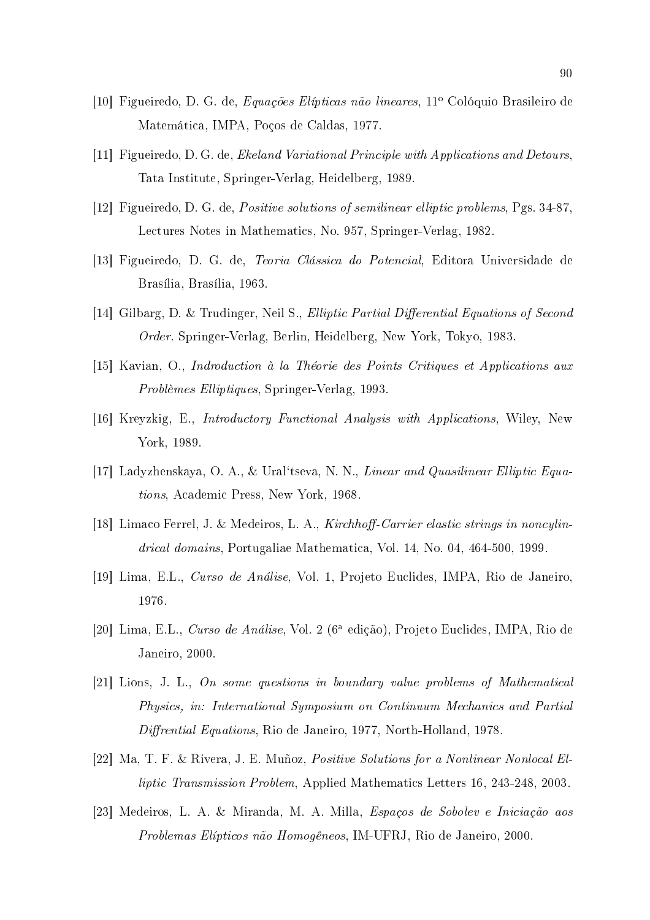[10] Figueiredo, D. G. de, *Equações Elípticas não lineares*, 11º Colóquio Brasileiro de Matemática, IMPA, Poços de Caldas, 1977.

[11] Figueiredo, D. G. de, *Ekeland Variational Principle with Applications and Detours*, Tata Institute, Springer-Verlag, Heidelberg, 1989.

[12] Figueiredo, D. G. de, *Positive solutions of semilinear elliptic problems*, Pgs. 34-87, Lectures Notes in Mathematics, No. 957, Springer-Verlag, 1982.

[13] Figueiredo, D. G. de, *Teoria Clássica do Potencial*, Editora Universidade de Brasília, Brasília, 1963.

[14] Gilbarg, D. & Trudinger, Neil S., *Elliptic Partial Differential Equations of Second Order*. Springer-Verlag, Berlin, Heidelberg, New York, Tokyo, 1983.

[15] Kavian, O., *Indroduction à la Théorie des Points Critiques et Applications aux Problèmes Elliptiques*, Springer-Verlag, 1993.

[16] Kreyzkig, E., *Introductory Functional Analysis with Applications*, Wiley, New York, 1989.

[17] Ladyzhenskaya, O. A., & Ural'tseva, N. N., *Linear and Quasilinear Elliptic Equations*, Academic Press, New York, 1968.

[18] Limaco Ferrel, J. & Medeiros, L. A., *Kirchhoff-Carrier elastic strings in noncylindrical domains*, Portugaliae Mathematica, Vol. 14, No. 04, 464-500, 1999.

[19] Lima, E.L., *Curso de Análise*, Vol. 1, Projeto Euclides, IMPA, Rio de Janeiro, 1976.

[20] Lima, E.L., *Curso de Análise*, Vol. 2 (6ª edição), Projeto Euclides, IMPA, Rio de Janeiro, 2000.

[21] Lions, J. L., *On some questions in boundary value problems of Mathematical Physics, in: International Symposium on Continuum Mechanics and Partial Diffrential Equations*, Rio de Janeiro, 1977, North-Holland, 1978.

[22] Ma, T. F. & Rivera, J. E. Muñoz, *Positive Solutions for a Nonlinear Nonlocal Elliptic Transmission Problem*, Applied Mathematics Letters 16, 243-248, 2003.

[23] Medeiros, L. A. & Miranda, M. A. Milla, *Espaços de Sobolev e Iniciação aos Problemas Elípticos não Homogêneos*, IM-UFRJ, Rio de Janeiro, 2000.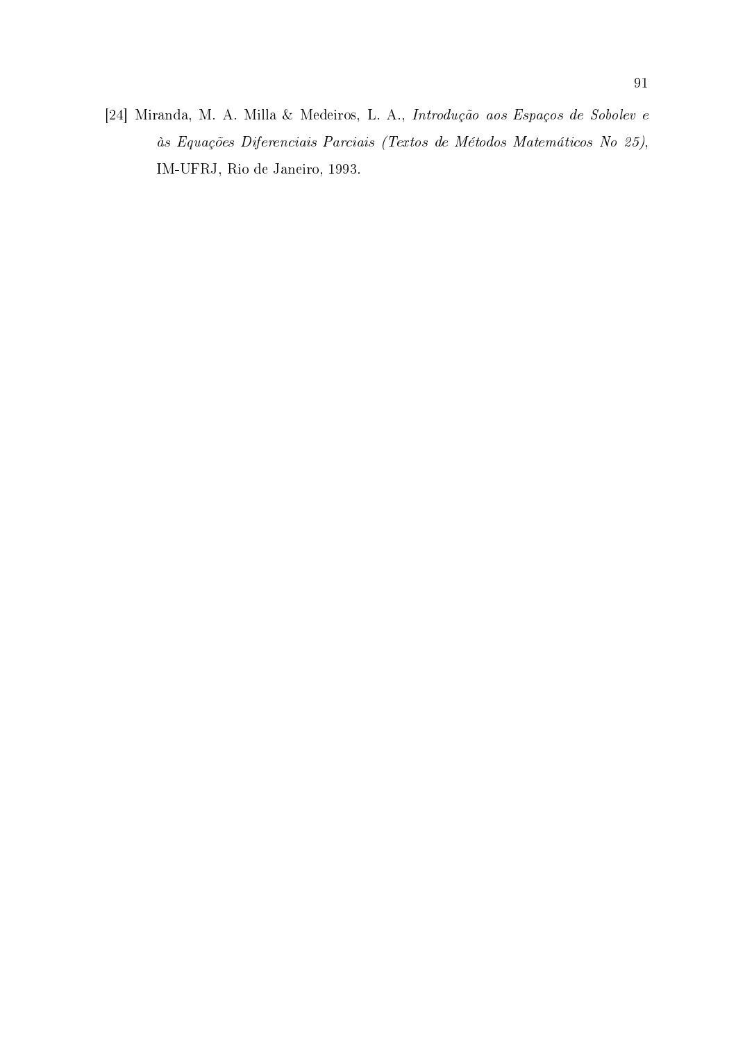[24] Miranda, M. A. Milla & Medeiros, L. A., *Introdução aos Espaços de Sobolev e às Equações Diferenciais Parciais (Textos de Métodos Matemáticos No 25)*, IM-UFRJ, Rio de Janeiro, 1993.